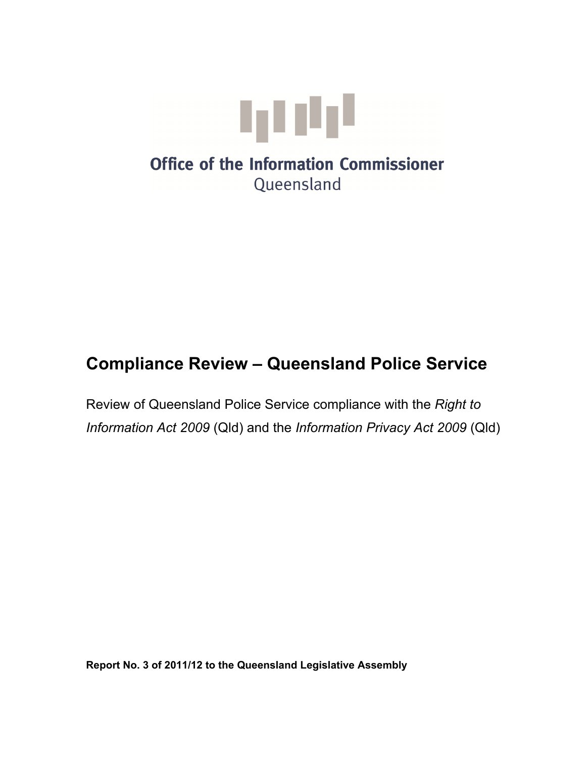Office of the Information Commissioner
Queensland

# Compliance Review – Queensland Police Service

Review of Queensland Police Service compliance with the *Right to Information Act 2009* (Qld) and the *Information Privacy Act 2009* (Qld)

**Report No. 3 of 2011/12 to the Queensland Legislative Assembly**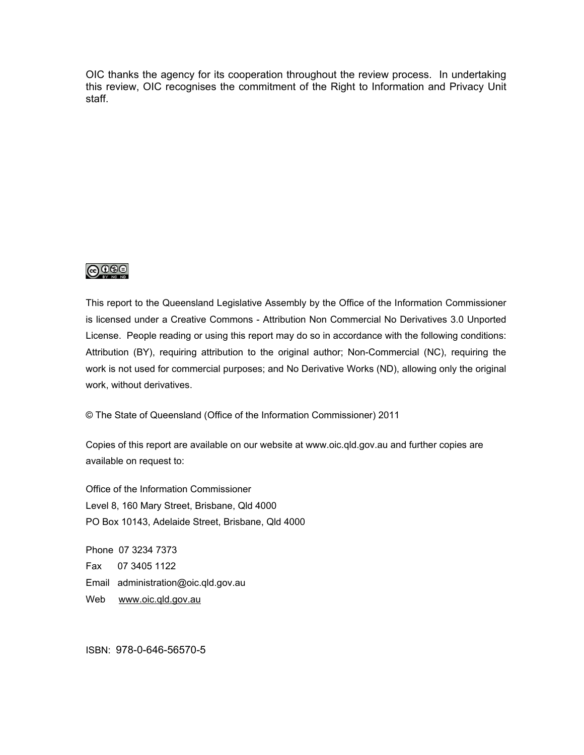OIC thanks the agency for its cooperation throughout the review process. In undertaking this review, OIC recognises the commitment of the Right to Information and Privacy Unit staff.

This report to the Queensland Legislative Assembly by the Office of the Information Commissioner is licensed under a Creative Commons - Attribution Non Commercial No Derivatives 3.0 Unported License. People reading or using this report may do so in accordance with the following conditions: Attribution (BY), requiring attribution to the original author; Non-Commercial (NC), requiring the work is not used for commercial purposes; and No Derivative Works (ND), allowing only the original work, without derivatives.

© The State of Queensland (Office of the Information Commissioner) 2011

Copies of this report are available on our website at www.oic.qld.gov.au and further copies are available on request to:

Office of the Information Commissioner
Level 8, 160 Mary Street, Brisbane, Qld 4000
PO Box 10143, Adelaide Street, Brisbane, Qld 4000

Phone 07 3234 7373
Fax 07 3405 1122
Email administration@oic.qld.gov.au
Web www.oic.qld.gov.au

ISBN: 978-0-646-56570-5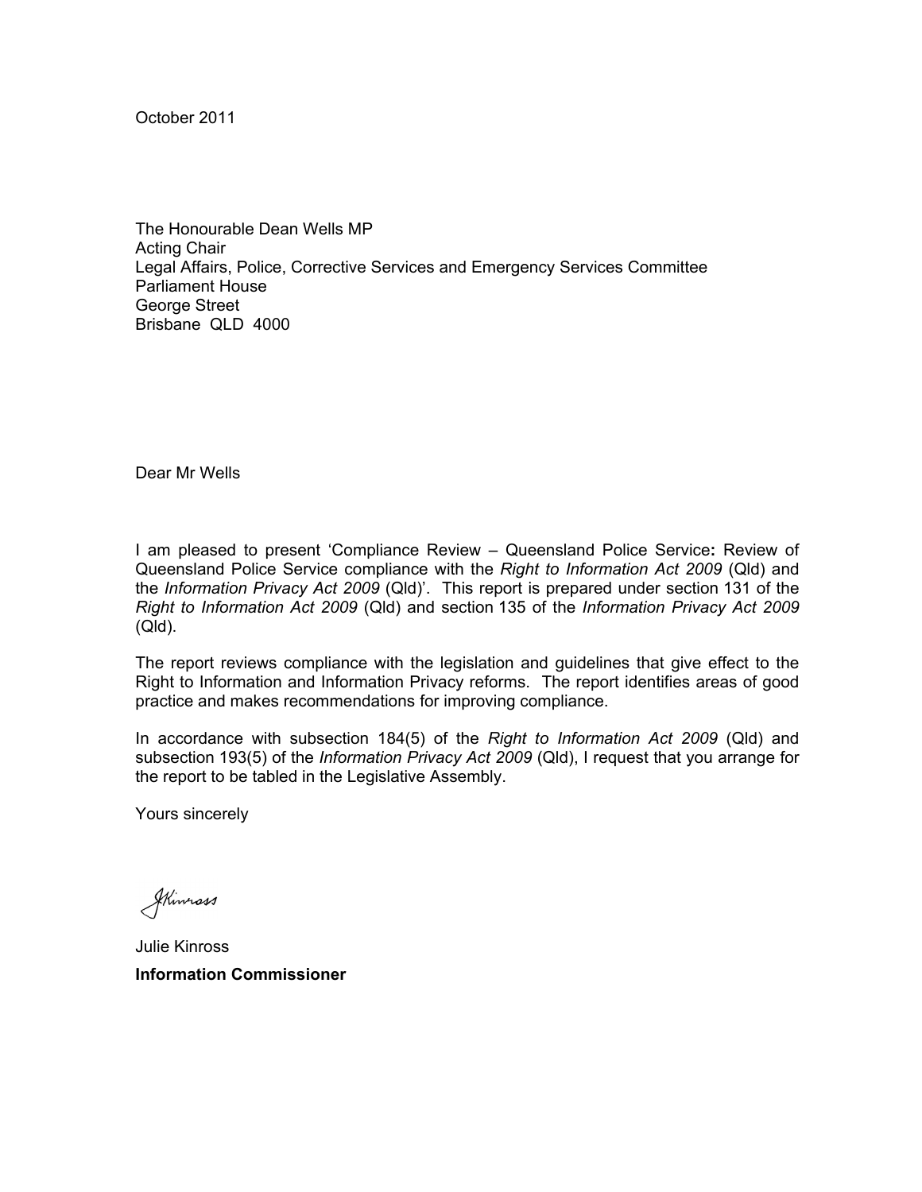October 2011

The Honourable Dean Wells MP  
Acting Chair  
Legal Affairs, Police, Corrective Services and Emergency Services Committee  
Parliament House  
George Street  
Brisbane QLD 4000

Dear Mr Wells

I am pleased to present 'Compliance Review – Queensland Police Service**:** Review of Queensland Police Service compliance with the *Right to Information Act 2009* (Qld) and the *Information Privacy Act 2009* (Qld)'. This report is prepared under section 131 of the *Right to Information Act 2009* (Qld) and section 135 of the *Information Privacy Act 2009* (Qld).

The report reviews compliance with the legislation and guidelines that give effect to the Right to Information and Information Privacy reforms. The report identifies areas of good practice and makes recommendations for improving compliance.

In accordance with subsection 184(5) of the *Right to Information Act 2009* (Qld) and subsection 193(5) of the *Information Privacy Act 2009* (Qld), I request that you arrange for the report to be tabled in the Legislative Assembly.

Yours sincerely

Julie Kinross  
**Information Commissioner**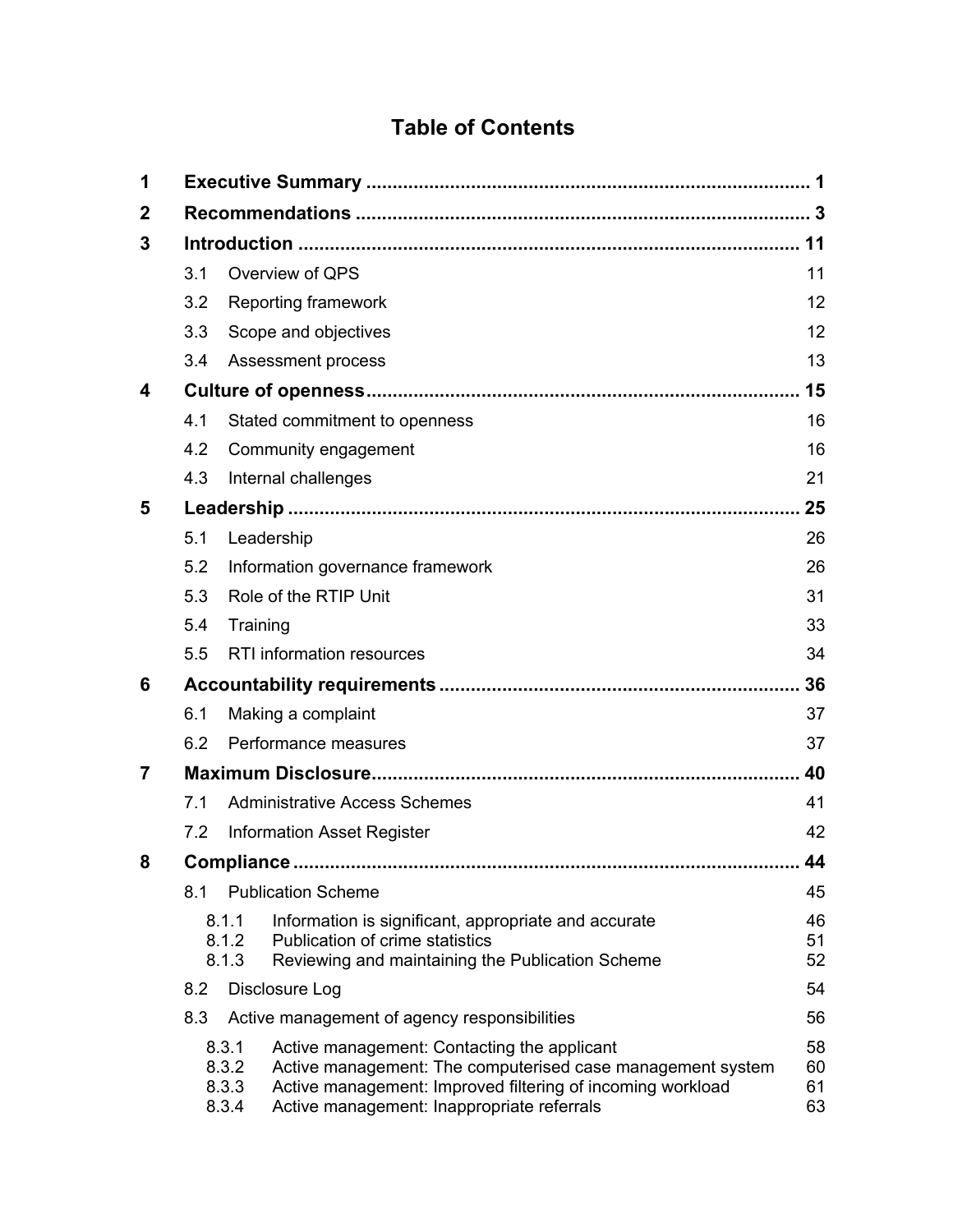# Table of Contents

| | | Page |
|---|---|---|
| **1** | **Executive Summary** | **1** |
| **2** | **Recommendations** | **3** |
| **3** | **Introduction** | **11** |
| | 3.1 Overview of QPS | 11 |
| | 3.2 Reporting framework | 12 |
| | 3.3 Scope and objectives | 12 |
| | 3.4 Assessment process | 13 |
| **4** | **Culture of openness** | **15** |
| | 4.1 Stated commitment to openness | 16 |
| | 4.2 Community engagement | 16 |
| | 4.3 Internal challenges | 21 |
| **5** | **Leadership** | **25** |
| | 5.1 Leadership | 26 |
| | 5.2 Information governance framework | 26 |
| | 5.3 Role of the RTIP Unit | 31 |
| | 5.4 Training | 33 |
| | 5.5 RTI information resources | 34 |
| **6** | **Accountability requirements** | **36** |
| | 6.1 Making a complaint | 37 |
| | 6.2 Performance measures | 37 |
| **7** | **Maximum Disclosure** | **40** |
| | 7.1 Administrative Access Schemes | 41 |
| | 7.2 Information Asset Register | 42 |
| **8** | **Compliance** | **44** |
| | 8.1 Publication Scheme | 45 |
| | 8.1.1 Information is significant, appropriate and accurate | 46 |
| | 8.1.2 Publication of crime statistics | 51 |
| | 8.1.3 Reviewing and maintaining the Publication Scheme | 52 |
| | 8.2 Disclosure Log | 54 |
| | 8.3 Active management of agency responsibilities | 56 |
| | 8.3.1 Active management: Contacting the applicant | 58 |
| | 8.3.2 Active management: The computerised case management system | 60 |
| | 8.3.3 Active management: Improved filtering of incoming workload | 61 |
| | 8.3.4 Active management: Inappropriate referrals | 63 |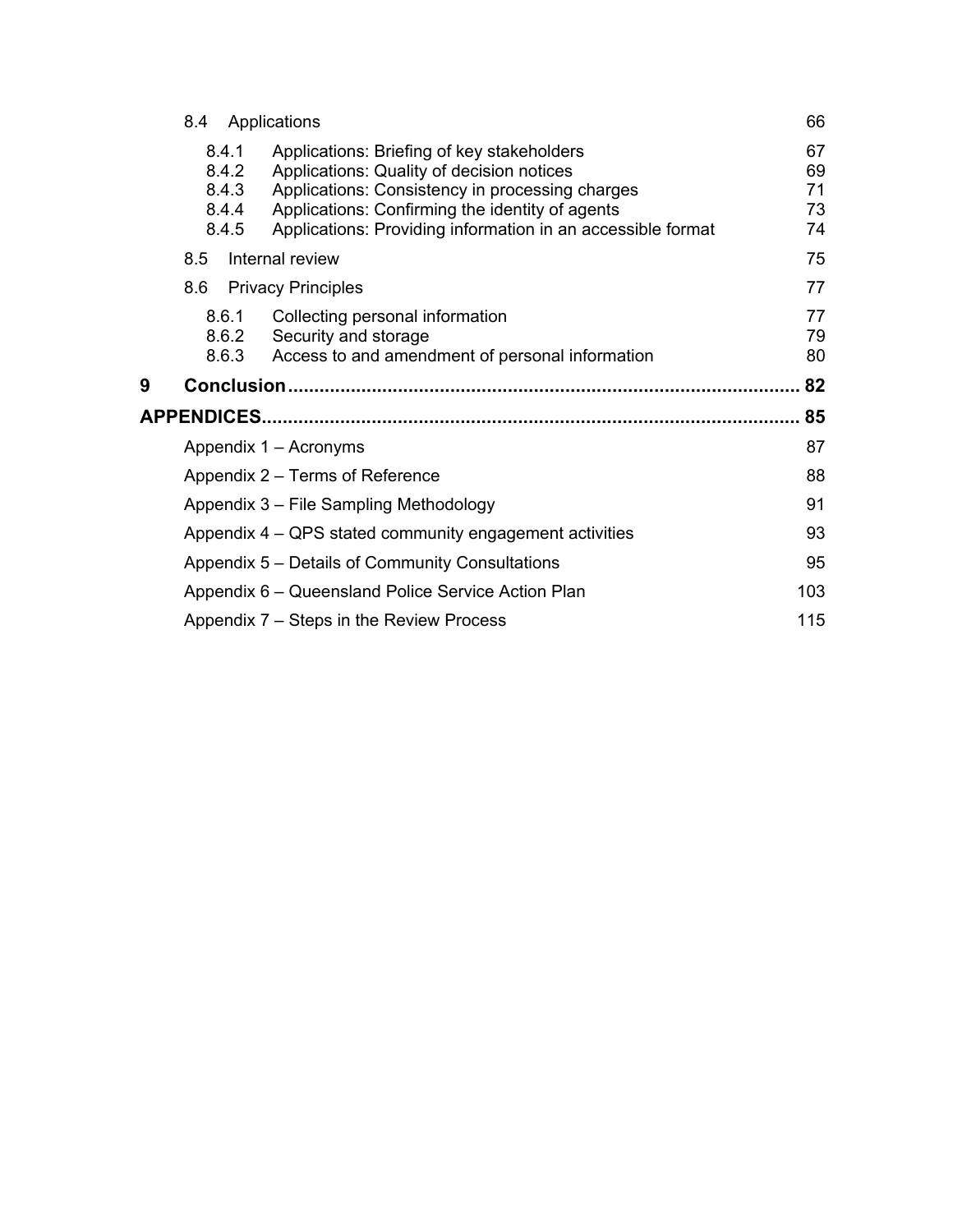8.4 Applications 66

8.4.1 Applications: Briefing of key stakeholders 67
8.4.2 Applications: Quality of decision notices 69
8.4.3 Applications: Consistency in processing charges 71
8.4.4 Applications: Confirming the identity of agents 73
8.4.5 Applications: Providing information in an accessible format 74

8.5 Internal review 75

8.6 Privacy Principles 77

8.6.1 Collecting personal information 77
8.6.2 Security and storage 79
8.6.3 Access to and amendment of personal information 80

**9 Conclusion ........................................................................................ 82**

**APPENDICES........................................................................................ 85**

Appendix 1 – Acronyms 87

Appendix 2 – Terms of Reference 88

Appendix 3 – File Sampling Methodology 91

Appendix 4 – QPS stated community engagement activities 93

Appendix 5 – Details of Community Consultations 95

Appendix 6 – Queensland Police Service Action Plan 103

Appendix 7 – Steps in the Review Process 115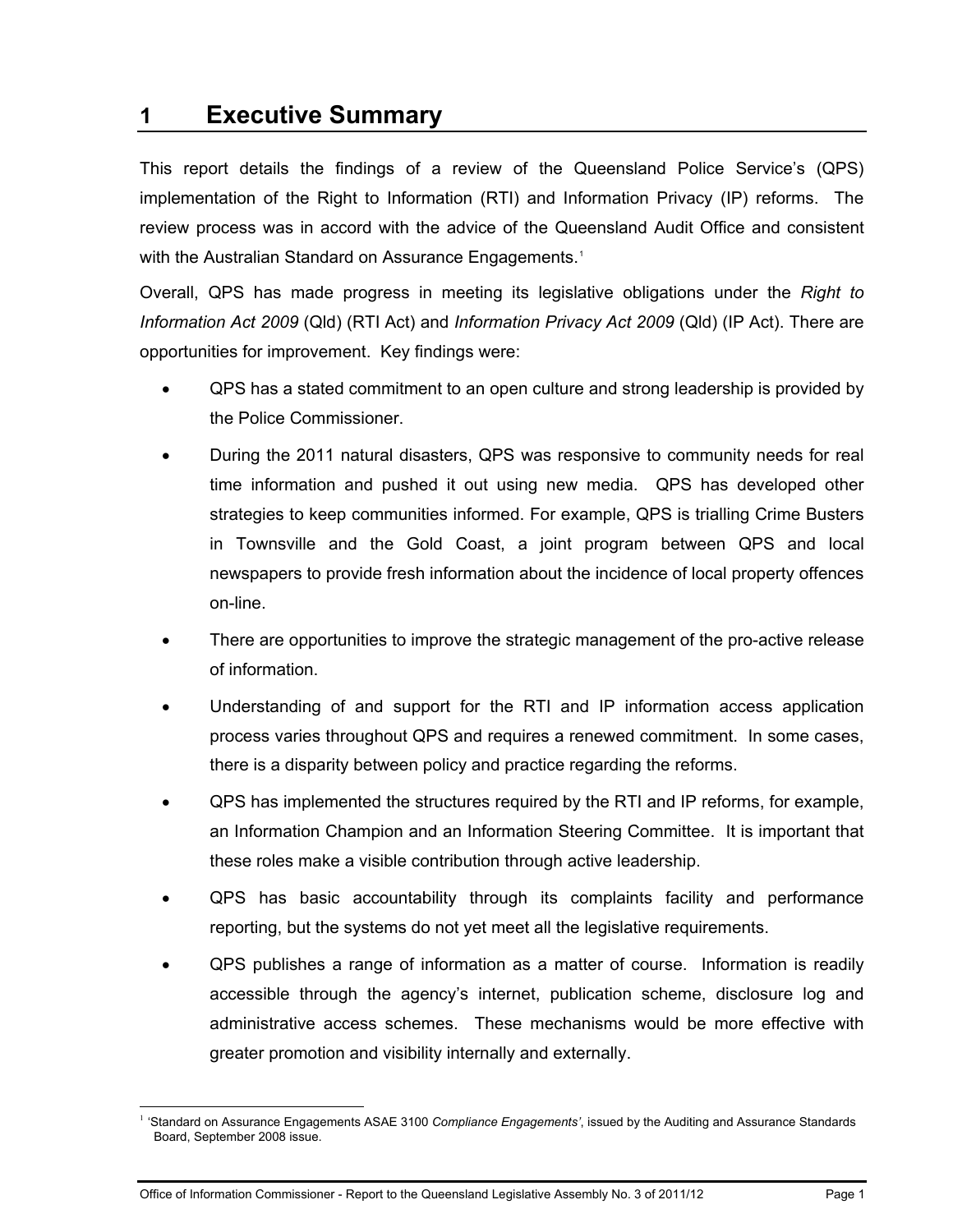# 1 Executive Summary

This report details the findings of a review of the Queensland Police Service's (QPS) implementation of the Right to Information (RTI) and Information Privacy (IP) reforms. The review process was in accord with the advice of the Queensland Audit Office and consistent with the Australian Standard on Assurance Engagements.[1]

Overall, QPS has made progress in meeting its legislative obligations under the *Right to Information Act 2009* (Qld) (RTI Act) and *Information Privacy Act 2009* (Qld) (IP Act). There are opportunities for improvement. Key findings were:

- QPS has a stated commitment to an open culture and strong leadership is provided by the Police Commissioner.
- During the 2011 natural disasters, QPS was responsive to community needs for real time information and pushed it out using new media. QPS has developed other strategies to keep communities informed. For example, QPS is trialling Crime Busters in Townsville and the Gold Coast, a joint program between QPS and local newspapers to provide fresh information about the incidence of local property offences on-line.
- There are opportunities to improve the strategic management of the pro-active release of information.
- Understanding of and support for the RTI and IP information access application process varies throughout QPS and requires a renewed commitment. In some cases, there is a disparity between policy and practice regarding the reforms.
- QPS has implemented the structures required by the RTI and IP reforms, for example, an Information Champion and an Information Steering Committee. It is important that these roles make a visible contribution through active leadership.
- QPS has basic accountability through its complaints facility and performance reporting, but the systems do not yet meet all the legislative requirements.
- QPS publishes a range of information as a matter of course. Information is readily accessible through the agency's internet, publication scheme, disclosure log and administrative access schemes. These mechanisms would be more effective with greater promotion and visibility internally and externally.

[1] 'Standard on Assurance Engagements ASAE 3100 *Compliance Engagements'*, issued by the Auditing and Assurance Standards Board, September 2008 issue.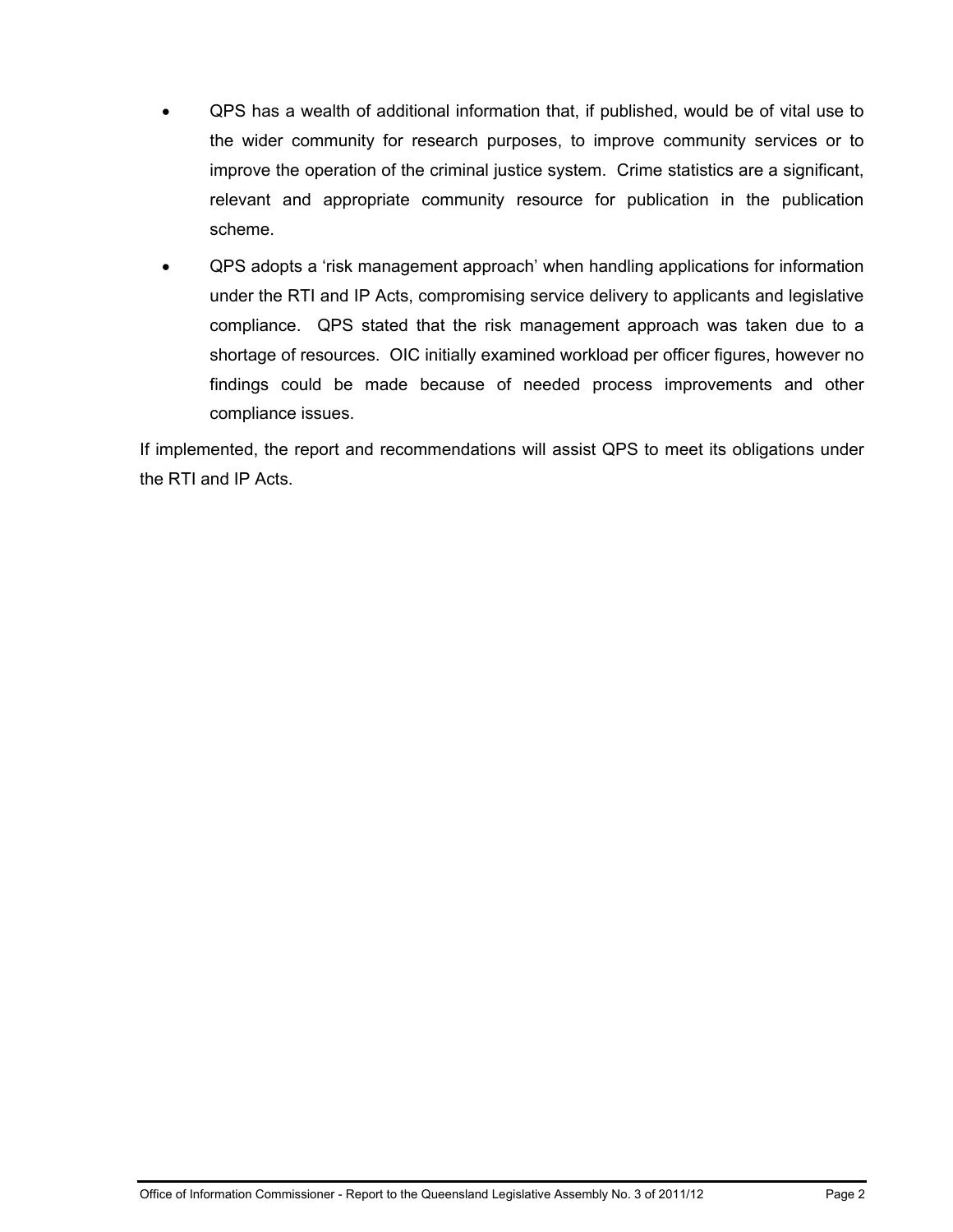- QPS has a wealth of additional information that, if published, would be of vital use to the wider community for research purposes, to improve community services or to improve the operation of the criminal justice system. Crime statistics are a significant, relevant and appropriate community resource for publication in the publication scheme.
- QPS adopts a 'risk management approach' when handling applications for information under the RTI and IP Acts, compromising service delivery to applicants and legislative compliance. QPS stated that the risk management approach was taken due to a shortage of resources. OIC initially examined workload per officer figures, however no findings could be made because of needed process improvements and other compliance issues.

If implemented, the report and recommendations will assist QPS to meet its obligations under the RTI and IP Acts.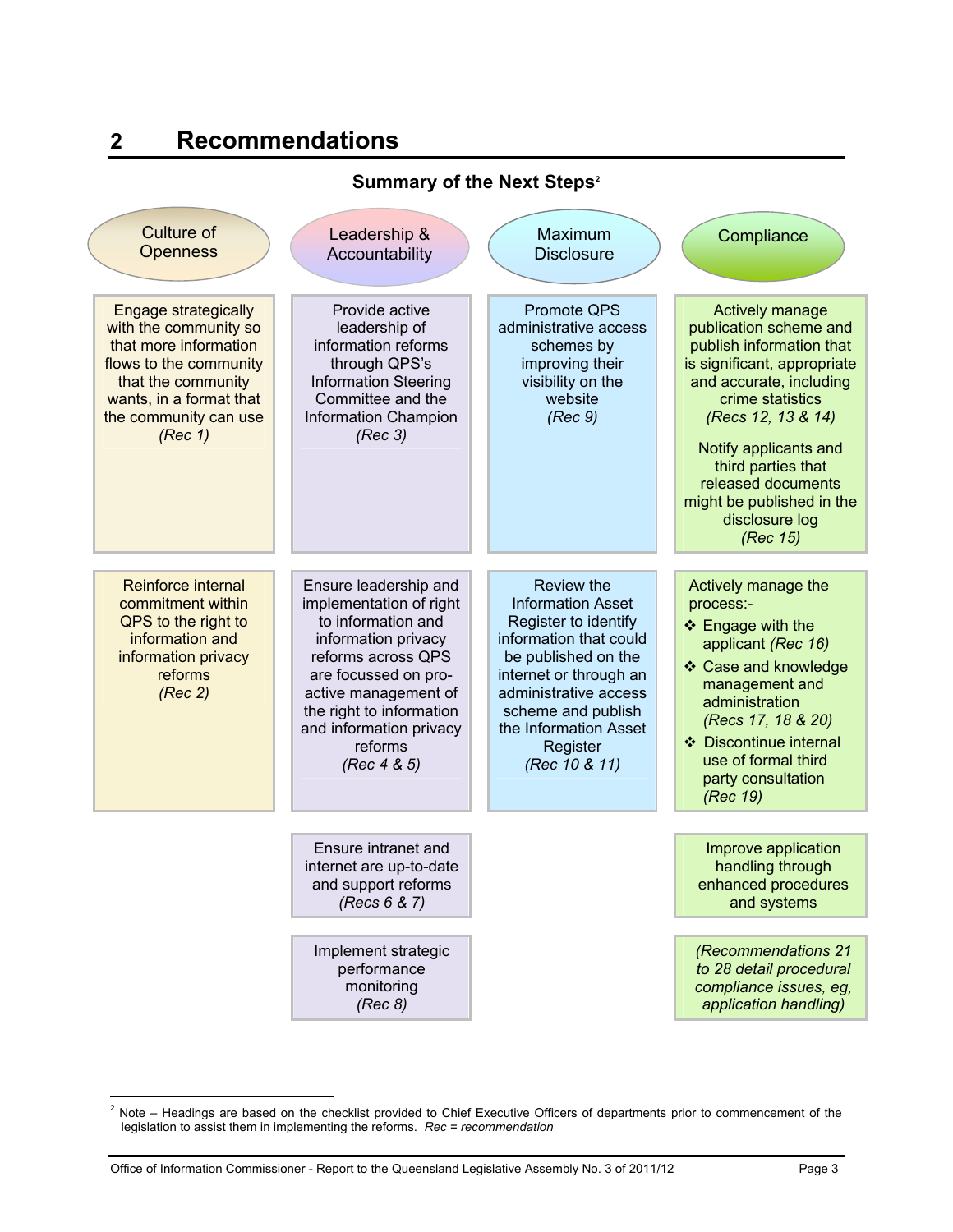## 2 Recommendations

**Summary of the Next Steps**[2]

| Culture of Openness | Leadership & Accountability | Maximum Disclosure | Compliance |
|---|---|---|---|
| Engage strategically with the community so that more information flows to the community that the community wants, in a format that the community can use *(Rec 1)* | Provide active leadership of information reforms through QPS's Information Steering Committee and the Information Champion *(Rec 3)* | Promote QPS administrative access schemes by improving their visibility on the website *(Rec 9)* | Actively manage publication scheme and publish information that is significant, appropriate and accurate, including crime statistics *(Recs 12, 13 & 14)*<br><br>Notify applicants and third parties that released documents might be published in the disclosure log *(Rec 15)* |
| Reinforce internal commitment within QPS to the right to information and information privacy reforms *(Rec 2)* | Ensure leadership and implementation of right to information and information privacy reforms across QPS are focussed on pro-active management of the right to information and information privacy reforms *(Rec 4 & 5)* | Review the Information Asset Register to identify information that could be published on the internet or through an administrative access scheme and publish the Information Asset Register *(Rec 10 & 11)* | Actively manage the process:-<br>❖ Engage with the applicant *(Rec 16)*<br>❖ Case and knowledge management and administration *(Recs 17, 18 & 20)*<br>❖ Discontinue internal use of formal third party consultation *(Rec 19)* |
| | Ensure intranet and internet are up-to-date and support reforms *(Recs 6 & 7)* | | Improve application handling through enhanced procedures and systems |
| | Implement strategic performance monitoring *(Rec 8)* | | *(Recommendations 21 to 28 detail procedural compliance issues, eg, application handling)* |

[2] Note – Headings are based on the checklist provided to Chief Executive Officers of departments prior to commencement of the legislation to assist them in implementing the reforms. *Rec = recommendation*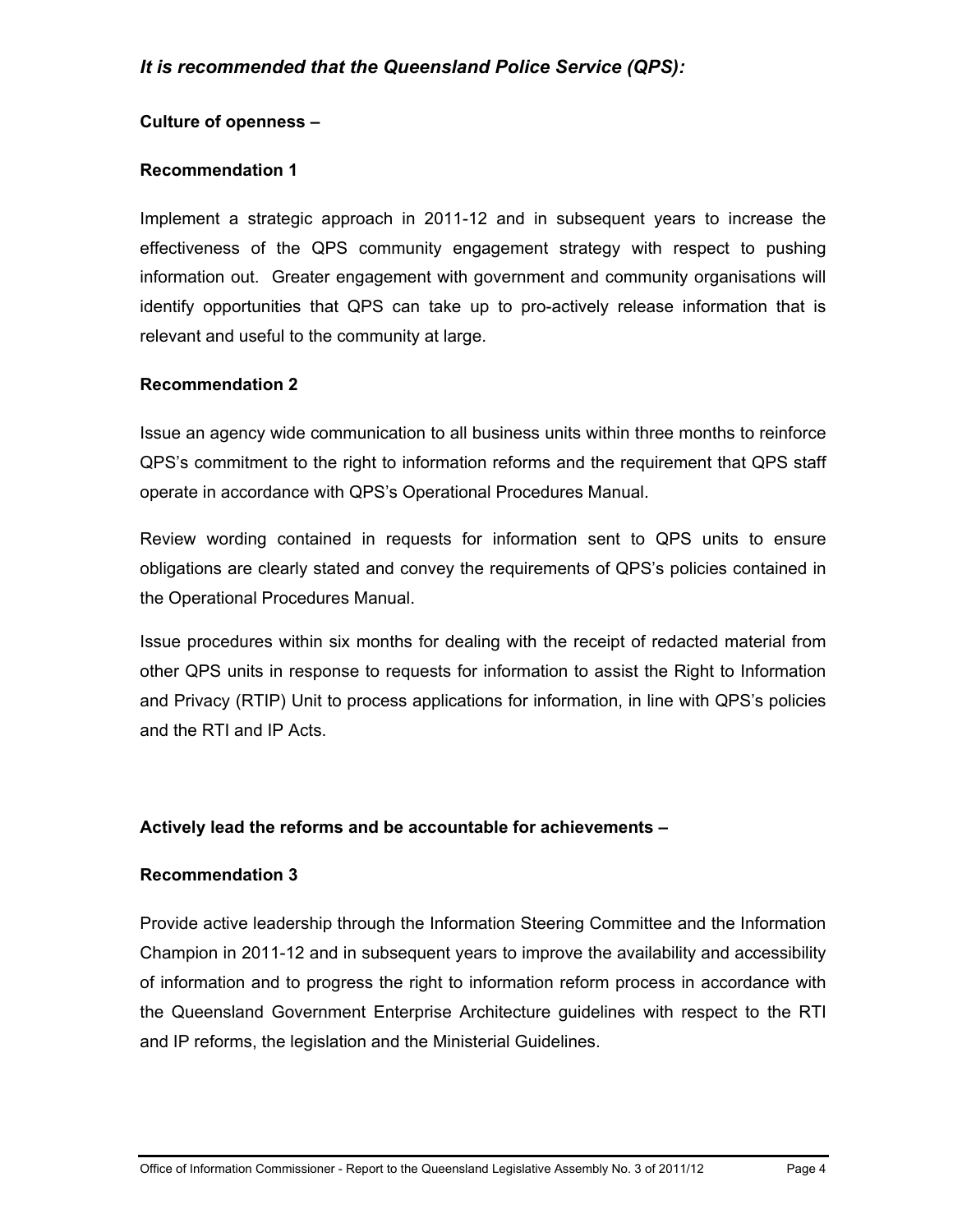## *It is recommended that the Queensland Police Service (QPS):*

**Culture of openness –**

**Recommendation 1**

Implement a strategic approach in 2011-12 and in subsequent years to increase the effectiveness of the QPS community engagement strategy with respect to pushing information out. Greater engagement with government and community organisations will identify opportunities that QPS can take up to pro-actively release information that is relevant and useful to the community at large.

**Recommendation 2**

Issue an agency wide communication to all business units within three months to reinforce QPS's commitment to the right to information reforms and the requirement that QPS staff operate in accordance with QPS's Operational Procedures Manual.

Review wording contained in requests for information sent to QPS units to ensure obligations are clearly stated and convey the requirements of QPS's policies contained in the Operational Procedures Manual.

Issue procedures within six months for dealing with the receipt of redacted material from other QPS units in response to requests for information to assist the Right to Information and Privacy (RTIP) Unit to process applications for information, in line with QPS's policies and the RTI and IP Acts.

**Actively lead the reforms and be accountable for achievements –**

**Recommendation 3**

Provide active leadership through the Information Steering Committee and the Information Champion in 2011-12 and in subsequent years to improve the availability and accessibility of information and to progress the right to information reform process in accordance with the Queensland Government Enterprise Architecture guidelines with respect to the RTI and IP reforms, the legislation and the Ministerial Guidelines.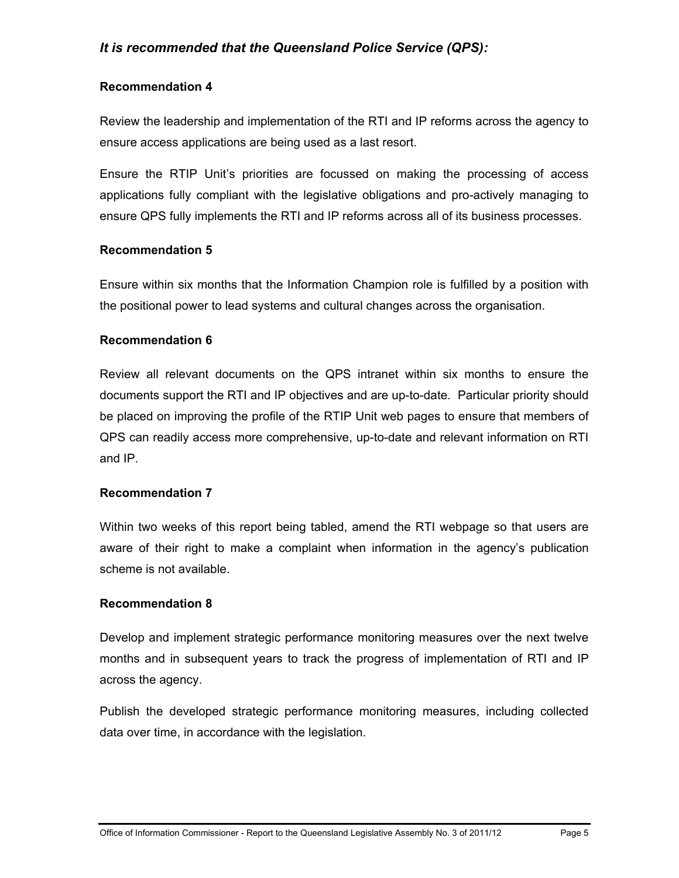*It is recommended that the Queensland Police Service (QPS):*

**Recommendation 4**

Review the leadership and implementation of the RTI and IP reforms across the agency to ensure access applications are being used as a last resort.

Ensure the RTIP Unit's priorities are focussed on making the processing of access applications fully compliant with the legislative obligations and pro-actively managing to ensure QPS fully implements the RTI and IP reforms across all of its business processes.

**Recommendation 5**

Ensure within six months that the Information Champion role is fulfilled by a position with the positional power to lead systems and cultural changes across the organisation.

**Recommendation 6**

Review all relevant documents on the QPS intranet within six months to ensure the documents support the RTI and IP objectives and are up-to-date. Particular priority should be placed on improving the profile of the RTIP Unit web pages to ensure that members of QPS can readily access more comprehensive, up-to-date and relevant information on RTI and IP.

**Recommendation 7**

Within two weeks of this report being tabled, amend the RTI webpage so that users are aware of their right to make a complaint when information in the agency's publication scheme is not available.

**Recommendation 8**

Develop and implement strategic performance monitoring measures over the next twelve months and in subsequent years to track the progress of implementation of RTI and IP across the agency.

Publish the developed strategic performance monitoring measures, including collected data over time, in accordance with the legislation.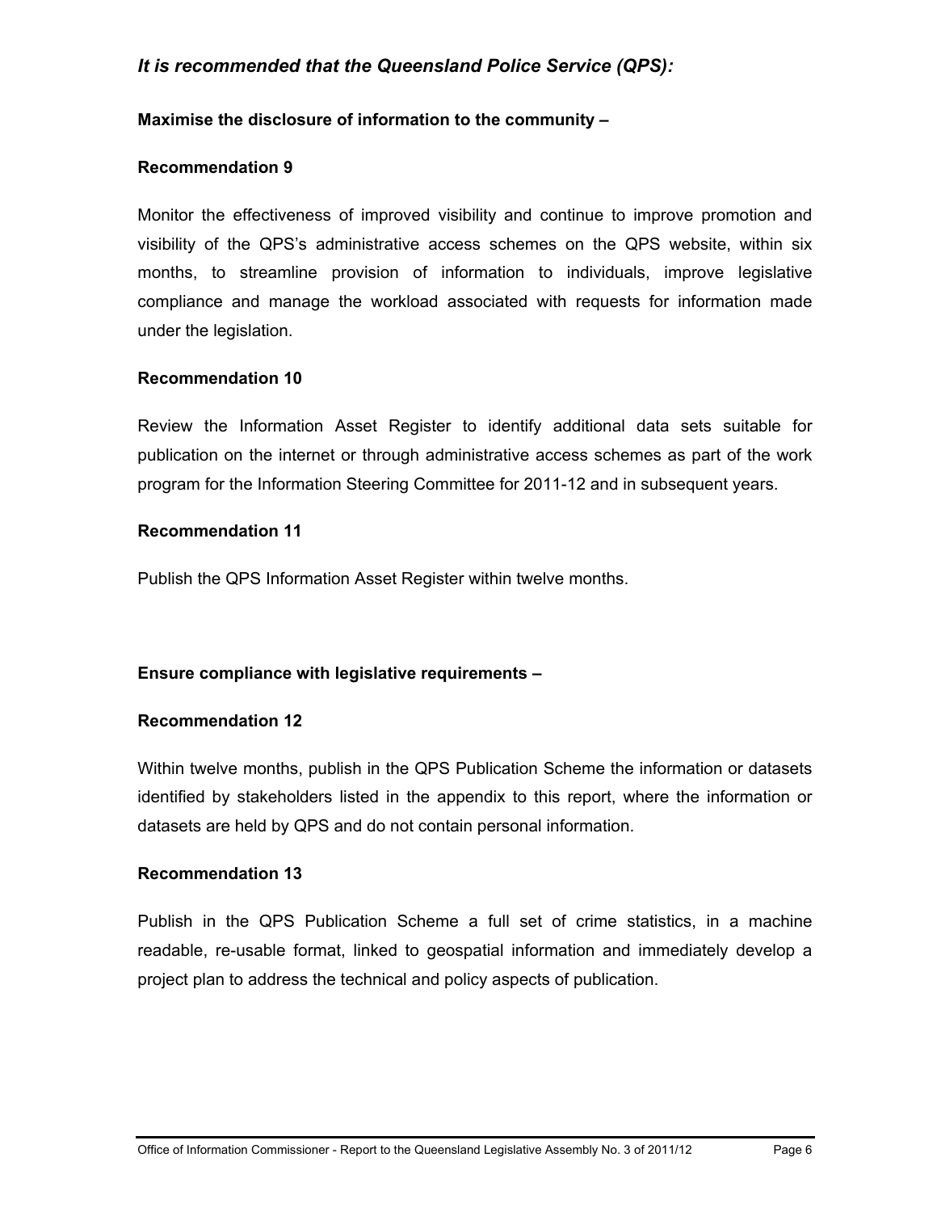## *It is recommended that the Queensland Police Service (QPS):*

**Maximise the disclosure of information to the community –**

**Recommendation 9**

Monitor the effectiveness of improved visibility and continue to improve promotion and visibility of the QPS's administrative access schemes on the QPS website, within six months, to streamline provision of information to individuals, improve legislative compliance and manage the workload associated with requests for information made under the legislation.

**Recommendation 10**

Review the Information Asset Register to identify additional data sets suitable for publication on the internet or through administrative access schemes as part of the work program for the Information Steering Committee for 2011-12 and in subsequent years.

**Recommendation 11**

Publish the QPS Information Asset Register within twelve months.

**Ensure compliance with legislative requirements –**

**Recommendation 12**

Within twelve months, publish in the QPS Publication Scheme the information or datasets identified by stakeholders listed in the appendix to this report, where the information or datasets are held by QPS and do not contain personal information.

**Recommendation 13**

Publish in the QPS Publication Scheme a full set of crime statistics, in a machine readable, re-usable format, linked to geospatial information and immediately develop a project plan to address the technical and policy aspects of publication.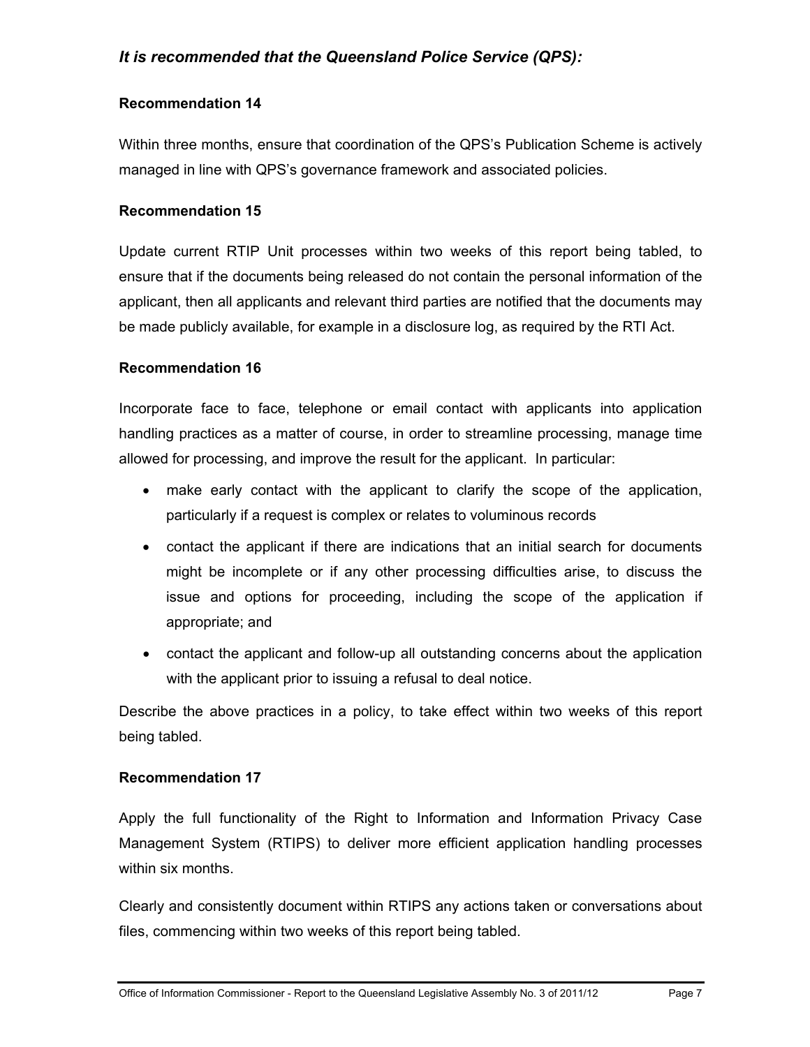*It is recommended that the Queensland Police Service (QPS):*

**Recommendation 14**

Within three months, ensure that coordination of the QPS's Publication Scheme is actively managed in line with QPS's governance framework and associated policies.

**Recommendation 15**

Update current RTIP Unit processes within two weeks of this report being tabled, to ensure that if the documents being released do not contain the personal information of the applicant, then all applicants and relevant third parties are notified that the documents may be made publicly available, for example in a disclosure log, as required by the RTI Act.

**Recommendation 16**

Incorporate face to face, telephone or email contact with applicants into application handling practices as a matter of course, in order to streamline processing, manage time allowed for processing, and improve the result for the applicant. In particular:

- make early contact with the applicant to clarify the scope of the application, particularly if a request is complex or relates to voluminous records
- contact the applicant if there are indications that an initial search for documents might be incomplete or if any other processing difficulties arise, to discuss the issue and options for proceeding, including the scope of the application if appropriate; and
- contact the applicant and follow-up all outstanding concerns about the application with the applicant prior to issuing a refusal to deal notice.

Describe the above practices in a policy, to take effect within two weeks of this report being tabled.

**Recommendation 17**

Apply the full functionality of the Right to Information and Information Privacy Case Management System (RTIPS) to deliver more efficient application handling processes within six months.

Clearly and consistently document within RTIPS any actions taken or conversations about files, commencing within two weeks of this report being tabled.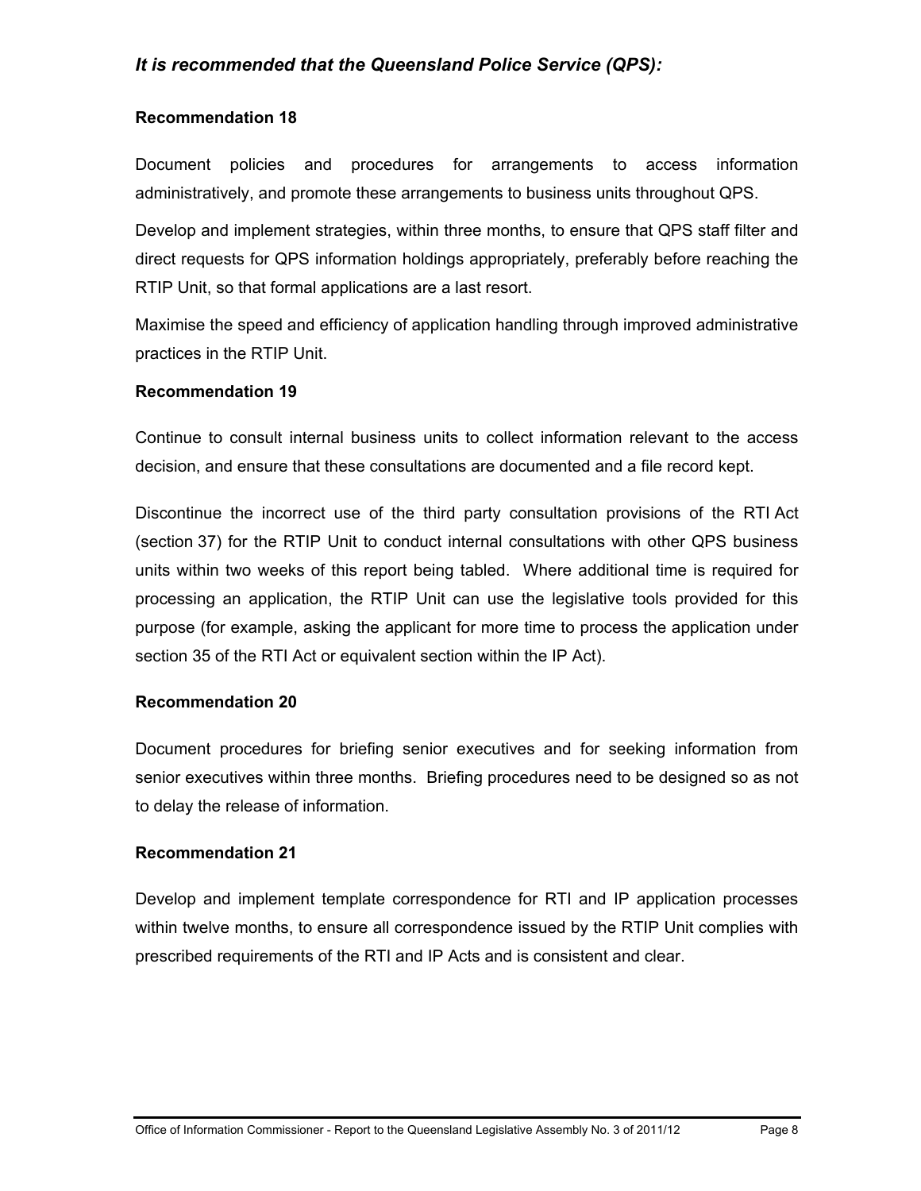*It is recommended that the Queensland Police Service (QPS):*

**Recommendation 18**

Document policies and procedures for arrangements to access information administratively, and promote these arrangements to business units throughout QPS.

Develop and implement strategies, within three months, to ensure that QPS staff filter and direct requests for QPS information holdings appropriately, preferably before reaching the RTIP Unit, so that formal applications are a last resort.

Maximise the speed and efficiency of application handling through improved administrative practices in the RTIP Unit.

**Recommendation 19**

Continue to consult internal business units to collect information relevant to the access decision, and ensure that these consultations are documented and a file record kept.

Discontinue the incorrect use of the third party consultation provisions of the RTI Act (section 37) for the RTIP Unit to conduct internal consultations with other QPS business units within two weeks of this report being tabled. Where additional time is required for processing an application, the RTIP Unit can use the legislative tools provided for this purpose (for example, asking the applicant for more time to process the application under section 35 of the RTI Act or equivalent section within the IP Act).

**Recommendation 20**

Document procedures for briefing senior executives and for seeking information from senior executives within three months. Briefing procedures need to be designed so as not to delay the release of information.

**Recommendation 21**

Develop and implement template correspondence for RTI and IP application processes within twelve months, to ensure all correspondence issued by the RTIP Unit complies with prescribed requirements of the RTI and IP Acts and is consistent and clear.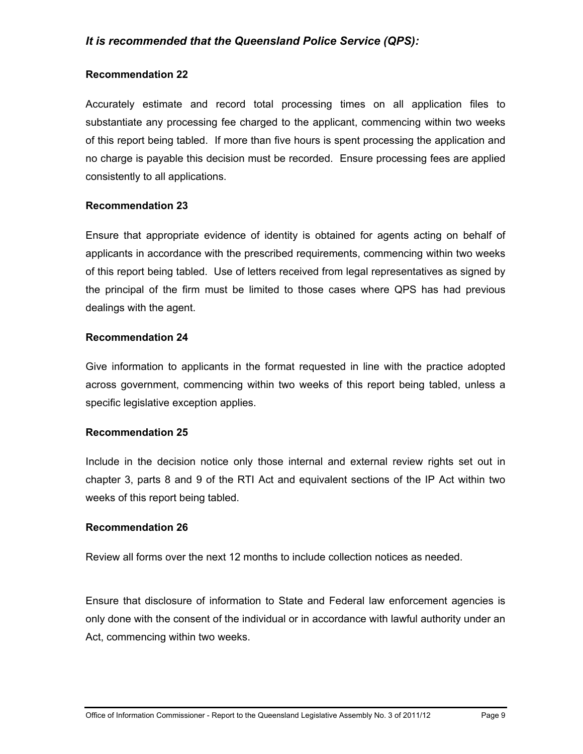***It is recommended that the Queensland Police Service (QPS):***

**Recommendation 22**

Accurately estimate and record total processing times on all application files to substantiate any processing fee charged to the applicant, commencing within two weeks of this report being tabled. If more than five hours is spent processing the application and no charge is payable this decision must be recorded. Ensure processing fees are applied consistently to all applications.

**Recommendation 23**

Ensure that appropriate evidence of identity is obtained for agents acting on behalf of applicants in accordance with the prescribed requirements, commencing within two weeks of this report being tabled. Use of letters received from legal representatives as signed by the principal of the firm must be limited to those cases where QPS has had previous dealings with the agent.

**Recommendation 24**

Give information to applicants in the format requested in line with the practice adopted across government, commencing within two weeks of this report being tabled, unless a specific legislative exception applies.

**Recommendation 25**

Include in the decision notice only those internal and external review rights set out in chapter 3, parts 8 and 9 of the RTI Act and equivalent sections of the IP Act within two weeks of this report being tabled.

**Recommendation 26**

Review all forms over the next 12 months to include collection notices as needed.

Ensure that disclosure of information to State and Federal law enforcement agencies is only done with the consent of the individual or in accordance with lawful authority under an Act, commencing within two weeks.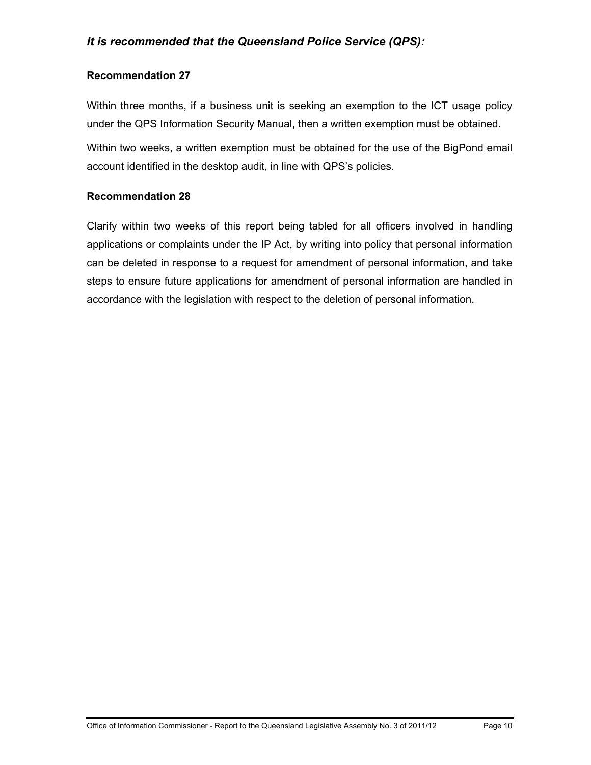*It is recommended that the Queensland Police Service (QPS):*

**Recommendation 27**

Within three months, if a business unit is seeking an exemption to the ICT usage policy under the QPS Information Security Manual, then a written exemption must be obtained.

Within two weeks, a written exemption must be obtained for the use of the BigPond email account identified in the desktop audit, in line with QPS's policies.

**Recommendation 28**

Clarify within two weeks of this report being tabled for all officers involved in handling applications or complaints under the IP Act, by writing into policy that personal information can be deleted in response to a request for amendment of personal information, and take steps to ensure future applications for amendment of personal information are handled in accordance with the legislation with respect to the deletion of personal information.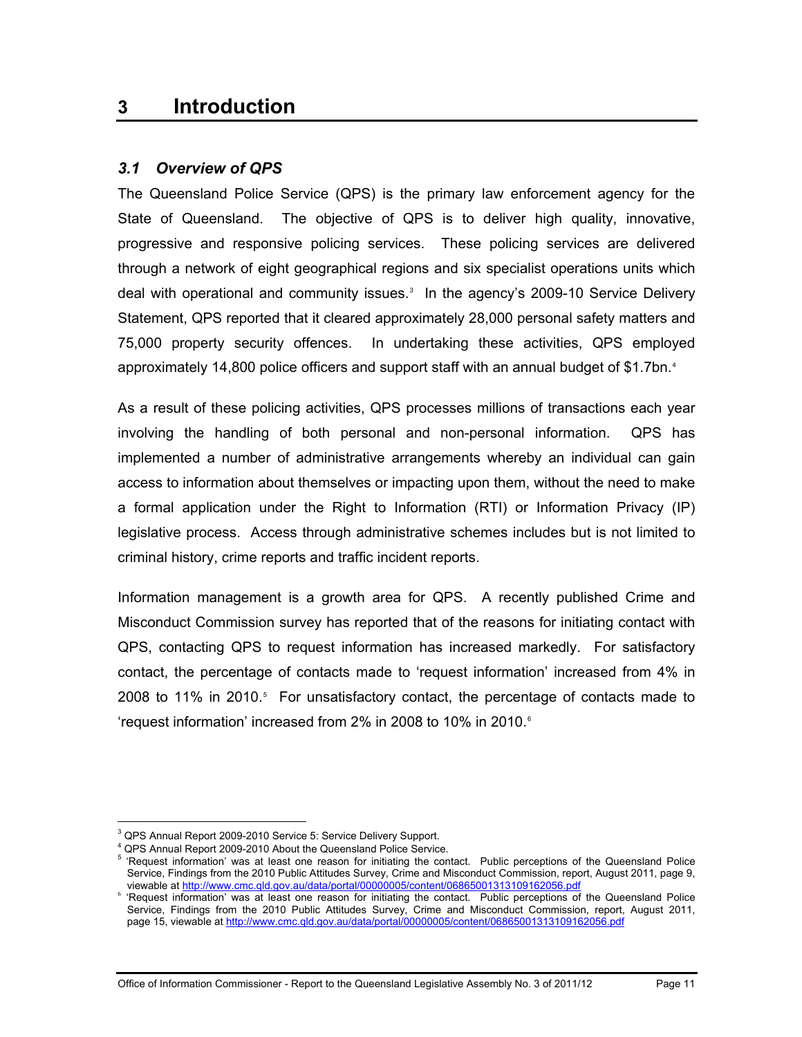# 3 Introduction

## *3.1 Overview of QPS*

The Queensland Police Service (QPS) is the primary law enforcement agency for the State of Queensland. The objective of QPS is to deliver high quality, innovative, progressive and responsive policing services. These policing services are delivered through a network of eight geographical regions and six specialist operations units which deal with operational and community issues.[3] In the agency's 2009-10 Service Delivery Statement, QPS reported that it cleared approximately 28,000 personal safety matters and 75,000 property security offences. In undertaking these activities, QPS employed approximately 14,800 police officers and support staff with an annual budget of $1.7bn.[4]

As a result of these policing activities, QPS processes millions of transactions each year involving the handling of both personal and non-personal information. QPS has implemented a number of administrative arrangements whereby an individual can gain access to information about themselves or impacting upon them, without the need to make a formal application under the Right to Information (RTI) or Information Privacy (IP) legislative process. Access through administrative schemes includes but is not limited to criminal history, crime reports and traffic incident reports.

Information management is a growth area for QPS. A recently published Crime and Misconduct Commission survey has reported that of the reasons for initiating contact with QPS, contacting QPS to request information has increased markedly. For satisfactory contact, the percentage of contacts made to 'request information' increased from 4% in 2008 to 11% in 2010.[5] For unsatisfactory contact, the percentage of contacts made to 'request information' increased from 2% in 2008 to 10% in 2010.[6]

---

[3] QPS Annual Report 2009-2010 Service 5: Service Delivery Support.

[4] QPS Annual Report 2009-2010 About the Queensland Police Service.

[5] 'Request information' was at least one reason for initiating the contact. Public perceptions of the Queensland Police Service, Findings from the 2010 Public Attitudes Survey, Crime and Misconduct Commission, report, August 2011, page 9, viewable at http://www.cmc.qld.gov.au/data/portal/00000005/content/06865001313109162056.pdf

[6] 'Request information' was at least one reason for initiating the contact. Public perceptions of the Queensland Police Service, Findings from the 2010 Public Attitudes Survey, Crime and Misconduct Commission, report, August 2011, page 15, viewable at http://www.cmc.qld.gov.au/data/portal/00000005/content/06865001313109162056.pdf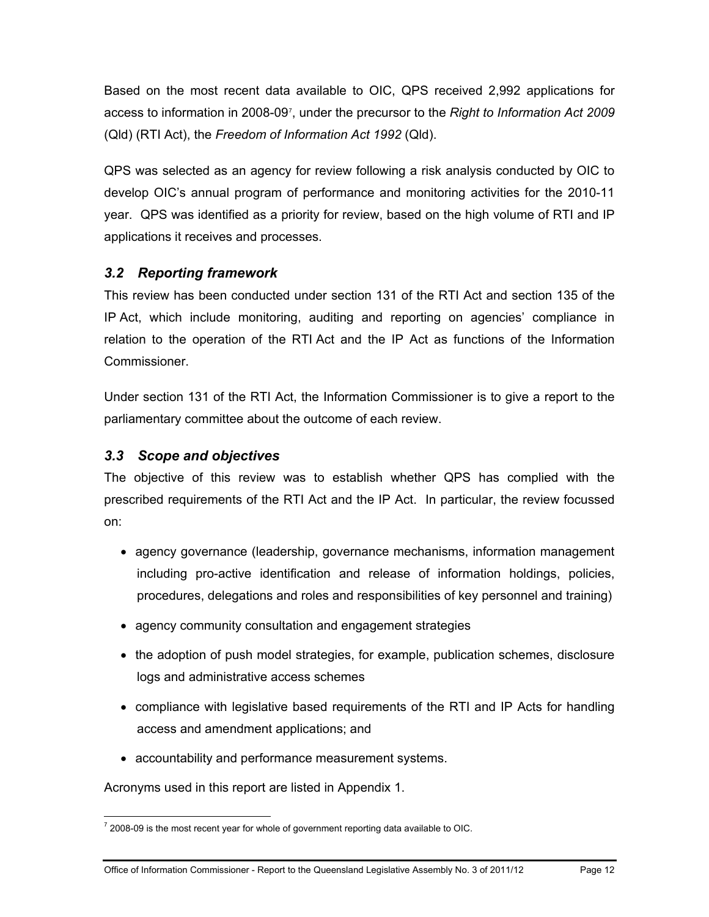Based on the most recent data available to OIC, QPS received 2,992 applications for access to information in 2008-09[7], under the precursor to the *Right to Information Act 2009* (Qld) (RTI Act), the *Freedom of Information Act 1992* (Qld).

QPS was selected as an agency for review following a risk analysis conducted by OIC to develop OIC's annual program of performance and monitoring activities for the 2010-11 year. QPS was identified as a priority for review, based on the high volume of RTI and IP applications it receives and processes.

### *3.2 Reporting framework*

This review has been conducted under section 131 of the RTI Act and section 135 of the IP Act, which include monitoring, auditing and reporting on agencies' compliance in relation to the operation of the RTI Act and the IP Act as functions of the Information Commissioner.

Under section 131 of the RTI Act, the Information Commissioner is to give a report to the parliamentary committee about the outcome of each review.

### *3.3 Scope and objectives*

The objective of this review was to establish whether QPS has complied with the prescribed requirements of the RTI Act and the IP Act. In particular, the review focussed on:

- agency governance (leadership, governance mechanisms, information management including pro-active identification and release of information holdings, policies, procedures, delegations and roles and responsibilities of key personnel and training)
- agency community consultation and engagement strategies
- the adoption of push model strategies, for example, publication schemes, disclosure logs and administrative access schemes
- compliance with legislative based requirements of the RTI and IP Acts for handling access and amendment applications; and
- accountability and performance measurement systems.

Acronyms used in this report are listed in Appendix 1.

[7] 2008-09 is the most recent year for whole of government reporting data available to OIC.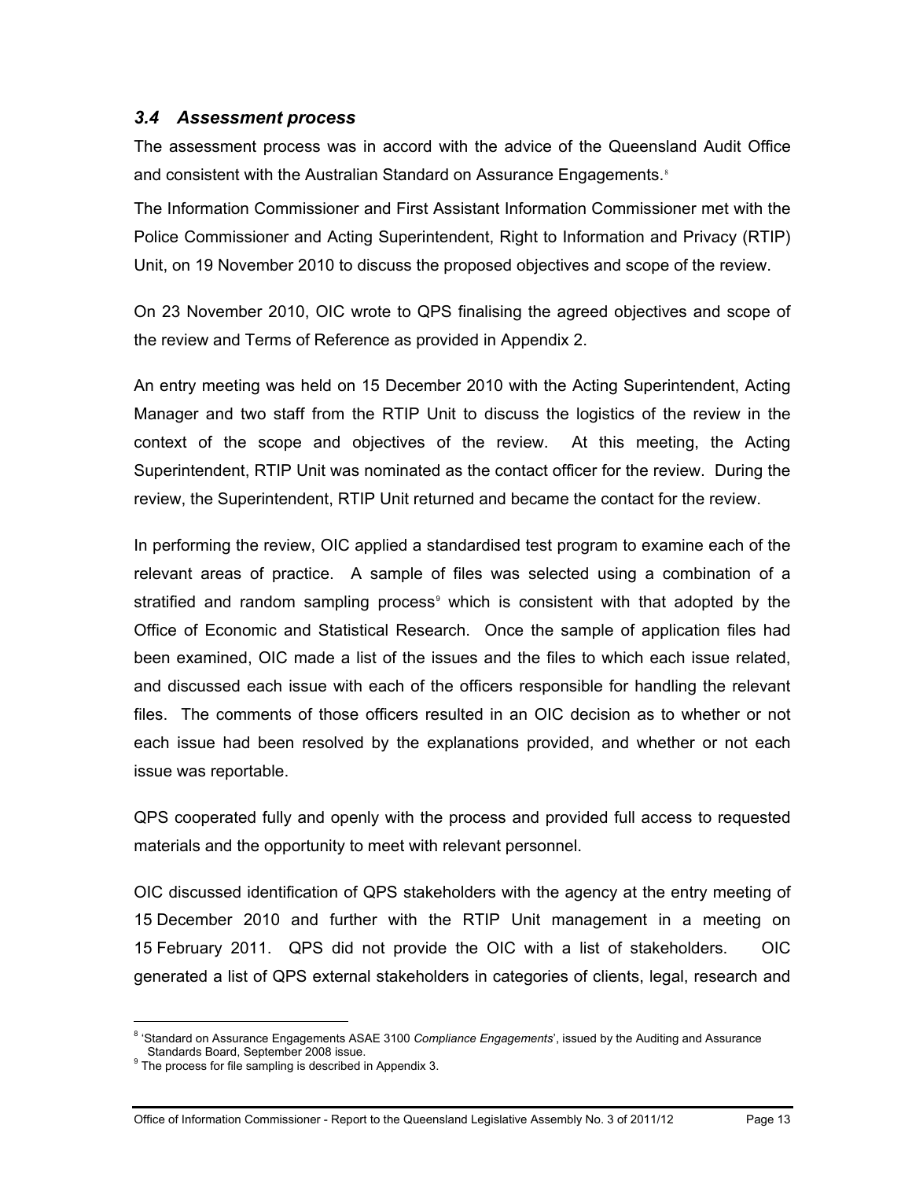### *3.4 Assessment process*

The assessment process was in accord with the advice of the Queensland Audit Office and consistent with the Australian Standard on Assurance Engagements.[8]

The Information Commissioner and First Assistant Information Commissioner met with the Police Commissioner and Acting Superintendent, Right to Information and Privacy (RTIP) Unit, on 19 November 2010 to discuss the proposed objectives and scope of the review.

On 23 November 2010, OIC wrote to QPS finalising the agreed objectives and scope of the review and Terms of Reference as provided in Appendix 2.

An entry meeting was held on 15 December 2010 with the Acting Superintendent, Acting Manager and two staff from the RTIP Unit to discuss the logistics of the review in the context of the scope and objectives of the review. At this meeting, the Acting Superintendent, RTIP Unit was nominated as the contact officer for the review. During the review, the Superintendent, RTIP Unit returned and became the contact for the review.

In performing the review, OIC applied a standardised test program to examine each of the relevant areas of practice. A sample of files was selected using a combination of a stratified and random sampling process[9] which is consistent with that adopted by the Office of Economic and Statistical Research. Once the sample of application files had been examined, OIC made a list of the issues and the files to which each issue related, and discussed each issue with each of the officers responsible for handling the relevant files. The comments of those officers resulted in an OIC decision as to whether or not each issue had been resolved by the explanations provided, and whether or not each issue was reportable.

QPS cooperated fully and openly with the process and provided full access to requested materials and the opportunity to meet with relevant personnel.

OIC discussed identification of QPS stakeholders with the agency at the entry meeting of 15 December 2010 and further with the RTIP Unit management in a meeting on 15 February 2011. QPS did not provide the OIC with a list of stakeholders. OIC generated a list of QPS external stakeholders in categories of clients, legal, research and

---

[8] 'Standard on Assurance Engagements ASAE 3100 *Compliance Engagements*', issued by the Auditing and Assurance Standards Board, September 2008 issue.

[9] The process for file sampling is described in Appendix 3.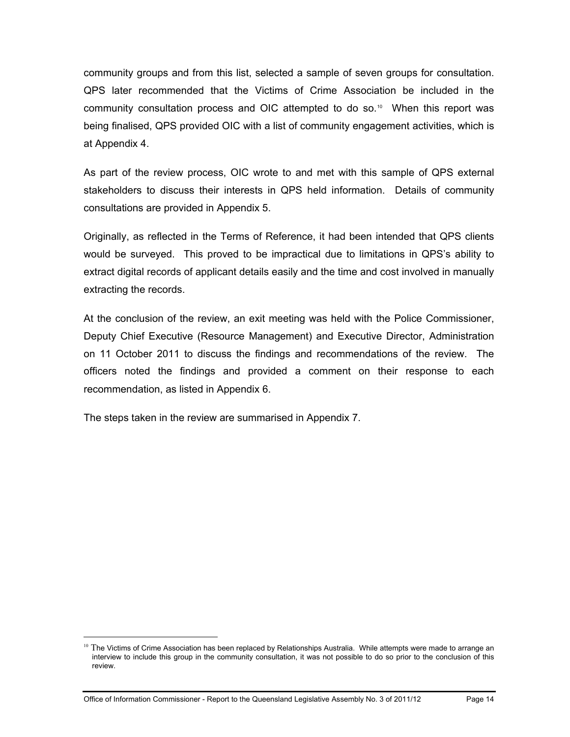community groups and from this list, selected a sample of seven groups for consultation. QPS later recommended that the Victims of Crime Association be included in the community consultation process and OIC attempted to do so.[10] When this report was being finalised, QPS provided OIC with a list of community engagement activities, which is at Appendix 4.

As part of the review process, OIC wrote to and met with this sample of QPS external stakeholders to discuss their interests in QPS held information. Details of community consultations are provided in Appendix 5.

Originally, as reflected in the Terms of Reference, it had been intended that QPS clients would be surveyed. This proved to be impractical due to limitations in QPS's ability to extract digital records of applicant details easily and the time and cost involved in manually extracting the records.

At the conclusion of the review, an exit meeting was held with the Police Commissioner, Deputy Chief Executive (Resource Management) and Executive Director, Administration on 11 October 2011 to discuss the findings and recommendations of the review. The officers noted the findings and provided a comment on their response to each recommendation, as listed in Appendix 6.

The steps taken in the review are summarised in Appendix 7.

---

[10] The Victims of Crime Association has been replaced by Relationships Australia. While attempts were made to arrange an interview to include this group in the community consultation, it was not possible to do so prior to the conclusion of this review.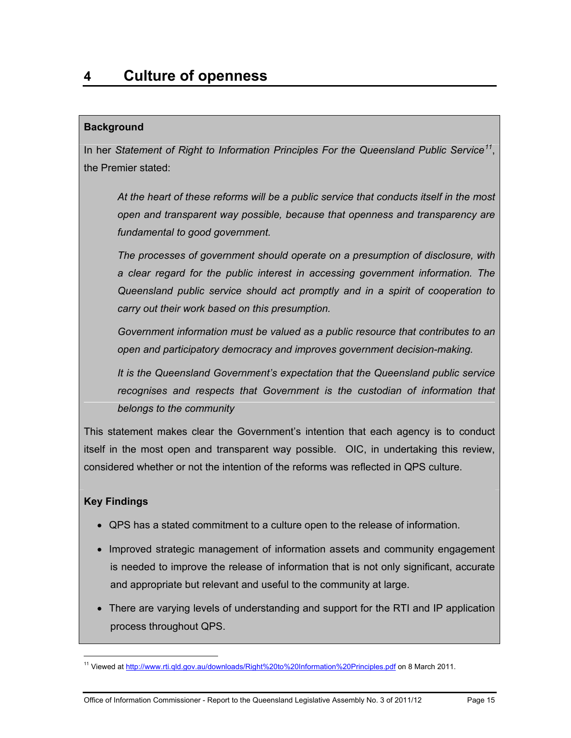# 4 Culture of openness

**Background**

In her *Statement of Right to Information Principles For the Queensland Public Service*[11], the Premier stated:

> *At the heart of these reforms will be a public service that conducts itself in the most open and transparent way possible, because that openness and transparency are fundamental to good government.*
>
> *The processes of government should operate on a presumption of disclosure, with a clear regard for the public interest in accessing government information. The Queensland public service should act promptly and in a spirit of cooperation to carry out their work based on this presumption.*
>
> *Government information must be valued as a public resource that contributes to an open and participatory democracy and improves government decision-making.*
>
> *It is the Queensland Government's expectation that the Queensland public service recognises and respects that Government is the custodian of information that belongs to the community*

This statement makes clear the Government's intention that each agency is to conduct itself in the most open and transparent way possible. OIC, in undertaking this review, considered whether or not the intention of the reforms was reflected in QPS culture.

**Key Findings**

- QPS has a stated commitment to a culture open to the release of information.
- Improved strategic management of information assets and community engagement is needed to improve the release of information that is not only significant, accurate and appropriate but relevant and useful to the community at large.
- There are varying levels of understanding and support for the RTI and IP application process throughout QPS.

[11] Viewed at http://www.rti.qld.gov.au/downloads/Right%20to%20Information%20Principles.pdf on 8 March 2011.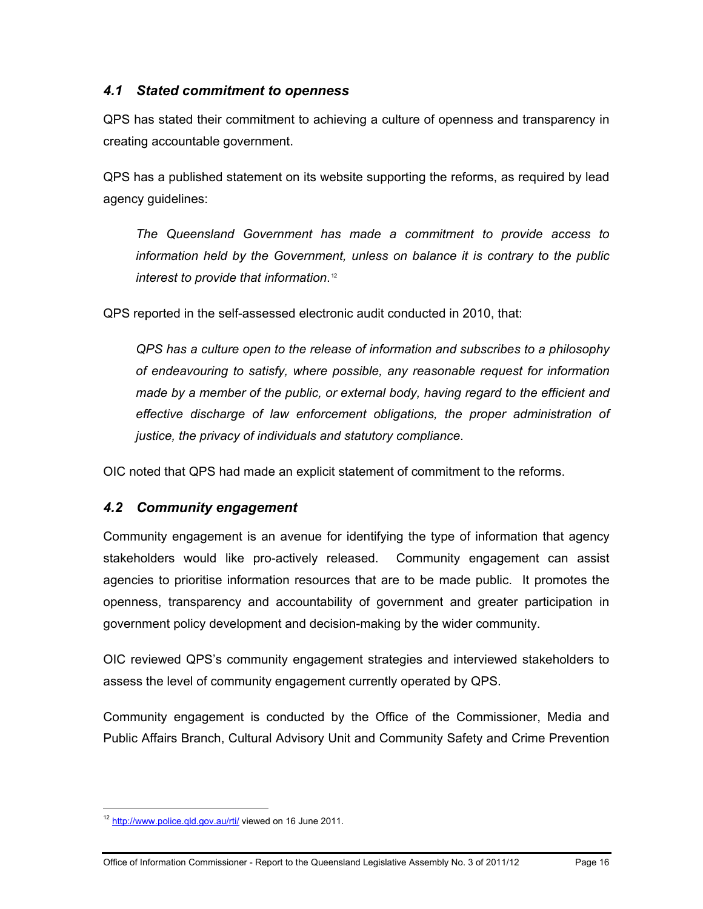### *4.1 Stated commitment to openness*

QPS has stated their commitment to achieving a culture of openness and transparency in creating accountable government.

QPS has a published statement on its website supporting the reforms, as required by lead agency guidelines:

> *The Queensland Government has made a commitment to provide access to information held by the Government, unless on balance it is contrary to the public interest to provide that information.*[12]

QPS reported in the self-assessed electronic audit conducted in 2010, that:

> *QPS has a culture open to the release of information and subscribes to a philosophy of endeavouring to satisfy, where possible, any reasonable request for information made by a member of the public, or external body, having regard to the efficient and effective discharge of law enforcement obligations, the proper administration of justice, the privacy of individuals and statutory compliance*.

OIC noted that QPS had made an explicit statement of commitment to the reforms.

### *4.2 Community engagement*

Community engagement is an avenue for identifying the type of information that agency stakeholders would like pro-actively released. Community engagement can assist agencies to prioritise information resources that are to be made public. It promotes the openness, transparency and accountability of government and greater participation in government policy development and decision-making by the wider community.

OIC reviewed QPS's community engagement strategies and interviewed stakeholders to assess the level of community engagement currently operated by QPS.

Community engagement is conducted by the Office of the Commissioner, Media and Public Affairs Branch, Cultural Advisory Unit and Community Safety and Crime Prevention

---

[12] http://www.police.qld.gov.au/rti/ viewed on 16 June 2011.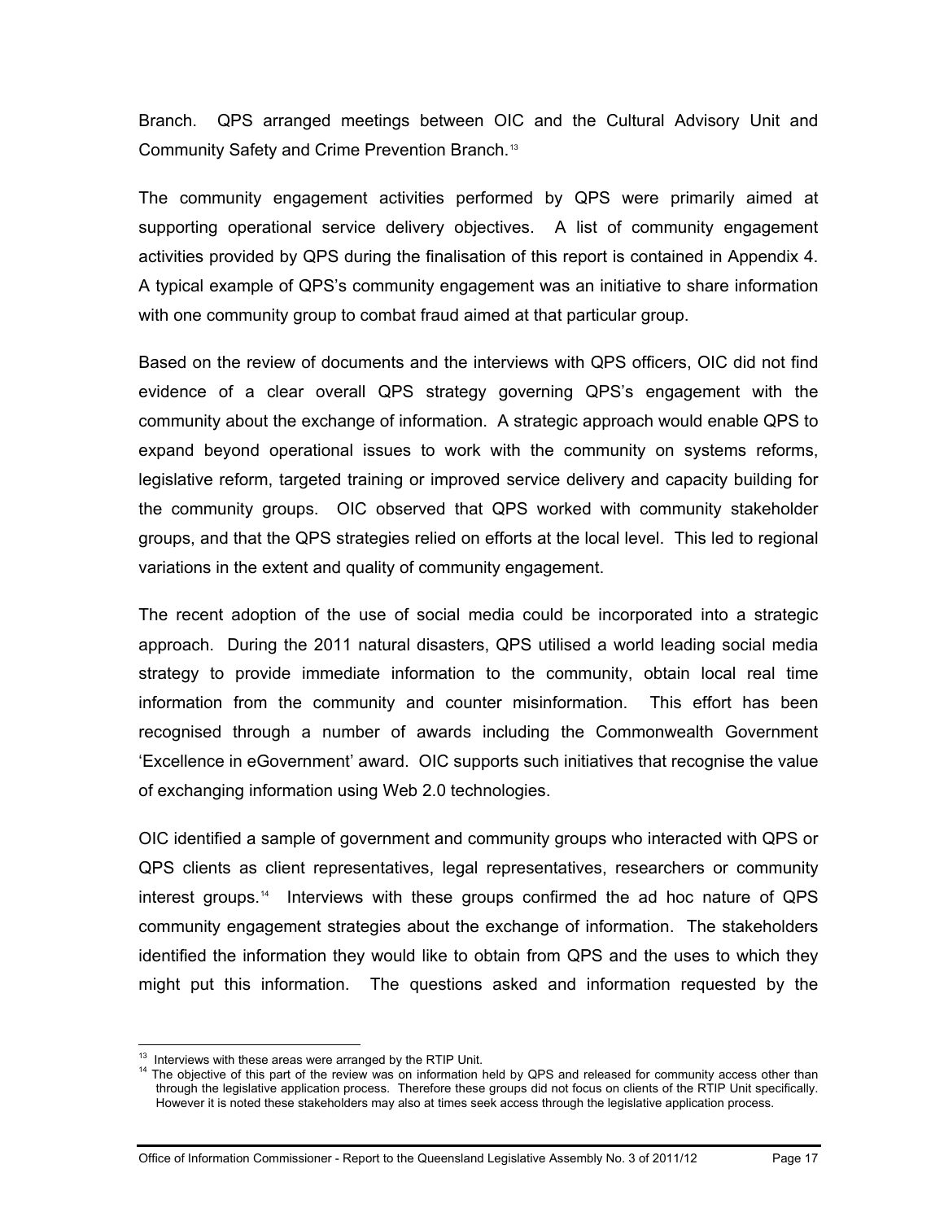Branch. QPS arranged meetings between OIC and the Cultural Advisory Unit and Community Safety and Crime Prevention Branch.[13]

The community engagement activities performed by QPS were primarily aimed at supporting operational service delivery objectives. A list of community engagement activities provided by QPS during the finalisation of this report is contained in Appendix 4. A typical example of QPS's community engagement was an initiative to share information with one community group to combat fraud aimed at that particular group.

Based on the review of documents and the interviews with QPS officers, OIC did not find evidence of a clear overall QPS strategy governing QPS's engagement with the community about the exchange of information. A strategic approach would enable QPS to expand beyond operational issues to work with the community on systems reforms, legislative reform, targeted training or improved service delivery and capacity building for the community groups. OIC observed that QPS worked with community stakeholder groups, and that the QPS strategies relied on efforts at the local level. This led to regional variations in the extent and quality of community engagement.

The recent adoption of the use of social media could be incorporated into a strategic approach. During the 2011 natural disasters, QPS utilised a world leading social media strategy to provide immediate information to the community, obtain local real time information from the community and counter misinformation. This effort has been recognised through a number of awards including the Commonwealth Government 'Excellence in eGovernment' award. OIC supports such initiatives that recognise the value of exchanging information using Web 2.0 technologies.

OIC identified a sample of government and community groups who interacted with QPS or QPS clients as client representatives, legal representatives, researchers or community interest groups.[14] Interviews with these groups confirmed the ad hoc nature of QPS community engagement strategies about the exchange of information. The stakeholders identified the information they would like to obtain from QPS and the uses to which they might put this information. The questions asked and information requested by the

---

[13] Interviews with these areas were arranged by the RTIP Unit.

[14] The objective of this part of the review was on information held by QPS and released for community access other than through the legislative application process. Therefore these groups did not focus on clients of the RTIP Unit specifically. However it is noted these stakeholders may also at times seek access through the legislative application process.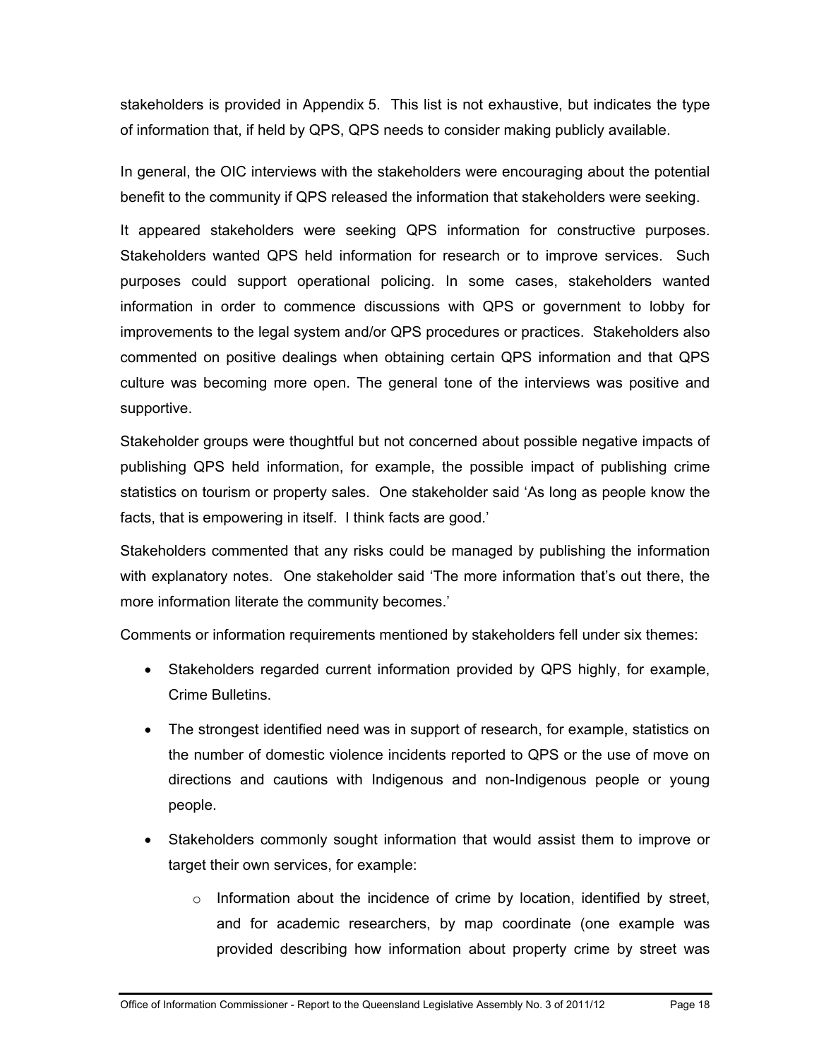stakeholders is provided in Appendix 5. This list is not exhaustive, but indicates the type of information that, if held by QPS, QPS needs to consider making publicly available.

In general, the OIC interviews with the stakeholders were encouraging about the potential benefit to the community if QPS released the information that stakeholders were seeking.

It appeared stakeholders were seeking QPS information for constructive purposes. Stakeholders wanted QPS held information for research or to improve services. Such purposes could support operational policing. In some cases, stakeholders wanted information in order to commence discussions with QPS or government to lobby for improvements to the legal system and/or QPS procedures or practices. Stakeholders also commented on positive dealings when obtaining certain QPS information and that QPS culture was becoming more open. The general tone of the interviews was positive and supportive.

Stakeholder groups were thoughtful but not concerned about possible negative impacts of publishing QPS held information, for example, the possible impact of publishing crime statistics on tourism or property sales. One stakeholder said 'As long as people know the facts, that is empowering in itself. I think facts are good.'

Stakeholders commented that any risks could be managed by publishing the information with explanatory notes. One stakeholder said 'The more information that's out there, the more information literate the community becomes.'

Comments or information requirements mentioned by stakeholders fell under six themes:

- Stakeholders regarded current information provided by QPS highly, for example, Crime Bulletins.
- The strongest identified need was in support of research, for example, statistics on the number of domestic violence incidents reported to QPS or the use of move on directions and cautions with Indigenous and non-Indigenous people or young people.
- Stakeholders commonly sought information that would assist them to improve or target their own services, for example:
  - Information about the incidence of crime by location, identified by street, and for academic researchers, by map coordinate (one example was provided describing how information about property crime by street was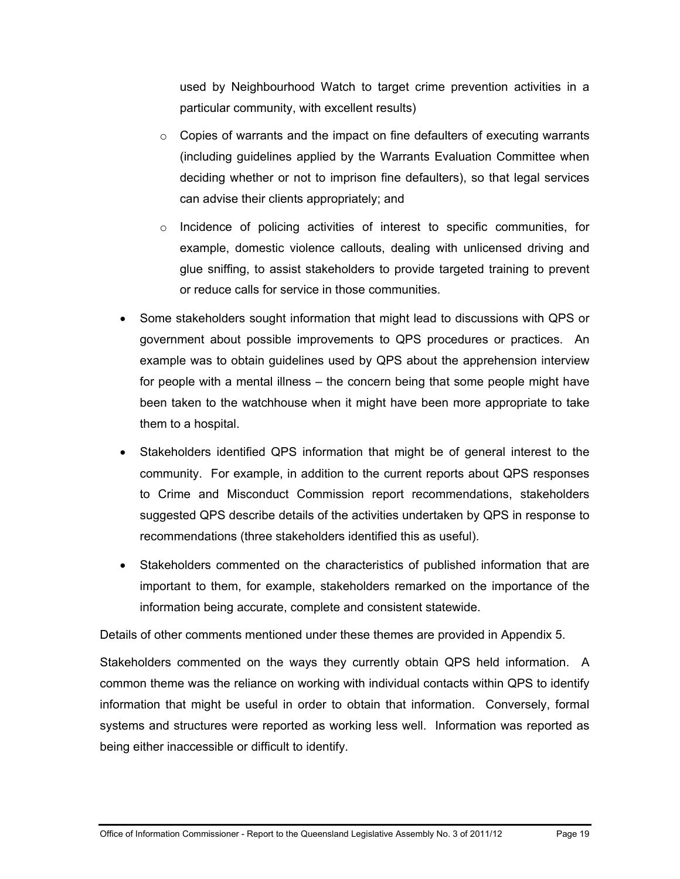used by Neighbourhood Watch to target crime prevention activities in a particular community, with excellent results)

    - Copies of warrants and the impact on fine defaulters of executing warrants (including guidelines applied by the Warrants Evaluation Committee when deciding whether or not to imprison fine defaulters), so that legal services can advise their clients appropriately; and
    - Incidence of policing activities of interest to specific communities, for example, domestic violence callouts, dealing with unlicensed driving and glue sniffing, to assist stakeholders to provide targeted training to prevent or reduce calls for service in those communities.

- Some stakeholders sought information that might lead to discussions with QPS or government about possible improvements to QPS procedures or practices. An example was to obtain guidelines used by QPS about the apprehension interview for people with a mental illness – the concern being that some people might have been taken to the watchhouse when it might have been more appropriate to take them to a hospital.
- Stakeholders identified QPS information that might be of general interest to the community. For example, in addition to the current reports about QPS responses to Crime and Misconduct Commission report recommendations, stakeholders suggested QPS describe details of the activities undertaken by QPS in response to recommendations (three stakeholders identified this as useful).
- Stakeholders commented on the characteristics of published information that are important to them, for example, stakeholders remarked on the importance of the information being accurate, complete and consistent statewide.

Details of other comments mentioned under these themes are provided in Appendix 5.

Stakeholders commented on the ways they currently obtain QPS held information. A common theme was the reliance on working with individual contacts within QPS to identify information that might be useful in order to obtain that information. Conversely, formal systems and structures were reported as working less well. Information was reported as being either inaccessible or difficult to identify.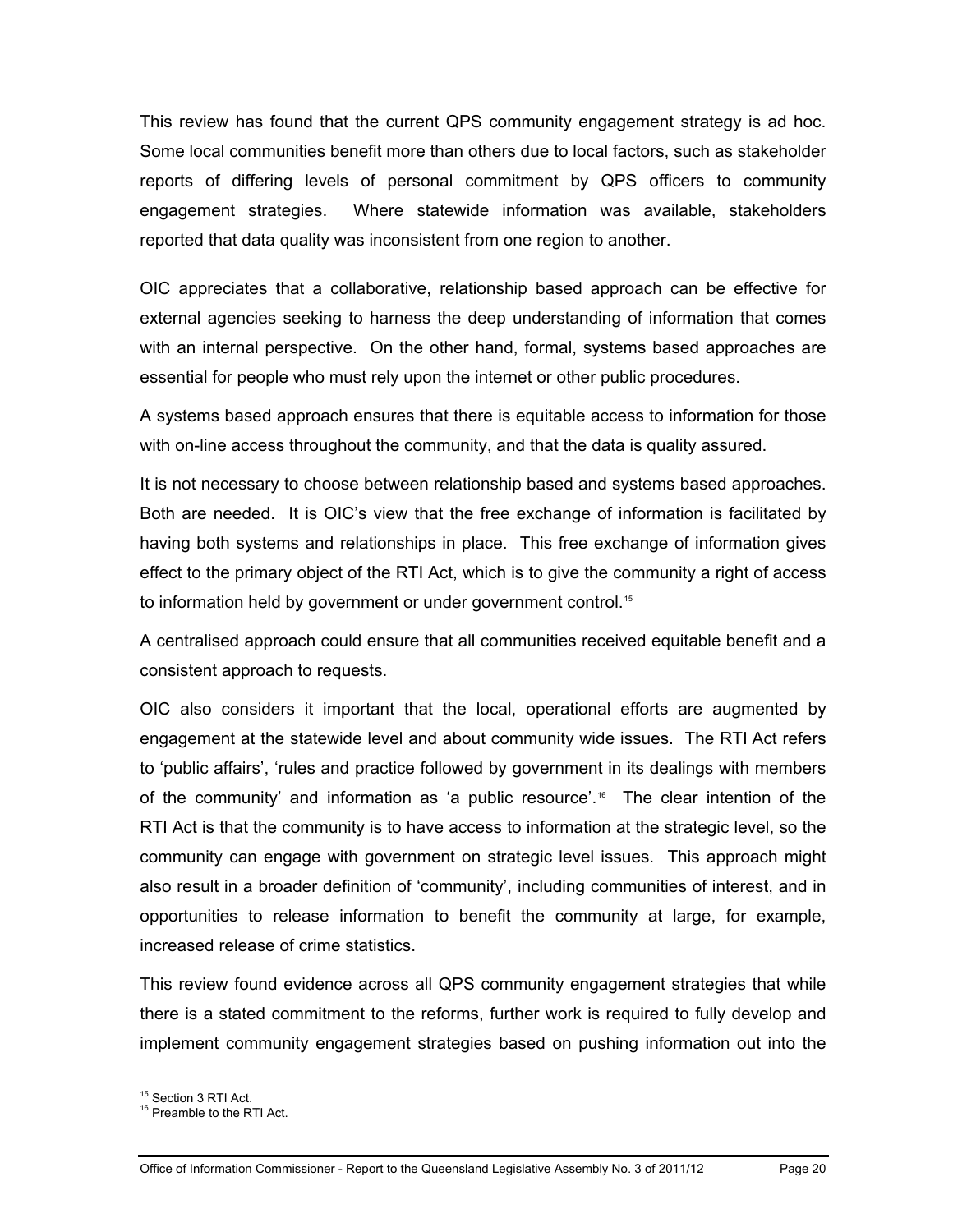This review has found that the current QPS community engagement strategy is ad hoc. Some local communities benefit more than others due to local factors, such as stakeholder reports of differing levels of personal commitment by QPS officers to community engagement strategies. Where statewide information was available, stakeholders reported that data quality was inconsistent from one region to another.

OIC appreciates that a collaborative, relationship based approach can be effective for external agencies seeking to harness the deep understanding of information that comes with an internal perspective. On the other hand, formal, systems based approaches are essential for people who must rely upon the internet or other public procedures.

A systems based approach ensures that there is equitable access to information for those with on-line access throughout the community, and that the data is quality assured.

It is not necessary to choose between relationship based and systems based approaches. Both are needed. It is OIC's view that the free exchange of information is facilitated by having both systems and relationships in place. This free exchange of information gives effect to the primary object of the RTI Act, which is to give the community a right of access to information held by government or under government control.[15]

A centralised approach could ensure that all communities received equitable benefit and a consistent approach to requests.

OIC also considers it important that the local, operational efforts are augmented by engagement at the statewide level and about community wide issues. The RTI Act refers to 'public affairs', 'rules and practice followed by government in its dealings with members of the community' and information as 'a public resource'.[16] The clear intention of the RTI Act is that the community is to have access to information at the strategic level, so the community can engage with government on strategic level issues. This approach might also result in a broader definition of 'community', including communities of interest, and in opportunities to release information to benefit the community at large, for example, increased release of crime statistics.

This review found evidence across all QPS community engagement strategies that while there is a stated commitment to the reforms, further work is required to fully develop and implement community engagement strategies based on pushing information out into the

[15] Section 3 RTI Act.

[16] Preamble to the RTI Act.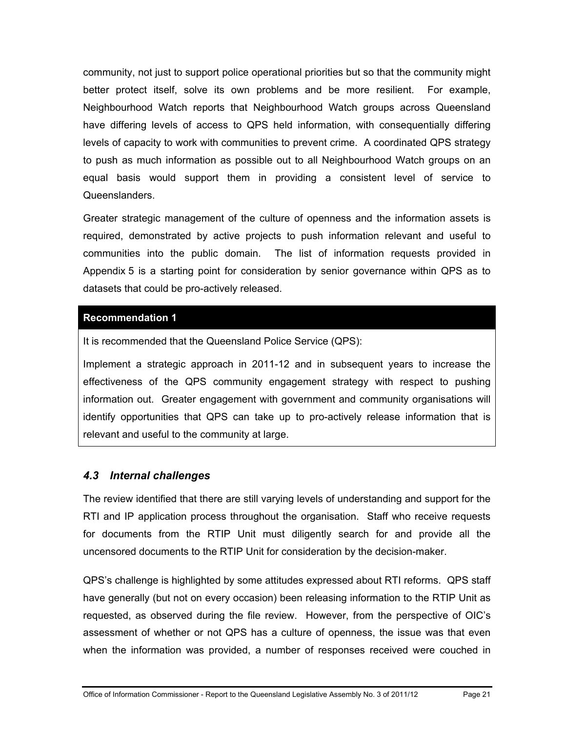community, not just to support police operational priorities but so that the community might better protect itself, solve its own problems and be more resilient. For example, Neighbourhood Watch reports that Neighbourhood Watch groups across Queensland have differing levels of access to QPS held information, with consequentially differing levels of capacity to work with communities to prevent crime. A coordinated QPS strategy to push as much information as possible out to all Neighbourhood Watch groups on an equal basis would support them in providing a consistent level of service to Queenslanders.

Greater strategic management of the culture of openness and the information assets is required, demonstrated by active projects to push information relevant and useful to communities into the public domain. The list of information requests provided in Appendix 5 is a starting point for consideration by senior governance within QPS as to datasets that could be pro-actively released.

| **Recommendation 1** |
|---|
| It is recommended that the Queensland Police Service (QPS): |
| Implement a strategic approach in 2011-12 and in subsequent years to increase the effectiveness of the QPS community engagement strategy with respect to pushing information out. Greater engagement with government and community organisations will identify opportunities that QPS can take up to pro-actively release information that is relevant and useful to the community at large. |

### *4.3 Internal challenges*

The review identified that there are still varying levels of understanding and support for the RTI and IP application process throughout the organisation. Staff who receive requests for documents from the RTIP Unit must diligently search for and provide all the uncensored documents to the RTIP Unit for consideration by the decision-maker.

QPS's challenge is highlighted by some attitudes expressed about RTI reforms. QPS staff have generally (but not on every occasion) been releasing information to the RTIP Unit as requested, as observed during the file review. However, from the perspective of OIC's assessment of whether or not QPS has a culture of openness, the issue was that even when the information was provided, a number of responses received were couched in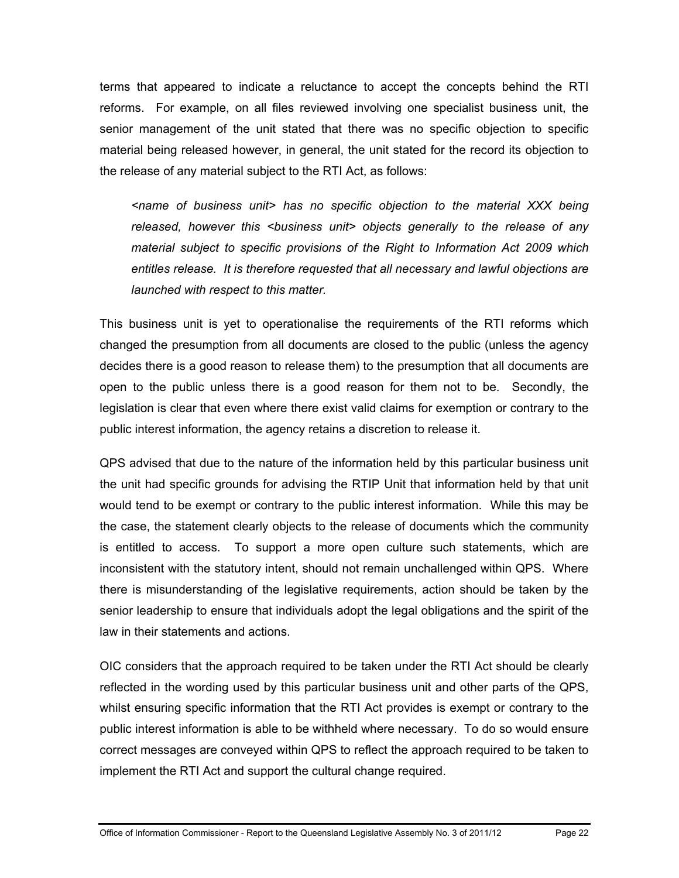terms that appeared to indicate a reluctance to accept the concepts behind the RTI reforms. For example, on all files reviewed involving one specialist business unit, the senior management of the unit stated that there was no specific objection to specific material being released however, in general, the unit stated for the record its objection to the release of any material subject to the RTI Act, as follows:

> *<name of business unit> has no specific objection to the material XXX being released, however this <business unit> objects generally to the release of any material subject to specific provisions of the Right to Information Act 2009 which entitles release. It is therefore requested that all necessary and lawful objections are launched with respect to this matter.*

This business unit is yet to operationalise the requirements of the RTI reforms which changed the presumption from all documents are closed to the public (unless the agency decides there is a good reason to release them) to the presumption that all documents are open to the public unless there is a good reason for them not to be. Secondly, the legislation is clear that even where there exist valid claims for exemption or contrary to the public interest information, the agency retains a discretion to release it.

QPS advised that due to the nature of the information held by this particular business unit the unit had specific grounds for advising the RTIP Unit that information held by that unit would tend to be exempt or contrary to the public interest information. While this may be the case, the statement clearly objects to the release of documents which the community is entitled to access. To support a more open culture such statements, which are inconsistent with the statutory intent, should not remain unchallenged within QPS. Where there is misunderstanding of the legislative requirements, action should be taken by the senior leadership to ensure that individuals adopt the legal obligations and the spirit of the law in their statements and actions.

OIC considers that the approach required to be taken under the RTI Act should be clearly reflected in the wording used by this particular business unit and other parts of the QPS, whilst ensuring specific information that the RTI Act provides is exempt or contrary to the public interest information is able to be withheld where necessary. To do so would ensure correct messages are conveyed within QPS to reflect the approach required to be taken to implement the RTI Act and support the cultural change required.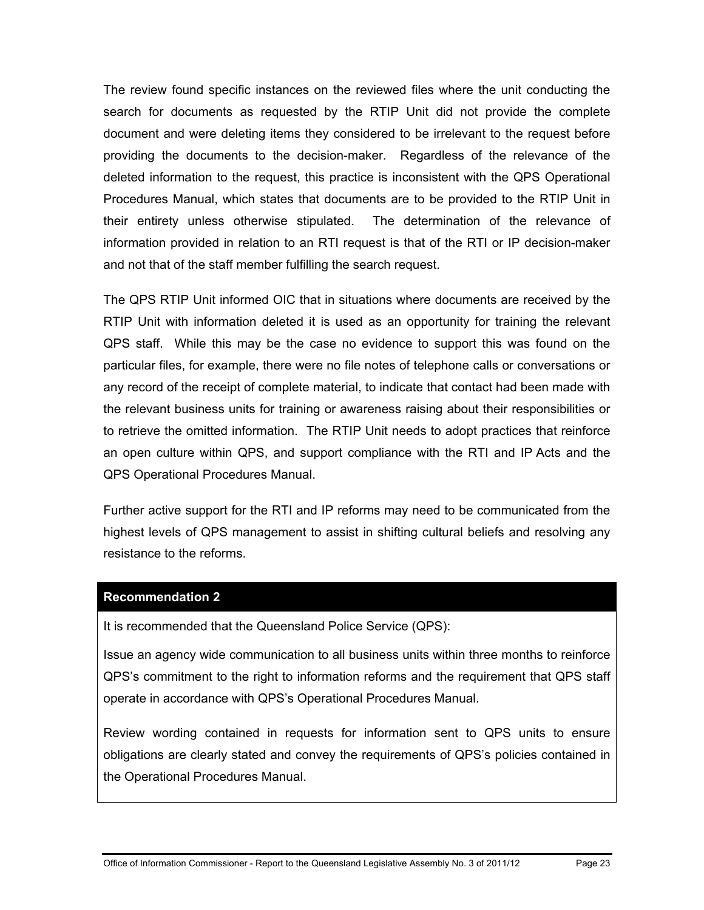The review found specific instances on the reviewed files where the unit conducting the search for documents as requested by the RTIP Unit did not provide the complete document and were deleting items they considered to be irrelevant to the request before providing the documents to the decision-maker. Regardless of the relevance of the deleted information to the request, this practice is inconsistent with the QPS Operational Procedures Manual, which states that documents are to be provided to the RTIP Unit in their entirety unless otherwise stipulated. The determination of the relevance of information provided in relation to an RTI request is that of the RTI or IP decision-maker and not that of the staff member fulfilling the search request.

The QPS RTIP Unit informed OIC that in situations where documents are received by the RTIP Unit with information deleted it is used as an opportunity for training the relevant QPS staff. While this may be the case no evidence to support this was found on the particular files, for example, there were no file notes of telephone calls or conversations or any record of the receipt of complete material, to indicate that contact had been made with the relevant business units for training or awareness raising about their responsibilities or to retrieve the omitted information. The RTIP Unit needs to adopt practices that reinforce an open culture within QPS, and support compliance with the RTI and IP Acts and the QPS Operational Procedures Manual.

Further active support for the RTI and IP reforms may need to be communicated from the highest levels of QPS management to assist in shifting cultural beliefs and resolving any resistance to the reforms.

**Recommendation 2**

It is recommended that the Queensland Police Service (QPS):

Issue an agency wide communication to all business units within three months to reinforce QPS's commitment to the right to information reforms and the requirement that QPS staff operate in accordance with QPS's Operational Procedures Manual.

Review wording contained in requests for information sent to QPS units to ensure obligations are clearly stated and convey the requirements of QPS's policies contained in the Operational Procedures Manual.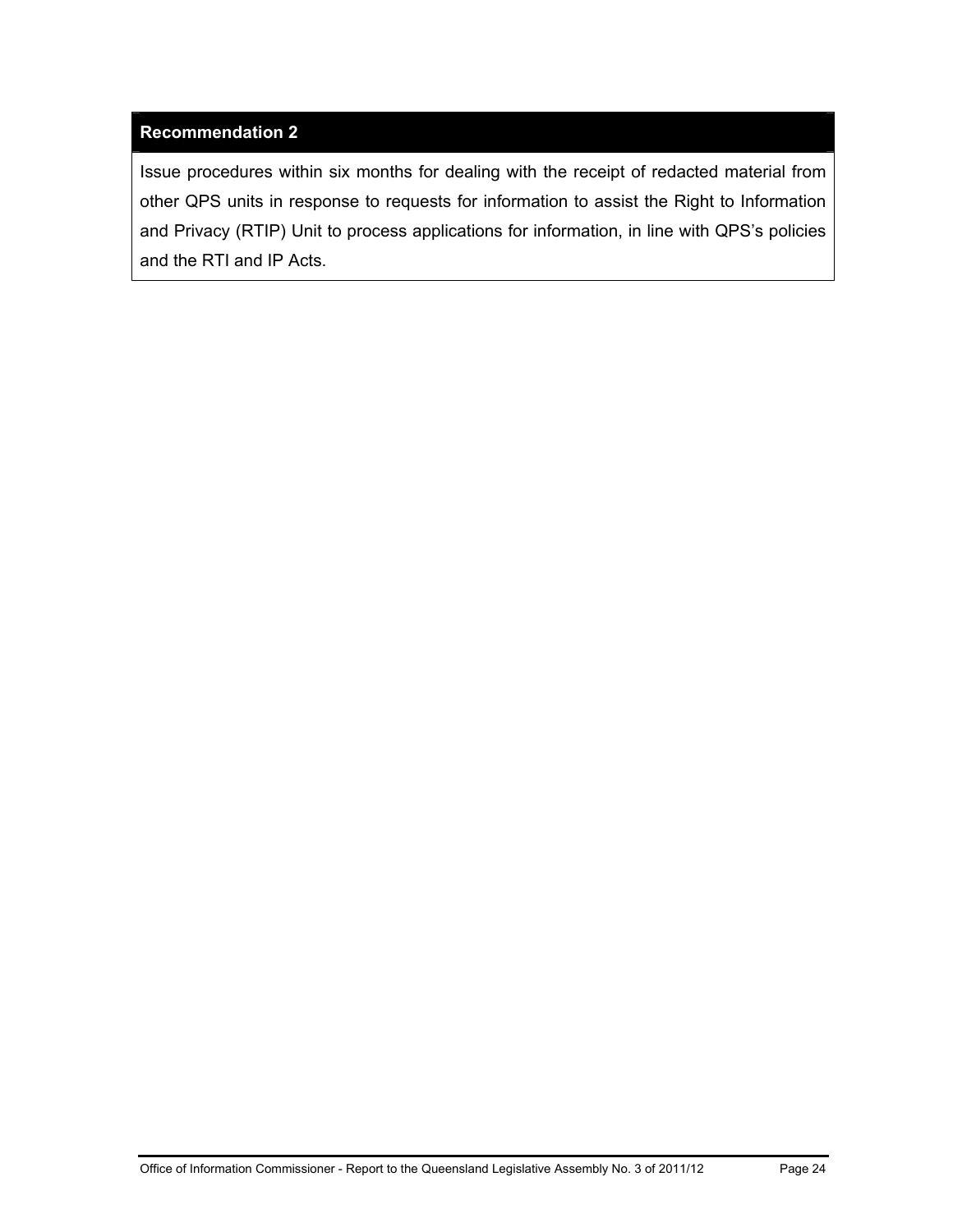**Recommendation 2**

Issue procedures within six months for dealing with the receipt of redacted material from other QPS units in response to requests for information to assist the Right to Information and Privacy (RTIP) Unit to process applications for information, in line with QPS's policies and the RTI and IP Acts.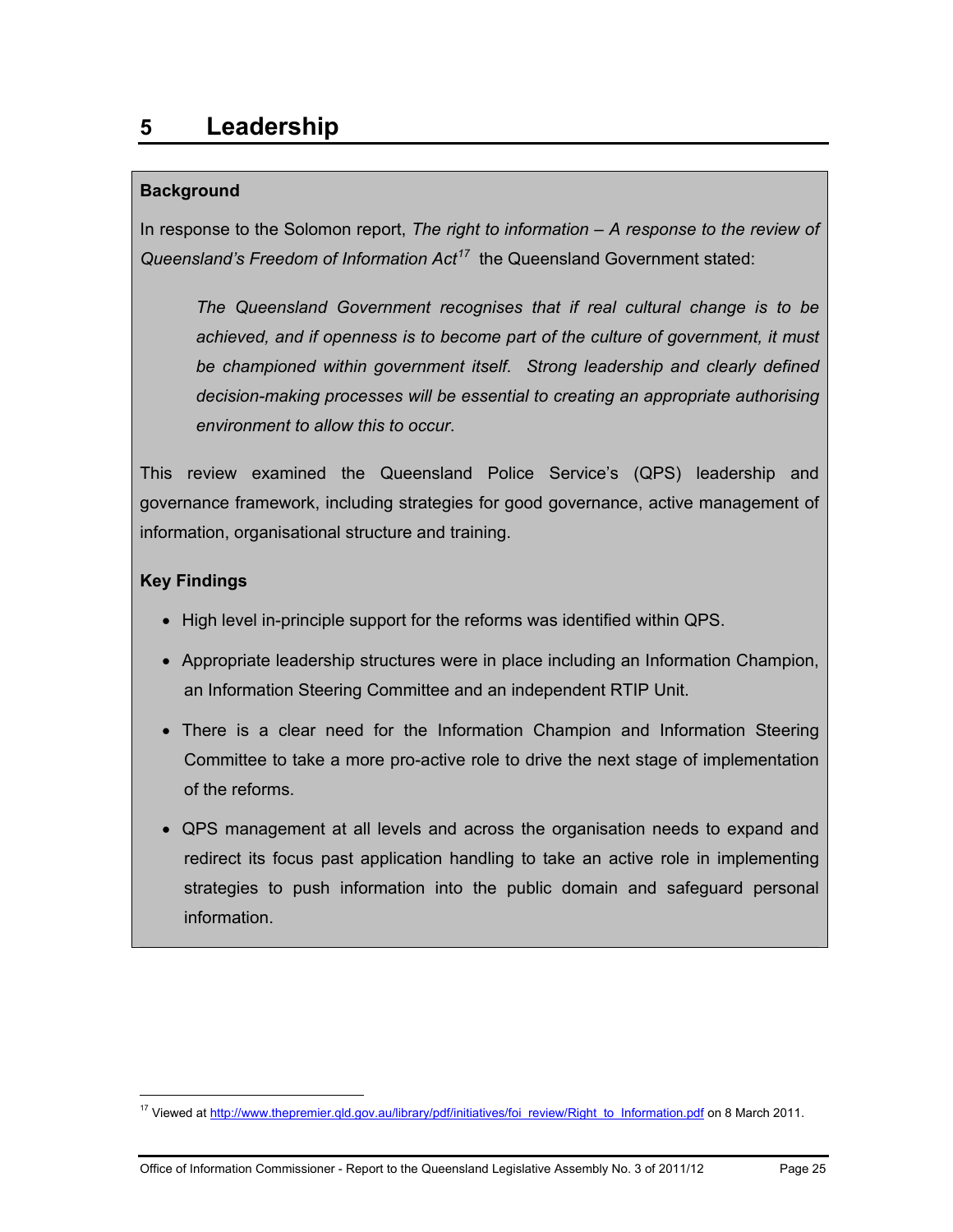# 5 Leadership

**Background**

In response to the Solomon report, *The right to information – A response to the review of Queensland's Freedom of Information Act*[17] the Queensland Government stated:

> *The Queensland Government recognises that if real cultural change is to be achieved, and if openness is to become part of the culture of government, it must be championed within government itself. Strong leadership and clearly defined decision-making processes will be essential to creating an appropriate authorising environment to allow this to occur.*

This review examined the Queensland Police Service's (QPS) leadership and governance framework, including strategies for good governance, active management of information, organisational structure and training.

**Key Findings**

- High level in-principle support for the reforms was identified within QPS.
- Appropriate leadership structures were in place including an Information Champion, an Information Steering Committee and an independent RTIP Unit.
- There is a clear need for the Information Champion and Information Steering Committee to take a more pro-active role to drive the next stage of implementation of the reforms.
- QPS management at all levels and across the organisation needs to expand and redirect its focus past application handling to take an active role in implementing strategies to push information into the public domain and safeguard personal information.

[17] Viewed at http://www.thepremier.qld.gov.au/library/pdf/initiatives/foi_review/Right_to_Information.pdf on 8 March 2011.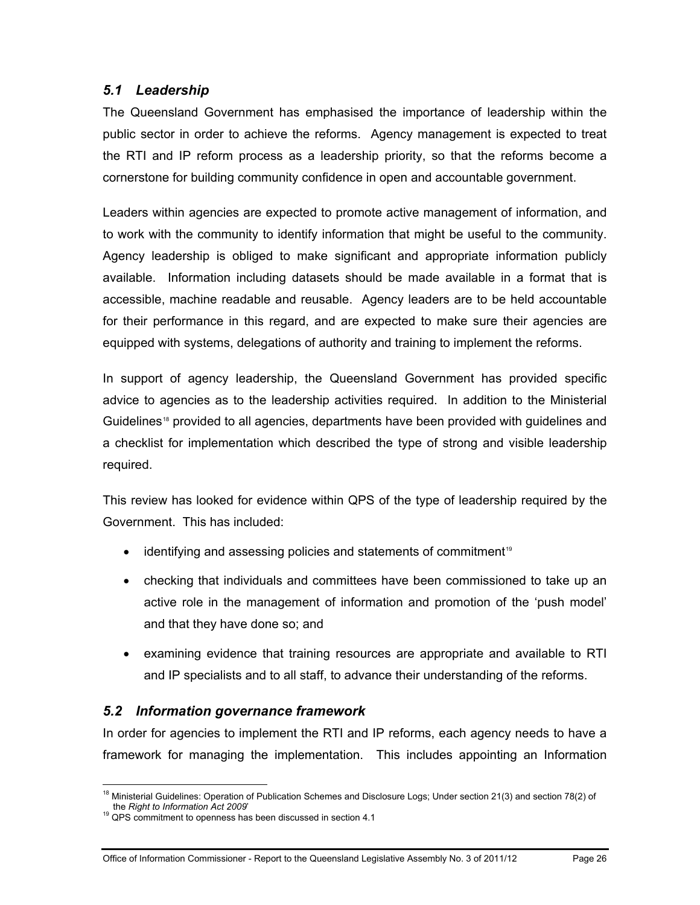### *5.1 Leadership*

The Queensland Government has emphasised the importance of leadership within the public sector in order to achieve the reforms. Agency management is expected to treat the RTI and IP reform process as a leadership priority, so that the reforms become a cornerstone for building community confidence in open and accountable government.

Leaders within agencies are expected to promote active management of information, and to work with the community to identify information that might be useful to the community. Agency leadership is obliged to make significant and appropriate information publicly available. Information including datasets should be made available in a format that is accessible, machine readable and reusable. Agency leaders are to be held accountable for their performance in this regard, and are expected to make sure their agencies are equipped with systems, delegations of authority and training to implement the reforms.

In support of agency leadership, the Queensland Government has provided specific advice to agencies as to the leadership activities required. In addition to the Ministerial Guidelines[18] provided to all agencies, departments have been provided with guidelines and a checklist for implementation which described the type of strong and visible leadership required.

This review has looked for evidence within QPS of the type of leadership required by the Government. This has included:

- identifying and assessing policies and statements of commitment[19]
- checking that individuals and committees have been commissioned to take up an active role in the management of information and promotion of the 'push model' and that they have done so; and
- examining evidence that training resources are appropriate and available to RTI and IP specialists and to all staff, to advance their understanding of the reforms.

### *5.2 Information governance framework*

In order for agencies to implement the RTI and IP reforms, each agency needs to have a framework for managing the implementation. This includes appointing an Information

---

[18] Ministerial Guidelines: Operation of Publication Schemes and Disclosure Logs; Under section 21(3) and section 78(2) of the *Right to Information Act 2009*'

[19] QPS commitment to openness has been discussed in section 4.1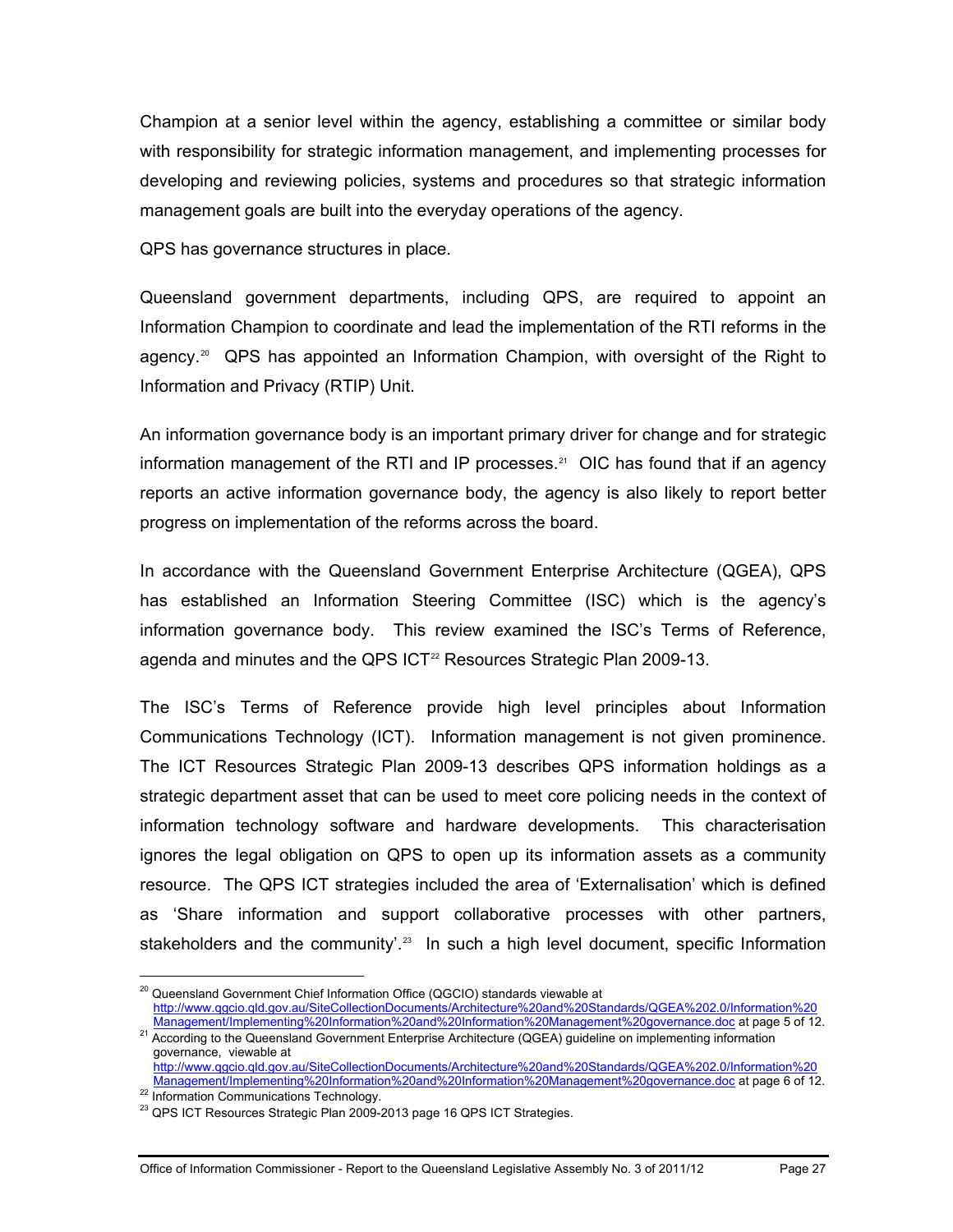Champion at a senior level within the agency, establishing a committee or similar body with responsibility for strategic information management, and implementing processes for developing and reviewing policies, systems and procedures so that strategic information management goals are built into the everyday operations of the agency.

QPS has governance structures in place.

Queensland government departments, including QPS, are required to appoint an Information Champion to coordinate and lead the implementation of the RTI reforms in the agency.[20] QPS has appointed an Information Champion, with oversight of the Right to Information and Privacy (RTIP) Unit.

An information governance body is an important primary driver for change and for strategic information management of the RTI and IP processes.[21] OIC has found that if an agency reports an active information governance body, the agency is also likely to report better progress on implementation of the reforms across the board.

In accordance with the Queensland Government Enterprise Architecture (QGEA), QPS has established an Information Steering Committee (ISC) which is the agency's information governance body. This review examined the ISC's Terms of Reference, agenda and minutes and the QPS ICT[22] Resources Strategic Plan 2009-13.

The ISC's Terms of Reference provide high level principles about Information Communications Technology (ICT). Information management is not given prominence. The ICT Resources Strategic Plan 2009-13 describes QPS information holdings as a strategic department asset that can be used to meet core policing needs in the context of information technology software and hardware developments. This characterisation ignores the legal obligation on QPS to open up its information assets as a community resource. The QPS ICT strategies included the area of 'Externalisation' which is defined as 'Share information and support collaborative processes with other partners, stakeholders and the community'.[23] In such a high level document, specific Information

---

[20] Queensland Government Chief Information Office (QGCIO) standards viewable at http://www.qgcio.qld.gov.au/SiteCollectionDocuments/Architecture%20and%20Standards/QGEA%202.0/Information%20Management/Implementing%20Information%20and%20Information%20Management%20governance.doc at page 5 of 12.

[21] According to the Queensland Government Enterprise Architecture (QGEA) guideline on implementing information governance, viewable at http://www.qgcio.qld.gov.au/SiteCollectionDocuments/Architecture%20and%20Standards/QGEA%202.0/Information%20Management/Implementing%20Information%20and%20Information%20Management%20governance.doc at page 6 of 12.

[22] Information Communications Technology.

[23] QPS ICT Resources Strategic Plan 2009-2013 page 16 QPS ICT Strategies.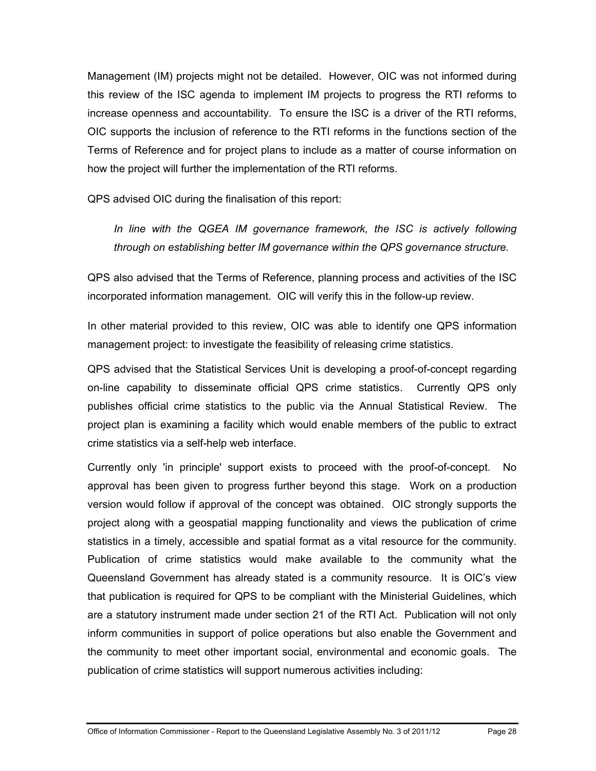Management (IM) projects might not be detailed. However, OIC was not informed during this review of the ISC agenda to implement IM projects to progress the RTI reforms to increase openness and accountability. To ensure the ISC is a driver of the RTI reforms, OIC supports the inclusion of reference to the RTI reforms in the functions section of the Terms of Reference and for project plans to include as a matter of course information on how the project will further the implementation of the RTI reforms.

QPS advised OIC during the finalisation of this report:

> *In line with the QGEA IM governance framework, the ISC is actively following through on establishing better IM governance within the QPS governance structure.*

QPS also advised that the Terms of Reference, planning process and activities of the ISC incorporated information management. OIC will verify this in the follow-up review.

In other material provided to this review, OIC was able to identify one QPS information management project: to investigate the feasibility of releasing crime statistics.

QPS advised that the Statistical Services Unit is developing a proof-of-concept regarding on-line capability to disseminate official QPS crime statistics. Currently QPS only publishes official crime statistics to the public via the Annual Statistical Review. The project plan is examining a facility which would enable members of the public to extract crime statistics via a self-help web interface.

Currently only 'in principle' support exists to proceed with the proof-of-concept. No approval has been given to progress further beyond this stage. Work on a production version would follow if approval of the concept was obtained. OIC strongly supports the project along with a geospatial mapping functionality and views the publication of crime statistics in a timely, accessible and spatial format as a vital resource for the community. Publication of crime statistics would make available to the community what the Queensland Government has already stated is a community resource. It is OIC's view that publication is required for QPS to be compliant with the Ministerial Guidelines, which are a statutory instrument made under section 21 of the RTI Act. Publication will not only inform communities in support of police operations but also enable the Government and the community to meet other important social, environmental and economic goals. The publication of crime statistics will support numerous activities including: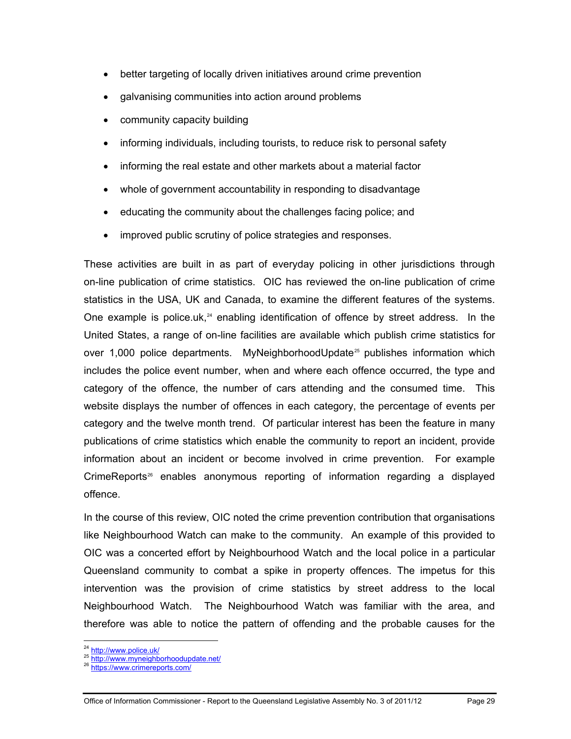- better targeting of locally driven initiatives around crime prevention
- galvanising communities into action around problems
- community capacity building
- informing individuals, including tourists, to reduce risk to personal safety
- informing the real estate and other markets about a material factor
- whole of government accountability in responding to disadvantage
- educating the community about the challenges facing police; and
- improved public scrutiny of police strategies and responses.

These activities are built in as part of everyday policing in other jurisdictions through on-line publication of crime statistics. OIC has reviewed the on-line publication of crime statistics in the USA, UK and Canada, to examine the different features of the systems. One example is police.uk,[24] enabling identification of offence by street address. In the United States, a range of on-line facilities are available which publish crime statistics for over 1,000 police departments. MyNeighborhoodUpdate[25] publishes information which includes the police event number, when and where each offence occurred, the type and category of the offence, the number of cars attending and the consumed time. This website displays the number of offences in each category, the percentage of events per category and the twelve month trend. Of particular interest has been the feature in many publications of crime statistics which enable the community to report an incident, provide information about an incident or become involved in crime prevention. For example CrimeReports[26] enables anonymous reporting of information regarding a displayed offence.

In the course of this review, OIC noted the crime prevention contribution that organisations like Neighbourhood Watch can make to the community. An example of this provided to OIC was a concerted effort by Neighbourhood Watch and the local police in a particular Queensland community to combat a spike in property offences. The impetus for this intervention was the provision of crime statistics by street address to the local Neighbourhood Watch. The Neighbourhood Watch was familiar with the area, and therefore was able to notice the pattern of offending and the probable causes for the

[24] http://www.police.uk/
[25] http://www.myneighborhoodupdate.net/
[26] https://www.crimereports.com/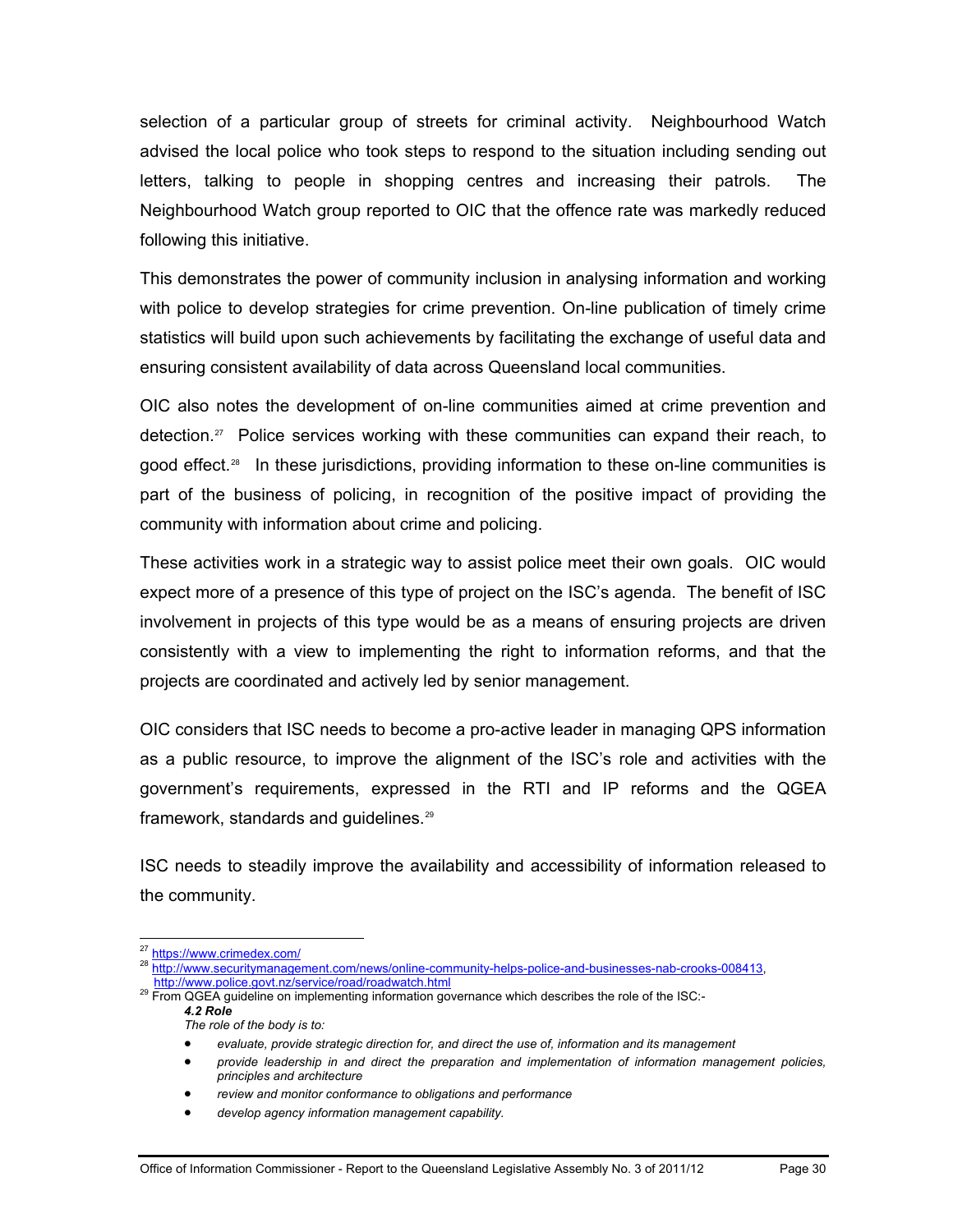selection of a particular group of streets for criminal activity. Neighbourhood Watch advised the local police who took steps to respond to the situation including sending out letters, talking to people in shopping centres and increasing their patrols. The Neighbourhood Watch group reported to OIC that the offence rate was markedly reduced following this initiative.

This demonstrates the power of community inclusion in analysing information and working with police to develop strategies for crime prevention. On-line publication of timely crime statistics will build upon such achievements by facilitating the exchange of useful data and ensuring consistent availability of data across Queensland local communities.

OIC also notes the development of on-line communities aimed at crime prevention and detection.[27] Police services working with these communities can expand their reach, to good effect.[28] In these jurisdictions, providing information to these on-line communities is part of the business of policing, in recognition of the positive impact of providing the community with information about crime and policing.

These activities work in a strategic way to assist police meet their own goals. OIC would expect more of a presence of this type of project on the ISC's agenda. The benefit of ISC involvement in projects of this type would be as a means of ensuring projects are driven consistently with a view to implementing the right to information reforms, and that the projects are coordinated and actively led by senior management.

OIC considers that ISC needs to become a pro-active leader in managing QPS information as a public resource, to improve the alignment of the ISC's role and activities with the government's requirements, expressed in the RTI and IP reforms and the QGEA framework, standards and guidelines.[29]

ISC needs to steadily improve the availability and accessibility of information released to the community.

---

[27] https://www.crimedex.com/

[28] http://www.securitymanagement.com/news/online-community-helps-police-and-businesses-nab-crooks-008413, http://www.police.govt.nz/service/road/roadwatch.html

[29] From QGEA guideline on implementing information governance which describes the role of the ISC:-

> ***4.2 Role***
>
> *The role of the body is to:*
>
> - *evaluate, provide strategic direction for, and direct the use of, information and its management*
> - *provide leadership in and direct the preparation and implementation of information management policies, principles and architecture*
> - *review and monitor conformance to obligations and performance*
> - *develop agency information management capability.*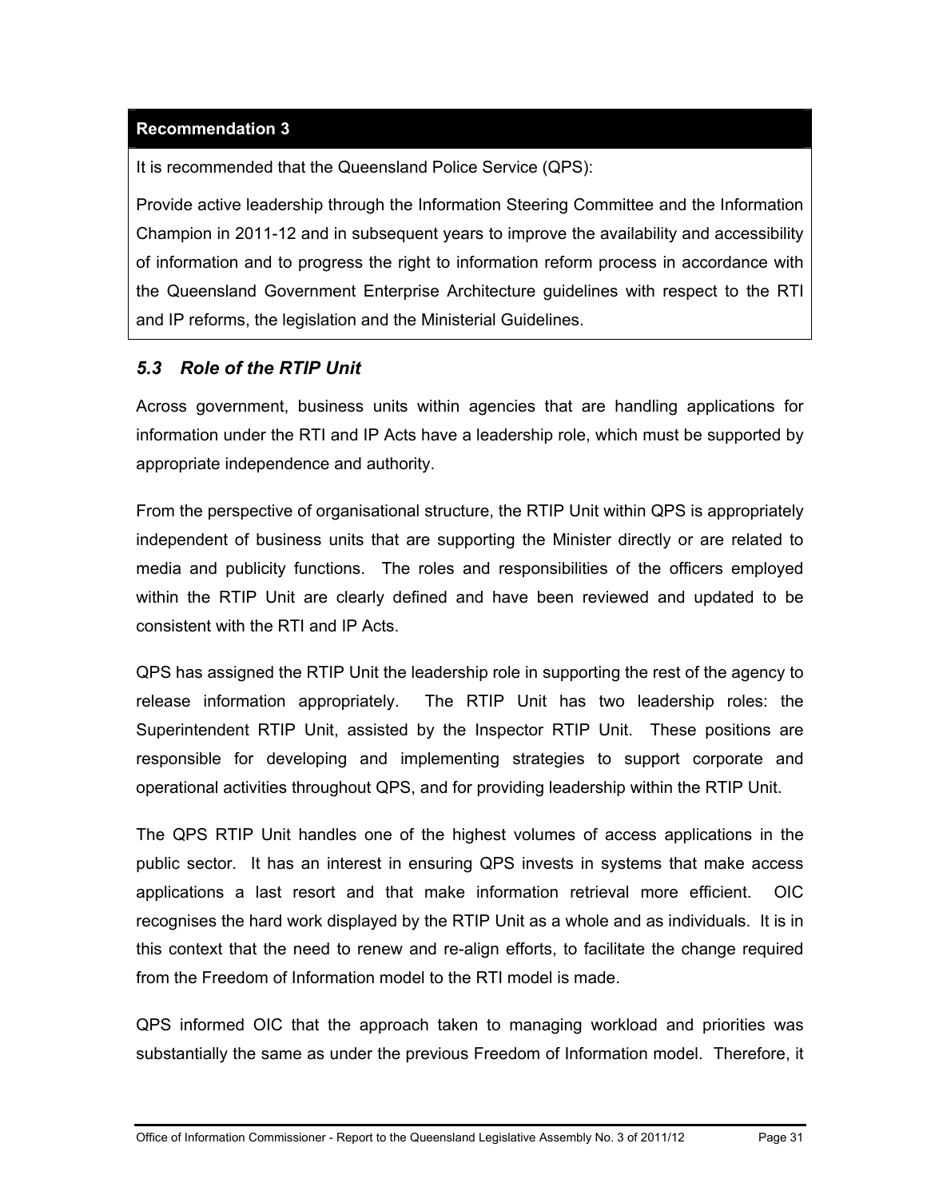**Recommendation 3**

It is recommended that the Queensland Police Service (QPS):

Provide active leadership through the Information Steering Committee and the Information Champion in 2011-12 and in subsequent years to improve the availability and accessibility of information and to progress the right to information reform process in accordance with the Queensland Government Enterprise Architecture guidelines with respect to the RTI and IP reforms, the legislation and the Ministerial Guidelines.

## *5.3 Role of the RTIP Unit*

Across government, business units within agencies that are handling applications for information under the RTI and IP Acts have a leadership role, which must be supported by appropriate independence and authority.

From the perspective of organisational structure, the RTIP Unit within QPS is appropriately independent of business units that are supporting the Minister directly or are related to media and publicity functions. The roles and responsibilities of the officers employed within the RTIP Unit are clearly defined and have been reviewed and updated to be consistent with the RTI and IP Acts.

QPS has assigned the RTIP Unit the leadership role in supporting the rest of the agency to release information appropriately. The RTIP Unit has two leadership roles: the Superintendent RTIP Unit, assisted by the Inspector RTIP Unit. These positions are responsible for developing and implementing strategies to support corporate and operational activities throughout QPS, and for providing leadership within the RTIP Unit.

The QPS RTIP Unit handles one of the highest volumes of access applications in the public sector. It has an interest in ensuring QPS invests in systems that make access applications a last resort and that make information retrieval more efficient. OIC recognises the hard work displayed by the RTIP Unit as a whole and as individuals. It is in this context that the need to renew and re-align efforts, to facilitate the change required from the Freedom of Information model to the RTI model is made.

QPS informed OIC that the approach taken to managing workload and priorities was substantially the same as under the previous Freedom of Information model. Therefore, it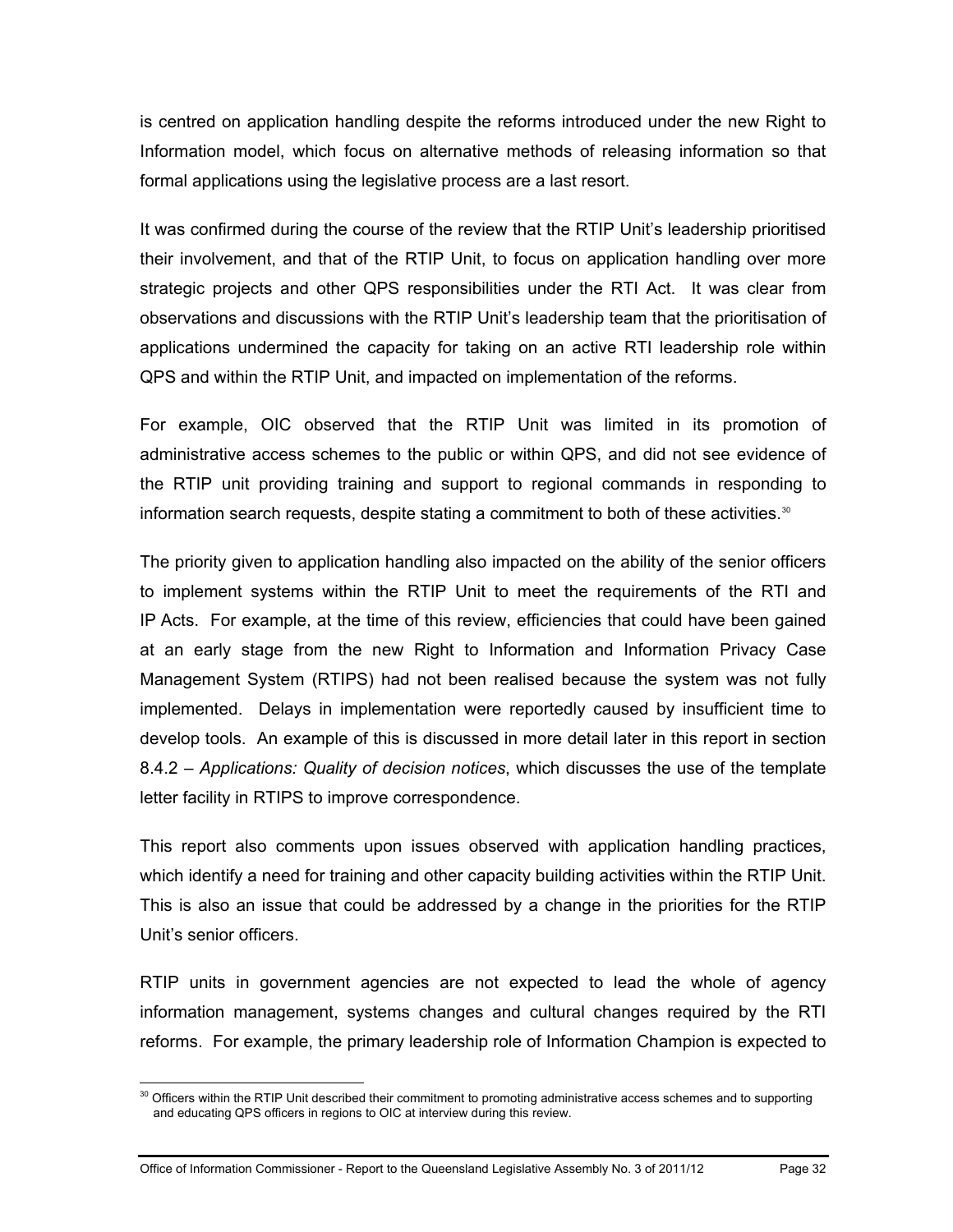is centred on application handling despite the reforms introduced under the new Right to Information model, which focus on alternative methods of releasing information so that formal applications using the legislative process are a last resort.

It was confirmed during the course of the review that the RTIP Unit's leadership prioritised their involvement, and that of the RTIP Unit, to focus on application handling over more strategic projects and other QPS responsibilities under the RTI Act. It was clear from observations and discussions with the RTIP Unit's leadership team that the prioritisation of applications undermined the capacity for taking on an active RTI leadership role within QPS and within the RTIP Unit, and impacted on implementation of the reforms.

For example, OIC observed that the RTIP Unit was limited in its promotion of administrative access schemes to the public or within QPS, and did not see evidence of the RTIP unit providing training and support to regional commands in responding to information search requests, despite stating a commitment to both of these activities.[30]

The priority given to application handling also impacted on the ability of the senior officers to implement systems within the RTIP Unit to meet the requirements of the RTI and IP Acts. For example, at the time of this review, efficiencies that could have been gained at an early stage from the new Right to Information and Information Privacy Case Management System (RTIPS) had not been realised because the system was not fully implemented. Delays in implementation were reportedly caused by insufficient time to develop tools. An example of this is discussed in more detail later in this report in section 8.4.2 – *Applications: Quality of decision notices*, which discusses the use of the template letter facility in RTIPS to improve correspondence.

This report also comments upon issues observed with application handling practices, which identify a need for training and other capacity building activities within the RTIP Unit. This is also an issue that could be addressed by a change in the priorities for the RTIP Unit's senior officers.

RTIP units in government agencies are not expected to lead the whole of agency information management, systems changes and cultural changes required by the RTI reforms. For example, the primary leadership role of Information Champion is expected to

[30] Officers within the RTIP Unit described their commitment to promoting administrative access schemes and to supporting and educating QPS officers in regions to OIC at interview during this review.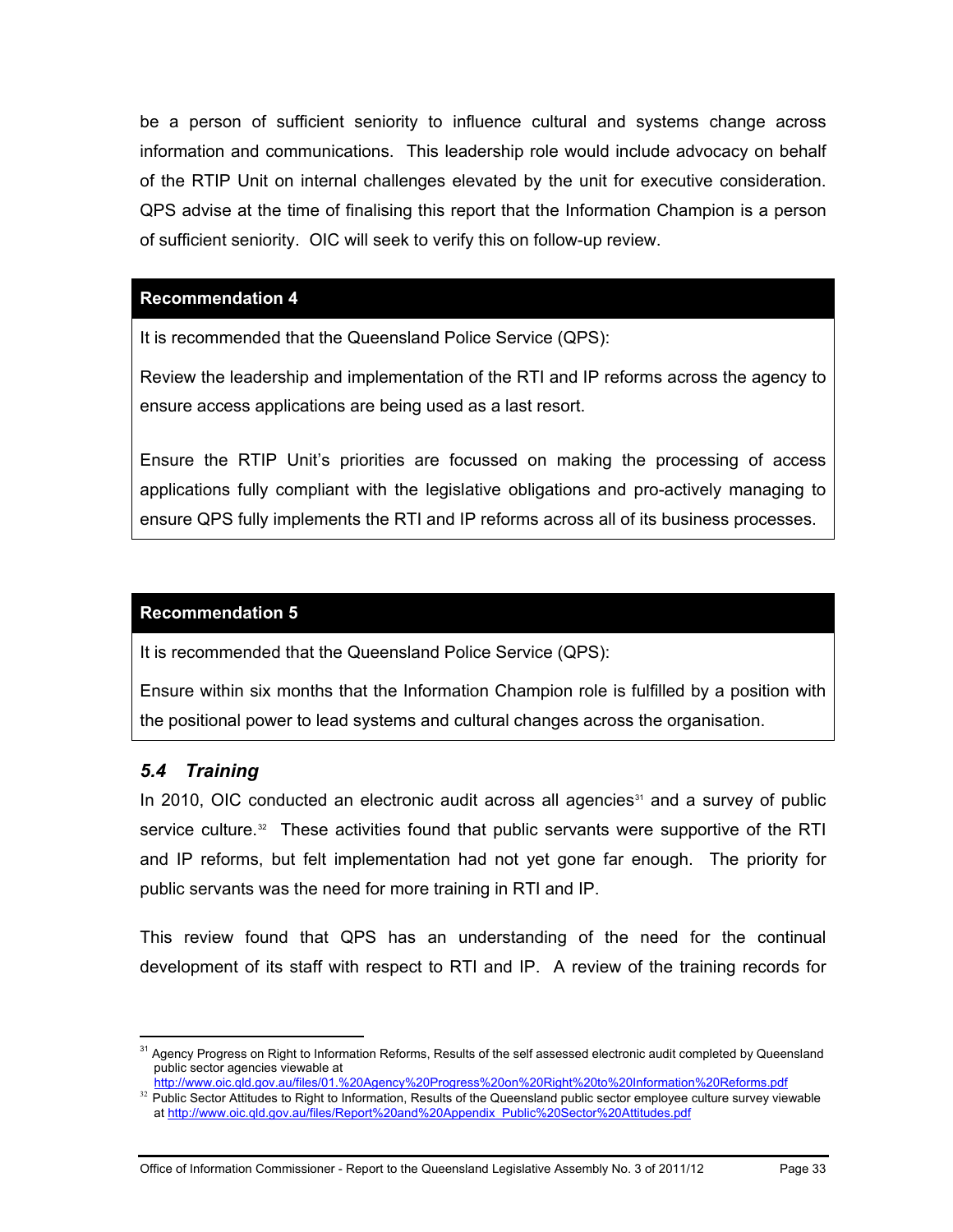be a person of sufficient seniority to influence cultural and systems change across information and communications. This leadership role would include advocacy on behalf of the RTIP Unit on internal challenges elevated by the unit for executive consideration. QPS advise at the time of finalising this report that the Information Champion is a person of sufficient seniority. OIC will seek to verify this on follow-up review.

**Recommendation 4**

It is recommended that the Queensland Police Service (QPS):

Review the leadership and implementation of the RTI and IP reforms across the agency to ensure access applications are being used as a last resort.

Ensure the RTIP Unit's priorities are focussed on making the processing of access applications fully compliant with the legislative obligations and pro-actively managing to ensure QPS fully implements the RTI and IP reforms across all of its business processes.

**Recommendation 5**

It is recommended that the Queensland Police Service (QPS):

Ensure within six months that the Information Champion role is fulfilled by a position with the positional power to lead systems and cultural changes across the organisation.

### *5.4 Training*

In 2010, OIC conducted an electronic audit across all agencies[31] and a survey of public service culture.[32] These activities found that public servants were supportive of the RTI and IP reforms, but felt implementation had not yet gone far enough. The priority for public servants was the need for more training in RTI and IP.

This review found that QPS has an understanding of the need for the continual development of its staff with respect to RTI and IP. A review of the training records for

[31] Agency Progress on Right to Information Reforms, Results of the self assessed electronic audit completed by Queensland public sector agencies viewable at http://www.oic.qld.gov.au/files/01.%20Agency%20Progress%20on%20Right%20to%20Information%20Reforms.pdf

[32] Public Sector Attitudes to Right to Information, Results of the Queensland public sector employee culture survey viewable at http://www.oic.qld.gov.au/files/Report%20and%20Appendix_Public%20Sector%20Attitudes.pdf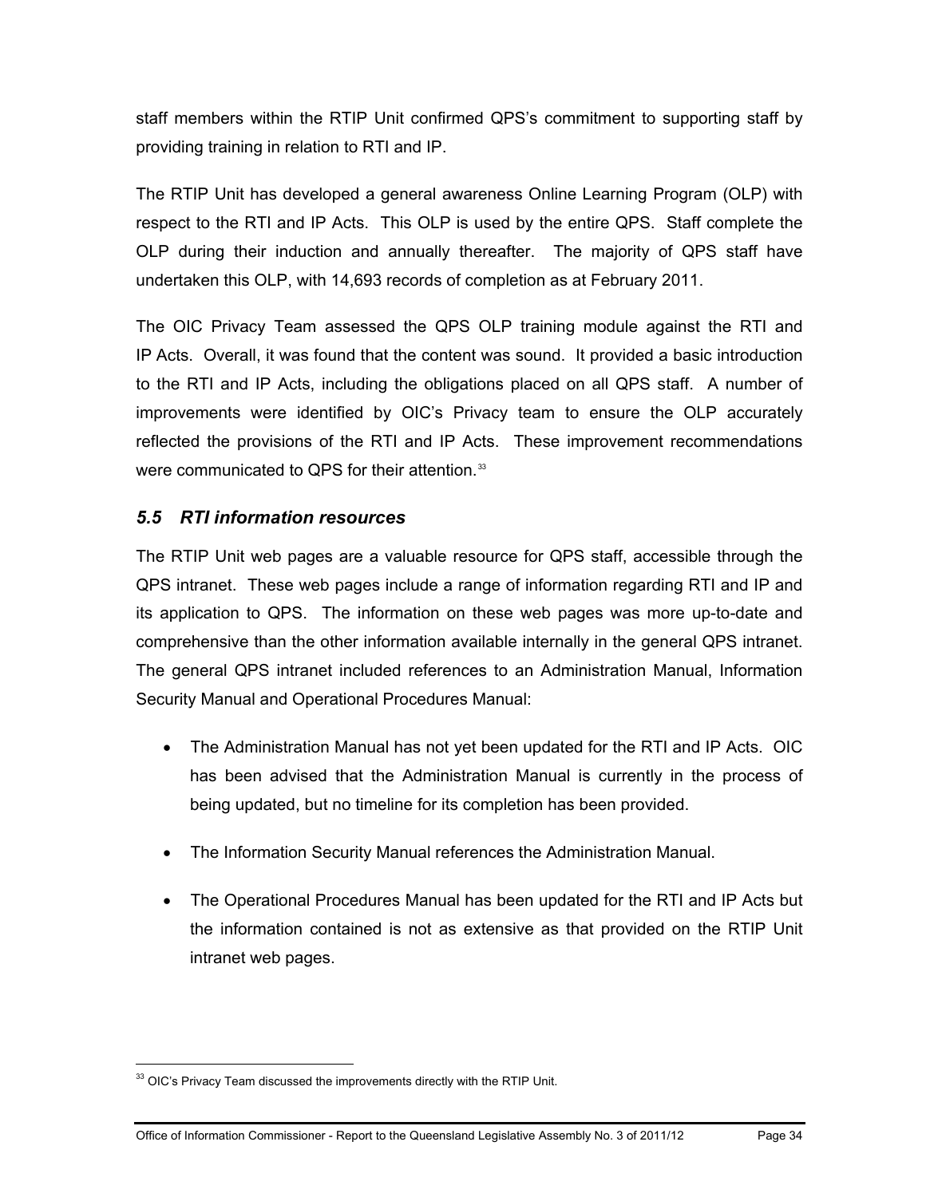staff members within the RTIP Unit confirmed QPS's commitment to supporting staff by providing training in relation to RTI and IP.

The RTIP Unit has developed a general awareness Online Learning Program (OLP) with respect to the RTI and IP Acts. This OLP is used by the entire QPS. Staff complete the OLP during their induction and annually thereafter. The majority of QPS staff have undertaken this OLP, with 14,693 records of completion as at February 2011.

The OIC Privacy Team assessed the QPS OLP training module against the RTI and IP Acts. Overall, it was found that the content was sound. It provided a basic introduction to the RTI and IP Acts, including the obligations placed on all QPS staff. A number of improvements were identified by OIC's Privacy team to ensure the OLP accurately reflected the provisions of the RTI and IP Acts. These improvement recommendations were communicated to QPS for their attention.[33]

## *5.5 RTI information resources*

The RTIP Unit web pages are a valuable resource for QPS staff, accessible through the QPS intranet. These web pages include a range of information regarding RTI and IP and its application to QPS. The information on these web pages was more up-to-date and comprehensive than the other information available internally in the general QPS intranet. The general QPS intranet included references to an Administration Manual, Information Security Manual and Operational Procedures Manual:

- The Administration Manual has not yet been updated for the RTI and IP Acts. OIC has been advised that the Administration Manual is currently in the process of being updated, but no timeline for its completion has been provided.
- The Information Security Manual references the Administration Manual.
- The Operational Procedures Manual has been updated for the RTI and IP Acts but the information contained is not as extensive as that provided on the RTIP Unit intranet web pages.

[33] OIC's Privacy Team discussed the improvements directly with the RTIP Unit.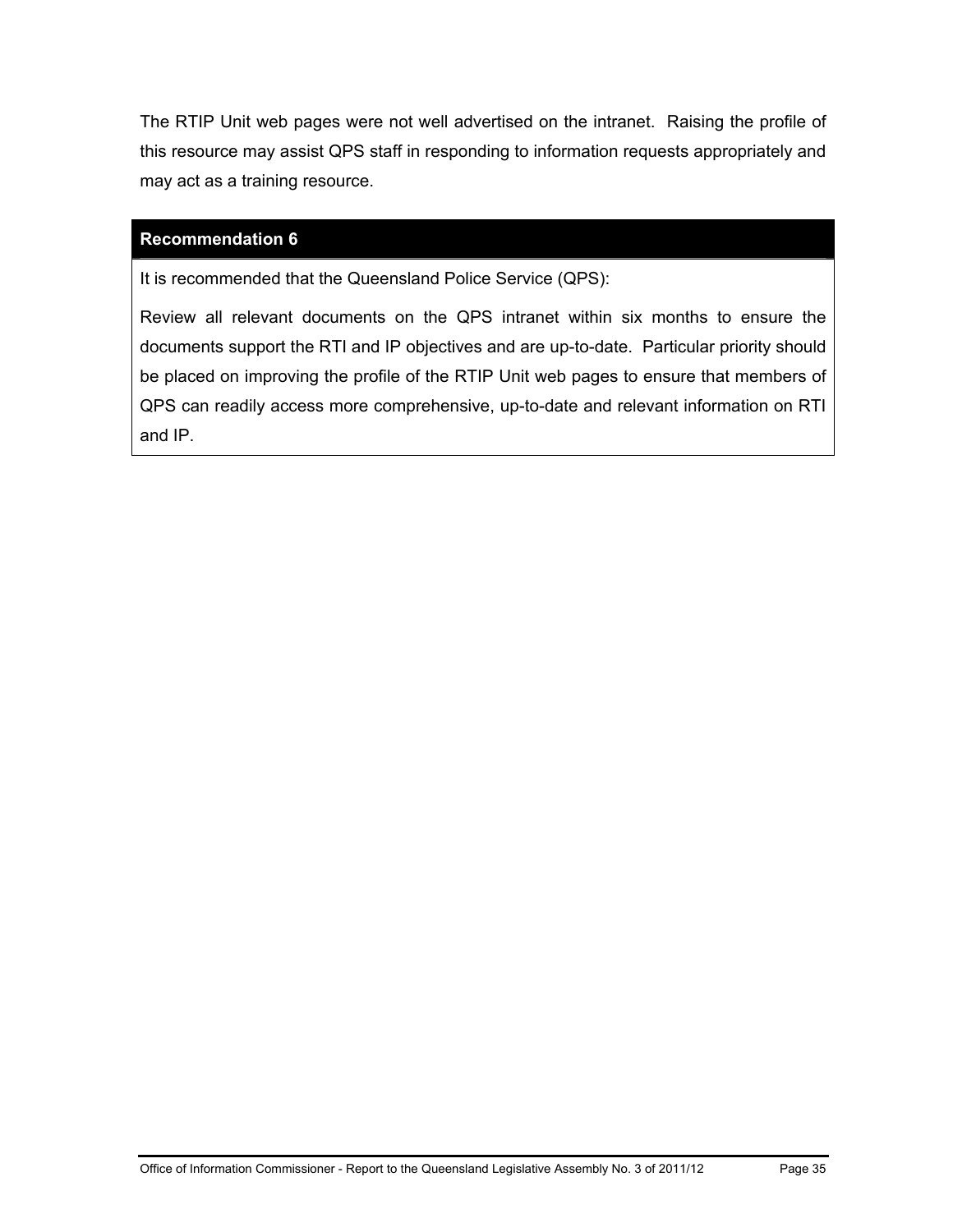The RTIP Unit web pages were not well advertised on the intranet. Raising the profile of this resource may assist QPS staff in responding to information requests appropriately and may act as a training resource.

| **Recommendation 6** |
| --- |
| It is recommended that the Queensland Police Service (QPS):<br><br>Review all relevant documents on the QPS intranet within six months to ensure the documents support the RTI and IP objectives and are up-to-date. Particular priority should be placed on improving the profile of the RTIP Unit web pages to ensure that members of QPS can readily access more comprehensive, up-to-date and relevant information on RTI and IP. |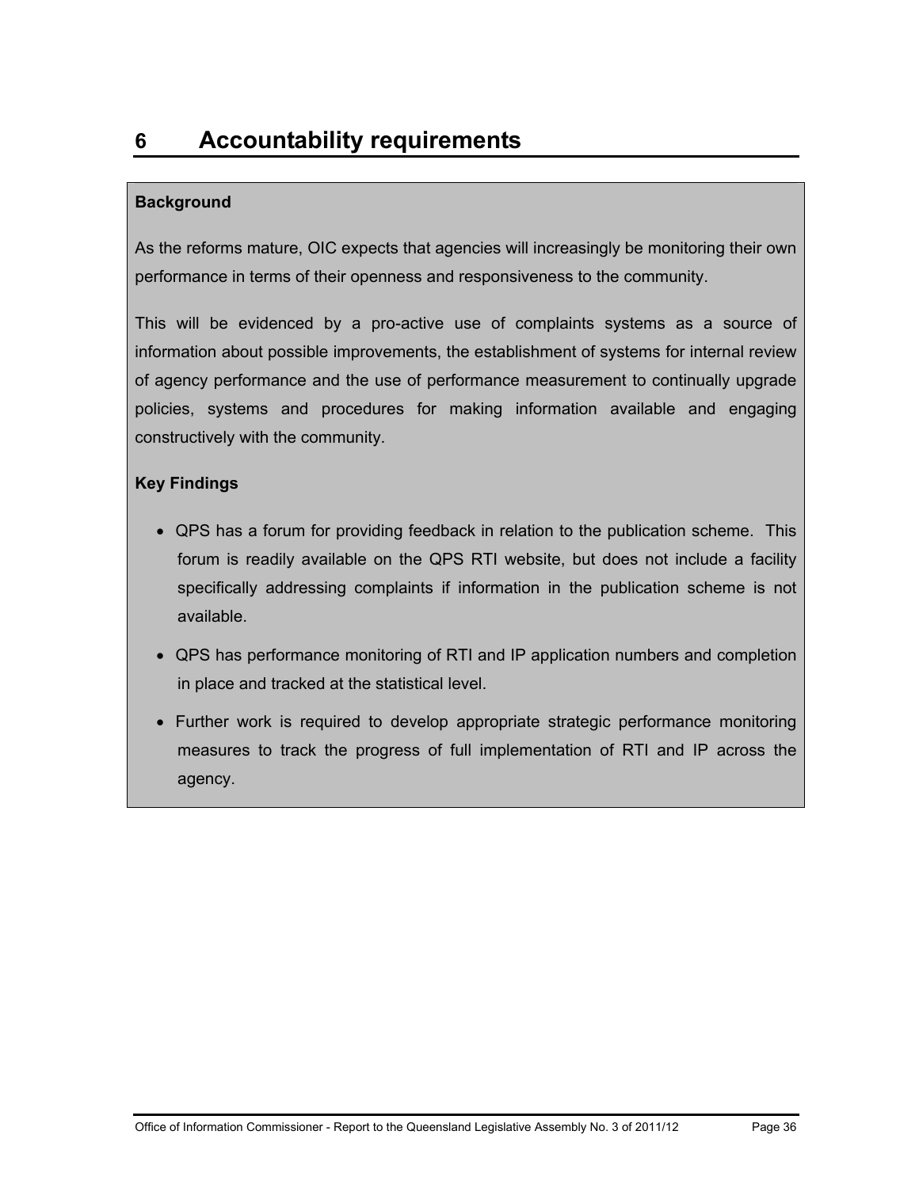# 6 Accountability requirements

**Background**

As the reforms mature, OIC expects that agencies will increasingly be monitoring their own performance in terms of their openness and responsiveness to the community.

This will be evidenced by a pro-active use of complaints systems as a source of information about possible improvements, the establishment of systems for internal review of agency performance and the use of performance measurement to continually upgrade policies, systems and procedures for making information available and engaging constructively with the community.

**Key Findings**

- QPS has a forum for providing feedback in relation to the publication scheme. This forum is readily available on the QPS RTI website, but does not include a facility specifically addressing complaints if information in the publication scheme is not available.
- QPS has performance monitoring of RTI and IP application numbers and completion in place and tracked at the statistical level.
- Further work is required to develop appropriate strategic performance monitoring measures to track the progress of full implementation of RTI and IP across the agency.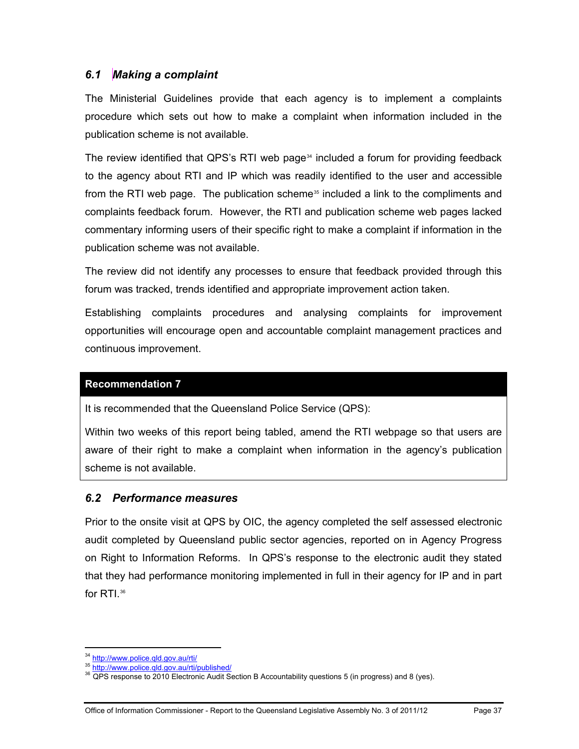### *6.1 Making a complaint*

The Ministerial Guidelines provide that each agency is to implement a complaints procedure which sets out how to make a complaint when information included in the publication scheme is not available.

The review identified that QPS's RTI web page[34] included a forum for providing feedback to the agency about RTI and IP which was readily identified to the user and accessible from the RTI web page. The publication scheme[35] included a link to the compliments and complaints feedback forum. However, the RTI and publication scheme web pages lacked commentary informing users of their specific right to make a complaint if information in the publication scheme was not available.

The review did not identify any processes to ensure that feedback provided through this forum was tracked, trends identified and appropriate improvement action taken.

Establishing complaints procedures and analysing complaints for improvement opportunities will encourage open and accountable complaint management practices and continuous improvement.

| **Recommendation 7** |
|---|
| It is recommended that the Queensland Police Service (QPS): |
| Within two weeks of this report being tabled, amend the RTI webpage so that users are aware of their right to make a complaint when information in the agency's publication scheme is not available. |

### *6.2 Performance measures*

Prior to the onsite visit at QPS by OIC, the agency completed the self assessed electronic audit completed by Queensland public sector agencies, reported on in Agency Progress on Right to Information Reforms. In QPS's response to the electronic audit they stated that they had performance monitoring implemented in full in their agency for IP and in part for RTI.[36]

---

[34] http://www.police.qld.gov.au/rti/
[35] http://www.police.qld.gov.au/rti/published/
[36] QPS response to 2010 Electronic Audit Section B Accountability questions 5 (in progress) and 8 (yes).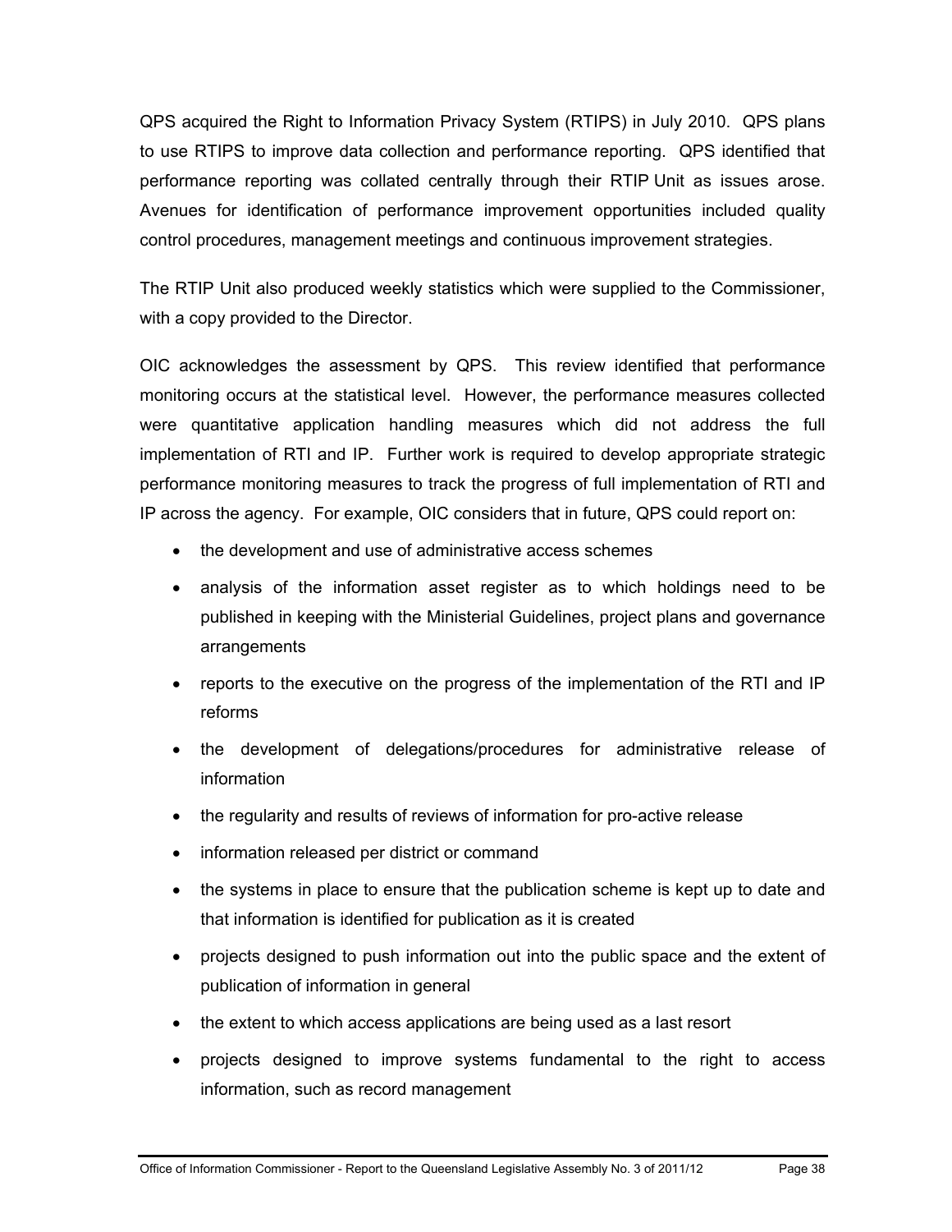QPS acquired the Right to Information Privacy System (RTIPS) in July 2010. QPS plans to use RTIPS to improve data collection and performance reporting. QPS identified that performance reporting was collated centrally through their RTIP Unit as issues arose. Avenues for identification of performance improvement opportunities included quality control procedures, management meetings and continuous improvement strategies.

The RTIP Unit also produced weekly statistics which were supplied to the Commissioner, with a copy provided to the Director.

OIC acknowledges the assessment by QPS. This review identified that performance monitoring occurs at the statistical level. However, the performance measures collected were quantitative application handling measures which did not address the full implementation of RTI and IP. Further work is required to develop appropriate strategic performance monitoring measures to track the progress of full implementation of RTI and IP across the agency. For example, OIC considers that in future, QPS could report on:

- the development and use of administrative access schemes
- analysis of the information asset register as to which holdings need to be published in keeping with the Ministerial Guidelines, project plans and governance arrangements
- reports to the executive on the progress of the implementation of the RTI and IP reforms
- the development of delegations/procedures for administrative release of information
- the regularity and results of reviews of information for pro-active release
- information released per district or command
- the systems in place to ensure that the publication scheme is kept up to date and that information is identified for publication as it is created
- projects designed to push information out into the public space and the extent of publication of information in general
- the extent to which access applications are being used as a last resort
- projects designed to improve systems fundamental to the right to access information, such as record management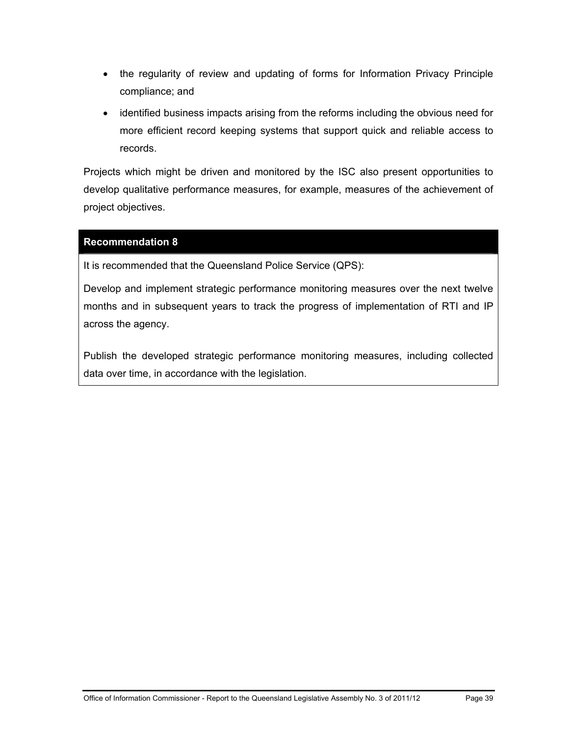- the regularity of review and updating of forms for Information Privacy Principle compliance; and
- identified business impacts arising from the reforms including the obvious need for more efficient record keeping systems that support quick and reliable access to records.

Projects which might be driven and monitored by the ISC also present opportunities to develop qualitative performance measures, for example, measures of the achievement of project objectives.

**Recommendation 8**

It is recommended that the Queensland Police Service (QPS):

Develop and implement strategic performance monitoring measures over the next twelve months and in subsequent years to track the progress of implementation of RTI and IP across the agency.

Publish the developed strategic performance monitoring measures, including collected data over time, in accordance with the legislation.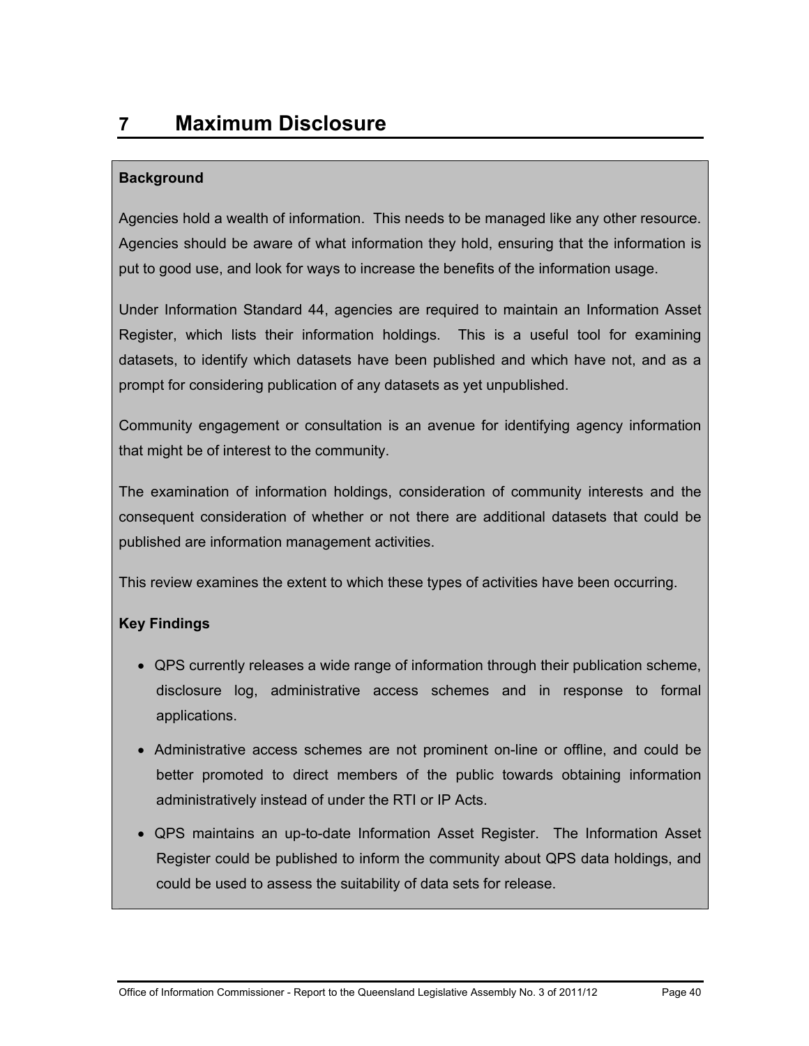# 7 Maximum Disclosure

**Background**

Agencies hold a wealth of information. This needs to be managed like any other resource. Agencies should be aware of what information they hold, ensuring that the information is put to good use, and look for ways to increase the benefits of the information usage.

Under Information Standard 44, agencies are required to maintain an Information Asset Register, which lists their information holdings. This is a useful tool for examining datasets, to identify which datasets have been published and which have not, and as a prompt for considering publication of any datasets as yet unpublished.

Community engagement or consultation is an avenue for identifying agency information that might be of interest to the community.

The examination of information holdings, consideration of community interests and the consequent consideration of whether or not there are additional datasets that could be published are information management activities.

This review examines the extent to which these types of activities have been occurring.

**Key Findings**

- QPS currently releases a wide range of information through their publication scheme, disclosure log, administrative access schemes and in response to formal applications.
- Administrative access schemes are not prominent on-line or offline, and could be better promoted to direct members of the public towards obtaining information administratively instead of under the RTI or IP Acts.
- QPS maintains an up-to-date Information Asset Register. The Information Asset Register could be published to inform the community about QPS data holdings, and could be used to assess the suitability of data sets for release.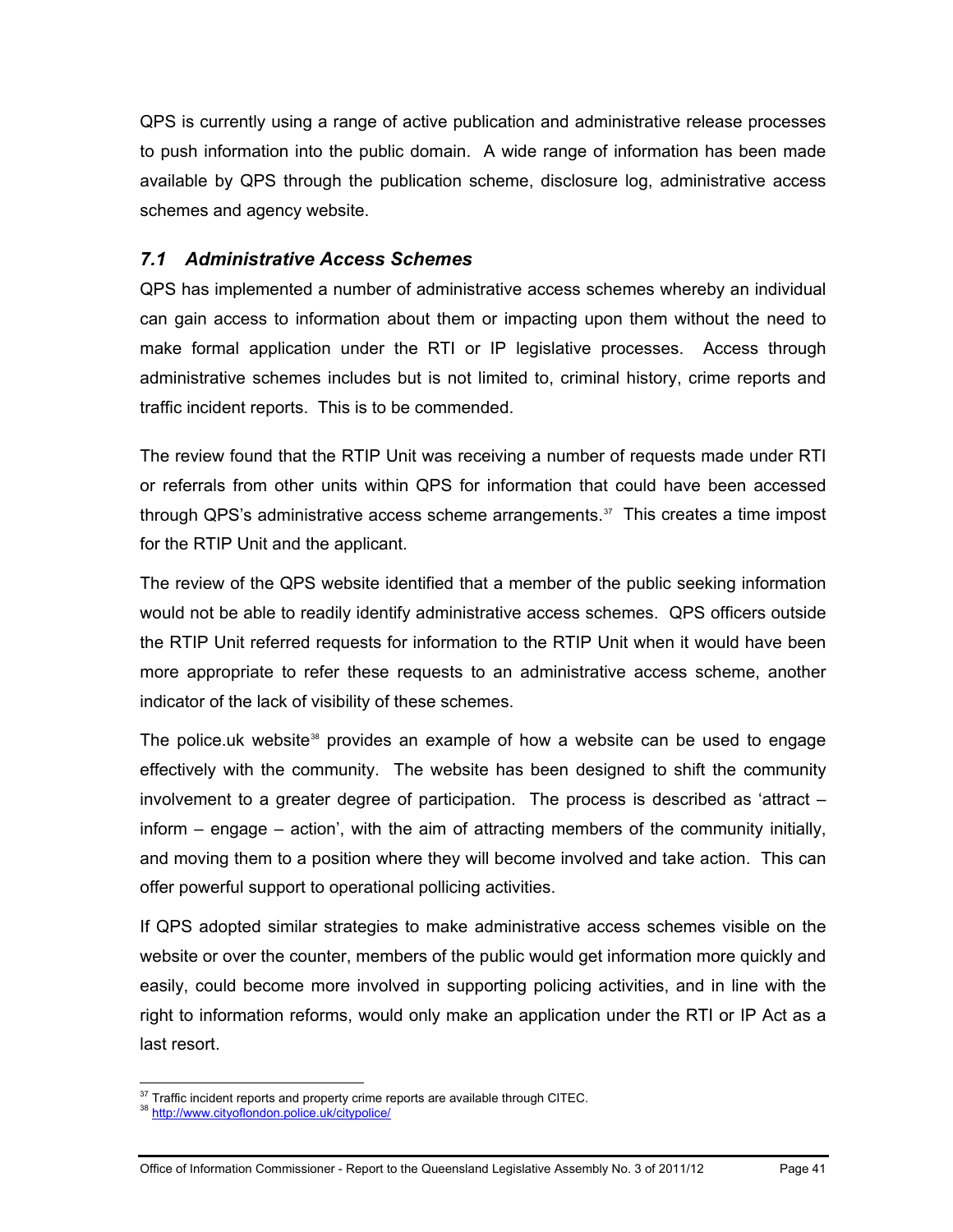QPS is currently using a range of active publication and administrative release processes to push information into the public domain. A wide range of information has been made available by QPS through the publication scheme, disclosure log, administrative access schemes and agency website.

### *7.1 Administrative Access Schemes*

QPS has implemented a number of administrative access schemes whereby an individual can gain access to information about them or impacting upon them without the need to make formal application under the RTI or IP legislative processes. Access through administrative schemes includes but is not limited to, criminal history, crime reports and traffic incident reports. This is to be commended.

The review found that the RTIP Unit was receiving a number of requests made under RTI or referrals from other units within QPS for information that could have been accessed through QPS's administrative access scheme arrangements.[37] This creates a time impost for the RTIP Unit and the applicant.

The review of the QPS website identified that a member of the public seeking information would not be able to readily identify administrative access schemes. QPS officers outside the RTIP Unit referred requests for information to the RTIP Unit when it would have been more appropriate to refer these requests to an administrative access scheme, another indicator of the lack of visibility of these schemes.

The police.uk website[38] provides an example of how a website can be used to engage effectively with the community. The website has been designed to shift the community involvement to a greater degree of participation. The process is described as 'attract – inform – engage – action', with the aim of attracting members of the community initially, and moving them to a position where they will become involved and take action. This can offer powerful support to operational pollicing activities.

If QPS adopted similar strategies to make administrative access schemes visible on the website or over the counter, members of the public would get information more quickly and easily, could become more involved in supporting policing activities, and in line with the right to information reforms, would only make an application under the RTI or IP Act as a last resort.

---

[37] Traffic incident reports and property crime reports are available through CITEC.

[38] http://www.cityoflondon.police.uk/citypolice/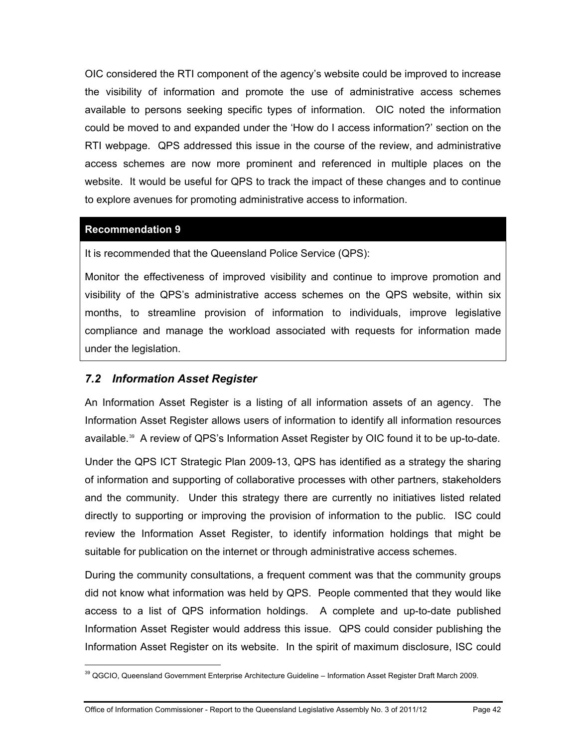OIC considered the RTI component of the agency's website could be improved to increase the visibility of information and promote the use of administrative access schemes available to persons seeking specific types of information. OIC noted the information could be moved to and expanded under the 'How do I access information?' section on the RTI webpage. QPS addressed this issue in the course of the review, and administrative access schemes are now more prominent and referenced in multiple places on the website. It would be useful for QPS to track the impact of these changes and to continue to explore avenues for promoting administrative access to information.

| **Recommendation 9** |
|---|
| It is recommended that the Queensland Police Service (QPS): |
| Monitor the effectiveness of improved visibility and continue to improve promotion and visibility of the QPS's administrative access schemes on the QPS website, within six months, to streamline provision of information to individuals, improve legislative compliance and manage the workload associated with requests for information made under the legislation. |

## *7.2 Information Asset Register*

An Information Asset Register is a listing of all information assets of an agency. The Information Asset Register allows users of information to identify all information resources available.[39] A review of QPS's Information Asset Register by OIC found it to be up-to-date.

Under the QPS ICT Strategic Plan 2009-13, QPS has identified as a strategy the sharing of information and supporting of collaborative processes with other partners, stakeholders and the community. Under this strategy there are currently no initiatives listed related directly to supporting or improving the provision of information to the public. ISC could review the Information Asset Register, to identify information holdings that might be suitable for publication on the internet or through administrative access schemes.

During the community consultations, a frequent comment was that the community groups did not know what information was held by QPS. People commented that they would like access to a list of QPS information holdings. A complete and up-to-date published Information Asset Register would address this issue. QPS could consider publishing the Information Asset Register on its website. In the spirit of maximum disclosure, ISC could

[39] QGCIO, Queensland Government Enterprise Architecture Guideline – Information Asset Register Draft March 2009.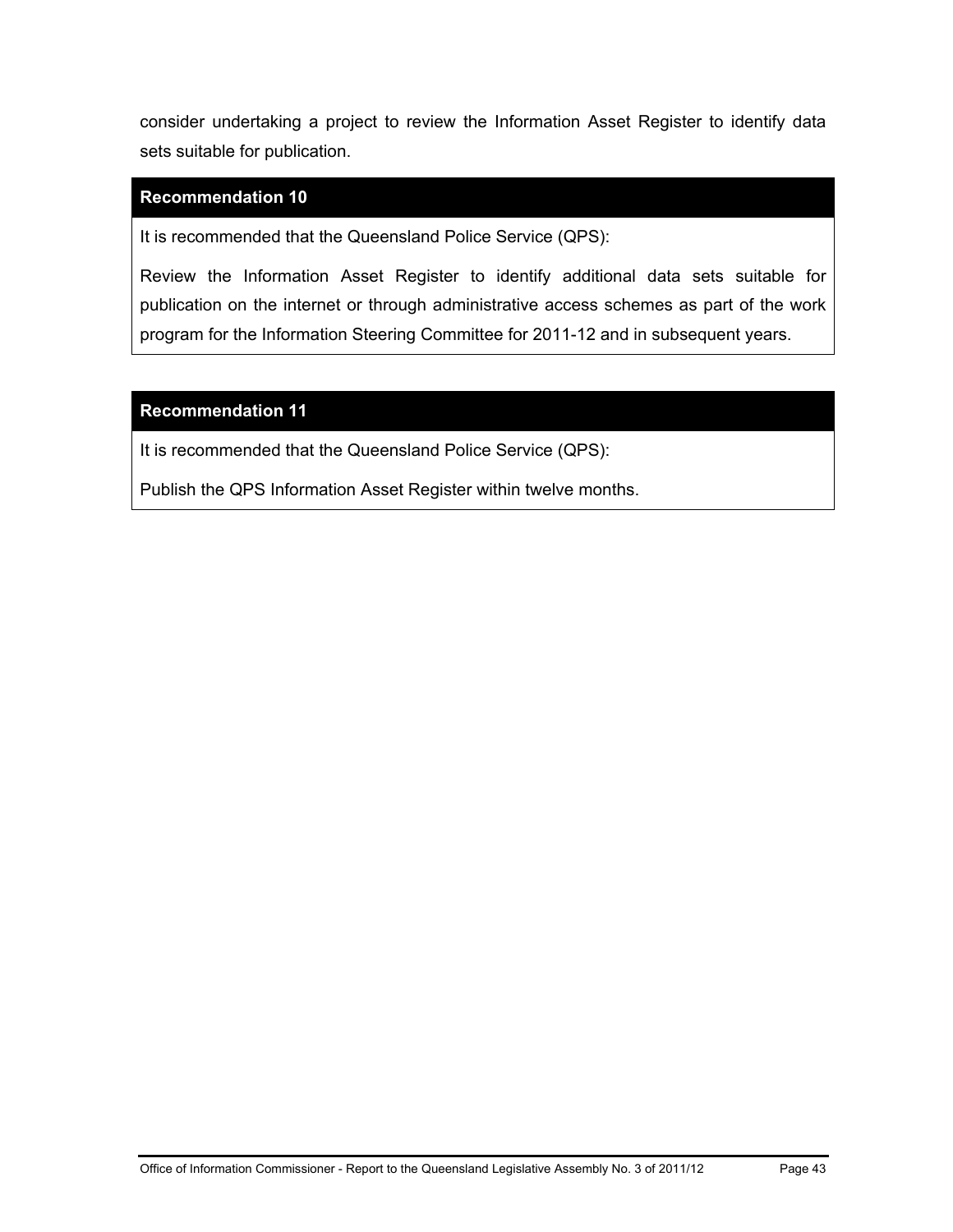consider undertaking a project to review the Information Asset Register to identify data sets suitable for publication.

**Recommendation 10**

It is recommended that the Queensland Police Service (QPS):

Review the Information Asset Register to identify additional data sets suitable for publication on the internet or through administrative access schemes as part of the work program for the Information Steering Committee for 2011-12 and in subsequent years.

**Recommendation 11**

It is recommended that the Queensland Police Service (QPS):

Publish the QPS Information Asset Register within twelve months.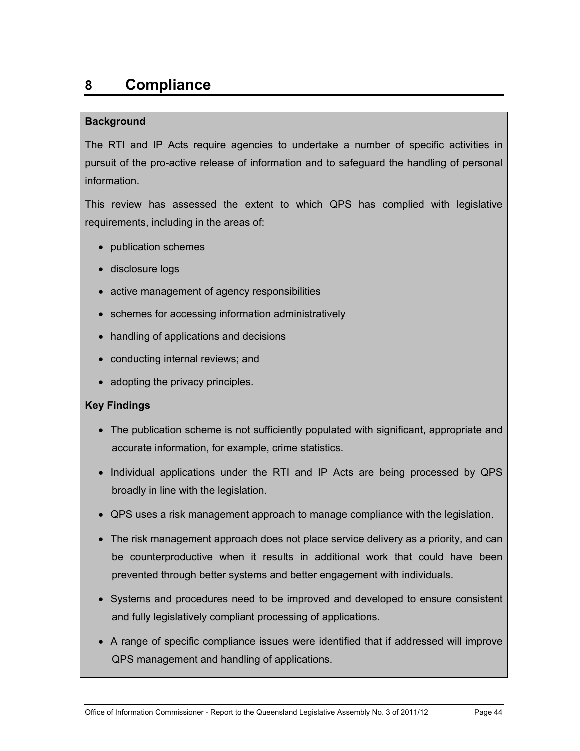# 8 Compliance

**Background**

The RTI and IP Acts require agencies to undertake a number of specific activities in pursuit of the pro-active release of information and to safeguard the handling of personal information.

This review has assessed the extent to which QPS has complied with legislative requirements, including in the areas of:

- publication schemes
- disclosure logs
- active management of agency responsibilities
- schemes for accessing information administratively
- handling of applications and decisions
- conducting internal reviews; and
- adopting the privacy principles.

**Key Findings**

- The publication scheme is not sufficiently populated with significant, appropriate and accurate information, for example, crime statistics.
- Individual applications under the RTI and IP Acts are being processed by QPS broadly in line with the legislation.
- QPS uses a risk management approach to manage compliance with the legislation.
- The risk management approach does not place service delivery as a priority, and can be counterproductive when it results in additional work that could have been prevented through better systems and better engagement with individuals.
- Systems and procedures need to be improved and developed to ensure consistent and fully legislatively compliant processing of applications.
- A range of specific compliance issues were identified that if addressed will improve QPS management and handling of applications.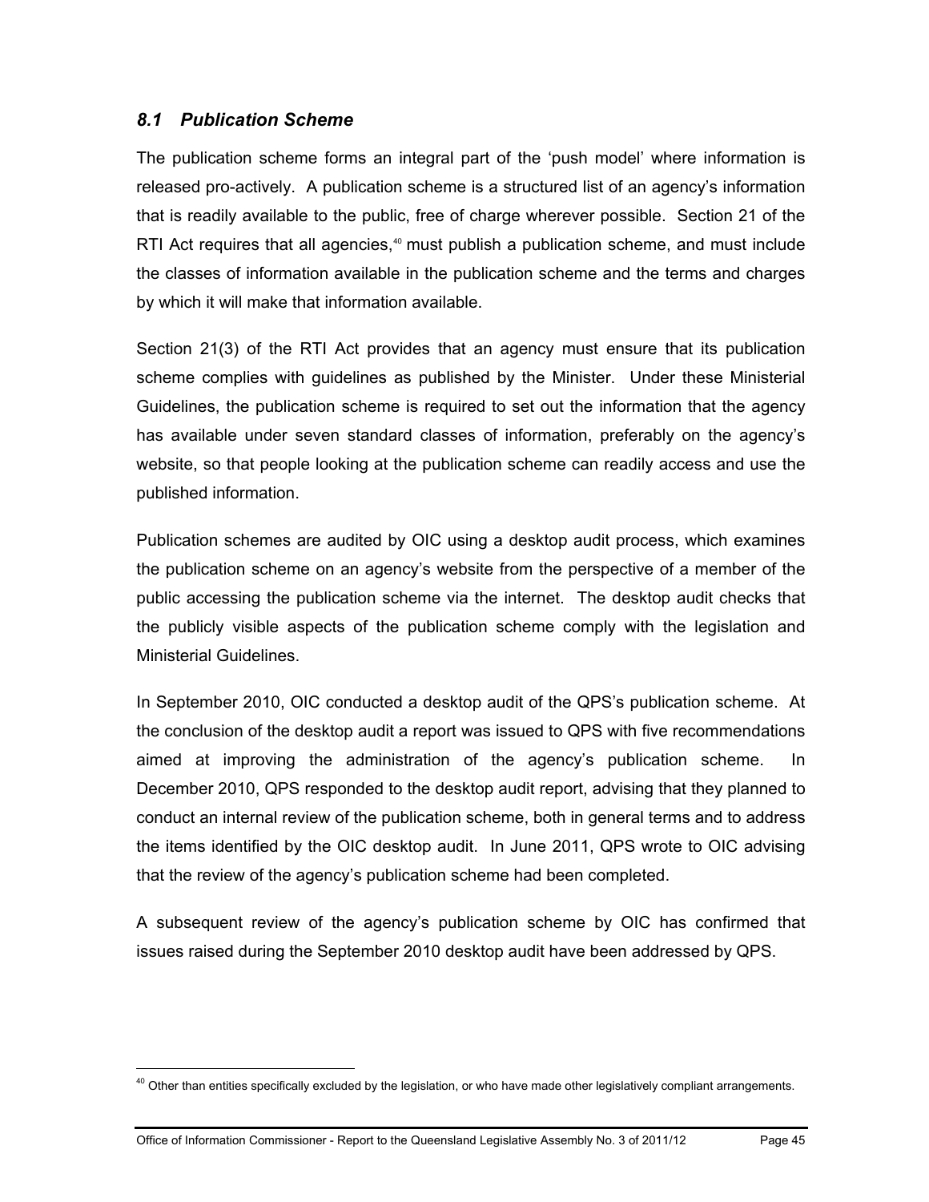### *8.1 Publication Scheme*

The publication scheme forms an integral part of the 'push model' where information is released pro-actively. A publication scheme is a structured list of an agency's information that is readily available to the public, free of charge wherever possible. Section 21 of the RTI Act requires that all agencies,[40] must publish a publication scheme, and must include the classes of information available in the publication scheme and the terms and charges by which it will make that information available.

Section 21(3) of the RTI Act provides that an agency must ensure that its publication scheme complies with guidelines as published by the Minister. Under these Ministerial Guidelines, the publication scheme is required to set out the information that the agency has available under seven standard classes of information, preferably on the agency's website, so that people looking at the publication scheme can readily access and use the published information.

Publication schemes are audited by OIC using a desktop audit process, which examines the publication scheme on an agency's website from the perspective of a member of the public accessing the publication scheme via the internet. The desktop audit checks that the publicly visible aspects of the publication scheme comply with the legislation and Ministerial Guidelines.

In September 2010, OIC conducted a desktop audit of the QPS's publication scheme. At the conclusion of the desktop audit a report was issued to QPS with five recommendations aimed at improving the administration of the agency's publication scheme. In December 2010, QPS responded to the desktop audit report, advising that they planned to conduct an internal review of the publication scheme, both in general terms and to address the items identified by the OIC desktop audit. In June 2011, QPS wrote to OIC advising that the review of the agency's publication scheme had been completed.

A subsequent review of the agency's publication scheme by OIC has confirmed that issues raised during the September 2010 desktop audit have been addressed by QPS.

---

[40] Other than entities specifically excluded by the legislation, or who have made other legislatively compliant arrangements.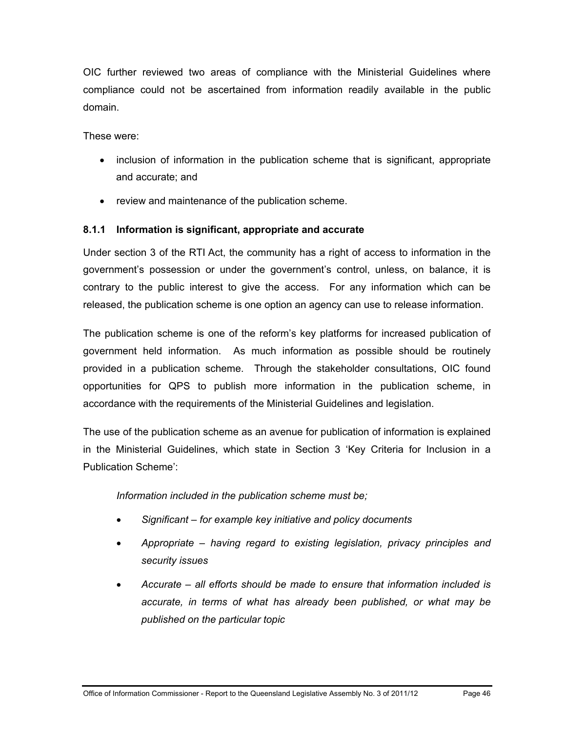OIC further reviewed two areas of compliance with the Ministerial Guidelines where compliance could not be ascertained from information readily available in the public domain.

These were:

- inclusion of information in the publication scheme that is significant, appropriate and accurate; and
- review and maintenance of the publication scheme.

### 8.1.1 Information is significant, appropriate and accurate

Under section 3 of the RTI Act, the community has a right of access to information in the government's possession or under the government's control, unless, on balance, it is contrary to the public interest to give the access. For any information which can be released, the publication scheme is one option an agency can use to release information.

The publication scheme is one of the reform's key platforms for increased publication of government held information. As much information as possible should be routinely provided in a publication scheme. Through the stakeholder consultations, OIC found opportunities for QPS to publish more information in the publication scheme, in accordance with the requirements of the Ministerial Guidelines and legislation.

The use of the publication scheme as an avenue for publication of information is explained in the Ministerial Guidelines, which state in Section 3 'Key Criteria for Inclusion in a Publication Scheme':

> *Information included in the publication scheme must be;*
>
> - *Significant – for example key initiative and policy documents*
> - *Appropriate – having regard to existing legislation, privacy principles and security issues*
> - *Accurate – all efforts should be made to ensure that information included is accurate, in terms of what has already been published, or what may be published on the particular topic*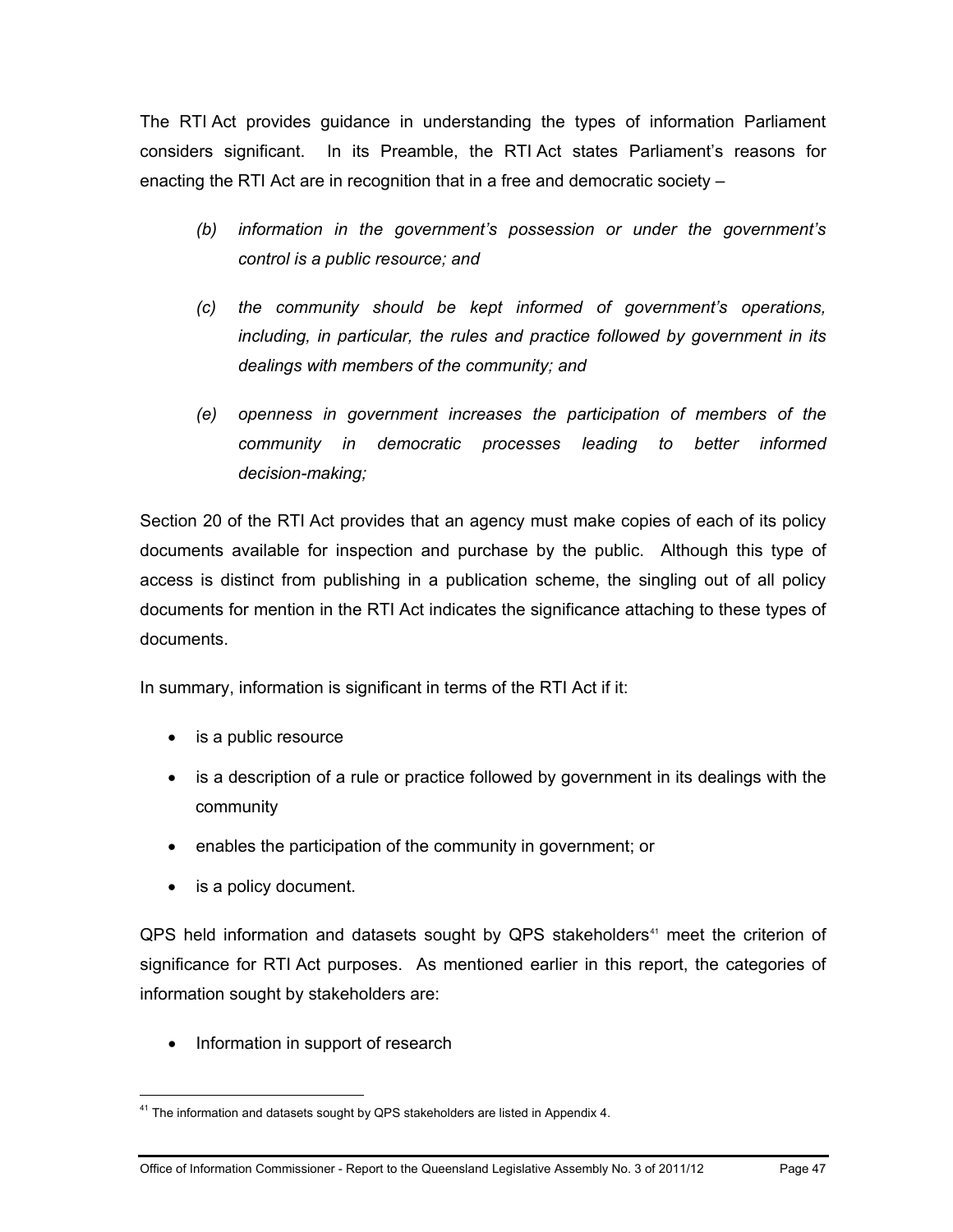The RTI Act provides guidance in understanding the types of information Parliament considers significant. In its Preamble, the RTI Act states Parliament's reasons for enacting the RTI Act are in recognition that in a free and democratic society –

> *(b) information in the government's possession or under the government's control is a public resource; and*
>
> *(c) the community should be kept informed of government's operations, including, in particular, the rules and practice followed by government in its dealings with members of the community; and*
>
> *(e) openness in government increases the participation of members of the community in democratic processes leading to better informed decision-making;*

Section 20 of the RTI Act provides that an agency must make copies of each of its policy documents available for inspection and purchase by the public. Although this type of access is distinct from publishing in a publication scheme, the singling out of all policy documents for mention in the RTI Act indicates the significance attaching to these types of documents.

In summary, information is significant in terms of the RTI Act if it:

- is a public resource
- is a description of a rule or practice followed by government in its dealings with the community
- enables the participation of the community in government; or
- is a policy document.

QPS held information and datasets sought by QPS stakeholders[41] meet the criterion of significance for RTI Act purposes. As mentioned earlier in this report, the categories of information sought by stakeholders are:

- Information in support of research

[41] The information and datasets sought by QPS stakeholders are listed in Appendix 4.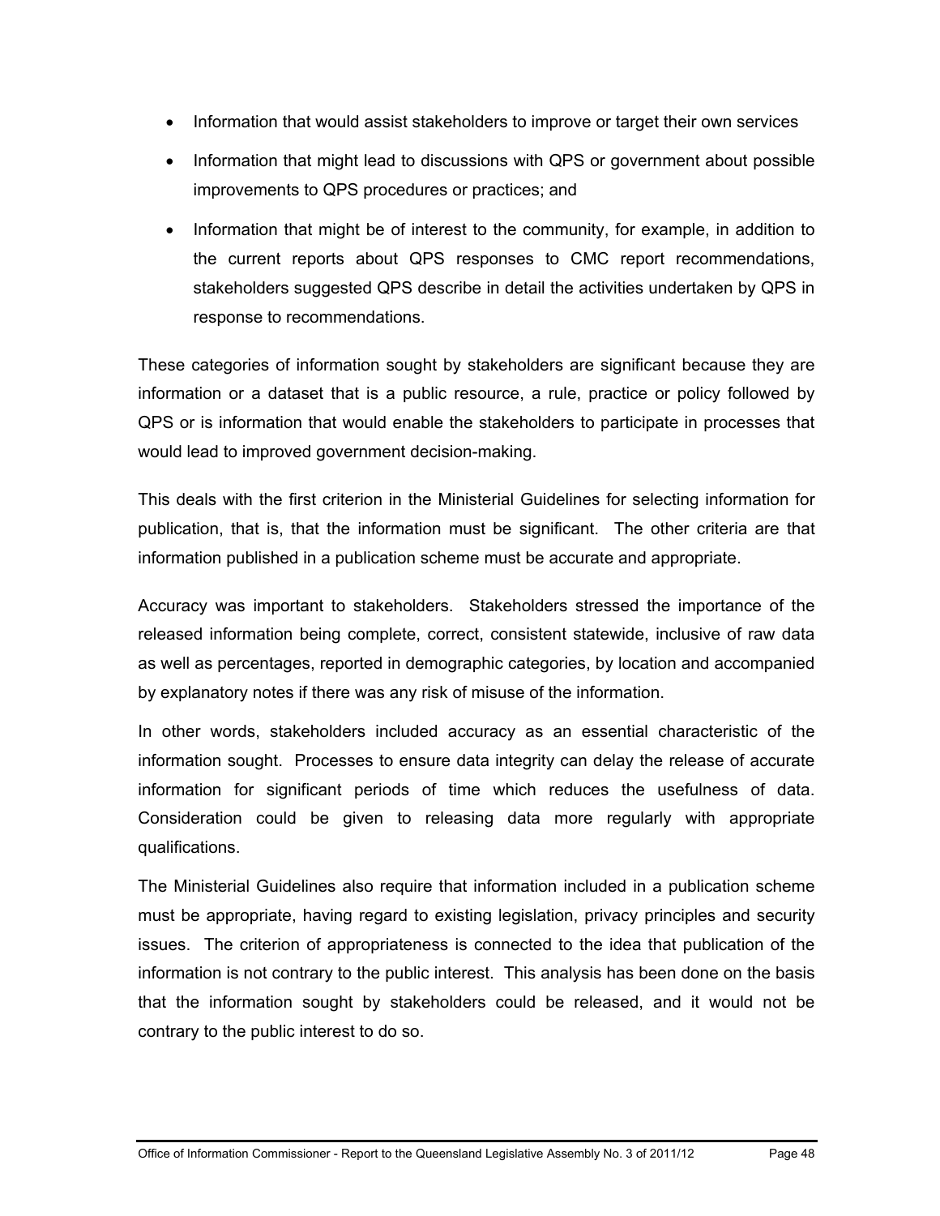- Information that would assist stakeholders to improve or target their own services
- Information that might lead to discussions with QPS or government about possible improvements to QPS procedures or practices; and
- Information that might be of interest to the community, for example, in addition to the current reports about QPS responses to CMC report recommendations, stakeholders suggested QPS describe in detail the activities undertaken by QPS in response to recommendations.

These categories of information sought by stakeholders are significant because they are information or a dataset that is a public resource, a rule, practice or policy followed by QPS or is information that would enable the stakeholders to participate in processes that would lead to improved government decision-making.

This deals with the first criterion in the Ministerial Guidelines for selecting information for publication, that is, that the information must be significant. The other criteria are that information published in a publication scheme must be accurate and appropriate.

Accuracy was important to stakeholders. Stakeholders stressed the importance of the released information being complete, correct, consistent statewide, inclusive of raw data as well as percentages, reported in demographic categories, by location and accompanied by explanatory notes if there was any risk of misuse of the information.

In other words, stakeholders included accuracy as an essential characteristic of the information sought. Processes to ensure data integrity can delay the release of accurate information for significant periods of time which reduces the usefulness of data. Consideration could be given to releasing data more regularly with appropriate qualifications.

The Ministerial Guidelines also require that information included in a publication scheme must be appropriate, having regard to existing legislation, privacy principles and security issues. The criterion of appropriateness is connected to the idea that publication of the information is not contrary to the public interest. This analysis has been done on the basis that the information sought by stakeholders could be released, and it would not be contrary to the public interest to do so.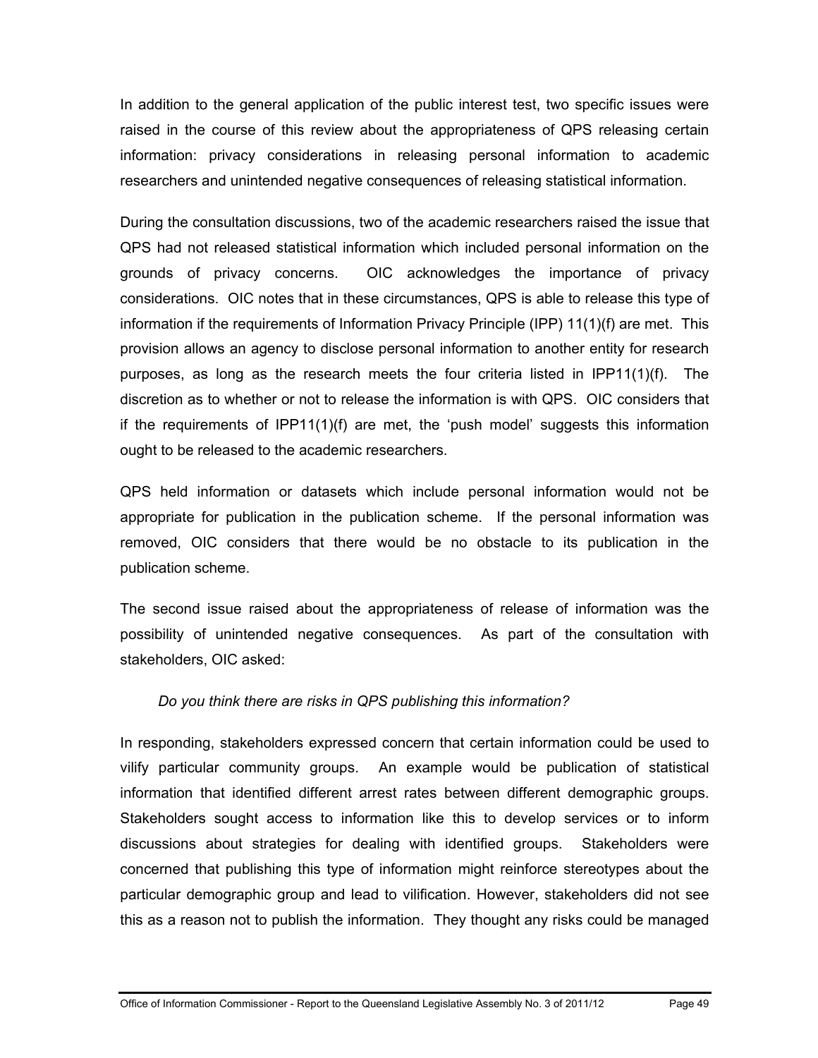In addition to the general application of the public interest test, two specific issues were raised in the course of this review about the appropriateness of QPS releasing certain information: privacy considerations in releasing personal information to academic researchers and unintended negative consequences of releasing statistical information.

During the consultation discussions, two of the academic researchers raised the issue that QPS had not released statistical information which included personal information on the grounds of privacy concerns. OIC acknowledges the importance of privacy considerations. OIC notes that in these circumstances, QPS is able to release this type of information if the requirements of Information Privacy Principle (IPP) 11(1)(f) are met. This provision allows an agency to disclose personal information to another entity for research purposes, as long as the research meets the four criteria listed in IPP11(1)(f). The discretion as to whether or not to release the information is with QPS. OIC considers that if the requirements of IPP11(1)(f) are met, the 'push model' suggests this information ought to be released to the academic researchers.

QPS held information or datasets which include personal information would not be appropriate for publication in the publication scheme. If the personal information was removed, OIC considers that there would be no obstacle to its publication in the publication scheme.

The second issue raised about the appropriateness of release of information was the possibility of unintended negative consequences. As part of the consultation with stakeholders, OIC asked:

> *Do you think there are risks in QPS publishing this information?*

In responding, stakeholders expressed concern that certain information could be used to vilify particular community groups. An example would be publication of statistical information that identified different arrest rates between different demographic groups. Stakeholders sought access to information like this to develop services or to inform discussions about strategies for dealing with identified groups. Stakeholders were concerned that publishing this type of information might reinforce stereotypes about the particular demographic group and lead to vilification. However, stakeholders did not see this as a reason not to publish the information. They thought any risks could be managed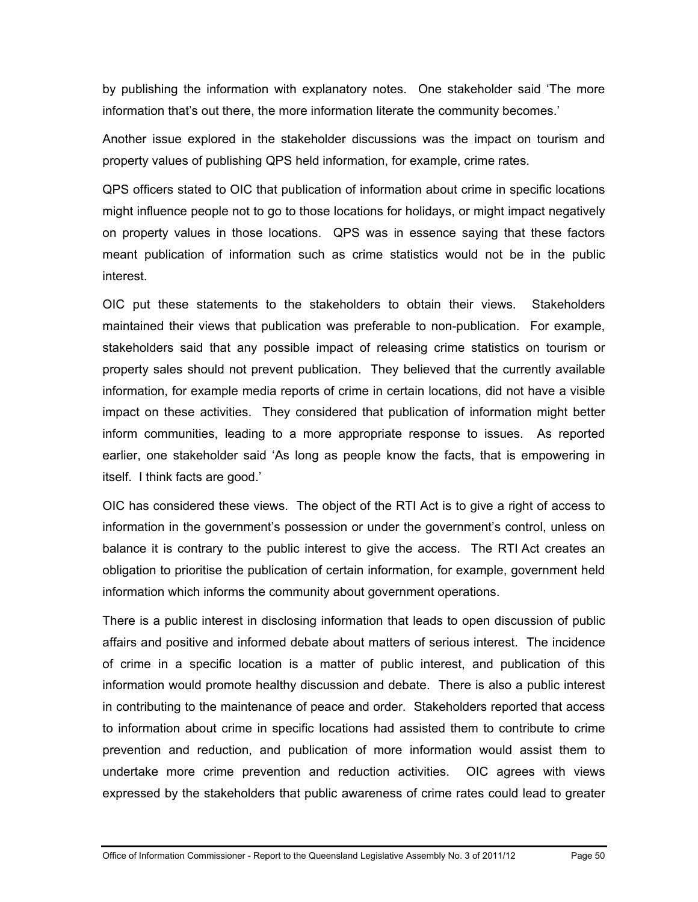by publishing the information with explanatory notes. One stakeholder said 'The more information that's out there, the more information literate the community becomes.'

Another issue explored in the stakeholder discussions was the impact on tourism and property values of publishing QPS held information, for example, crime rates.

QPS officers stated to OIC that publication of information about crime in specific locations might influence people not to go to those locations for holidays, or might impact negatively on property values in those locations. QPS was in essence saying that these factors meant publication of information such as crime statistics would not be in the public interest.

OIC put these statements to the stakeholders to obtain their views. Stakeholders maintained their views that publication was preferable to non-publication. For example, stakeholders said that any possible impact of releasing crime statistics on tourism or property sales should not prevent publication. They believed that the currently available information, for example media reports of crime in certain locations, did not have a visible impact on these activities. They considered that publication of information might better inform communities, leading to a more appropriate response to issues. As reported earlier, one stakeholder said 'As long as people know the facts, that is empowering in itself. I think facts are good.'

OIC has considered these views. The object of the RTI Act is to give a right of access to information in the government's possession or under the government's control, unless on balance it is contrary to the public interest to give the access. The RTI Act creates an obligation to prioritise the publication of certain information, for example, government held information which informs the community about government operations.

There is a public interest in disclosing information that leads to open discussion of public affairs and positive and informed debate about matters of serious interest. The incidence of crime in a specific location is a matter of public interest, and publication of this information would promote healthy discussion and debate. There is also a public interest in contributing to the maintenance of peace and order. Stakeholders reported that access to information about crime in specific locations had assisted them to contribute to crime prevention and reduction, and publication of more information would assist them to undertake more crime prevention and reduction activities. OIC agrees with views expressed by the stakeholders that public awareness of crime rates could lead to greater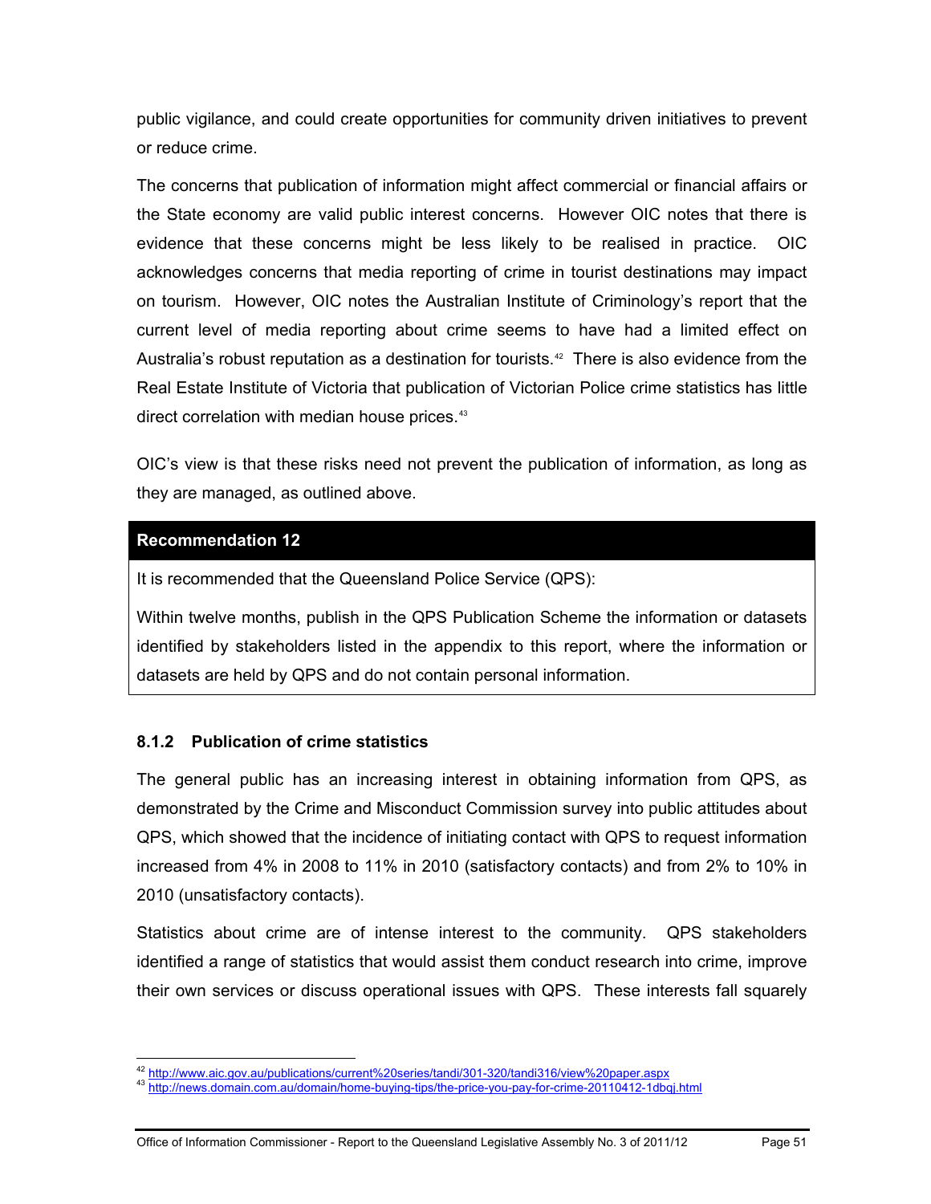public vigilance, and could create opportunities for community driven initiatives to prevent or reduce crime.

The concerns that publication of information might affect commercial or financial affairs or the State economy are valid public interest concerns. However OIC notes that there is evidence that these concerns might be less likely to be realised in practice. OIC acknowledges concerns that media reporting of crime in tourist destinations may impact on tourism. However, OIC notes the Australian Institute of Criminology's report that the current level of media reporting about crime seems to have had a limited effect on Australia's robust reputation as a destination for tourists.[42] There is also evidence from the Real Estate Institute of Victoria that publication of Victorian Police crime statistics has little direct correlation with median house prices.[43]

OIC's view is that these risks need not prevent the publication of information, as long as they are managed, as outlined above.

**Recommendation 12**

It is recommended that the Queensland Police Service (QPS):

Within twelve months, publish in the QPS Publication Scheme the information or datasets identified by stakeholders listed in the appendix to this report, where the information or datasets are held by QPS and do not contain personal information.

### 8.1.2 Publication of crime statistics

The general public has an increasing interest in obtaining information from QPS, as demonstrated by the Crime and Misconduct Commission survey into public attitudes about QPS, which showed that the incidence of initiating contact with QPS to request information increased from 4% in 2008 to 11% in 2010 (satisfactory contacts) and from 2% to 10% in 2010 (unsatisfactory contacts).

Statistics about crime are of intense interest to the community. QPS stakeholders identified a range of statistics that would assist them conduct research into crime, improve their own services or discuss operational issues with QPS. These interests fall squarely

[42] http://www.aic.gov.au/publications/current%20series/tandi/301-320/tandi316/view%20paper.aspx
[43] http://news.domain.com.au/domain/home-buying-tips/the-price-you-pay-for-crime-20110412-1dbqj.html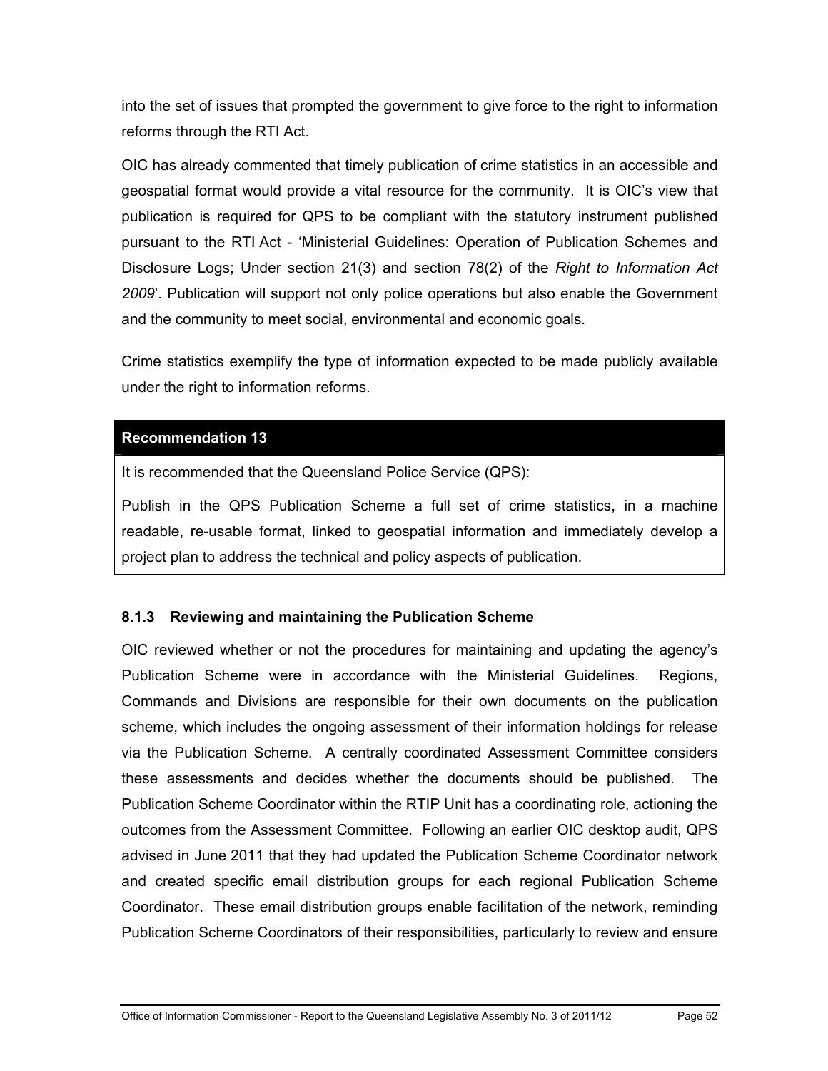into the set of issues that prompted the government to give force to the right to information reforms through the RTI Act.

OIC has already commented that timely publication of crime statistics in an accessible and geospatial format would provide a vital resource for the community. It is OIC's view that publication is required for QPS to be compliant with the statutory instrument published pursuant to the RTI Act - 'Ministerial Guidelines: Operation of Publication Schemes and Disclosure Logs; Under section 21(3) and section 78(2) of the *Right to Information Act 2009*'. Publication will support not only police operations but also enable the Government and the community to meet social, environmental and economic goals.

Crime statistics exemplify the type of information expected to be made publicly available under the right to information reforms.

**Recommendation 13**

It is recommended that the Queensland Police Service (QPS):

Publish in the QPS Publication Scheme a full set of crime statistics, in a machine readable, re-usable format, linked to geospatial information and immediately develop a project plan to address the technical and policy aspects of publication.

### 8.1.3 Reviewing and maintaining the Publication Scheme

OIC reviewed whether or not the procedures for maintaining and updating the agency's Publication Scheme were in accordance with the Ministerial Guidelines. Regions, Commands and Divisions are responsible for their own documents on the publication scheme, which includes the ongoing assessment of their information holdings for release via the Publication Scheme. A centrally coordinated Assessment Committee considers these assessments and decides whether the documents should be published. The Publication Scheme Coordinator within the RTIP Unit has a coordinating role, actioning the outcomes from the Assessment Committee. Following an earlier OIC desktop audit, QPS advised in June 2011 that they had updated the Publication Scheme Coordinator network and created specific email distribution groups for each regional Publication Scheme Coordinator. These email distribution groups enable facilitation of the network, reminding Publication Scheme Coordinators of their responsibilities, particularly to review and ensure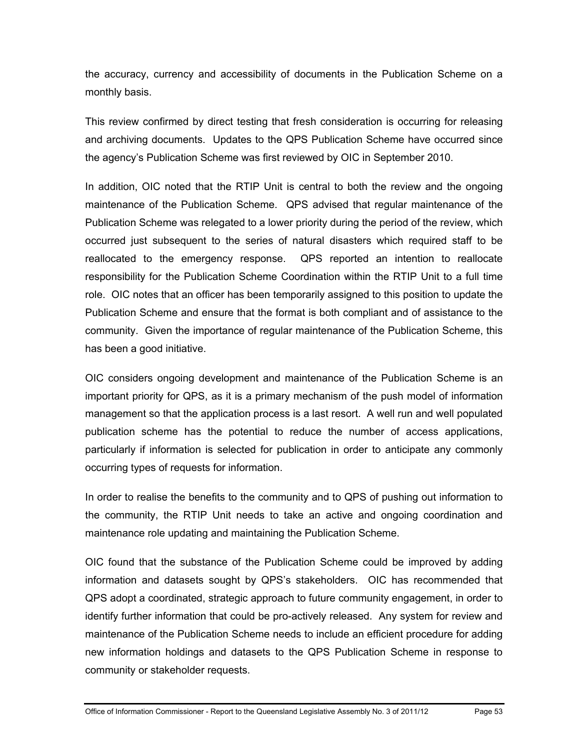the accuracy, currency and accessibility of documents in the Publication Scheme on a monthly basis.

This review confirmed by direct testing that fresh consideration is occurring for releasing and archiving documents. Updates to the QPS Publication Scheme have occurred since the agency's Publication Scheme was first reviewed by OIC in September 2010.

In addition, OIC noted that the RTIP Unit is central to both the review and the ongoing maintenance of the Publication Scheme. QPS advised that regular maintenance of the Publication Scheme was relegated to a lower priority during the period of the review, which occurred just subsequent to the series of natural disasters which required staff to be reallocated to the emergency response. QPS reported an intention to reallocate responsibility for the Publication Scheme Coordination within the RTIP Unit to a full time role. OIC notes that an officer has been temporarily assigned to this position to update the Publication Scheme and ensure that the format is both compliant and of assistance to the community. Given the importance of regular maintenance of the Publication Scheme, this has been a good initiative.

OIC considers ongoing development and maintenance of the Publication Scheme is an important priority for QPS, as it is a primary mechanism of the push model of information management so that the application process is a last resort. A well run and well populated publication scheme has the potential to reduce the number of access applications, particularly if information is selected for publication in order to anticipate any commonly occurring types of requests for information.

In order to realise the benefits to the community and to QPS of pushing out information to the community, the RTIP Unit needs to take an active and ongoing coordination and maintenance role updating and maintaining the Publication Scheme.

OIC found that the substance of the Publication Scheme could be improved by adding information and datasets sought by QPS's stakeholders. OIC has recommended that QPS adopt a coordinated, strategic approach to future community engagement, in order to identify further information that could be pro-actively released. Any system for review and maintenance of the Publication Scheme needs to include an efficient procedure for adding new information holdings and datasets to the QPS Publication Scheme in response to community or stakeholder requests.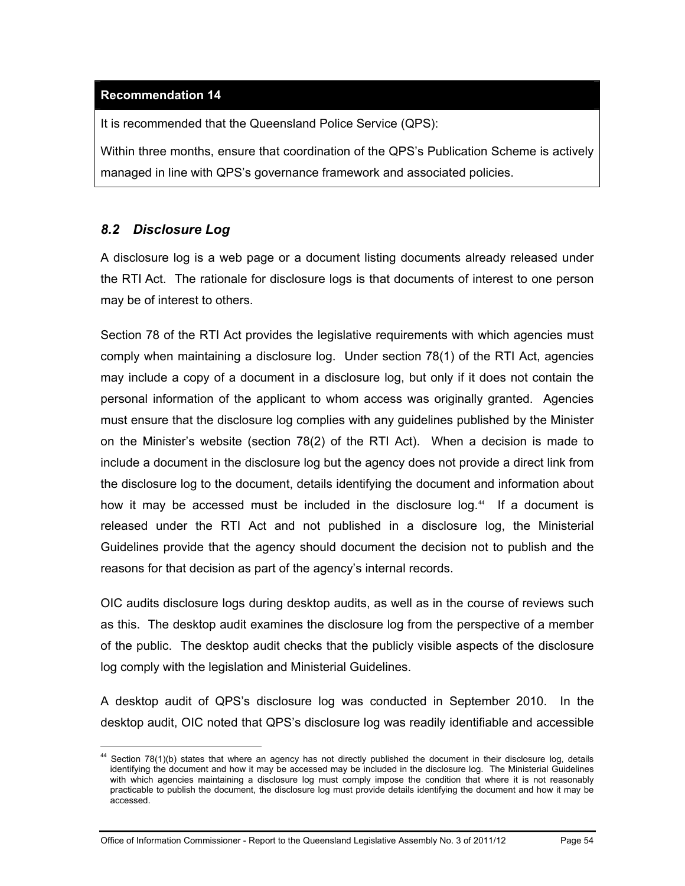**Recommendation 14**

It is recommended that the Queensland Police Service (QPS):

Within three months, ensure that coordination of the QPS's Publication Scheme is actively managed in line with QPS's governance framework and associated policies.

### *8.2 Disclosure Log*

A disclosure log is a web page or a document listing documents already released under the RTI Act. The rationale for disclosure logs is that documents of interest to one person may be of interest to others.

Section 78 of the RTI Act provides the legislative requirements with which agencies must comply when maintaining a disclosure log. Under section 78(1) of the RTI Act, agencies may include a copy of a document in a disclosure log, but only if it does not contain the personal information of the applicant to whom access was originally granted. Agencies must ensure that the disclosure log complies with any guidelines published by the Minister on the Minister's website (section 78(2) of the RTI Act). When a decision is made to include a document in the disclosure log but the agency does not provide a direct link from the disclosure log to the document, details identifying the document and information about how it may be accessed must be included in the disclosure log.[44] If a document is released under the RTI Act and not published in a disclosure log, the Ministerial Guidelines provide that the agency should document the decision not to publish and the reasons for that decision as part of the agency's internal records.

OIC audits disclosure logs during desktop audits, as well as in the course of reviews such as this. The desktop audit examines the disclosure log from the perspective of a member of the public. The desktop audit checks that the publicly visible aspects of the disclosure log comply with the legislation and Ministerial Guidelines.

A desktop audit of QPS's disclosure log was conducted in September 2010. In the desktop audit, OIC noted that QPS's disclosure log was readily identifiable and accessible

---

[44] Section 78(1)(b) states that where an agency has not directly published the document in their disclosure log, details identifying the document and how it may be accessed may be included in the disclosure log. The Ministerial Guidelines with which agencies maintaining a disclosure log must comply impose the condition that where it is not reasonably practicable to publish the document, the disclosure log must provide details identifying the document and how it may be accessed.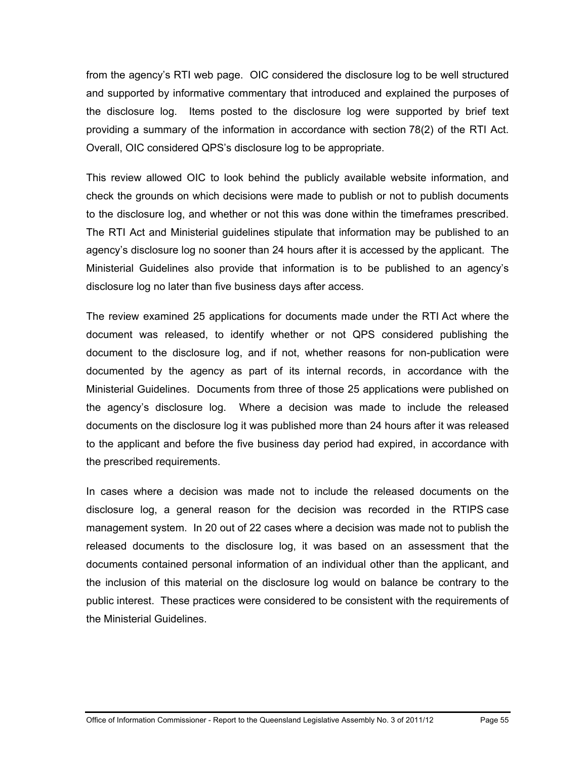from the agency's RTI web page. OIC considered the disclosure log to be well structured and supported by informative commentary that introduced and explained the purposes of the disclosure log. Items posted to the disclosure log were supported by brief text providing a summary of the information in accordance with section 78(2) of the RTI Act. Overall, OIC considered QPS's disclosure log to be appropriate.

This review allowed OIC to look behind the publicly available website information, and check the grounds on which decisions were made to publish or not to publish documents to the disclosure log, and whether or not this was done within the timeframes prescribed. The RTI Act and Ministerial guidelines stipulate that information may be published to an agency's disclosure log no sooner than 24 hours after it is accessed by the applicant. The Ministerial Guidelines also provide that information is to be published to an agency's disclosure log no later than five business days after access.

The review examined 25 applications for documents made under the RTI Act where the document was released, to identify whether or not QPS considered publishing the document to the disclosure log, and if not, whether reasons for non-publication were documented by the agency as part of its internal records, in accordance with the Ministerial Guidelines. Documents from three of those 25 applications were published on the agency's disclosure log. Where a decision was made to include the released documents on the disclosure log it was published more than 24 hours after it was released to the applicant and before the five business day period had expired, in accordance with the prescribed requirements.

In cases where a decision was made not to include the released documents on the disclosure log, a general reason for the decision was recorded in the RTIPS case management system. In 20 out of 22 cases where a decision was made not to publish the released documents to the disclosure log, it was based on an assessment that the documents contained personal information of an individual other than the applicant, and the inclusion of this material on the disclosure log would on balance be contrary to the public interest. These practices were considered to be consistent with the requirements of the Ministerial Guidelines.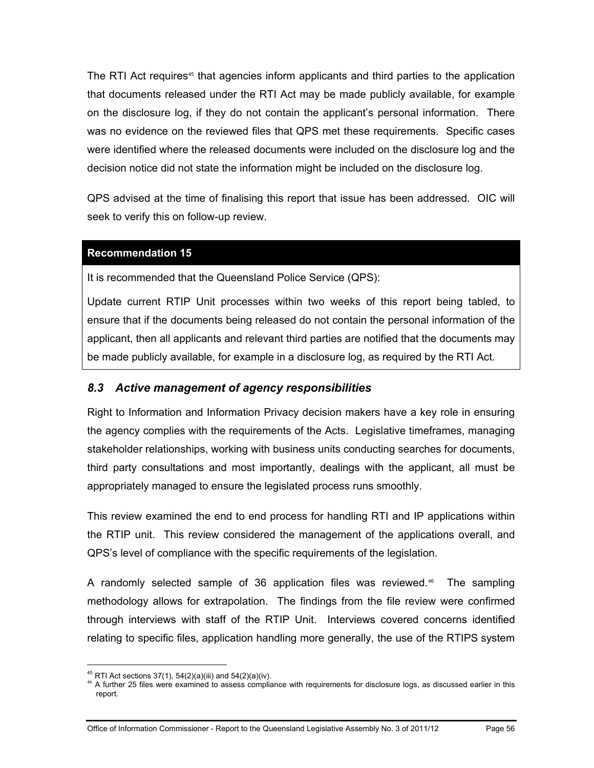The RTI Act requires[45] that agencies inform applicants and third parties to the application that documents released under the RTI Act may be made publicly available, for example on the disclosure log, if they do not contain the applicant's personal information. There was no evidence on the reviewed files that QPS met these requirements. Specific cases were identified where the released documents were included on the disclosure log and the decision notice did not state the information might be included on the disclosure log.

QPS advised at the time of finalising this report that issue has been addressed. OIC will seek to verify this on follow-up review.

| **Recommendation 15** |
|---|
| It is recommended that the Queensland Police Service (QPS): |
| Update current RTIP Unit processes within two weeks of this report being tabled, to ensure that if the documents being released do not contain the personal information of the applicant, then all applicants and relevant third parties are notified that the documents may be made publicly available, for example in a disclosure log, as required by the RTI Act. |

### *8.3 Active management of agency responsibilities*

Right to Information and Information Privacy decision makers have a key role in ensuring the agency complies with the requirements of the Acts. Legislative timeframes, managing stakeholder relationships, working with business units conducting searches for documents, third party consultations and most importantly, dealings with the applicant, all must be appropriately managed to ensure the legislated process runs smoothly.

This review examined the end to end process for handling RTI and IP applications within the RTIP unit. This review considered the management of the applications overall, and QPS's level of compliance with the specific requirements of the legislation.

A randomly selected sample of 36 application files was reviewed.[46] The sampling methodology allows for extrapolation. The findings from the file review were confirmed through interviews with staff of the RTIP Unit. Interviews covered concerns identified relating to specific files, application handling more generally, the use of the RTIPS system

---

[45] RTI Act sections 37(1), 54(2)(a)(iii) and 54(2)(a)(iv).

[46] A further 25 files were examined to assess compliance with requirements for disclosure logs, as discussed earlier in this report.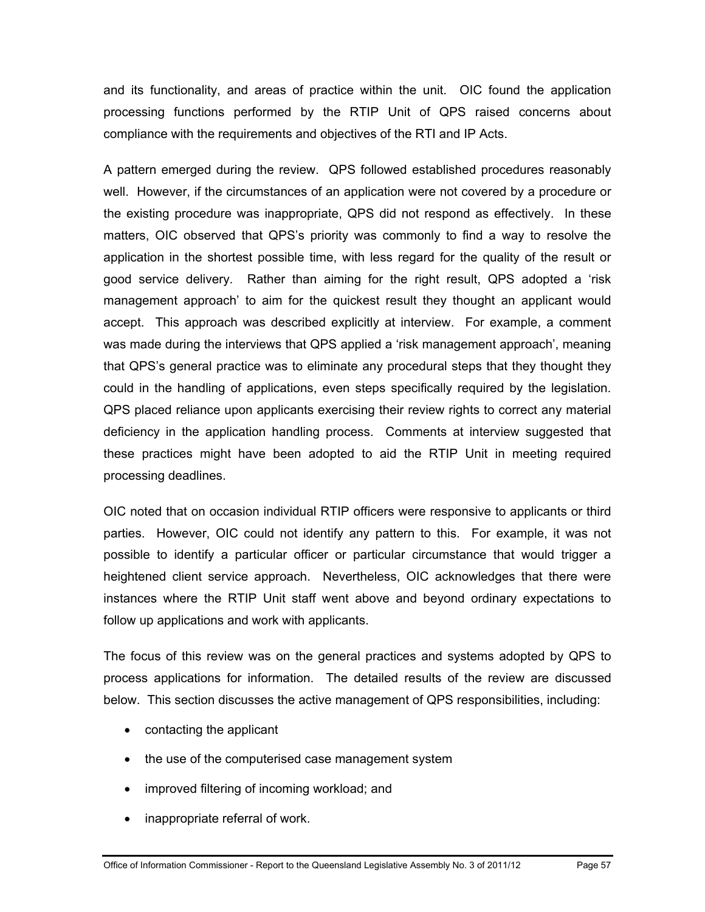and its functionality, and areas of practice within the unit. OIC found the application processing functions performed by the RTIP Unit of QPS raised concerns about compliance with the requirements and objectives of the RTI and IP Acts.

A pattern emerged during the review. QPS followed established procedures reasonably well. However, if the circumstances of an application were not covered by a procedure or the existing procedure was inappropriate, QPS did not respond as effectively. In these matters, OIC observed that QPS's priority was commonly to find a way to resolve the application in the shortest possible time, with less regard for the quality of the result or good service delivery. Rather than aiming for the right result, QPS adopted a 'risk management approach' to aim for the quickest result they thought an applicant would accept. This approach was described explicitly at interview. For example, a comment was made during the interviews that QPS applied a 'risk management approach', meaning that QPS's general practice was to eliminate any procedural steps that they thought they could in the handling of applications, even steps specifically required by the legislation. QPS placed reliance upon applicants exercising their review rights to correct any material deficiency in the application handling process. Comments at interview suggested that these practices might have been adopted to aid the RTIP Unit in meeting required processing deadlines.

OIC noted that on occasion individual RTIP officers were responsive to applicants or third parties. However, OIC could not identify any pattern to this. For example, it was not possible to identify a particular officer or particular circumstance that would trigger a heightened client service approach. Nevertheless, OIC acknowledges that there were instances where the RTIP Unit staff went above and beyond ordinary expectations to follow up applications and work with applicants.

The focus of this review was on the general practices and systems adopted by QPS to process applications for information. The detailed results of the review are discussed below. This section discusses the active management of QPS responsibilities, including:

- contacting the applicant
- the use of the computerised case management system
- improved filtering of incoming workload; and
- inappropriate referral of work.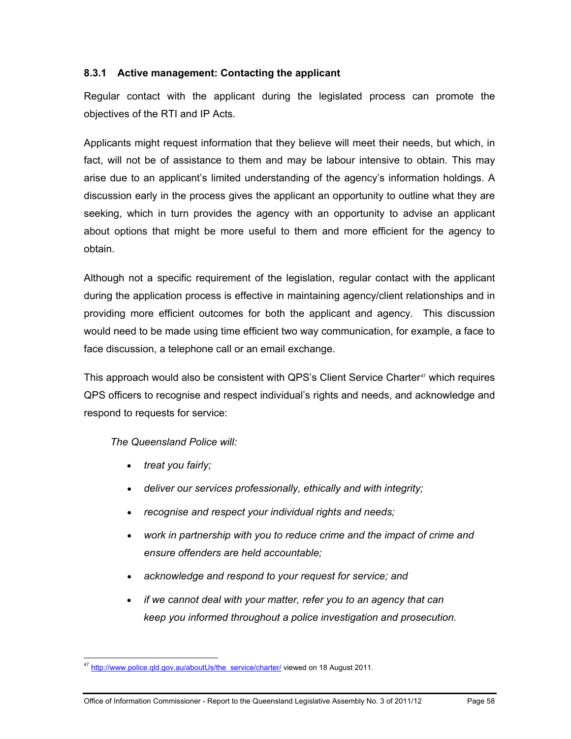### 8.3.1 Active management: Contacting the applicant

Regular contact with the applicant during the legislated process can promote the objectives of the RTI and IP Acts.

Applicants might request information that they believe will meet their needs, but which, in fact, will not be of assistance to them and may be labour intensive to obtain. This may arise due to an applicant's limited understanding of the agency's information holdings. A discussion early in the process gives the applicant an opportunity to outline what they are seeking, which in turn provides the agency with an opportunity to advise an applicant about options that might be more useful to them and more efficient for the agency to obtain.

Although not a specific requirement of the legislation, regular contact with the applicant during the application process is effective in maintaining agency/client relationships and in providing more efficient outcomes for both the applicant and agency. This discussion would need to be made using time efficient two way communication, for example, a face to face discussion, a telephone call or an email exchange.

This approach would also be consistent with QPS's Client Service Charter[47] which requires QPS officers to recognise and respect individual's rights and needs, and acknowledge and respond to requests for service:

> *The Queensland Police will:*
>
> - *treat you fairly;*
> - *deliver our services professionally, ethically and with integrity;*
> - *recognise and respect your individual rights and needs;*
> - *work in partnership with you to reduce crime and the impact of crime and ensure offenders are held accountable;*
> - *acknowledge and respond to your request for service; and*
> - *if we cannot deal with your matter, refer you to an agency that can keep you informed throughout a police investigation and prosecution.*

---

[47] http://www.police.qld.gov.au/aboutUs/the_service/charter/ viewed on 18 August 2011.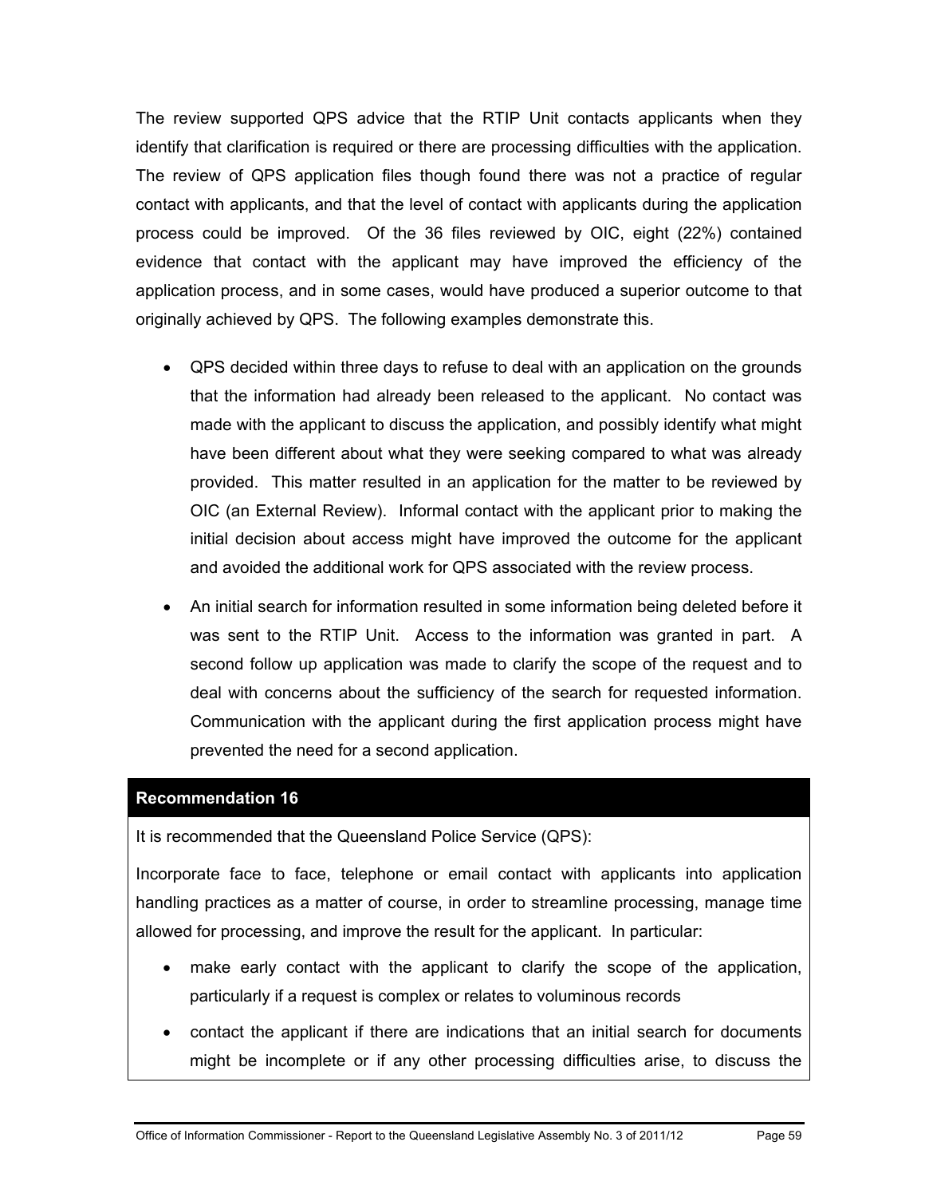The review supported QPS advice that the RTIP Unit contacts applicants when they identify that clarification is required or there are processing difficulties with the application. The review of QPS application files though found there was not a practice of regular contact with applicants, and that the level of contact with applicants during the application process could be improved. Of the 36 files reviewed by OIC, eight (22%) contained evidence that contact with the applicant may have improved the efficiency of the application process, and in some cases, would have produced a superior outcome to that originally achieved by QPS. The following examples demonstrate this.

- QPS decided within three days to refuse to deal with an application on the grounds that the information had already been released to the applicant. No contact was made with the applicant to discuss the application, and possibly identify what might have been different about what they were seeking compared to what was already provided. This matter resulted in an application for the matter to be reviewed by OIC (an External Review). Informal contact with the applicant prior to making the initial decision about access might have improved the outcome for the applicant and avoided the additional work for QPS associated with the review process.
- An initial search for information resulted in some information being deleted before it was sent to the RTIP Unit. Access to the information was granted in part. A second follow up application was made to clarify the scope of the request and to deal with concerns about the sufficiency of the search for requested information. Communication with the applicant during the first application process might have prevented the need for a second application.

**Recommendation 16**

It is recommended that the Queensland Police Service (QPS):

Incorporate face to face, telephone or email contact with applicants into application handling practices as a matter of course, in order to streamline processing, manage time allowed for processing, and improve the result for the applicant. In particular:

- make early contact with the applicant to clarify the scope of the application, particularly if a request is complex or relates to voluminous records
- contact the applicant if there are indications that an initial search for documents might be incomplete or if any other processing difficulties arise, to discuss the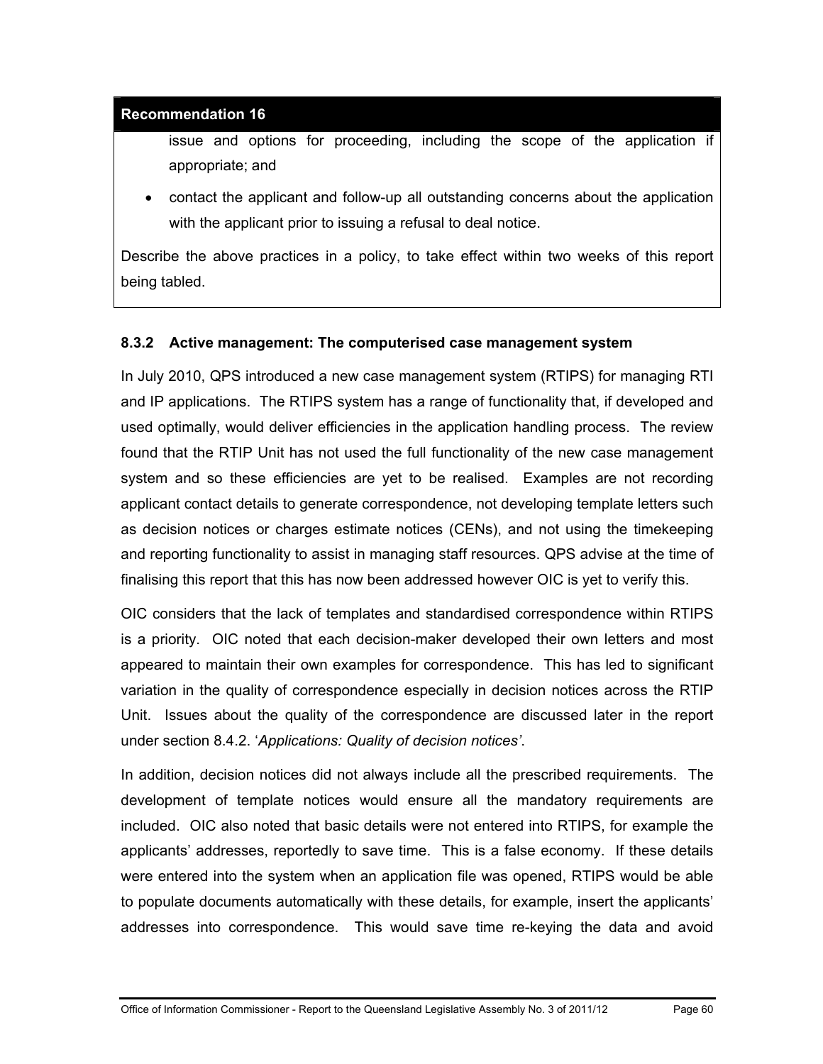**Recommendation 16**

issue and options for proceeding, including the scope of the application if appropriate; and

- contact the applicant and follow-up all outstanding concerns about the application with the applicant prior to issuing a refusal to deal notice.

Describe the above practices in a policy, to take effect within two weeks of this report being tabled.

### 8.3.2 Active management: The computerised case management system

In July 2010, QPS introduced a new case management system (RTIPS) for managing RTI and IP applications. The RTIPS system has a range of functionality that, if developed and used optimally, would deliver efficiencies in the application handling process. The review found that the RTIP Unit has not used the full functionality of the new case management system and so these efficiencies are yet to be realised. Examples are not recording applicant contact details to generate correspondence, not developing template letters such as decision notices or charges estimate notices (CENs), and not using the timekeeping and reporting functionality to assist in managing staff resources. QPS advise at the time of finalising this report that this has now been addressed however OIC is yet to verify this.

OIC considers that the lack of templates and standardised correspondence within RTIPS is a priority. OIC noted that each decision-maker developed their own letters and most appeared to maintain their own examples for correspondence. This has led to significant variation in the quality of correspondence especially in decision notices across the RTIP Unit. Issues about the quality of the correspondence are discussed later in the report under section 8.4.2. '*Applications: Quality of decision notices'*.

In addition, decision notices did not always include all the prescribed requirements. The development of template notices would ensure all the mandatory requirements are included. OIC also noted that basic details were not entered into RTIPS, for example the applicants' addresses, reportedly to save time. This is a false economy. If these details were entered into the system when an application file was opened, RTIPS would be able to populate documents automatically with these details, for example, insert the applicants' addresses into correspondence. This would save time re-keying the data and avoid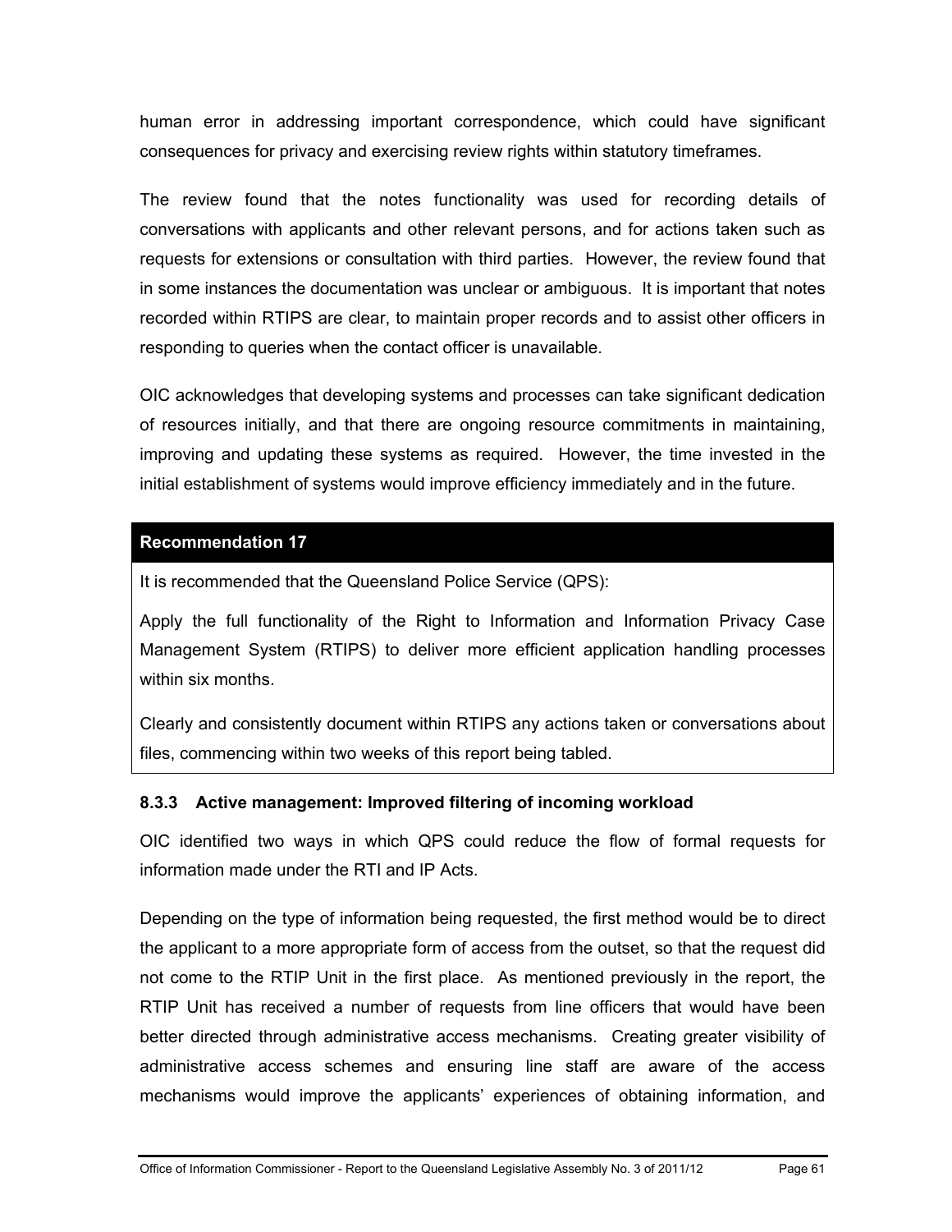human error in addressing important correspondence, which could have significant consequences for privacy and exercising review rights within statutory timeframes.

The review found that the notes functionality was used for recording details of conversations with applicants and other relevant persons, and for actions taken such as requests for extensions or consultation with third parties. However, the review found that in some instances the documentation was unclear or ambiguous. It is important that notes recorded within RTIPS are clear, to maintain proper records and to assist other officers in responding to queries when the contact officer is unavailable.

OIC acknowledges that developing systems and processes can take significant dedication of resources initially, and that there are ongoing resource commitments in maintaining, improving and updating these systems as required. However, the time invested in the initial establishment of systems would improve efficiency immediately and in the future.

| **Recommendation 17** |
|---|
| It is recommended that the Queensland Police Service (QPS): |
| Apply the full functionality of the Right to Information and Information Privacy Case Management System (RTIPS) to deliver more efficient application handling processes within six months. |
| Clearly and consistently document within RTIPS any actions taken or conversations about files, commencing within two weeks of this report being tabled. |

### 8.3.3 Active management: Improved filtering of incoming workload

OIC identified two ways in which QPS could reduce the flow of formal requests for information made under the RTI and IP Acts.

Depending on the type of information being requested, the first method would be to direct the applicant to a more appropriate form of access from the outset, so that the request did not come to the RTIP Unit in the first place. As mentioned previously in the report, the RTIP Unit has received a number of requests from line officers that would have been better directed through administrative access mechanisms. Creating greater visibility of administrative access schemes and ensuring line staff are aware of the access mechanisms would improve the applicants' experiences of obtaining information, and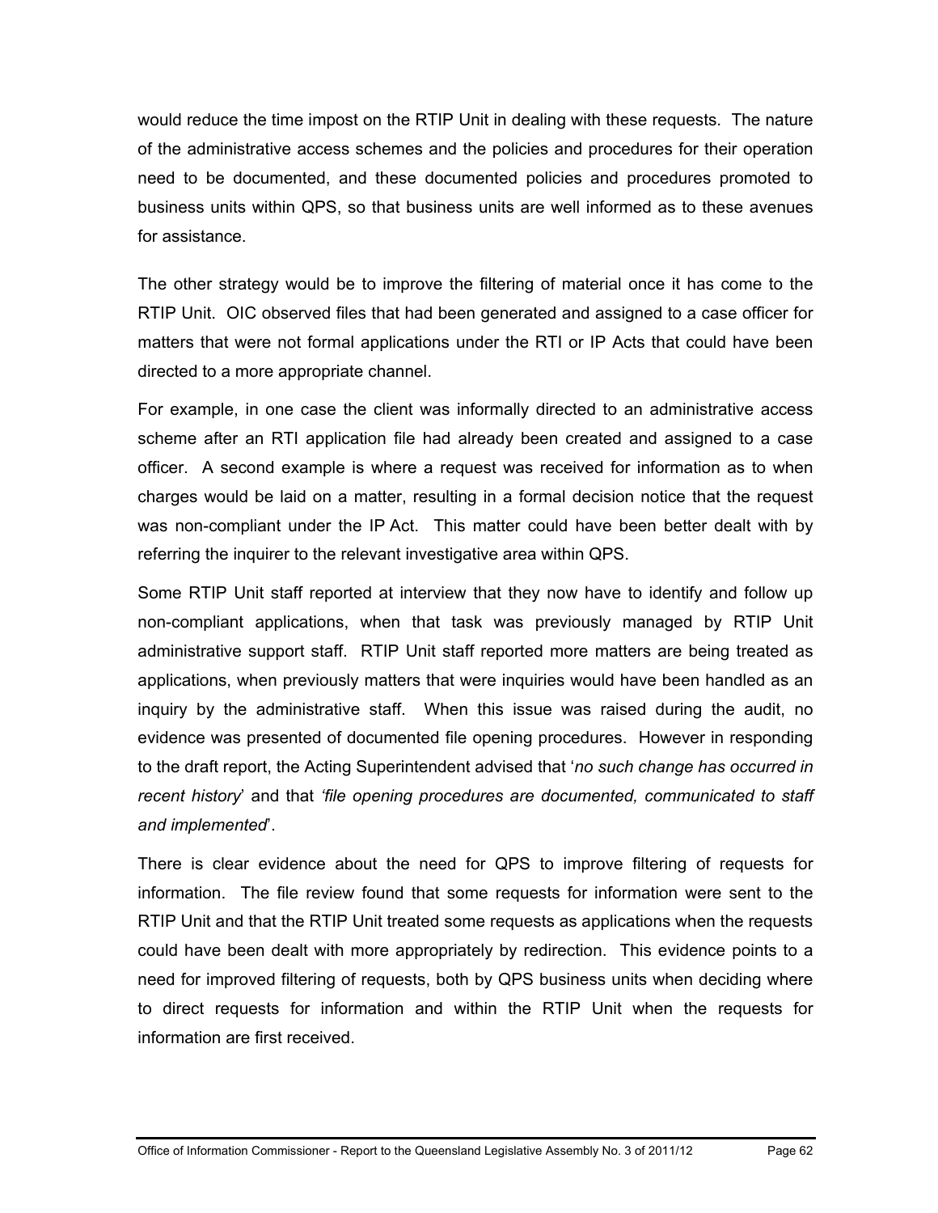would reduce the time impost on the RTIP Unit in dealing with these requests. The nature of the administrative access schemes and the policies and procedures for their operation need to be documented, and these documented policies and procedures promoted to business units within QPS, so that business units are well informed as to these avenues for assistance.

The other strategy would be to improve the filtering of material once it has come to the RTIP Unit. OIC observed files that had been generated and assigned to a case officer for matters that were not formal applications under the RTI or IP Acts that could have been directed to a more appropriate channel.

For example, in one case the client was informally directed to an administrative access scheme after an RTI application file had already been created and assigned to a case officer. A second example is where a request was received for information as to when charges would be laid on a matter, resulting in a formal decision notice that the request was non-compliant under the IP Act. This matter could have been better dealt with by referring the inquirer to the relevant investigative area within QPS.

Some RTIP Unit staff reported at interview that they now have to identify and follow up non-compliant applications, when that task was previously managed by RTIP Unit administrative support staff. RTIP Unit staff reported more matters are being treated as applications, when previously matters that were inquiries would have been handled as an inquiry by the administrative staff. When this issue was raised during the audit, no evidence was presented of documented file opening procedures. However in responding to the draft report, the Acting Superintendent advised that '*no such change has occurred in recent history*' and that '*file opening procedures are documented, communicated to staff and implemented*'.

There is clear evidence about the need for QPS to improve filtering of requests for information. The file review found that some requests for information were sent to the RTIP Unit and that the RTIP Unit treated some requests as applications when the requests could have been dealt with more appropriately by redirection. This evidence points to a need for improved filtering of requests, both by QPS business units when deciding where to direct requests for information and within the RTIP Unit when the requests for information are first received.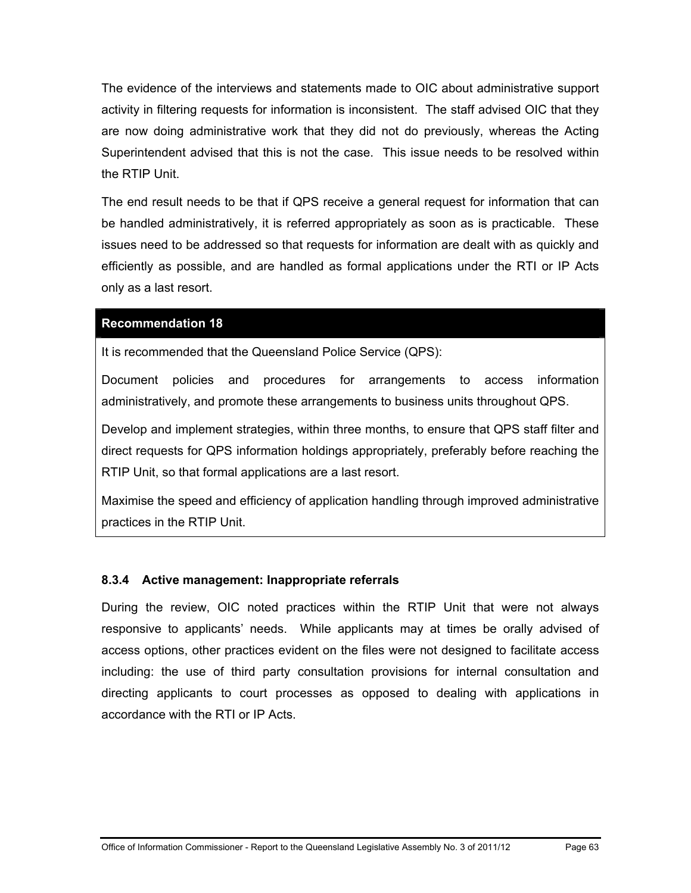The evidence of the interviews and statements made to OIC about administrative support activity in filtering requests for information is inconsistent. The staff advised OIC that they are now doing administrative work that they did not do previously, whereas the Acting Superintendent advised that this is not the case. This issue needs to be resolved within the RTIP Unit.

The end result needs to be that if QPS receive a general request for information that can be handled administratively, it is referred appropriately as soon as is practicable. These issues need to be addressed so that requests for information are dealt with as quickly and efficiently as possible, and are handled as formal applications under the RTI or IP Acts only as a last resort.

**Recommendation 18**

It is recommended that the Queensland Police Service (QPS):

Document policies and procedures for arrangements to access information administratively, and promote these arrangements to business units throughout QPS.

Develop and implement strategies, within three months, to ensure that QPS staff filter and direct requests for QPS information holdings appropriately, preferably before reaching the RTIP Unit, so that formal applications are a last resort.

Maximise the speed and efficiency of application handling through improved administrative practices in the RTIP Unit.

### 8.3.4 Active management: Inappropriate referrals

During the review, OIC noted practices within the RTIP Unit that were not always responsive to applicants' needs. While applicants may at times be orally advised of access options, other practices evident on the files were not designed to facilitate access including: the use of third party consultation provisions for internal consultation and directing applicants to court processes as opposed to dealing with applications in accordance with the RTI or IP Acts.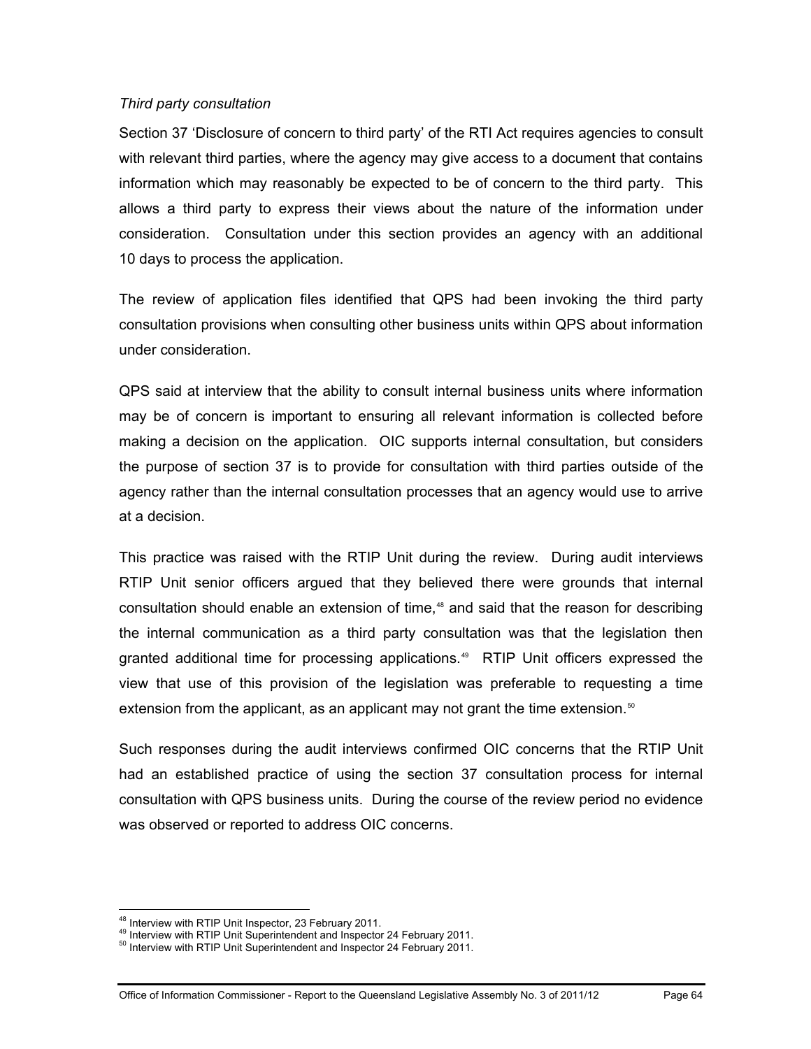*Third party consultation*

Section 37 'Disclosure of concern to third party' of the RTI Act requires agencies to consult with relevant third parties, where the agency may give access to a document that contains information which may reasonably be expected to be of concern to the third party. This allows a third party to express their views about the nature of the information under consideration. Consultation under this section provides an agency with an additional 10 days to process the application.

The review of application files identified that QPS had been invoking the third party consultation provisions when consulting other business units within QPS about information under consideration.

QPS said at interview that the ability to consult internal business units where information may be of concern is important to ensuring all relevant information is collected before making a decision on the application. OIC supports internal consultation, but considers the purpose of section 37 is to provide for consultation with third parties outside of the agency rather than the internal consultation processes that an agency would use to arrive at a decision.

This practice was raised with the RTIP Unit during the review. During audit interviews RTIP Unit senior officers argued that they believed there were grounds that internal consultation should enable an extension of time,[48] and said that the reason for describing the internal communication as a third party consultation was that the legislation then granted additional time for processing applications.[49] RTIP Unit officers expressed the view that use of this provision of the legislation was preferable to requesting a time extension from the applicant, as an applicant may not grant the time extension.[50]

Such responses during the audit interviews confirmed OIC concerns that the RTIP Unit had an established practice of using the section 37 consultation process for internal consultation with QPS business units. During the course of the review period no evidence was observed or reported to address OIC concerns.

---

[48] Interview with RTIP Unit Inspector, 23 February 2011.

[49] Interview with RTIP Unit Superintendent and Inspector 24 February 2011.

[50] Interview with RTIP Unit Superintendent and Inspector 24 February 2011.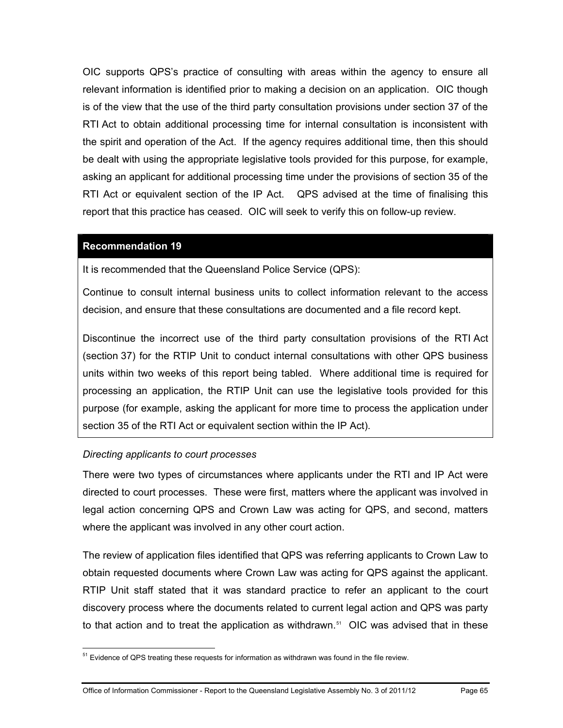OIC supports QPS's practice of consulting with areas within the agency to ensure all relevant information is identified prior to making a decision on an application. OIC though is of the view that the use of the third party consultation provisions under section 37 of the RTI Act to obtain additional processing time for internal consultation is inconsistent with the spirit and operation of the Act. If the agency requires additional time, then this should be dealt with using the appropriate legislative tools provided for this purpose, for example, asking an applicant for additional processing time under the provisions of section 35 of the RTI Act or equivalent section of the IP Act. QPS advised at the time of finalising this report that this practice has ceased. OIC will seek to verify this on follow-up review.

**Recommendation 19**

It is recommended that the Queensland Police Service (QPS):

Continue to consult internal business units to collect information relevant to the access decision, and ensure that these consultations are documented and a file record kept.

Discontinue the incorrect use of the third party consultation provisions of the RTI Act (section 37) for the RTIP Unit to conduct internal consultations with other QPS business units within two weeks of this report being tabled. Where additional time is required for processing an application, the RTIP Unit can use the legislative tools provided for this purpose (for example, asking the applicant for more time to process the application under section 35 of the RTI Act or equivalent section within the IP Act).

*Directing applicants to court processes*

There were two types of circumstances where applicants under the RTI and IP Act were directed to court processes. These were first, matters where the applicant was involved in legal action concerning QPS and Crown Law was acting for QPS, and second, matters where the applicant was involved in any other court action.

The review of application files identified that QPS was referring applicants to Crown Law to obtain requested documents where Crown Law was acting for QPS against the applicant. RTIP Unit staff stated that it was standard practice to refer an applicant to the court discovery process where the documents related to current legal action and QPS was party to that action and to treat the application as withdrawn.[51] OIC was advised that in these

[51] Evidence of QPS treating these requests for information as withdrawn was found in the file review.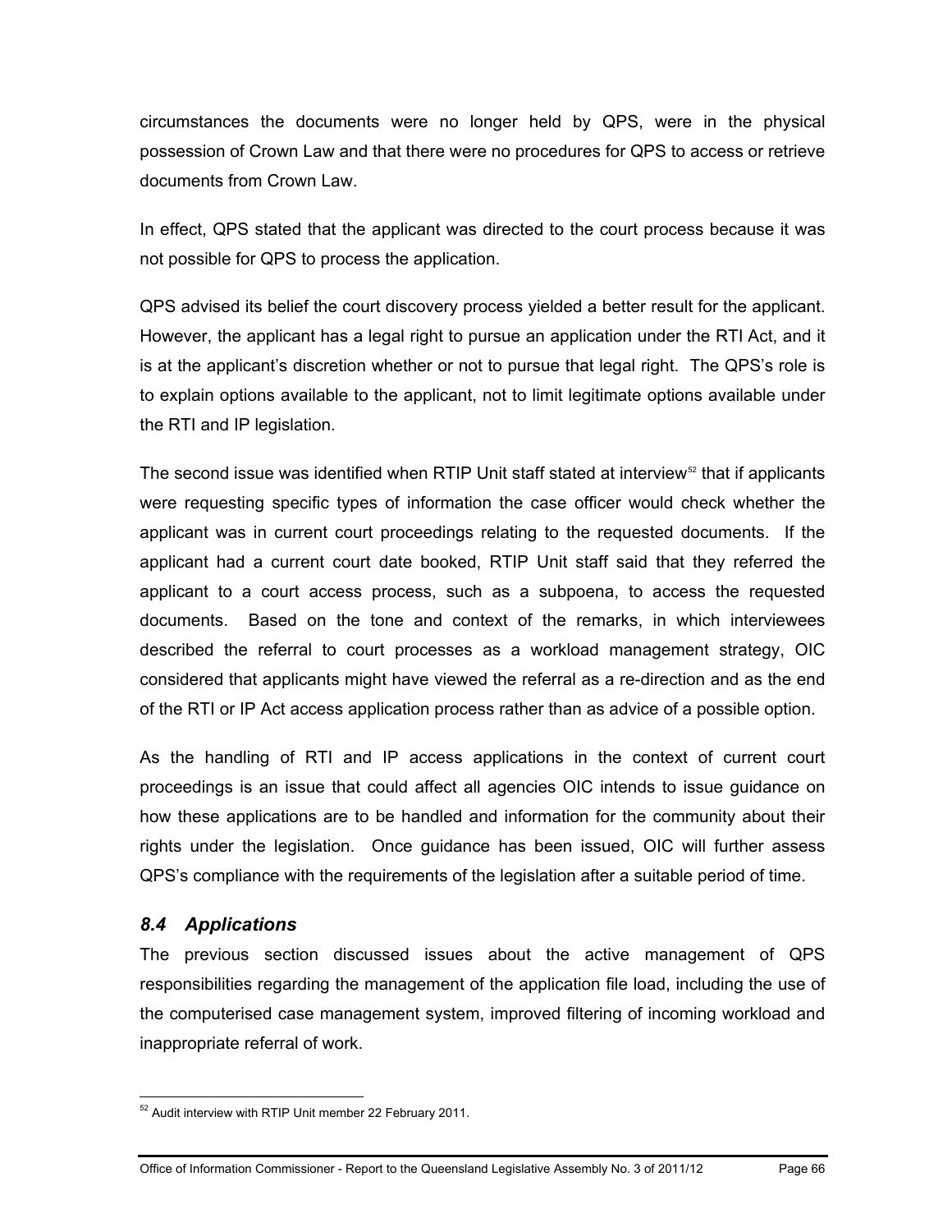circumstances the documents were no longer held by QPS, were in the physical possession of Crown Law and that there were no procedures for QPS to access or retrieve documents from Crown Law.

In effect, QPS stated that the applicant was directed to the court process because it was not possible for QPS to process the application.

QPS advised its belief the court discovery process yielded a better result for the applicant. However, the applicant has a legal right to pursue an application under the RTI Act, and it is at the applicant's discretion whether or not to pursue that legal right. The QPS's role is to explain options available to the applicant, not to limit legitimate options available under the RTI and IP legislation.

The second issue was identified when RTIP Unit staff stated at interview[52] that if applicants were requesting specific types of information the case officer would check whether the applicant was in current court proceedings relating to the requested documents. If the applicant had a current court date booked, RTIP Unit staff said that they referred the applicant to a court access process, such as a subpoena, to access the requested documents. Based on the tone and context of the remarks, in which interviewees described the referral to court processes as a workload management strategy, OIC considered that applicants might have viewed the referral as a re-direction and as the end of the RTI or IP Act access application process rather than as advice of a possible option.

As the handling of RTI and IP access applications in the context of current court proceedings is an issue that could affect all agencies OIC intends to issue guidance on how these applications are to be handled and information for the community about their rights under the legislation. Once guidance has been issued, OIC will further assess QPS's compliance with the requirements of the legislation after a suitable period of time.

### *8.4 Applications*

The previous section discussed issues about the active management of QPS responsibilities regarding the management of the application file load, including the use of the computerised case management system, improved filtering of incoming workload and inappropriate referral of work.

[52] Audit interview with RTIP Unit member 22 February 2011.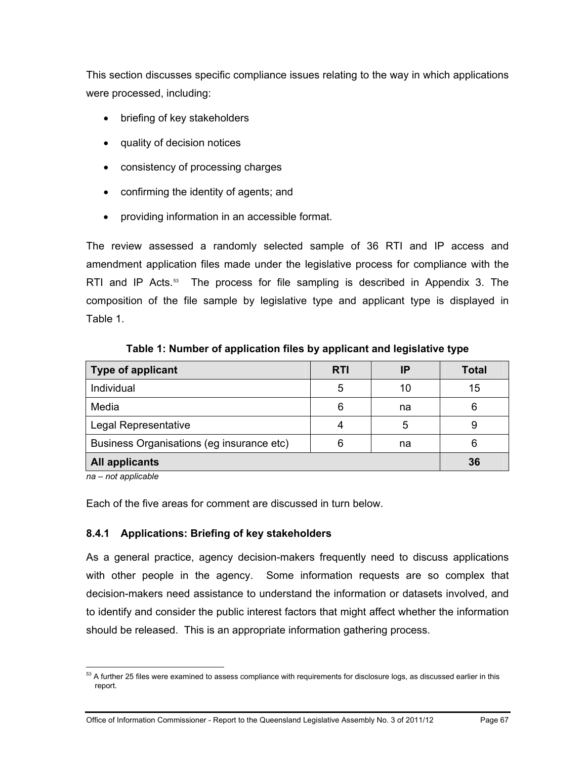This section discusses specific compliance issues relating to the way in which applications were processed, including:

- briefing of key stakeholders
- quality of decision notices
- consistency of processing charges
- confirming the identity of agents; and
- providing information in an accessible format.

The review assessed a randomly selected sample of 36 RTI and IP access and amendment application files made under the legislative process for compliance with the RTI and IP Acts.[53] The process for file sampling is described in Appendix 3. The composition of the file sample by legislative type and applicant type is displayed in Table 1.

**Table 1: Number of application files by applicant and legislative type**

| Type of applicant | RTI | IP | Total |
|---|---|---|---|
| Individual | 5 | 10 | 15 |
| Media | 6 | na | 6 |
| Legal Representative | 4 | 5 | 9 |
| Business Organisations (eg insurance etc) | 6 | na | 6 |
| **All applicants** | | | **36** |

*na – not applicable*

Each of the five areas for comment are discussed in turn below.

### 8.4.1 Applications: Briefing of key stakeholders

As a general practice, agency decision-makers frequently need to discuss applications with other people in the agency. Some information requests are so complex that decision-makers need assistance to understand the information or datasets involved, and to identify and consider the public interest factors that might affect whether the information should be released. This is an appropriate information gathering process.

[53] A further 25 files were examined to assess compliance with requirements for disclosure logs, as discussed earlier in this report.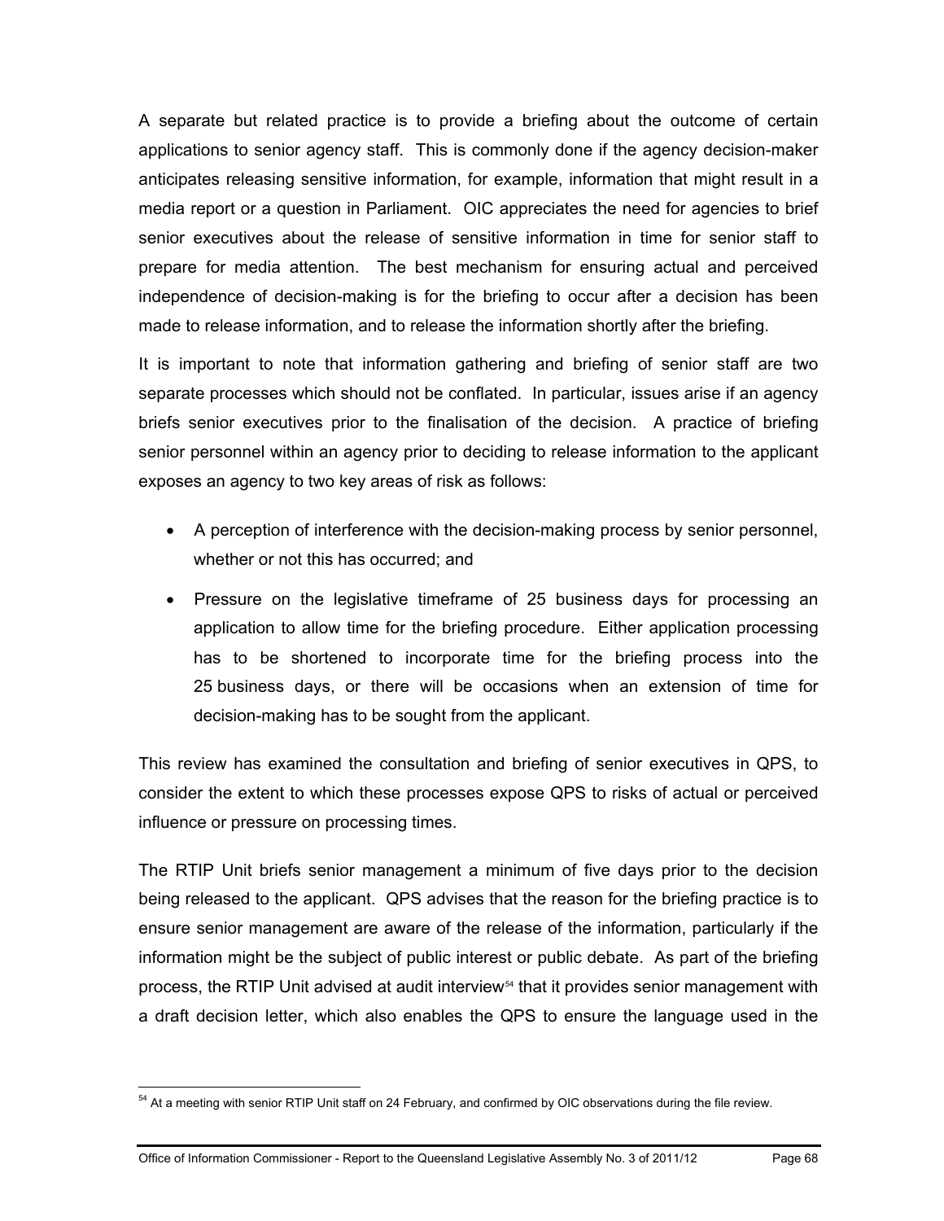A separate but related practice is to provide a briefing about the outcome of certain applications to senior agency staff. This is commonly done if the agency decision-maker anticipates releasing sensitive information, for example, information that might result in a media report or a question in Parliament. OIC appreciates the need for agencies to brief senior executives about the release of sensitive information in time for senior staff to prepare for media attention. The best mechanism for ensuring actual and perceived independence of decision-making is for the briefing to occur after a decision has been made to release information, and to release the information shortly after the briefing.

It is important to note that information gathering and briefing of senior staff are two separate processes which should not be conflated. In particular, issues arise if an agency briefs senior executives prior to the finalisation of the decision. A practice of briefing senior personnel within an agency prior to deciding to release information to the applicant exposes an agency to two key areas of risk as follows:

- A perception of interference with the decision-making process by senior personnel, whether or not this has occurred; and
- Pressure on the legislative timeframe of 25 business days for processing an application to allow time for the briefing procedure. Either application processing has to be shortened to incorporate time for the briefing process into the 25 business days, or there will be occasions when an extension of time for decision-making has to be sought from the applicant.

This review has examined the consultation and briefing of senior executives in QPS, to consider the extent to which these processes expose QPS to risks of actual or perceived influence or pressure on processing times.

The RTIP Unit briefs senior management a minimum of five days prior to the decision being released to the applicant. QPS advises that the reason for the briefing practice is to ensure senior management are aware of the release of the information, particularly if the information might be the subject of public interest or public debate. As part of the briefing process, the RTIP Unit advised at audit interview[54] that it provides senior management with a draft decision letter, which also enables the QPS to ensure the language used in the

[54] At a meeting with senior RTIP Unit staff on 24 February, and confirmed by OIC observations during the file review.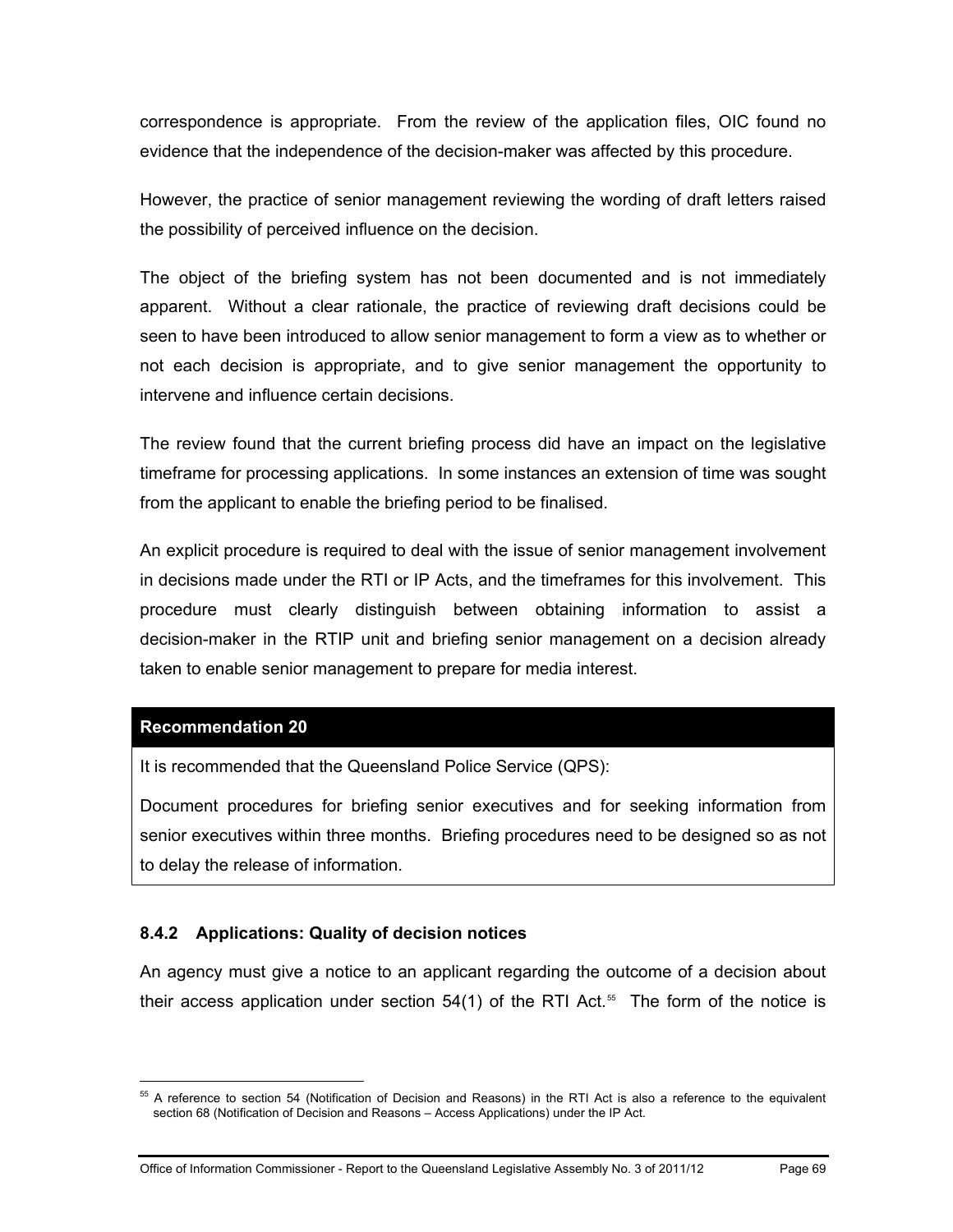correspondence is appropriate. From the review of the application files, OIC found no evidence that the independence of the decision-maker was affected by this procedure.

However, the practice of senior management reviewing the wording of draft letters raised the possibility of perceived influence on the decision.

The object of the briefing system has not been documented and is not immediately apparent. Without a clear rationale, the practice of reviewing draft decisions could be seen to have been introduced to allow senior management to form a view as to whether or not each decision is appropriate, and to give senior management the opportunity to intervene and influence certain decisions.

The review found that the current briefing process did have an impact on the legislative timeframe for processing applications. In some instances an extension of time was sought from the applicant to enable the briefing period to be finalised.

An explicit procedure is required to deal with the issue of senior management involvement in decisions made under the RTI or IP Acts, and the timeframes for this involvement. This procedure must clearly distinguish between obtaining information to assist a decision-maker in the RTIP unit and briefing senior management on a decision already taken to enable senior management to prepare for media interest.

**Recommendation 20**

It is recommended that the Queensland Police Service (QPS):

Document procedures for briefing senior executives and for seeking information from senior executives within three months. Briefing procedures need to be designed so as not to delay the release of information.

### 8.4.2 Applications: Quality of decision notices

An agency must give a notice to an applicant regarding the outcome of a decision about their access application under section 54(1) of the RTI Act.[55] The form of the notice is

[55] A reference to section 54 (Notification of Decision and Reasons) in the RTI Act is also a reference to the equivalent section 68 (Notification of Decision and Reasons – Access Applications) under the IP Act.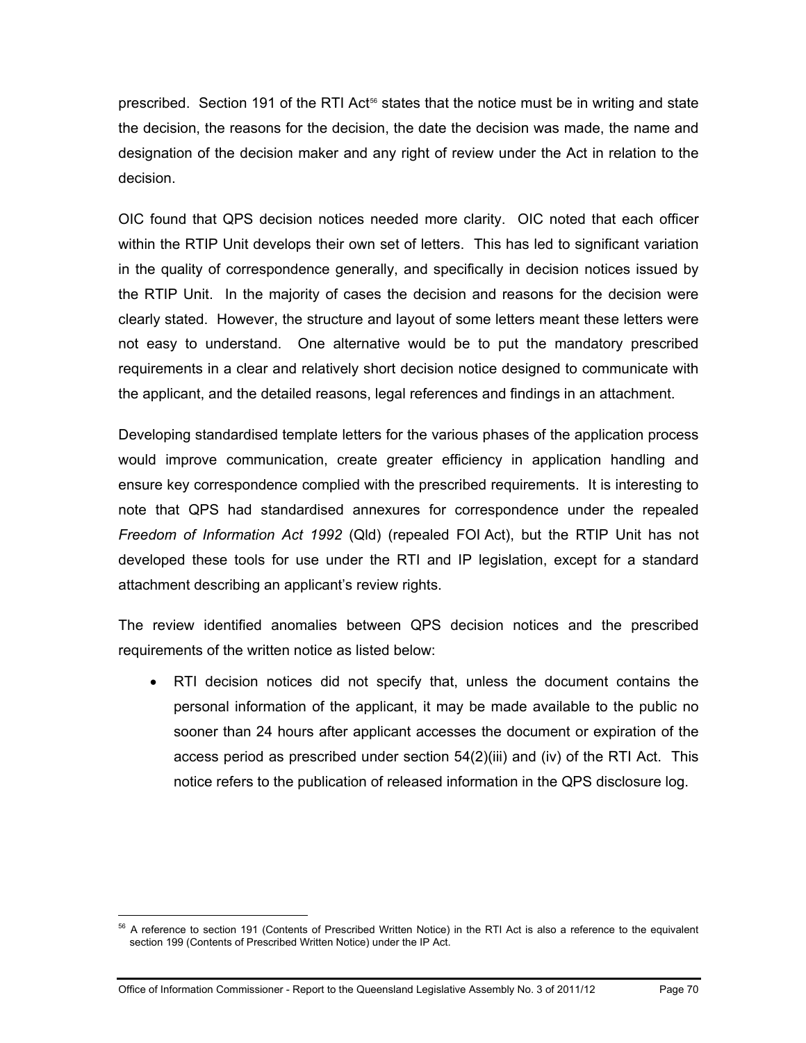prescribed. Section 191 of the RTI Act[56] states that the notice must be in writing and state the decision, the reasons for the decision, the date the decision was made, the name and designation of the decision maker and any right of review under the Act in relation to the decision.

OIC found that QPS decision notices needed more clarity. OIC noted that each officer within the RTIP Unit develops their own set of letters. This has led to significant variation in the quality of correspondence generally, and specifically in decision notices issued by the RTIP Unit. In the majority of cases the decision and reasons for the decision were clearly stated. However, the structure and layout of some letters meant these letters were not easy to understand. One alternative would be to put the mandatory prescribed requirements in a clear and relatively short decision notice designed to communicate with the applicant, and the detailed reasons, legal references and findings in an attachment.

Developing standardised template letters for the various phases of the application process would improve communication, create greater efficiency in application handling and ensure key correspondence complied with the prescribed requirements. It is interesting to note that QPS had standardised annexures for correspondence under the repealed *Freedom of Information Act 1992* (Qld) (repealed FOI Act), but the RTIP Unit has not developed these tools for use under the RTI and IP legislation, except for a standard attachment describing an applicant's review rights.

The review identified anomalies between QPS decision notices and the prescribed requirements of the written notice as listed below:

- RTI decision notices did not specify that, unless the document contains the personal information of the applicant, it may be made available to the public no sooner than 24 hours after applicant accesses the document or expiration of the access period as prescribed under section 54(2)(iii) and (iv) of the RTI Act. This notice refers to the publication of released information in the QPS disclosure log.

[56] A reference to section 191 (Contents of Prescribed Written Notice) in the RTI Act is also a reference to the equivalent section 199 (Contents of Prescribed Written Notice) under the IP Act.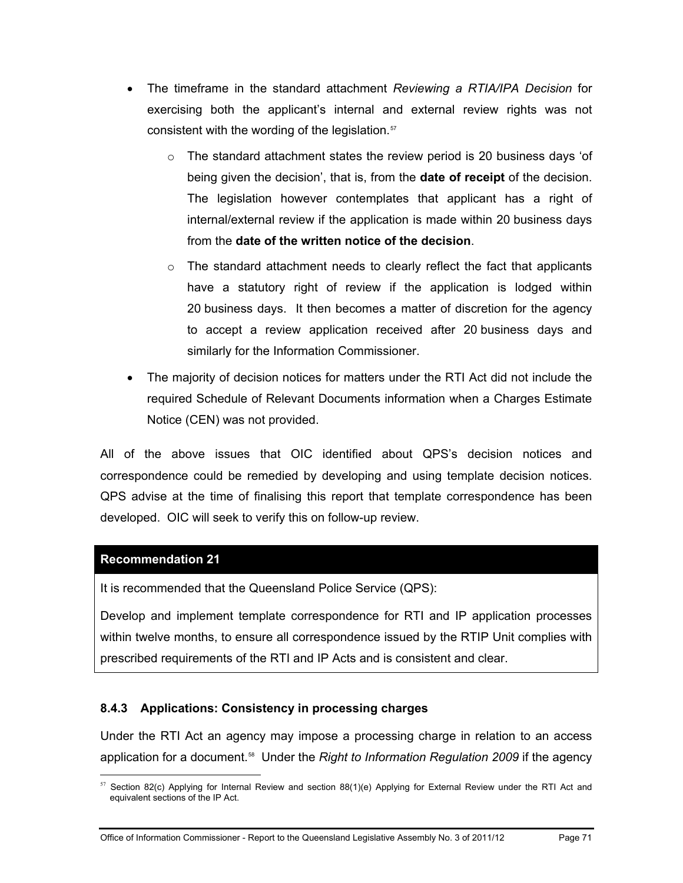- The timeframe in the standard attachment *Reviewing a RTIA/IPA Decision* for exercising both the applicant's internal and external review rights was not consistent with the wording of the legislation.[57]
  - The standard attachment states the review period is 20 business days 'of being given the decision', that is, from the **date of receipt** of the decision. The legislation however contemplates that applicant has a right of internal/external review if the application is made within 20 business days from the **date of the written notice of the decision**.
  - The standard attachment needs to clearly reflect the fact that applicants have a statutory right of review if the application is lodged within 20 business days. It then becomes a matter of discretion for the agency to accept a review application received after 20 business days and similarly for the Information Commissioner.
- The majority of decision notices for matters under the RTI Act did not include the required Schedule of Relevant Documents information when a Charges Estimate Notice (CEN) was not provided.

All of the above issues that OIC identified about QPS's decision notices and correspondence could be remedied by developing and using template decision notices. QPS advise at the time of finalising this report that template correspondence has been developed. OIC will seek to verify this on follow-up review.

**Recommendation 21**

It is recommended that the Queensland Police Service (QPS):

Develop and implement template correspondence for RTI and IP application processes within twelve months, to ensure all correspondence issued by the RTIP Unit complies with prescribed requirements of the RTI and IP Acts and is consistent and clear.

### 8.4.3 Applications: Consistency in processing charges

Under the RTI Act an agency may impose a processing charge in relation to an access application for a document.[58] Under the *Right to Information Regulation 2009* if the agency

[57] Section 82(c) Applying for Internal Review and section 88(1)(e) Applying for External Review under the RTI Act and equivalent sections of the IP Act.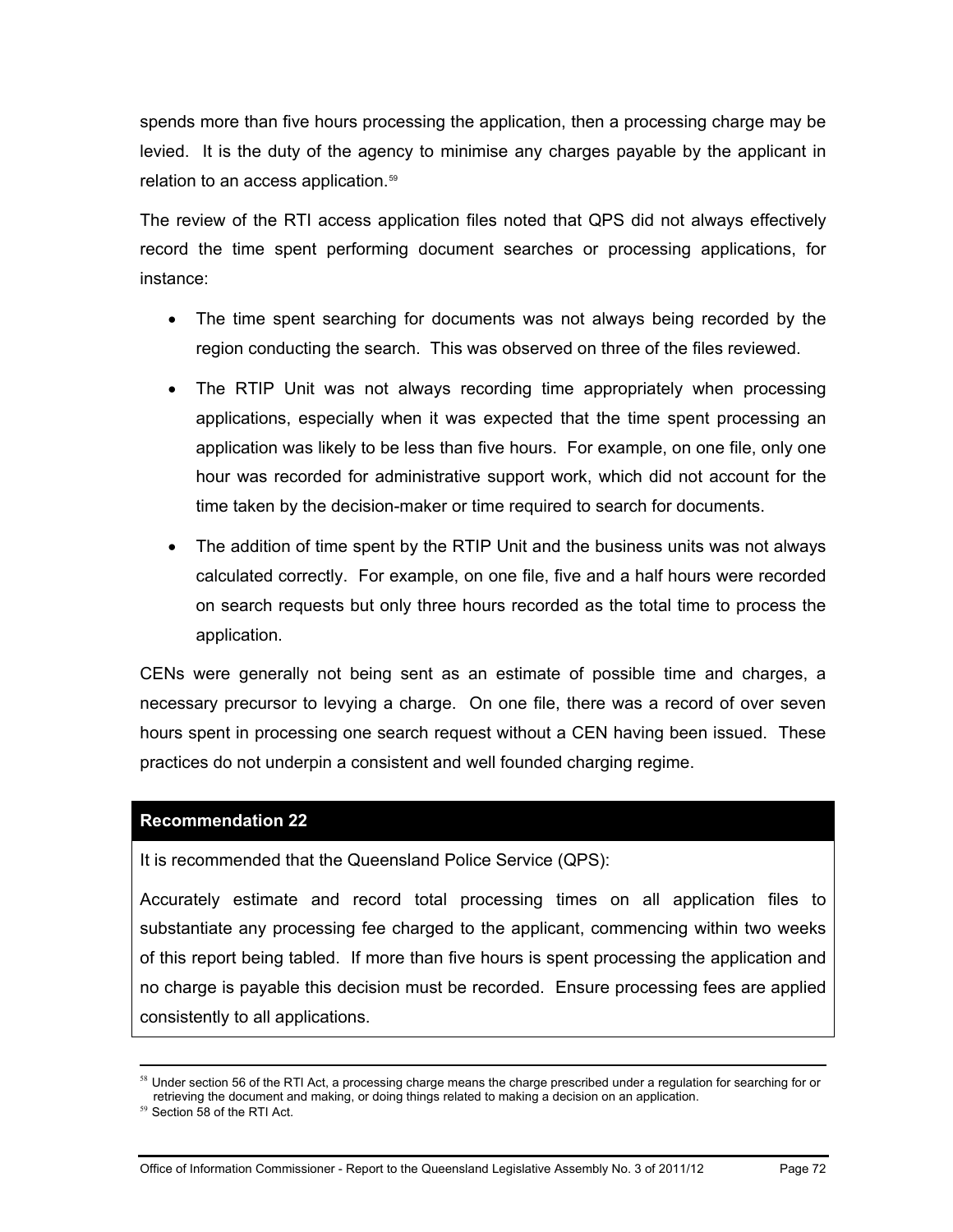spends more than five hours processing the application, then a processing charge may be levied. It is the duty of the agency to minimise any charges payable by the applicant in relation to an access application.[59]

The review of the RTI access application files noted that QPS did not always effectively record the time spent performing document searches or processing applications, for instance:

- The time spent searching for documents was not always being recorded by the region conducting the search. This was observed on three of the files reviewed.
- The RTIP Unit was not always recording time appropriately when processing applications, especially when it was expected that the time spent processing an application was likely to be less than five hours. For example, on one file, only one hour was recorded for administrative support work, which did not account for the time taken by the decision-maker or time required to search for documents.
- The addition of time spent by the RTIP Unit and the business units was not always calculated correctly. For example, on one file, five and a half hours were recorded on search requests but only three hours recorded as the total time to process the application.

CENs were generally not being sent as an estimate of possible time and charges, a necessary precursor to levying a charge. On one file, there was a record of over seven hours spent in processing one search request without a CEN having been issued. These practices do not underpin a consistent and well founded charging regime.

**Recommendation 22**

It is recommended that the Queensland Police Service (QPS):

Accurately estimate and record total processing times on all application files to substantiate any processing fee charged to the applicant, commencing within two weeks of this report being tabled. If more than five hours is spent processing the application and no charge is payable this decision must be recorded. Ensure processing fees are applied consistently to all applications.

---

[58] Under section 56 of the RTI Act, a processing charge means the charge prescribed under a regulation for searching for or retrieving the document and making, or doing things related to making a decision on an application.

[59] Section 58 of the RTI Act.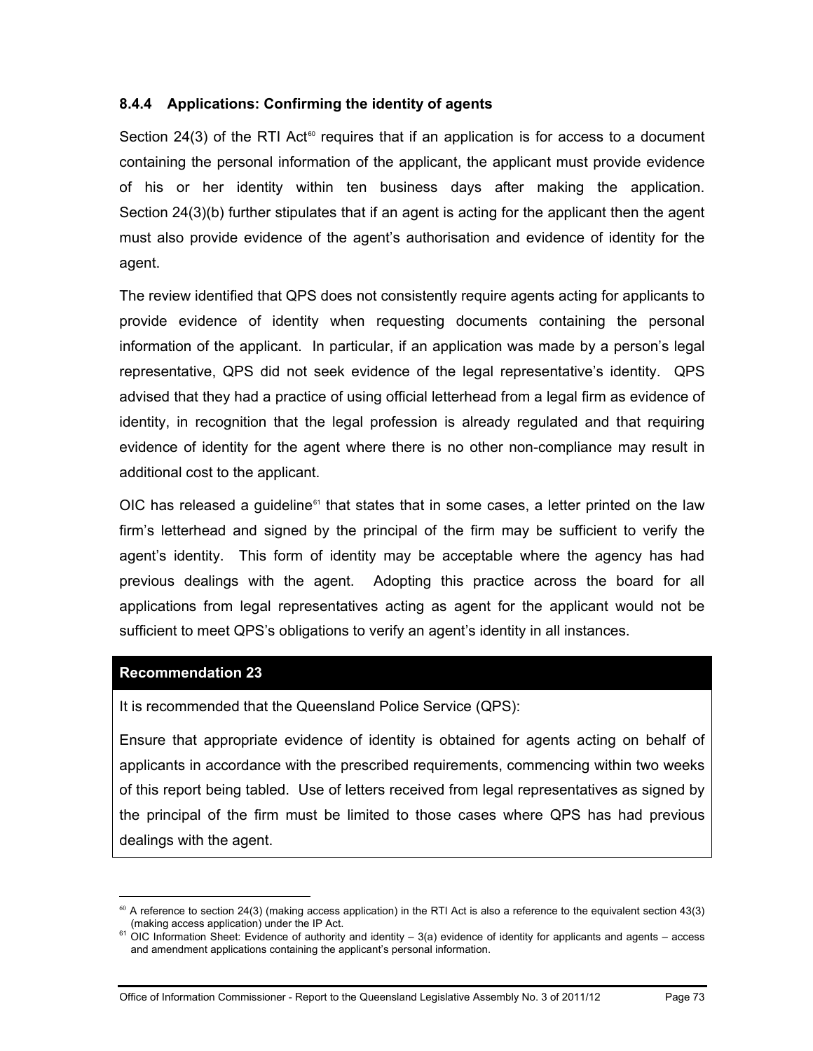### 8.4.4 Applications: Confirming the identity of agents

Section 24(3) of the RTI Act[60] requires that if an application is for access to a document containing the personal information of the applicant, the applicant must provide evidence of his or her identity within ten business days after making the application. Section 24(3)(b) further stipulates that if an agent is acting for the applicant then the agent must also provide evidence of the agent's authorisation and evidence of identity for the agent.

The review identified that QPS does not consistently require agents acting for applicants to provide evidence of identity when requesting documents containing the personal information of the applicant. In particular, if an application was made by a person's legal representative, QPS did not seek evidence of the legal representative's identity. QPS advised that they had a practice of using official letterhead from a legal firm as evidence of identity, in recognition that the legal profession is already regulated and that requiring evidence of identity for the agent where there is no other non-compliance may result in additional cost to the applicant.

OIC has released a guideline[61] that states that in some cases, a letter printed on the law firm's letterhead and signed by the principal of the firm may be sufficient to verify the agent's identity. This form of identity may be acceptable where the agency has had previous dealings with the agent. Adopting this practice across the board for all applications from legal representatives acting as agent for the applicant would not be sufficient to meet QPS's obligations to verify an agent's identity in all instances.

**Recommendation 23**

It is recommended that the Queensland Police Service (QPS):

Ensure that appropriate evidence of identity is obtained for agents acting on behalf of applicants in accordance with the prescribed requirements, commencing within two weeks of this report being tabled. Use of letters received from legal representatives as signed by the principal of the firm must be limited to those cases where QPS has had previous dealings with the agent.

---

[60] A reference to section 24(3) (making access application) in the RTI Act is also a reference to the equivalent section 43(3) (making access application) under the IP Act.

[61] OIC Information Sheet: Evidence of authority and identity – 3(a) evidence of identity for applicants and agents – access and amendment applications containing the applicant's personal information.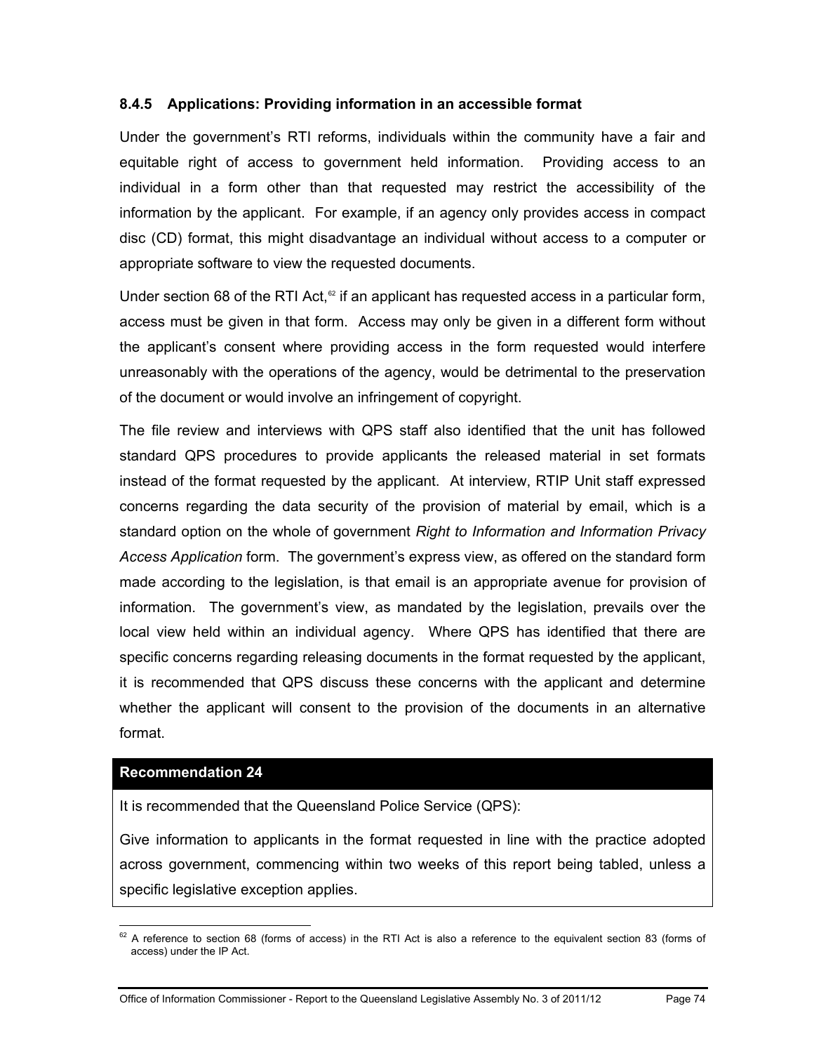### 8.4.5 Applications: Providing information in an accessible format

Under the government's RTI reforms, individuals within the community have a fair and equitable right of access to government held information. Providing access to an individual in a form other than that requested may restrict the accessibility of the information by the applicant. For example, if an agency only provides access in compact disc (CD) format, this might disadvantage an individual without access to a computer or appropriate software to view the requested documents.

Under section 68 of the RTI Act,[62] if an applicant has requested access in a particular form, access must be given in that form. Access may only be given in a different form without the applicant's consent where providing access in the form requested would interfere unreasonably with the operations of the agency, would be detrimental to the preservation of the document or would involve an infringement of copyright.

The file review and interviews with QPS staff also identified that the unit has followed standard QPS procedures to provide applicants the released material in set formats instead of the format requested by the applicant. At interview, RTIP Unit staff expressed concerns regarding the data security of the provision of material by email, which is a standard option on the whole of government *Right to Information and Information Privacy Access Application* form. The government's express view, as offered on the standard form made according to the legislation, is that email is an appropriate avenue for provision of information. The government's view, as mandated by the legislation, prevails over the local view held within an individual agency. Where QPS has identified that there are specific concerns regarding releasing documents in the format requested by the applicant, it is recommended that QPS discuss these concerns with the applicant and determine whether the applicant will consent to the provision of the documents in an alternative format.

**Recommendation 24**

It is recommended that the Queensland Police Service (QPS):

Give information to applicants in the format requested in line with the practice adopted across government, commencing within two weeks of this report being tabled, unless a specific legislative exception applies.

---

[62] A reference to section 68 (forms of access) in the RTI Act is also a reference to the equivalent section 83 (forms of access) under the IP Act.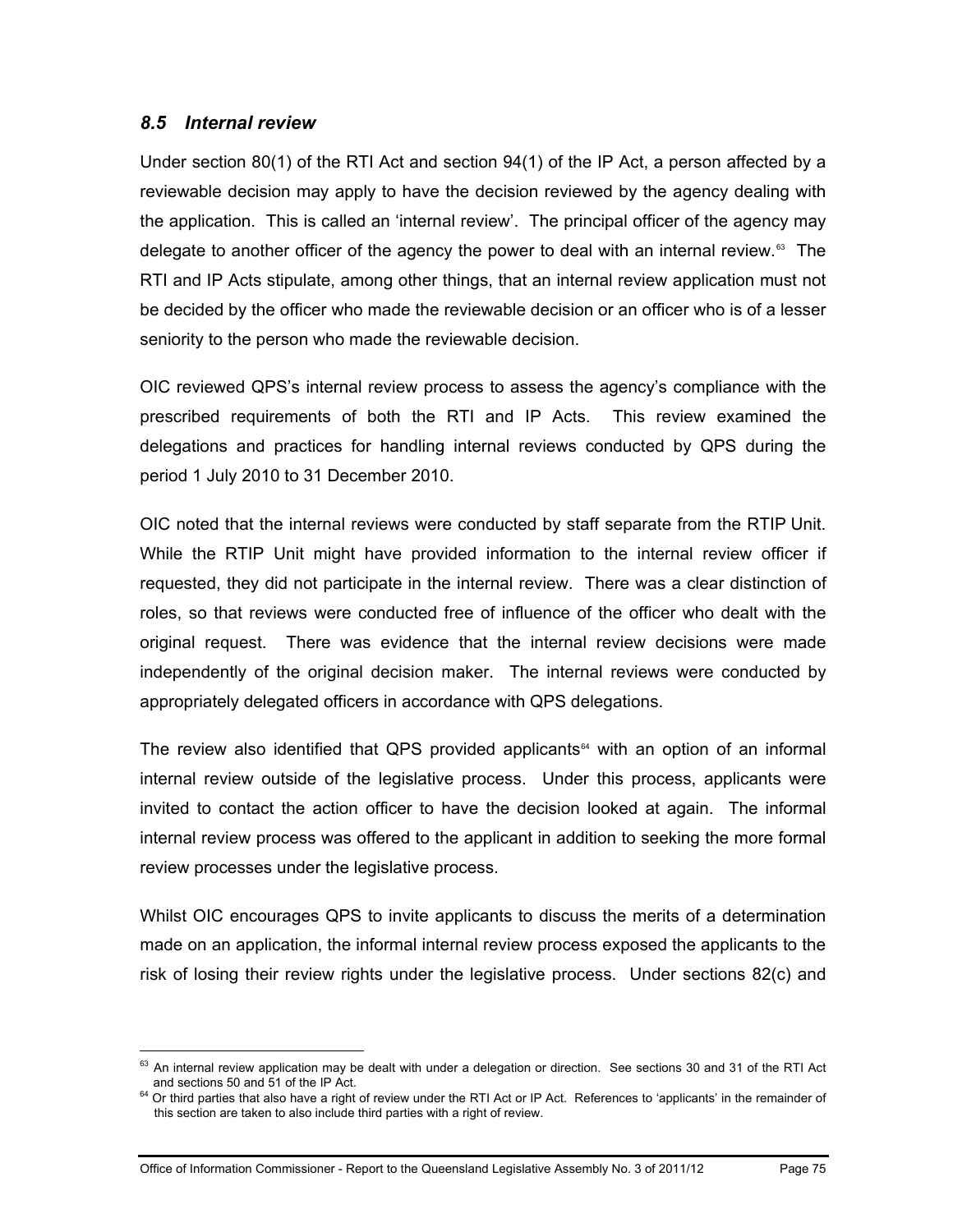### *8.5 Internal review*

Under section 80(1) of the RTI Act and section 94(1) of the IP Act, a person affected by a reviewable decision may apply to have the decision reviewed by the agency dealing with the application. This is called an 'internal review'. The principal officer of the agency may delegate to another officer of the agency the power to deal with an internal review.[63] The RTI and IP Acts stipulate, among other things, that an internal review application must not be decided by the officer who made the reviewable decision or an officer who is of a lesser seniority to the person who made the reviewable decision.

OIC reviewed QPS's internal review process to assess the agency's compliance with the prescribed requirements of both the RTI and IP Acts. This review examined the delegations and practices for handling internal reviews conducted by QPS during the period 1 July 2010 to 31 December 2010.

OIC noted that the internal reviews were conducted by staff separate from the RTIP Unit. While the RTIP Unit might have provided information to the internal review officer if requested, they did not participate in the internal review. There was a clear distinction of roles, so that reviews were conducted free of influence of the officer who dealt with the original request. There was evidence that the internal review decisions were made independently of the original decision maker. The internal reviews were conducted by appropriately delegated officers in accordance with QPS delegations.

The review also identified that QPS provided applicants[64] with an option of an informal internal review outside of the legislative process. Under this process, applicants were invited to contact the action officer to have the decision looked at again. The informal internal review process was offered to the applicant in addition to seeking the more formal review processes under the legislative process.

Whilst OIC encourages QPS to invite applicants to discuss the merits of a determination made on an application, the informal internal review process exposed the applicants to the risk of losing their review rights under the legislative process. Under sections 82(c) and

---

[63] An internal review application may be dealt with under a delegation or direction. See sections 30 and 31 of the RTI Act and sections 50 and 51 of the IP Act.

[64] Or third parties that also have a right of review under the RTI Act or IP Act. References to 'applicants' in the remainder of this section are taken to also include third parties with a right of review.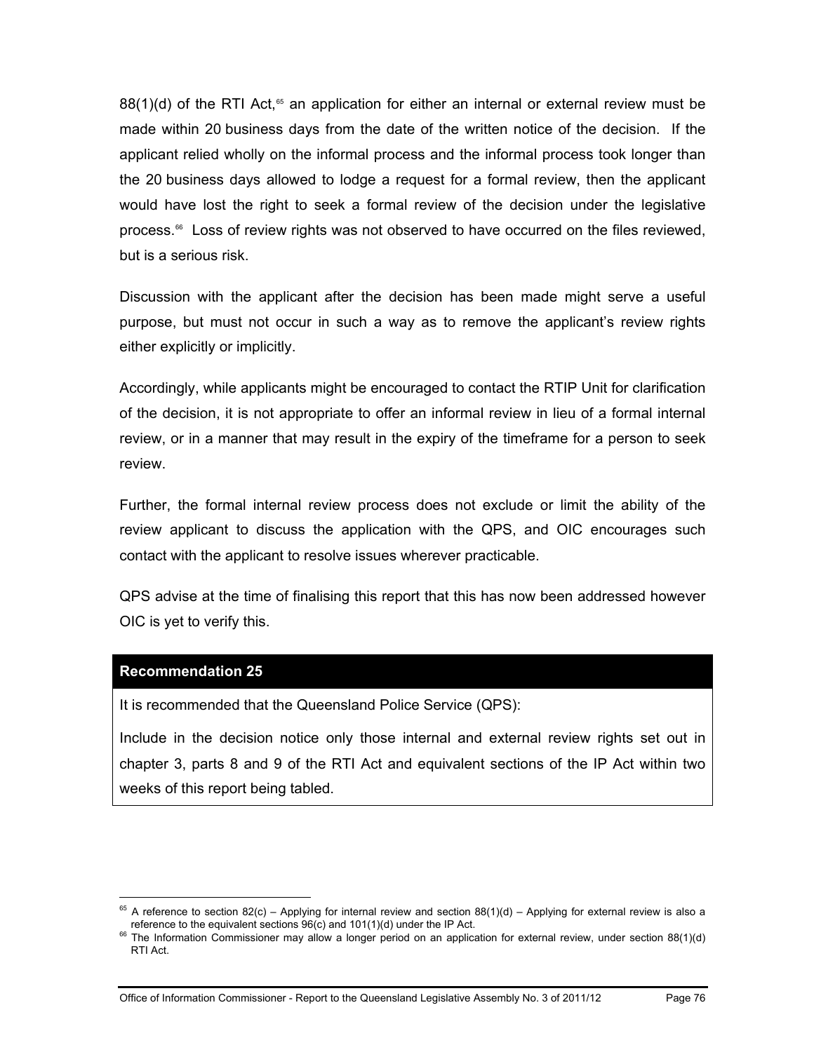88(1)(d) of the RTI Act,[65] an application for either an internal or external review must be made within 20 business days from the date of the written notice of the decision. If the applicant relied wholly on the informal process and the informal process took longer than the 20 business days allowed to lodge a request for a formal review, then the applicant would have lost the right to seek a formal review of the decision under the legislative process.[66] Loss of review rights was not observed to have occurred on the files reviewed, but is a serious risk.

Discussion with the applicant after the decision has been made might serve a useful purpose, but must not occur in such a way as to remove the applicant's review rights either explicitly or implicitly.

Accordingly, while applicants might be encouraged to contact the RTIP Unit for clarification of the decision, it is not appropriate to offer an informal review in lieu of a formal internal review, or in a manner that may result in the expiry of the timeframe for a person to seek review.

Further, the formal internal review process does not exclude or limit the ability of the review applicant to discuss the application with the QPS, and OIC encourages such contact with the applicant to resolve issues wherever practicable.

QPS advise at the time of finalising this report that this has now been addressed however OIC is yet to verify this.

**Recommendation 25**

It is recommended that the Queensland Police Service (QPS):

Include in the decision notice only those internal and external review rights set out in chapter 3, parts 8 and 9 of the RTI Act and equivalent sections of the IP Act within two weeks of this report being tabled.

---

[65] A reference to section 82(c) – Applying for internal review and section 88(1)(d) – Applying for external review is also a reference to the equivalent sections 96(c) and 101(1)(d) under the IP Act.

[66] The Information Commissioner may allow a longer period on an application for external review, under section 88(1)(d) RTI Act.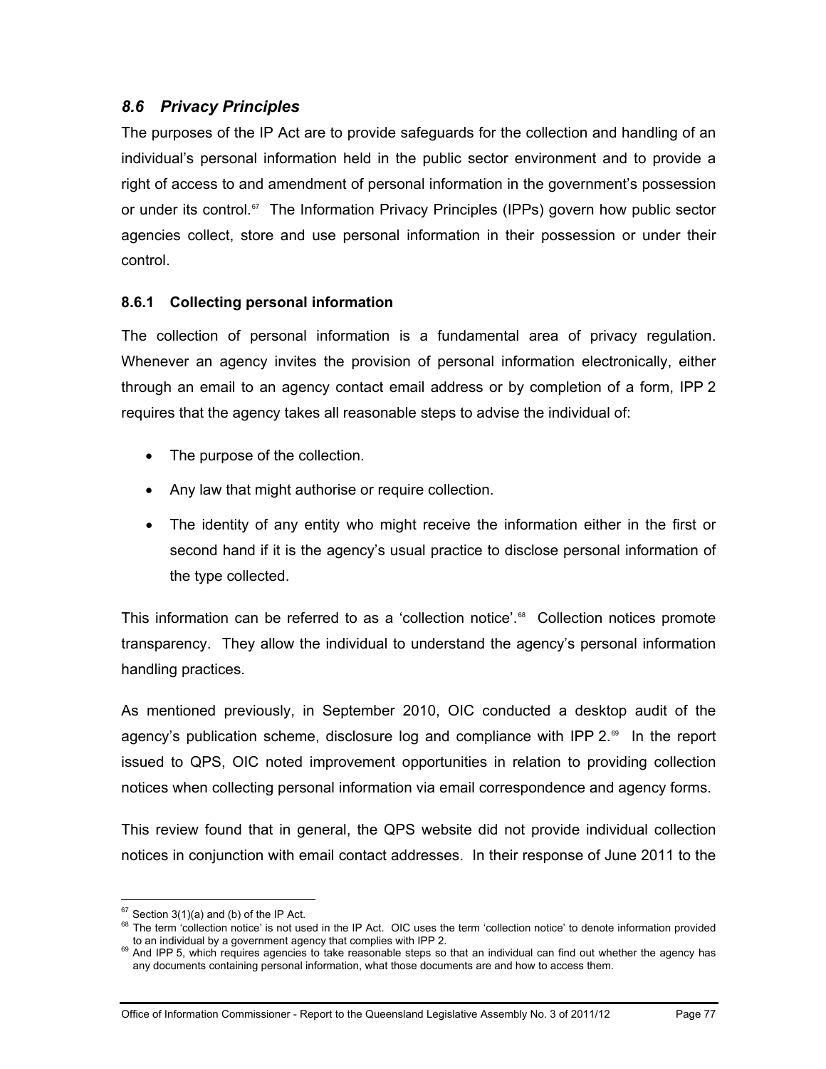## 8.6 *Privacy Principles*

The purposes of the IP Act are to provide safeguards for the collection and handling of an individual's personal information held in the public sector environment and to provide a right of access to and amendment of personal information in the government's possession or under its control.[67] The Information Privacy Principles (IPPs) govern how public sector agencies collect, store and use personal information in their possession or under their control.

### 8.6.1 Collecting personal information

The collection of personal information is a fundamental area of privacy regulation. Whenever an agency invites the provision of personal information electronically, either through an email to an agency contact email address or by completion of a form, IPP 2 requires that the agency takes all reasonable steps to advise the individual of:

- The purpose of the collection.
- Any law that might authorise or require collection.
- The identity of any entity who might receive the information either in the first or second hand if it is the agency's usual practice to disclose personal information of the type collected.

This information can be referred to as a 'collection notice'.[68] Collection notices promote transparency. They allow the individual to understand the agency's personal information handling practices.

As mentioned previously, in September 2010, OIC conducted a desktop audit of the agency's publication scheme, disclosure log and compliance with IPP 2.[69] In the report issued to QPS, OIC noted improvement opportunities in relation to providing collection notices when collecting personal information via email correspondence and agency forms.

This review found that in general, the QPS website did not provide individual collection notices in conjunction with email contact addresses. In their response of June 2011 to the

---

[67] Section 3(1)(a) and (b) of the IP Act.

[68] The term 'collection notice' is not used in the IP Act. OIC uses the term 'collection notice' to denote information provided to an individual by a government agency that complies with IPP 2.

[69] And IPP 5, which requires agencies to take reasonable steps so that an individual can find out whether the agency has any documents containing personal information, what those documents are and how to access them.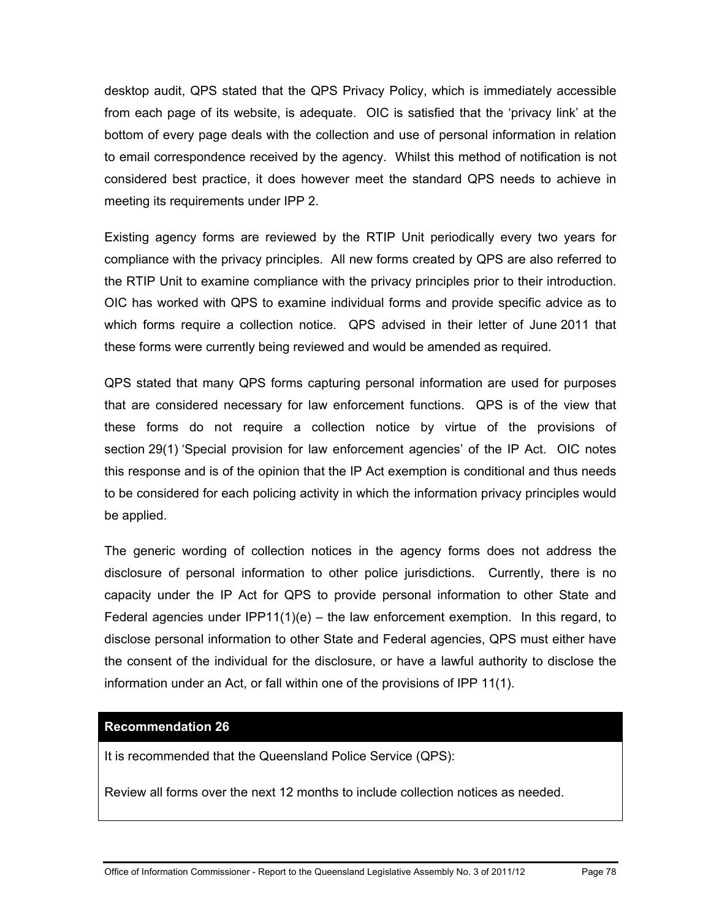desktop audit, QPS stated that the QPS Privacy Policy, which is immediately accessible from each page of its website, is adequate. OIC is satisfied that the 'privacy link' at the bottom of every page deals with the collection and use of personal information in relation to email correspondence received by the agency. Whilst this method of notification is not considered best practice, it does however meet the standard QPS needs to achieve in meeting its requirements under IPP 2.

Existing agency forms are reviewed by the RTIP Unit periodically every two years for compliance with the privacy principles. All new forms created by QPS are also referred to the RTIP Unit to examine compliance with the privacy principles prior to their introduction. OIC has worked with QPS to examine individual forms and provide specific advice as to which forms require a collection notice. QPS advised in their letter of June 2011 that these forms were currently being reviewed and would be amended as required.

QPS stated that many QPS forms capturing personal information are used for purposes that are considered necessary for law enforcement functions. QPS is of the view that these forms do not require a collection notice by virtue of the provisions of section 29(1) 'Special provision for law enforcement agencies' of the IP Act. OIC notes this response and is of the opinion that the IP Act exemption is conditional and thus needs to be considered for each policing activity in which the information privacy principles would be applied.

The generic wording of collection notices in the agency forms does not address the disclosure of personal information to other police jurisdictions. Currently, there is no capacity under the IP Act for QPS to provide personal information to other State and Federal agencies under IPP11(1)(e) – the law enforcement exemption. In this regard, to disclose personal information to other State and Federal agencies, QPS must either have the consent of the individual for the disclosure, or have a lawful authority to disclose the information under an Act, or fall within one of the provisions of IPP 11(1).

**Recommendation 26**

It is recommended that the Queensland Police Service (QPS):

Review all forms over the next 12 months to include collection notices as needed.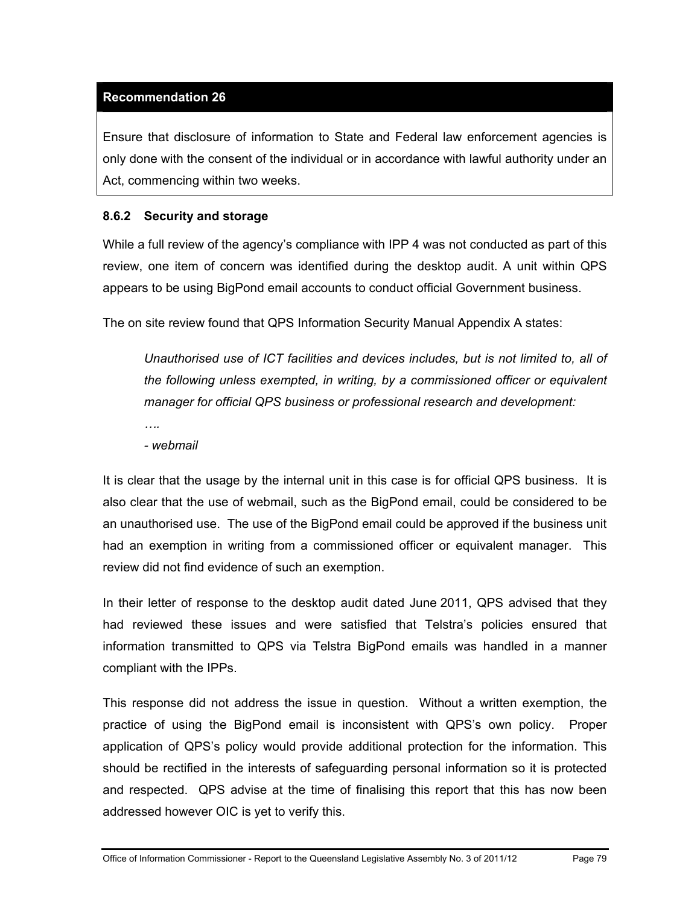**Recommendation 26**

Ensure that disclosure of information to State and Federal law enforcement agencies is only done with the consent of the individual or in accordance with lawful authority under an Act, commencing within two weeks.

### 8.6.2 Security and storage

While a full review of the agency's compliance with IPP 4 was not conducted as part of this review, one item of concern was identified during the desktop audit. A unit within QPS appears to be using BigPond email accounts to conduct official Government business.

The on site review found that QPS Information Security Manual Appendix A states:

> *Unauthorised use of ICT facilities and devices includes, but is not limited to, all of the following unless exempted, in writing, by a commissioned officer or equivalent manager for official QPS business or professional research and development:*
>
> *….*
>
> *- webmail*

It is clear that the usage by the internal unit in this case is for official QPS business. It is also clear that the use of webmail, such as the BigPond email, could be considered to be an unauthorised use. The use of the BigPond email could be approved if the business unit had an exemption in writing from a commissioned officer or equivalent manager. This review did not find evidence of such an exemption.

In their letter of response to the desktop audit dated June 2011, QPS advised that they had reviewed these issues and were satisfied that Telstra's policies ensured that information transmitted to QPS via Telstra BigPond emails was handled in a manner compliant with the IPPs.

This response did not address the issue in question. Without a written exemption, the practice of using the BigPond email is inconsistent with QPS's own policy. Proper application of QPS's policy would provide additional protection for the information. This should be rectified in the interests of safeguarding personal information so it is protected and respected. QPS advise at the time of finalising this report that this has now been addressed however OIC is yet to verify this.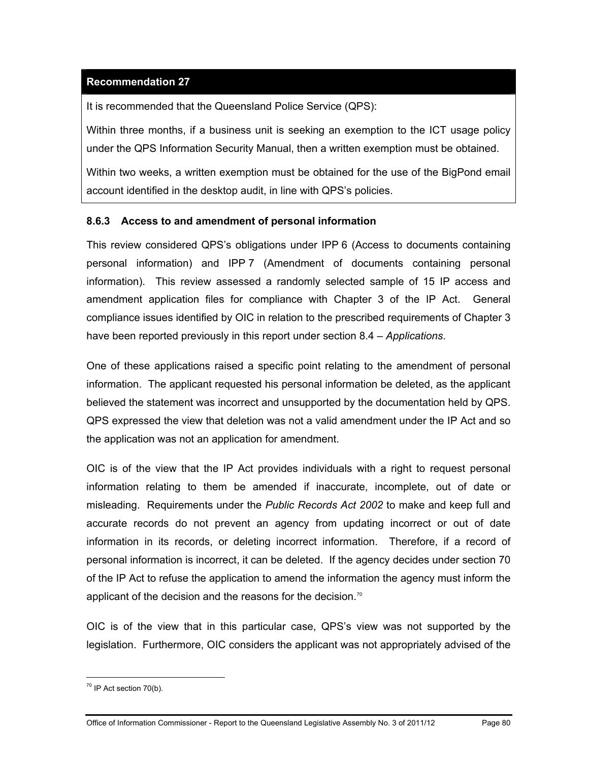**Recommendation 27**

It is recommended that the Queensland Police Service (QPS):

Within three months, if a business unit is seeking an exemption to the ICT usage policy under the QPS Information Security Manual, then a written exemption must be obtained.

Within two weeks, a written exemption must be obtained for the use of the BigPond email account identified in the desktop audit, in line with QPS's policies.

### 8.6.3 Access to and amendment of personal information

This review considered QPS's obligations under IPP 6 (Access to documents containing personal information) and IPP 7 (Amendment of documents containing personal information). This review assessed a randomly selected sample of 15 IP access and amendment application files for compliance with Chapter 3 of the IP Act. General compliance issues identified by OIC in relation to the prescribed requirements of Chapter 3 have been reported previously in this report under section 8.4 – *Applications*.

One of these applications raised a specific point relating to the amendment of personal information. The applicant requested his personal information be deleted, as the applicant believed the statement was incorrect and unsupported by the documentation held by QPS. QPS expressed the view that deletion was not a valid amendment under the IP Act and so the application was not an application for amendment.

OIC is of the view that the IP Act provides individuals with a right to request personal information relating to them be amended if inaccurate, incomplete, out of date or misleading. Requirements under the *Public Records Act 2002* to make and keep full and accurate records do not prevent an agency from updating incorrect or out of date information in its records, or deleting incorrect information. Therefore, if a record of personal information is incorrect, it can be deleted. If the agency decides under section 70 of the IP Act to refuse the application to amend the information the agency must inform the applicant of the decision and the reasons for the decision.[70]

OIC is of the view that in this particular case, QPS's view was not supported by the legislation. Furthermore, OIC considers the applicant was not appropriately advised of the

[70] IP Act section 70(b).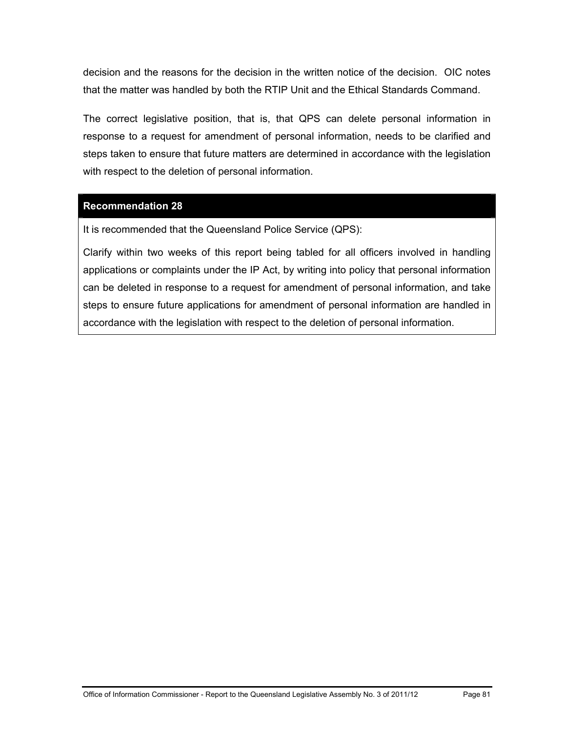decision and the reasons for the decision in the written notice of the decision. OIC notes that the matter was handled by both the RTIP Unit and the Ethical Standards Command.

The correct legislative position, that is, that QPS can delete personal information in response to a request for amendment of personal information, needs to be clarified and steps taken to ensure that future matters are determined in accordance with the legislation with respect to the deletion of personal information.

**Recommendation 28**

It is recommended that the Queensland Police Service (QPS):

Clarify within two weeks of this report being tabled for all officers involved in handling applications or complaints under the IP Act, by writing into policy that personal information can be deleted in response to a request for amendment of personal information, and take steps to ensure future applications for amendment of personal information are handled in accordance with the legislation with respect to the deletion of personal information.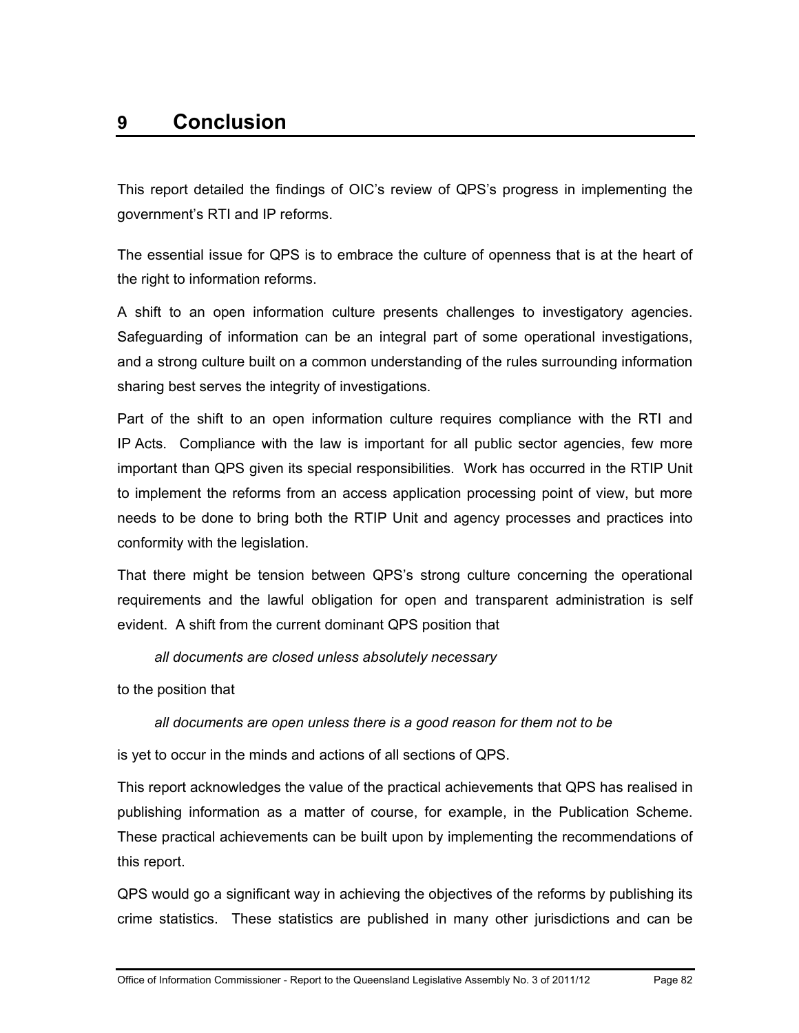# 9 Conclusion

This report detailed the findings of OIC's review of QPS's progress in implementing the government's RTI and IP reforms.

The essential issue for QPS is to embrace the culture of openness that is at the heart of the right to information reforms.

A shift to an open information culture presents challenges to investigatory agencies. Safeguarding of information can be an integral part of some operational investigations, and a strong culture built on a common understanding of the rules surrounding information sharing best serves the integrity of investigations.

Part of the shift to an open information culture requires compliance with the RTI and IP Acts. Compliance with the law is important for all public sector agencies, few more important than QPS given its special responsibilities. Work has occurred in the RTIP Unit to implement the reforms from an access application processing point of view, but more needs to be done to bring both the RTIP Unit and agency processes and practices into conformity with the legislation.

That there might be tension between QPS's strong culture concerning the operational requirements and the lawful obligation for open and transparent administration is self evident. A shift from the current dominant QPS position that

> *all documents are closed unless absolutely necessary*

to the position that

> *all documents are open unless there is a good reason for them not to be*

is yet to occur in the minds and actions of all sections of QPS.

This report acknowledges the value of the practical achievements that QPS has realised in publishing information as a matter of course, for example, in the Publication Scheme. These practical achievements can be built upon by implementing the recommendations of this report.

QPS would go a significant way in achieving the objectives of the reforms by publishing its crime statistics. These statistics are published in many other jurisdictions and can be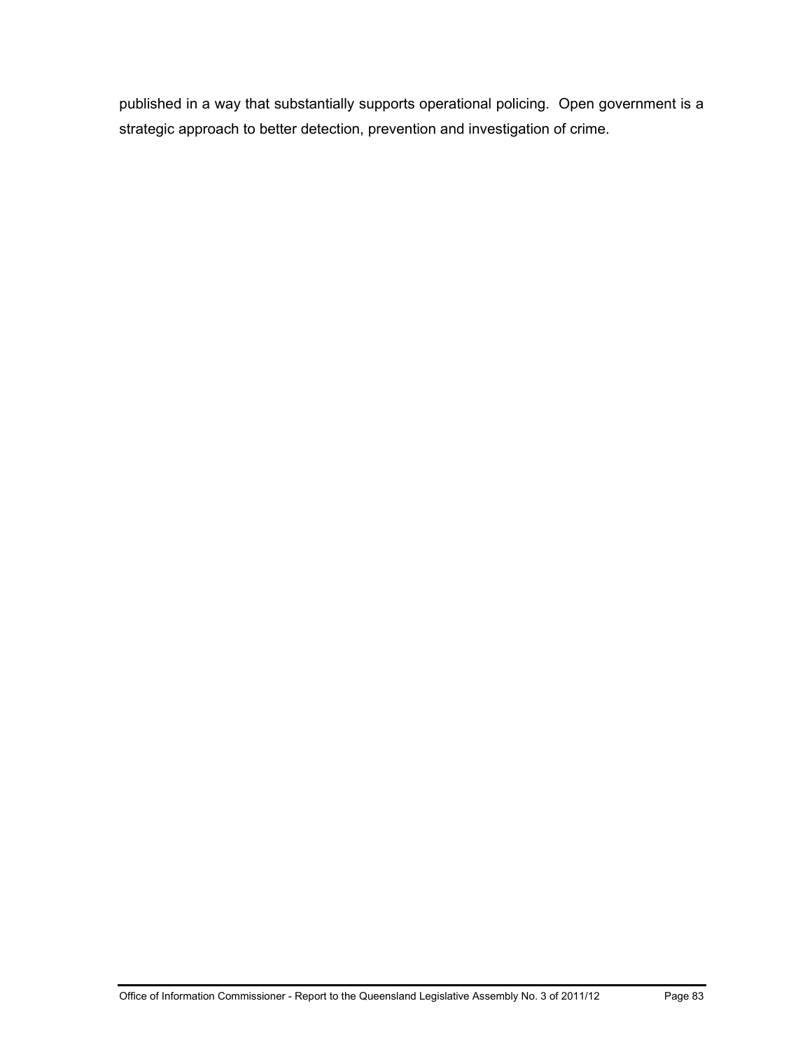published in a way that substantially supports operational policing. Open government is a strategic approach to better detection, prevention and investigation of crime.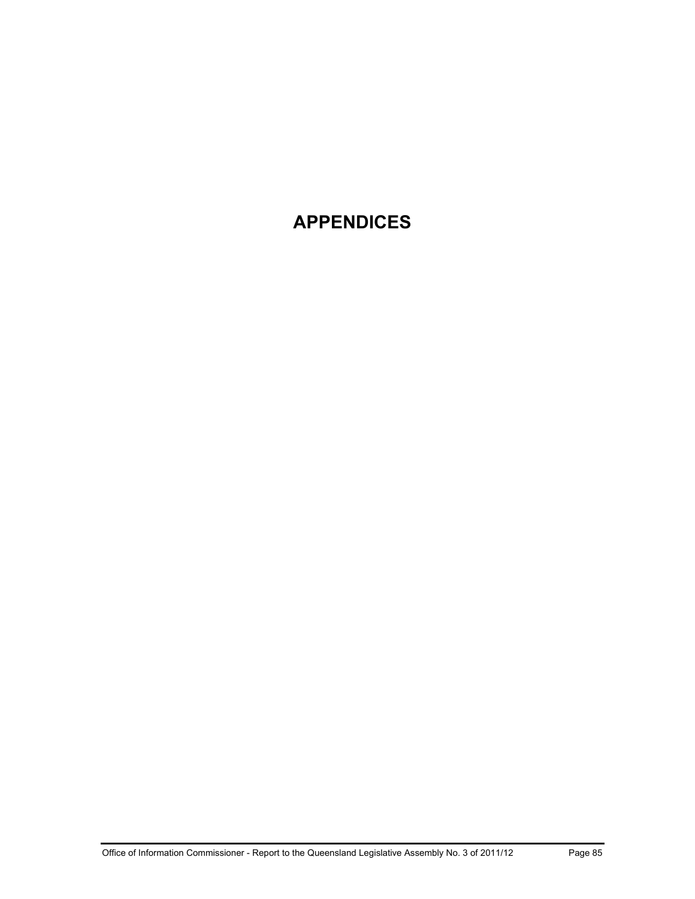# APPENDICES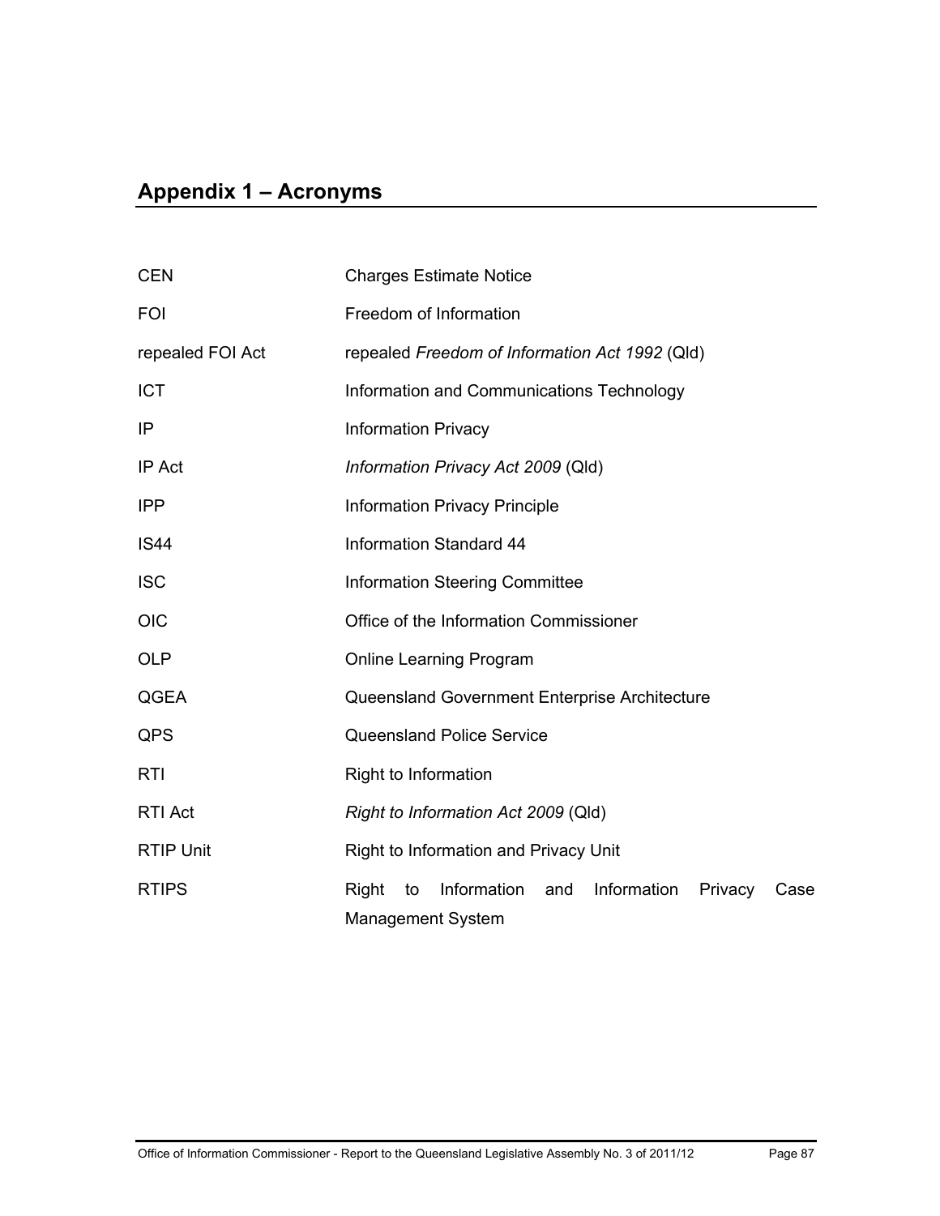## Appendix 1 – Acronyms

| | |
|---|---|
| CEN | Charges Estimate Notice |
| FOI | Freedom of Information |
| repealed FOI Act | repealed *Freedom of Information Act 1992* (Qld) |
| ICT | Information and Communications Technology |
| IP | Information Privacy |
| IP Act | *Information Privacy Act 2009* (Qld) |
| IPP | Information Privacy Principle |
| IS44 | Information Standard 44 |
| ISC | Information Steering Committee |
| OIC | Office of the Information Commissioner |
| OLP | Online Learning Program |
| QGEA | Queensland Government Enterprise Architecture |
| QPS | Queensland Police Service |
| RTI | Right to Information |
| RTI Act | *Right to Information Act 2009* (Qld) |
| RTIP Unit | Right to Information and Privacy Unit |
| RTIPS | Right to Information and Information Privacy Case Management System |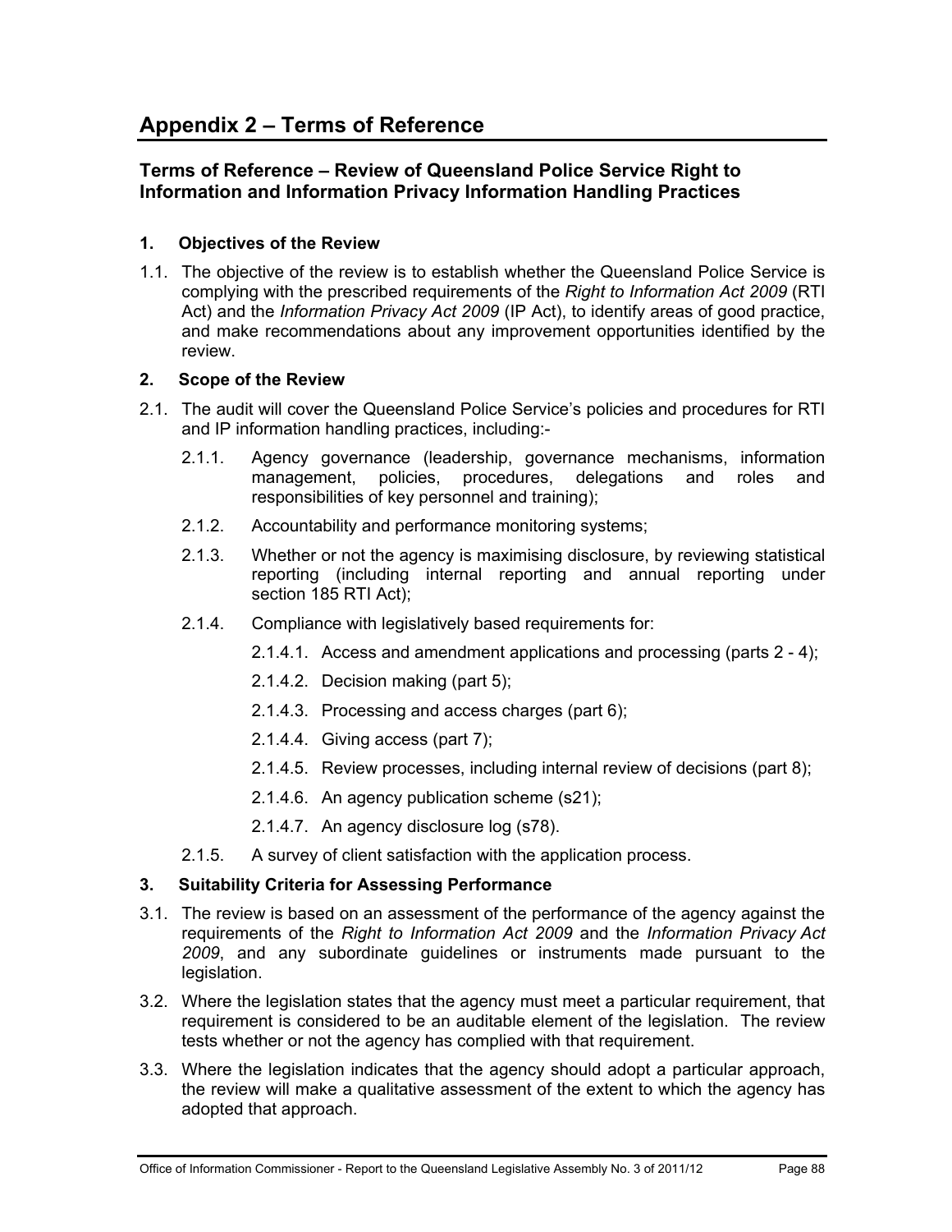# Appendix 2 – Terms of Reference

## Terms of Reference – Review of Queensland Police Service Right to Information and Information Privacy Information Handling Practices

### 1. Objectives of the Review

1.1. The objective of the review is to establish whether the Queensland Police Service is complying with the prescribed requirements of the *Right to Information Act 2009* (RTI Act) and the *Information Privacy Act 2009* (IP Act), to identify areas of good practice, and make recommendations about any improvement opportunities identified by the review.

### 2. Scope of the Review

2.1. The audit will cover the Queensland Police Service's policies and procedures for RTI and IP information handling practices, including:-

- 2.1.1. Agency governance (leadership, governance mechanisms, information management, policies, procedures, delegations and roles and responsibilities of key personnel and training);
- 2.1.2. Accountability and performance monitoring systems;
- 2.1.3. Whether or not the agency is maximising disclosure, by reviewing statistical reporting (including internal reporting and annual reporting under section 185 RTI Act);
- 2.1.4. Compliance with legislatively based requirements for:
  - 2.1.4.1. Access and amendment applications and processing (parts 2 - 4);
  - 2.1.4.2. Decision making (part 5);
  - 2.1.4.3. Processing and access charges (part 6);
  - 2.1.4.4. Giving access (part 7);
  - 2.1.4.5. Review processes, including internal review of decisions (part 8);
  - 2.1.4.6. An agency publication scheme (s21);
  - 2.1.4.7. An agency disclosure log (s78).
- 2.1.5. A survey of client satisfaction with the application process.

### 3. Suitability Criteria for Assessing Performance

3.1. The review is based on an assessment of the performance of the agency against the requirements of the *Right to Information Act 2009* and the *Information Privacy Act 2009*, and any subordinate guidelines or instruments made pursuant to the legislation.

3.2. Where the legislation states that the agency must meet a particular requirement, that requirement is considered to be an auditable element of the legislation. The review tests whether or not the agency has complied with that requirement.

3.3. Where the legislation indicates that the agency should adopt a particular approach, the review will make a qualitative assessment of the extent to which the agency has adopted that approach.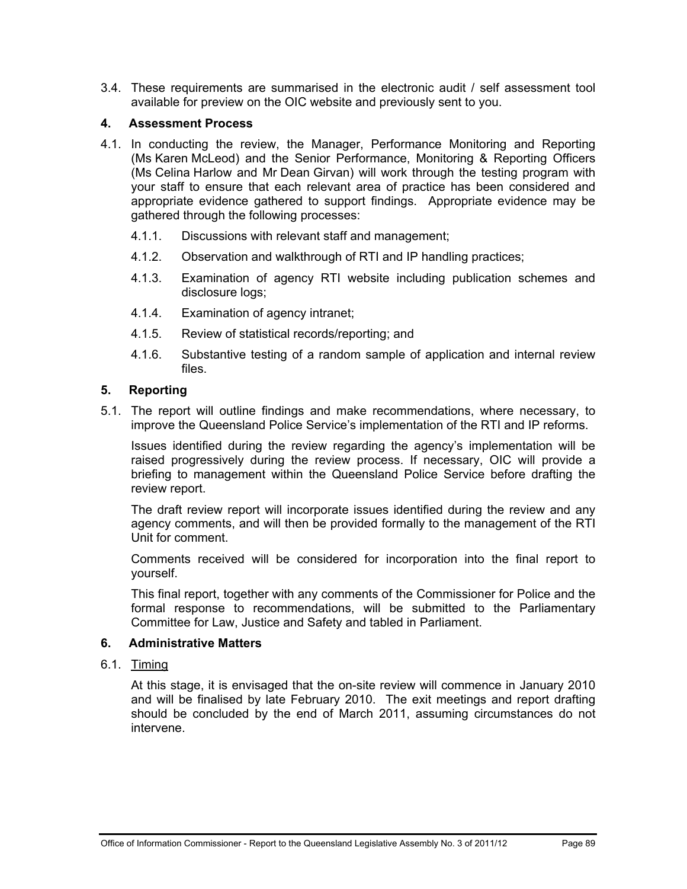3.4. These requirements are summarised in the electronic audit / self assessment tool available for preview on the OIC website and previously sent to you.

## 4. Assessment Process

4.1. In conducting the review, the Manager, Performance Monitoring and Reporting (Ms Karen McLeod) and the Senior Performance, Monitoring & Reporting Officers (Ms Celina Harlow and Mr Dean Girvan) will work through the testing program with your staff to ensure that each relevant area of practice has been considered and appropriate evidence gathered to support findings. Appropriate evidence may be gathered through the following processes:

4.1.1. Discussions with relevant staff and management;

4.1.2. Observation and walkthrough of RTI and IP handling practices;

4.1.3. Examination of agency RTI website including publication schemes and disclosure logs;

4.1.4. Examination of agency intranet;

4.1.5. Review of statistical records/reporting; and

4.1.6. Substantive testing of a random sample of application and internal review files.

## 5. Reporting

5.1. The report will outline findings and make recommendations, where necessary, to improve the Queensland Police Service's implementation of the RTI and IP reforms.

Issues identified during the review regarding the agency's implementation will be raised progressively during the review process. If necessary, OIC will provide a briefing to management within the Queensland Police Service before drafting the review report.

The draft review report will incorporate issues identified during the review and any agency comments, and will then be provided formally to the management of the RTI Unit for comment.

Comments received will be considered for incorporation into the final report to yourself.

This final report, together with any comments of the Commissioner for Police and the formal response to recommendations, will be submitted to the Parliamentary Committee for Law, Justice and Safety and tabled in Parliament.

## 6. Administrative Matters

6.1. <u>Timing</u>

At this stage, it is envisaged that the on-site review will commence in January 2010 and will be finalised by late February 2010. The exit meetings and report drafting should be concluded by the end of March 2011, assuming circumstances do not intervene.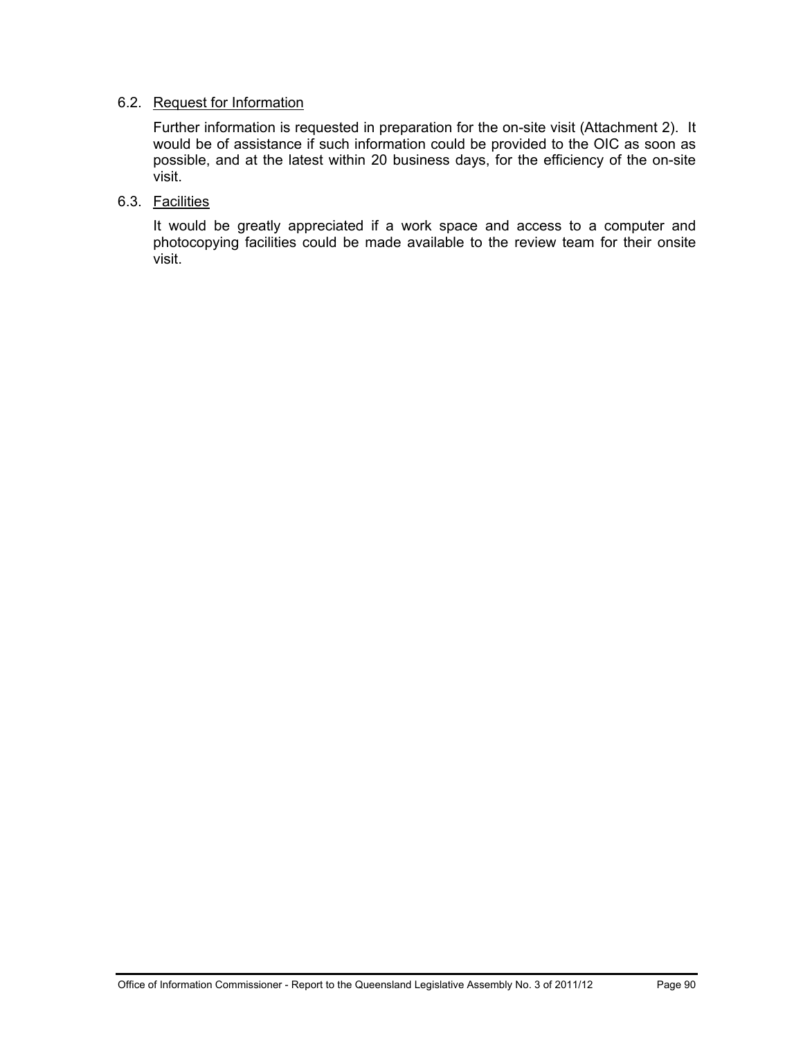### 6.2. Request for Information

Further information is requested in preparation for the on-site visit (Attachment 2). It would be of assistance if such information could be provided to the OIC as soon as possible, and at the latest within 20 business days, for the efficiency of the on-site visit.

### 6.3. Facilities

It would be greatly appreciated if a work space and access to a computer and photocopying facilities could be made available to the review team for their onsite visit.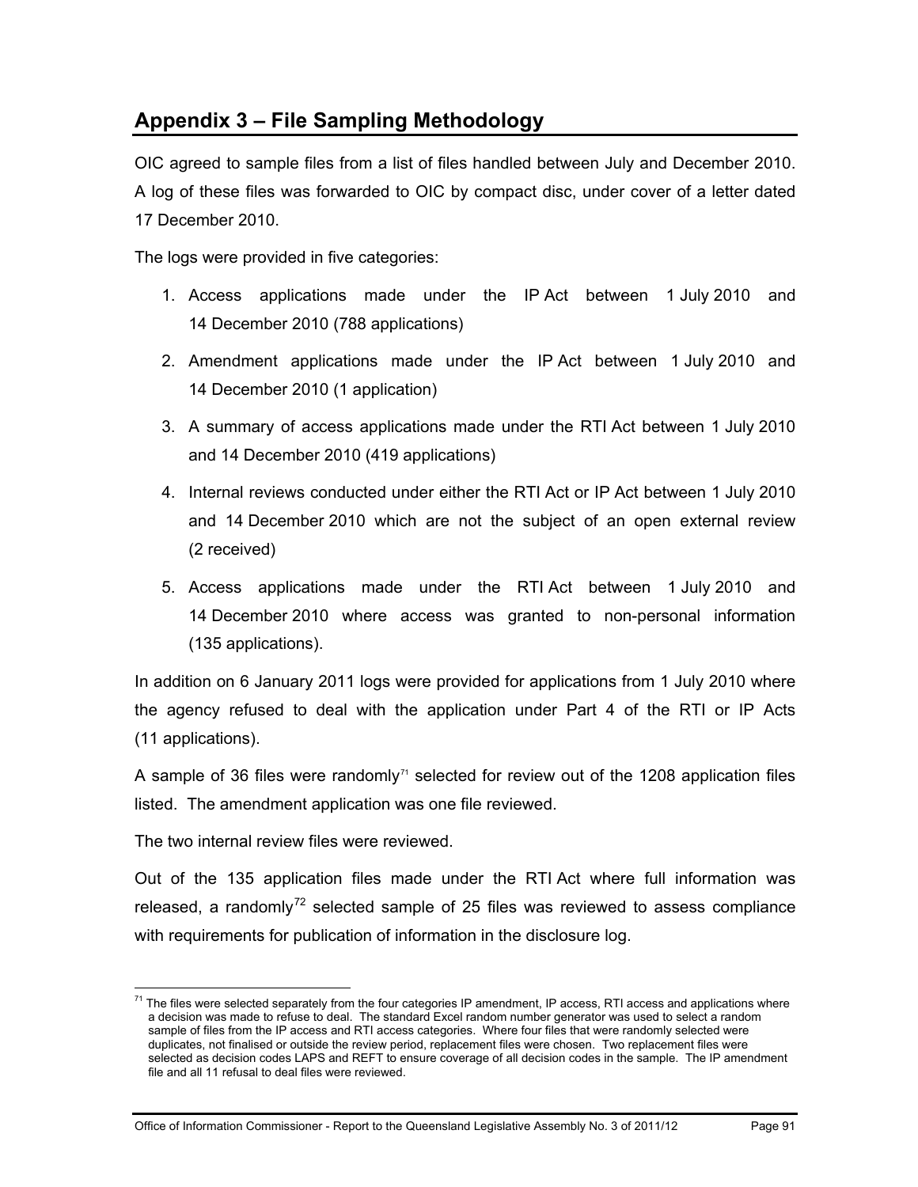## Appendix 3 – File Sampling Methodology

OIC agreed to sample files from a list of files handled between July and December 2010. A log of these files was forwarded to OIC by compact disc, under cover of a letter dated 17 December 2010.

The logs were provided in five categories:

1. Access applications made under the IP Act between 1 July 2010 and 14 December 2010 (788 applications)
2. Amendment applications made under the IP Act between 1 July 2010 and 14 December 2010 (1 application)
3. A summary of access applications made under the RTI Act between 1 July 2010 and 14 December 2010 (419 applications)
4. Internal reviews conducted under either the RTI Act or IP Act between 1 July 2010 and 14 December 2010 which are not the subject of an open external review (2 received)
5. Access applications made under the RTI Act between 1 July 2010 and 14 December 2010 where access was granted to non-personal information (135 applications).

In addition on 6 January 2011 logs were provided for applications from 1 July 2010 where the agency refused to deal with the application under Part 4 of the RTI or IP Acts (11 applications).

A sample of 36 files were randomly[71] selected for review out of the 1208 application files listed. The amendment application was one file reviewed.

The two internal review files were reviewed.

Out of the 135 application files made under the RTI Act where full information was released, a randomly[72] selected sample of 25 files was reviewed to assess compliance with requirements for publication of information in the disclosure log.

---

[71] The files were selected separately from the four categories IP amendment, IP access, RTI access and applications where a decision was made to refuse to deal. The standard Excel random number generator was used to select a random sample of files from the IP access and RTI access categories. Where four files that were randomly selected were duplicates, not finalised or outside the review period, replacement files were chosen. Two replacement files were selected as decision codes LAPS and REFT to ensure coverage of all decision codes in the sample. The IP amendment file and all 11 refusal to deal files were reviewed.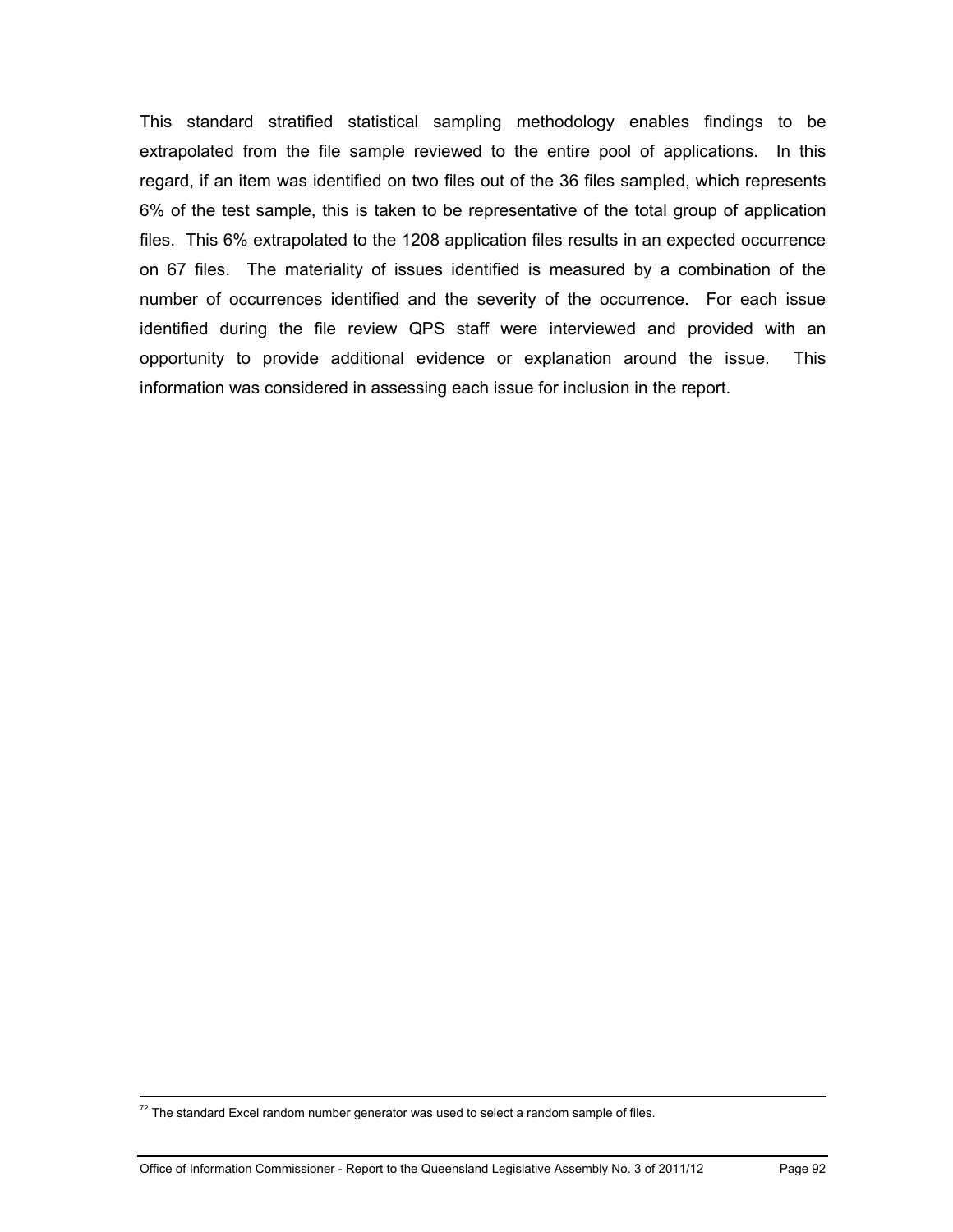This standard stratified statistical sampling methodology enables findings to be extrapolated from the file sample reviewed to the entire pool of applications. In this regard, if an item was identified on two files out of the 36 files sampled, which represents 6% of the test sample, this is taken to be representative of the total group of application files. This 6% extrapolated to the 1208 application files results in an expected occurrence on 67 files. The materiality of issues identified is measured by a combination of the number of occurrences identified and the severity of the occurrence. For each issue identified during the file review QPS staff were interviewed and provided with an opportunity to provide additional evidence or explanation around the issue. This information was considered in assessing each issue for inclusion in the report.

---

[72] The standard Excel random number generator was used to select a random sample of files.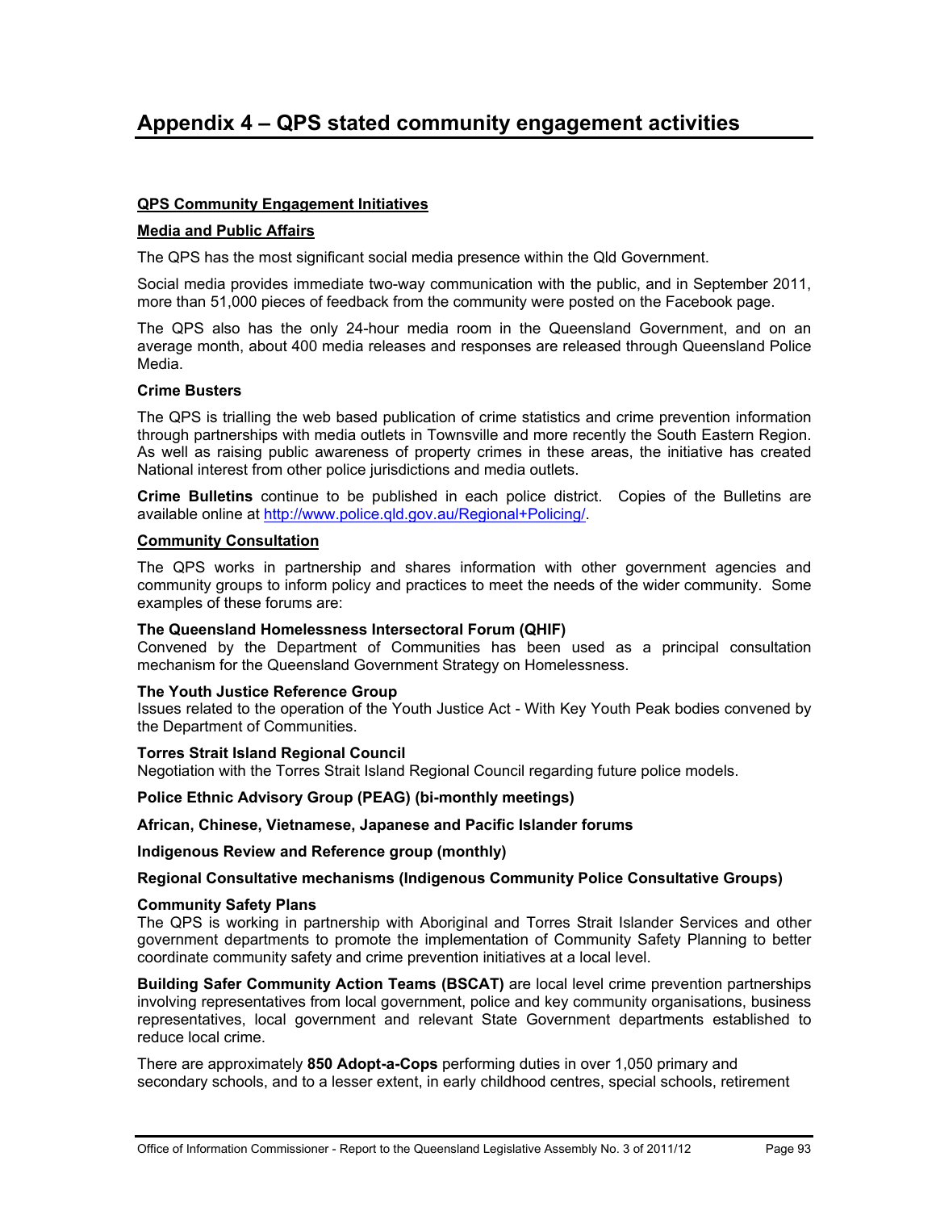# Appendix 4 – QPS stated community engagement activities

**QPS Community Engagement Initiatives**

**Media and Public Affairs**

The QPS has the most significant social media presence within the Qld Government.

Social media provides immediate two-way communication with the public, and in September 2011, more than 51,000 pieces of feedback from the community were posted on the Facebook page.

The QPS also has the only 24-hour media room in the Queensland Government, and on an average month, about 400 media releases and responses are released through Queensland Police Media.

**Crime Busters**

The QPS is trialling the web based publication of crime statistics and crime prevention information through partnerships with media outlets in Townsville and more recently the South Eastern Region. As well as raising public awareness of property crimes in these areas, the initiative has created National interest from other police jurisdictions and media outlets.

**Crime Bulletins** continue to be published in each police district. Copies of the Bulletins are available online at http://www.police.qld.gov.au/Regional+Policing/.

**Community Consultation**

The QPS works in partnership and shares information with other government agencies and community groups to inform policy and practices to meet the needs of the wider community. Some examples of these forums are:

**The Queensland Homelessness Intersectoral Forum (QHIF)**
Convened by the Department of Communities has been used as a principal consultation mechanism for the Queensland Government Strategy on Homelessness.

**The Youth Justice Reference Group**
Issues related to the operation of the Youth Justice Act - With Key Youth Peak bodies convened by the Department of Communities.

**Torres Strait Island Regional Council**
Negotiation with the Torres Strait Island Regional Council regarding future police models.

**Police Ethnic Advisory Group (PEAG) (bi-monthly meetings)**

**African, Chinese, Vietnamese, Japanese and Pacific Islander forums**

**Indigenous Review and Reference group (monthly)**

**Regional Consultative mechanisms (Indigenous Community Police Consultative Groups)**

**Community Safety Plans**
The QPS is working in partnership with Aboriginal and Torres Strait Islander Services and other government departments to promote the implementation of Community Safety Planning to better coordinate community safety and crime prevention initiatives at a local level.

**Building Safer Community Action Teams (BSCAT)** are local level crime prevention partnerships involving representatives from local government, police and key community organisations, business representatives, local government and relevant State Government departments established to reduce local crime.

There are approximately **850 Adopt-a-Cops** performing duties in over 1,050 primary and secondary schools, and to a lesser extent, in early childhood centres, special schools, retirement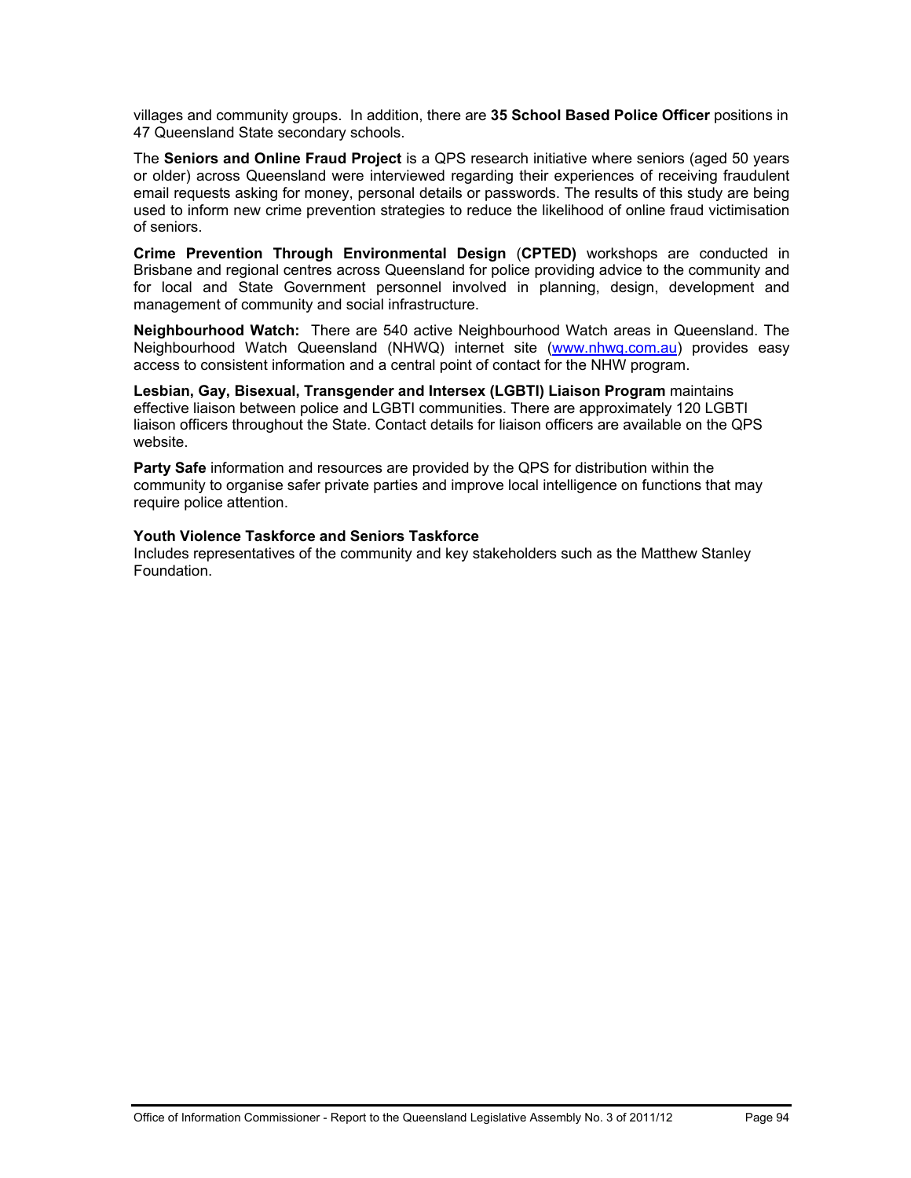villages and community groups. In addition, there are **35 School Based Police Officer** positions in 47 Queensland State secondary schools.

The **Seniors and Online Fraud Project** is a QPS research initiative where seniors (aged 50 years or older) across Queensland were interviewed regarding their experiences of receiving fraudulent email requests asking for money, personal details or passwords. The results of this study are being used to inform new crime prevention strategies to reduce the likelihood of online fraud victimisation of seniors.

**Crime Prevention Through Environmental Design** (**CPTED)** workshops are conducted in Brisbane and regional centres across Queensland for police providing advice to the community and for local and State Government personnel involved in planning, design, development and management of community and social infrastructure.

**Neighbourhood Watch:** There are 540 active Neighbourhood Watch areas in Queensland. The Neighbourhood Watch Queensland (NHWQ) internet site (www.nhwq.com.au) provides easy access to consistent information and a central point of contact for the NHW program.

**Lesbian, Gay, Bisexual, Transgender and Intersex (LGBTI) Liaison Program** maintains effective liaison between police and LGBTI communities. There are approximately 120 LGBTI liaison officers throughout the State. Contact details for liaison officers are available on the QPS website.

**Party Safe** information and resources are provided by the QPS for distribution within the community to organise safer private parties and improve local intelligence on functions that may require police attention.

**Youth Violence Taskforce and Seniors Taskforce**
Includes representatives of the community and key stakeholders such as the Matthew Stanley Foundation.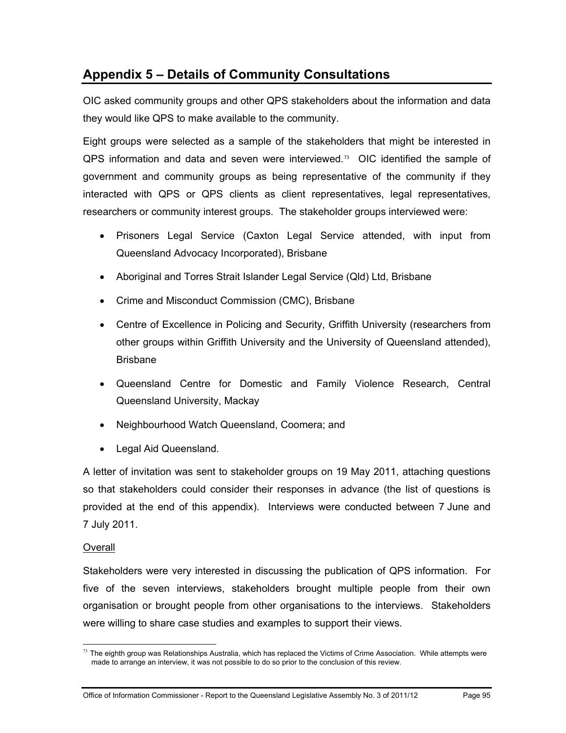# Appendix 5 – Details of Community Consultations

OIC asked community groups and other QPS stakeholders about the information and data they would like QPS to make available to the community.

Eight groups were selected as a sample of the stakeholders that might be interested in QPS information and data and seven were interviewed.[73] OIC identified the sample of government and community groups as being representative of the community if they interacted with QPS or QPS clients as client representatives, legal representatives, researchers or community interest groups. The stakeholder groups interviewed were:

- Prisoners Legal Service (Caxton Legal Service attended, with input from Queensland Advocacy Incorporated), Brisbane
- Aboriginal and Torres Strait Islander Legal Service (Qld) Ltd, Brisbane
- Crime and Misconduct Commission (CMC), Brisbane
- Centre of Excellence in Policing and Security, Griffith University (researchers from other groups within Griffith University and the University of Queensland attended), Brisbane
- Queensland Centre for Domestic and Family Violence Research, Central Queensland University, Mackay
- Neighbourhood Watch Queensland, Coomera; and
- Legal Aid Queensland.

A letter of invitation was sent to stakeholder groups on 19 May 2011, attaching questions so that stakeholders could consider their responses in advance (the list of questions is provided at the end of this appendix). Interviews were conducted between 7 June and 7 July 2011.

Overall

Stakeholders were very interested in discussing the publication of QPS information. For five of the seven interviews, stakeholders brought multiple people from their own organisation or brought people from other organisations to the interviews. Stakeholders were willing to share case studies and examples to support their views.

[73] The eighth group was Relationships Australia, which has replaced the Victims of Crime Association. While attempts were made to arrange an interview, it was not possible to do so prior to the conclusion of this review.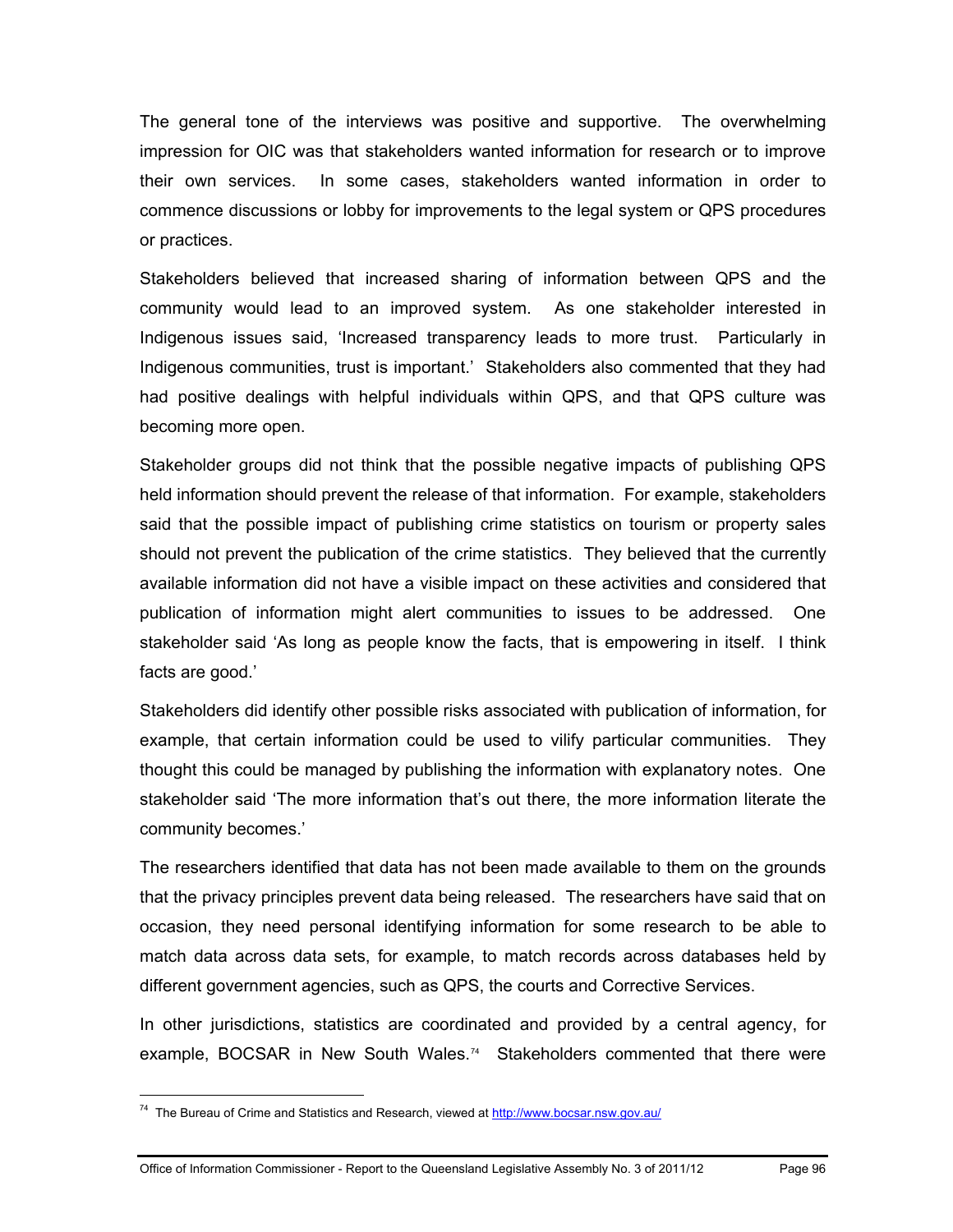The general tone of the interviews was positive and supportive. The overwhelming impression for OIC was that stakeholders wanted information for research or to improve their own services. In some cases, stakeholders wanted information in order to commence discussions or lobby for improvements to the legal system or QPS procedures or practices.

Stakeholders believed that increased sharing of information between QPS and the community would lead to an improved system. As one stakeholder interested in Indigenous issues said, 'Increased transparency leads to more trust. Particularly in Indigenous communities, trust is important.' Stakeholders also commented that they had had positive dealings with helpful individuals within QPS, and that QPS culture was becoming more open.

Stakeholder groups did not think that the possible negative impacts of publishing QPS held information should prevent the release of that information. For example, stakeholders said that the possible impact of publishing crime statistics on tourism or property sales should not prevent the publication of the crime statistics. They believed that the currently available information did not have a visible impact on these activities and considered that publication of information might alert communities to issues to be addressed. One stakeholder said 'As long as people know the facts, that is empowering in itself. I think facts are good.'

Stakeholders did identify other possible risks associated with publication of information, for example, that certain information could be used to vilify particular communities. They thought this could be managed by publishing the information with explanatory notes. One stakeholder said 'The more information that's out there, the more information literate the community becomes.'

The researchers identified that data has not been made available to them on the grounds that the privacy principles prevent data being released. The researchers have said that on occasion, they need personal identifying information for some research to be able to match data across data sets, for example, to match records across databases held by different government agencies, such as QPS, the courts and Corrective Services.

In other jurisdictions, statistics are coordinated and provided by a central agency, for example, BOCSAR in New South Wales.[74] Stakeholders commented that there were

[74] The Bureau of Crime and Statistics and Research, viewed at http://www.bocsar.nsw.gov.au/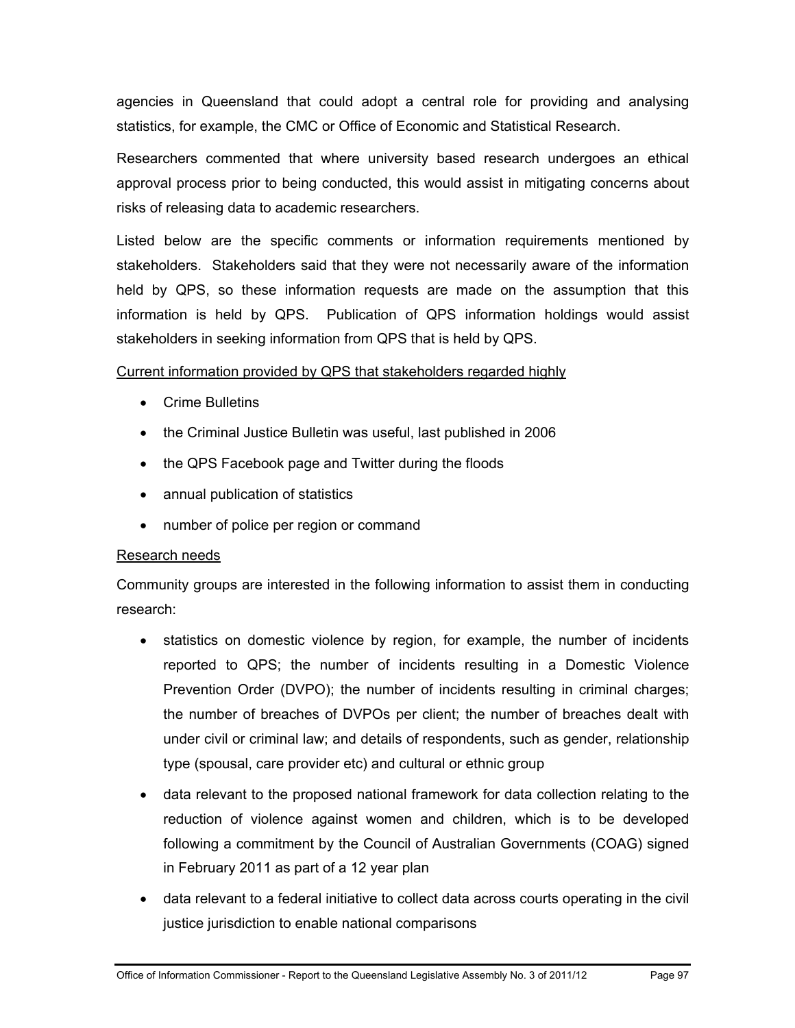agencies in Queensland that could adopt a central role for providing and analysing statistics, for example, the CMC or Office of Economic and Statistical Research.

Researchers commented that where university based research undergoes an ethical approval process prior to being conducted, this would assist in mitigating concerns about risks of releasing data to academic researchers.

Listed below are the specific comments or information requirements mentioned by stakeholders. Stakeholders said that they were not necessarily aware of the information held by QPS, so these information requests are made on the assumption that this information is held by QPS. Publication of QPS information holdings would assist stakeholders in seeking information from QPS that is held by QPS.

<u>Current information provided by QPS that stakeholders regarded highly</u>

- Crime Bulletins
- the Criminal Justice Bulletin was useful, last published in 2006
- the QPS Facebook page and Twitter during the floods
- annual publication of statistics
- number of police per region or command

<u>Research needs</u>

Community groups are interested in the following information to assist them in conducting research:

- statistics on domestic violence by region, for example, the number of incidents reported to QPS; the number of incidents resulting in a Domestic Violence Prevention Order (DVPO); the number of incidents resulting in criminal charges; the number of breaches of DVPOs per client; the number of breaches dealt with under civil or criminal law; and details of respondents, such as gender, relationship type (spousal, care provider etc) and cultural or ethnic group
- data relevant to the proposed national framework for data collection relating to the reduction of violence against women and children, which is to be developed following a commitment by the Council of Australian Governments (COAG) signed in February 2011 as part of a 12 year plan
- data relevant to a federal initiative to collect data across courts operating in the civil justice jurisdiction to enable national comparisons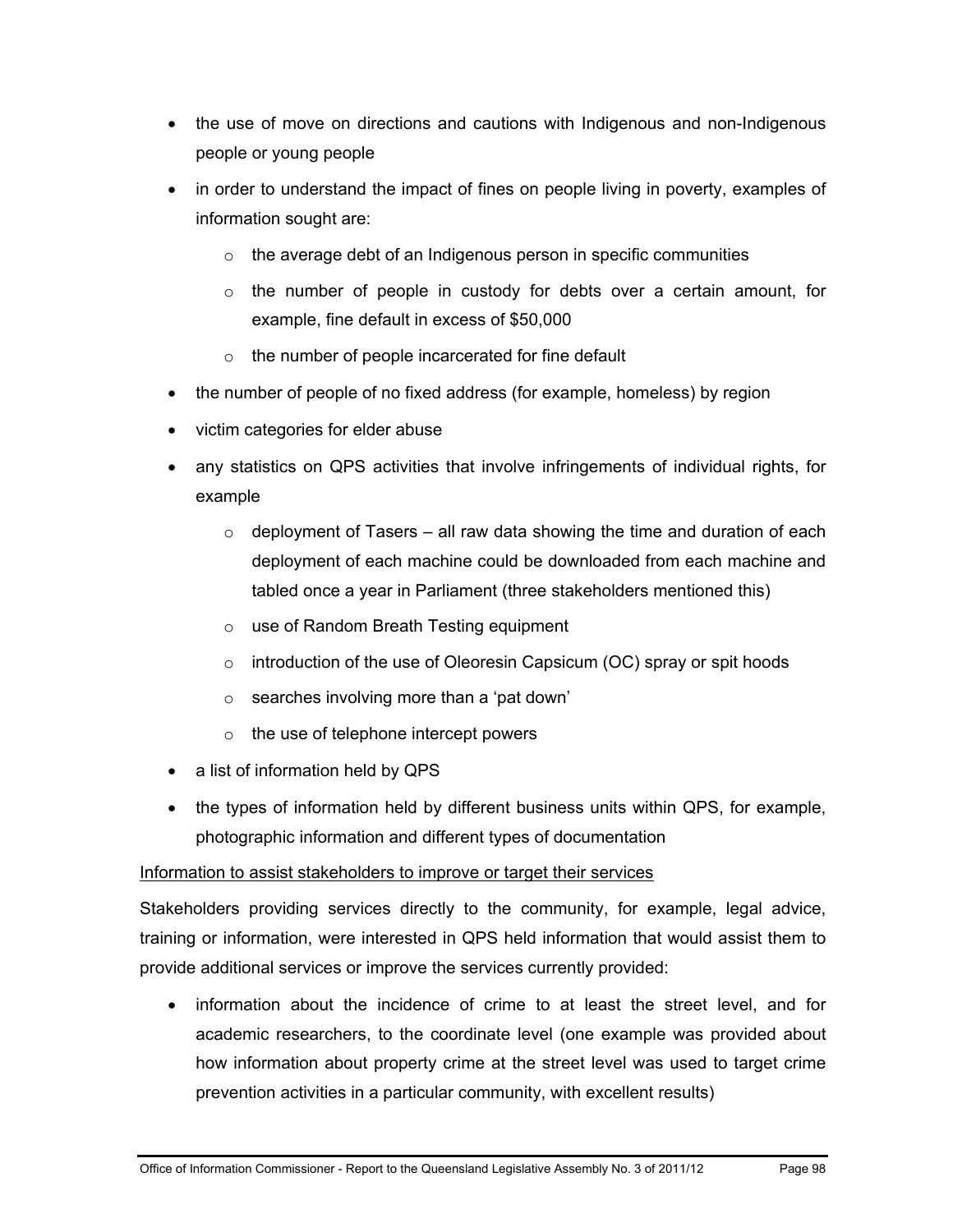- the use of move on directions and cautions with Indigenous and non-Indigenous people or young people
- in order to understand the impact of fines on people living in poverty, examples of information sought are:
  - the average debt of an Indigenous person in specific communities
  - the number of people in custody for debts over a certain amount, for example, fine default in excess of $50,000
  - the number of people incarcerated for fine default
- the number of people of no fixed address (for example, homeless) by region
- victim categories for elder abuse
- any statistics on QPS activities that involve infringements of individual rights, for example
  - deployment of Tasers – all raw data showing the time and duration of each deployment of each machine could be downloaded from each machine and tabled once a year in Parliament (three stakeholders mentioned this)
  - use of Random Breath Testing equipment
  - introduction of the use of Oleoresin Capsicum (OC) spray or spit hoods
  - searches involving more than a 'pat down'
  - the use of telephone intercept powers
- a list of information held by QPS
- the types of information held by different business units within QPS, for example, photographic information and different types of documentation

<u>Information to assist stakeholders to improve or target their services</u>

Stakeholders providing services directly to the community, for example, legal advice, training or information, were interested in QPS held information that would assist them to provide additional services or improve the services currently provided:

- information about the incidence of crime to at least the street level, and for academic researchers, to the coordinate level (one example was provided about how information about property crime at the street level was used to target crime prevention activities in a particular community, with excellent results)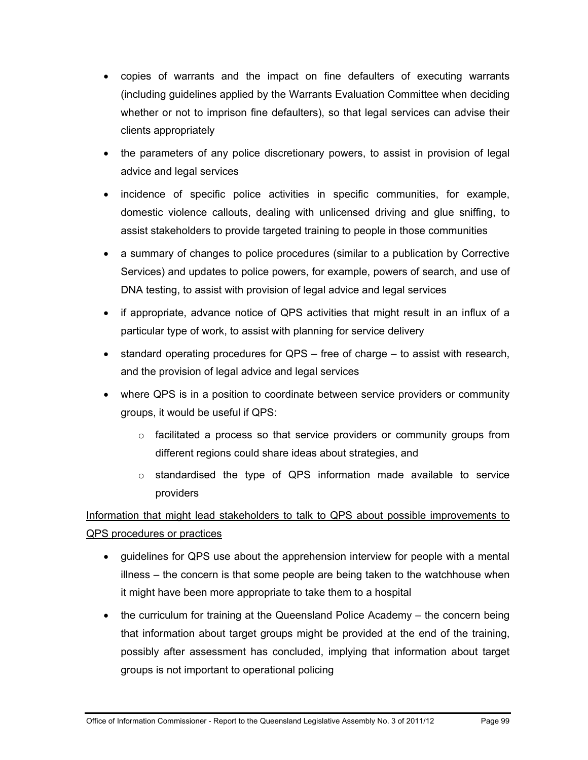- copies of warrants and the impact on fine defaulters of executing warrants (including guidelines applied by the Warrants Evaluation Committee when deciding whether or not to imprison fine defaulters), so that legal services can advise their clients appropriately
- the parameters of any police discretionary powers, to assist in provision of legal advice and legal services
- incidence of specific police activities in specific communities, for example, domestic violence callouts, dealing with unlicensed driving and glue sniffing, to assist stakeholders to provide targeted training to people in those communities
- a summary of changes to police procedures (similar to a publication by Corrective Services) and updates to police powers, for example, powers of search, and use of DNA testing, to assist with provision of legal advice and legal services
- if appropriate, advance notice of QPS activities that might result in an influx of a particular type of work, to assist with planning for service delivery
- standard operating procedures for QPS – free of charge – to assist with research, and the provision of legal advice and legal services
- where QPS is in a position to coordinate between service providers or community groups, it would be useful if QPS:
  - facilitated a process so that service providers or community groups from different regions could share ideas about strategies, and
  - standardised the type of QPS information made available to service providers

<u>Information that might lead stakeholders to talk to QPS about possible improvements to QPS procedures or practices</u>

- guidelines for QPS use about the apprehension interview for people with a mental illness – the concern is that some people are being taken to the watchhouse when it might have been more appropriate to take them to a hospital
- the curriculum for training at the Queensland Police Academy – the concern being that information about target groups might be provided at the end of the training, possibly after assessment has concluded, implying that information about target groups is not important to operational policing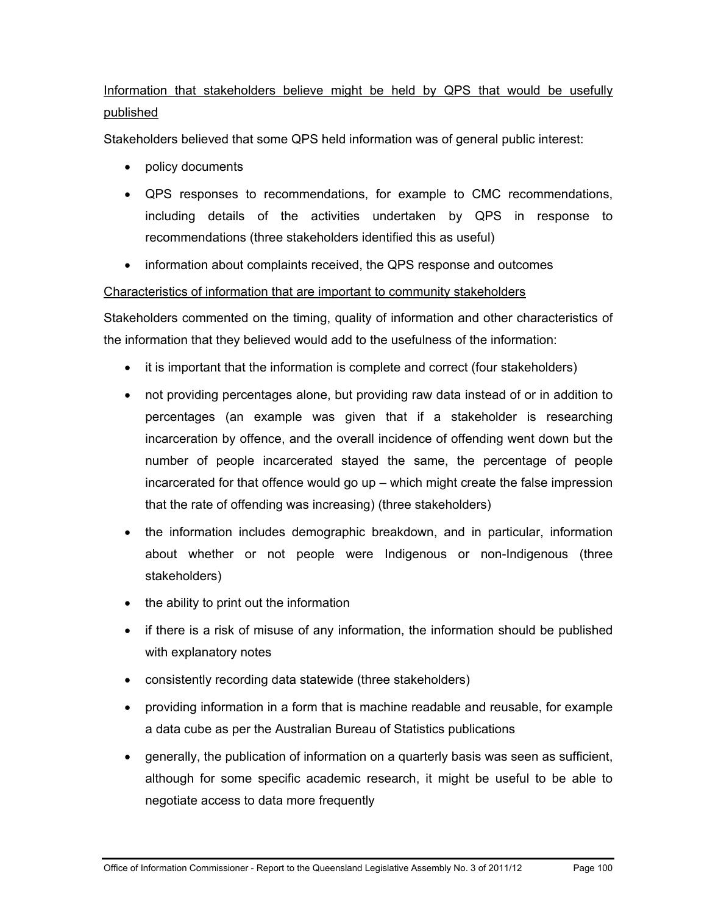Information that stakeholders believe might be held by QPS that would be usefully published

Stakeholders believed that some QPS held information was of general public interest:

- policy documents
- QPS responses to recommendations, for example to CMC recommendations, including details of the activities undertaken by QPS in response to recommendations (three stakeholders identified this as useful)
- information about complaints received, the QPS response and outcomes

Characteristics of information that are important to community stakeholders

Stakeholders commented on the timing, quality of information and other characteristics of the information that they believed would add to the usefulness of the information:

- it is important that the information is complete and correct (four stakeholders)
- not providing percentages alone, but providing raw data instead of or in addition to percentages (an example was given that if a stakeholder is researching incarceration by offence, and the overall incidence of offending went down but the number of people incarcerated stayed the same, the percentage of people incarcerated for that offence would go up – which might create the false impression that the rate of offending was increasing) (three stakeholders)
- the information includes demographic breakdown, and in particular, information about whether or not people were Indigenous or non-Indigenous (three stakeholders)
- the ability to print out the information
- if there is a risk of misuse of any information, the information should be published with explanatory notes
- consistently recording data statewide (three stakeholders)
- providing information in a form that is machine readable and reusable, for example a data cube as per the Australian Bureau of Statistics publications
- generally, the publication of information on a quarterly basis was seen as sufficient, although for some specific academic research, it might be useful to be able to negotiate access to data more frequently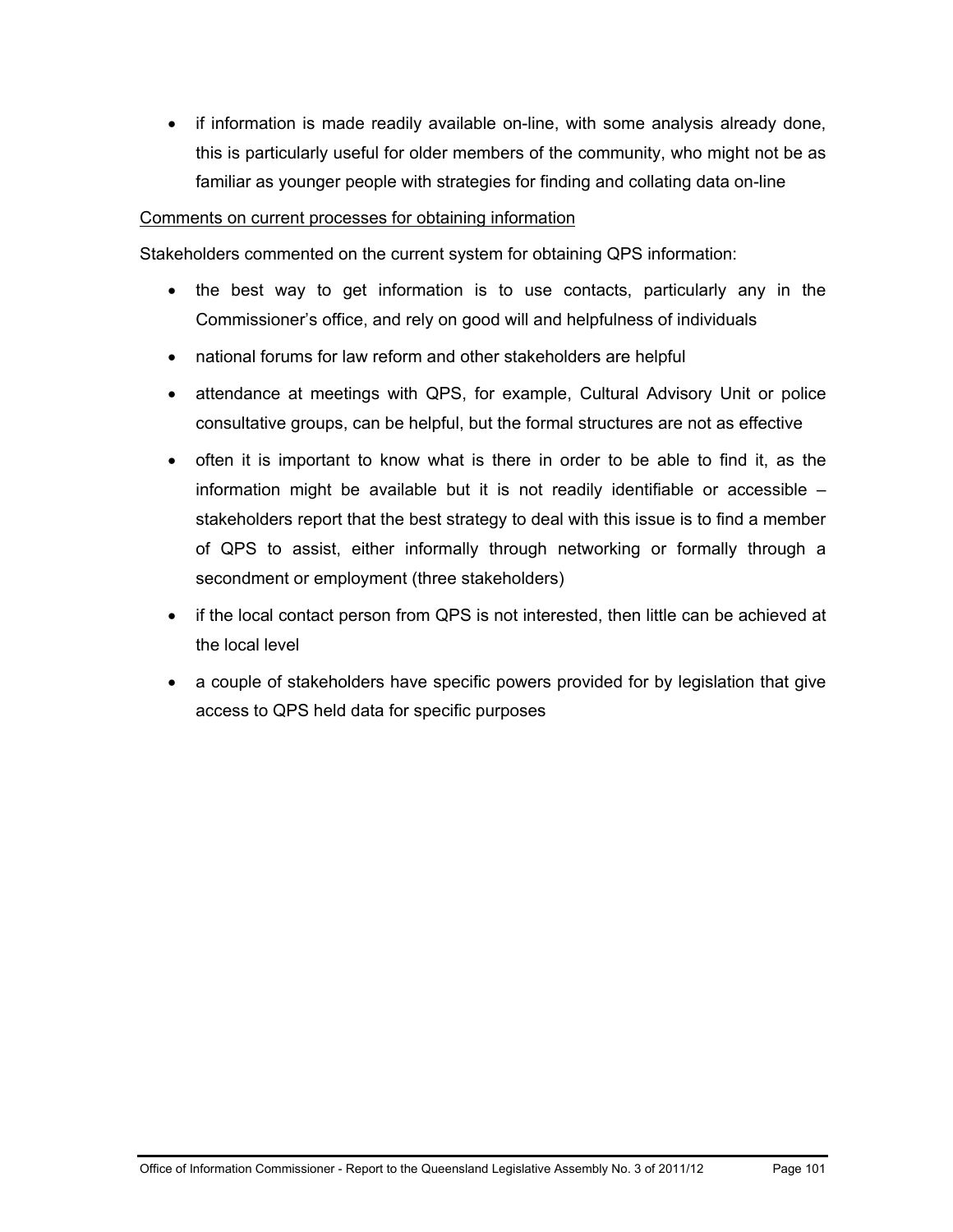- if information is made readily available on-line, with some analysis already done, this is particularly useful for older members of the community, who might not be as familiar as younger people with strategies for finding and collating data on-line

<u>Comments on current processes for obtaining information</u>

Stakeholders commented on the current system for obtaining QPS information:

- the best way to get information is to use contacts, particularly any in the Commissioner's office, and rely on good will and helpfulness of individuals
- national forums for law reform and other stakeholders are helpful
- attendance at meetings with QPS, for example, Cultural Advisory Unit or police consultative groups, can be helpful, but the formal structures are not as effective
- often it is important to know what is there in order to be able to find it, as the information might be available but it is not readily identifiable or accessible – stakeholders report that the best strategy to deal with this issue is to find a member of QPS to assist, either informally through networking or formally through a secondment or employment (three stakeholders)
- if the local contact person from QPS is not interested, then little can be achieved at the local level
- a couple of stakeholders have specific powers provided for by legislation that give access to QPS held data for specific purposes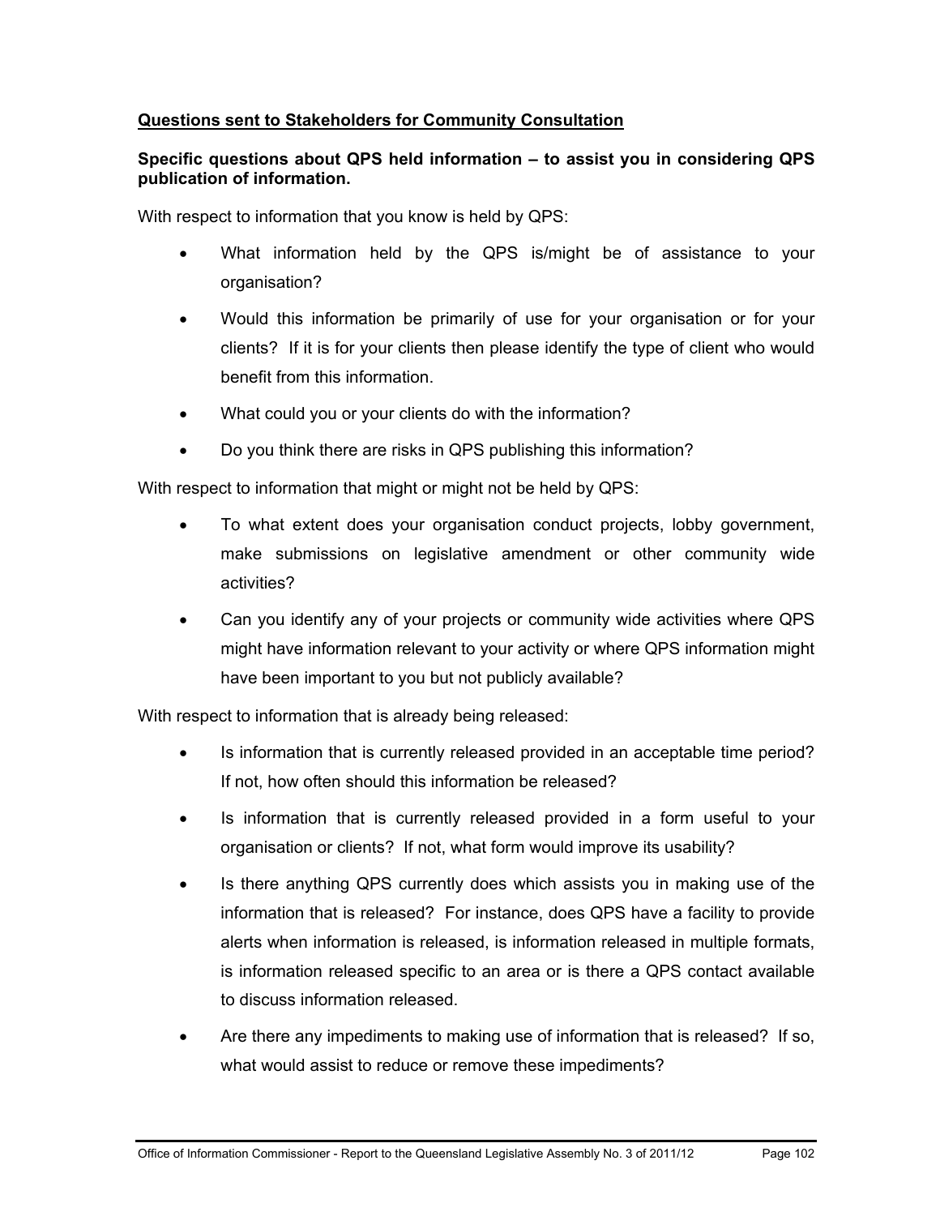**Questions sent to Stakeholders for Community Consultation**

**Specific questions about QPS held information – to assist you in considering QPS publication of information.**

With respect to information that you know is held by QPS:

- What information held by the QPS is/might be of assistance to your organisation?
- Would this information be primarily of use for your organisation or for your clients? If it is for your clients then please identify the type of client who would benefit from this information.
- What could you or your clients do with the information?
- Do you think there are risks in QPS publishing this information?

With respect to information that might or might not be held by QPS:

- To what extent does your organisation conduct projects, lobby government, make submissions on legislative amendment or other community wide activities?
- Can you identify any of your projects or community wide activities where QPS might have information relevant to your activity or where QPS information might have been important to you but not publicly available?

With respect to information that is already being released:

- Is information that is currently released provided in an acceptable time period? If not, how often should this information be released?
- Is information that is currently released provided in a form useful to your organisation or clients? If not, what form would improve its usability?
- Is there anything QPS currently does which assists you in making use of the information that is released? For instance, does QPS have a facility to provide alerts when information is released, is information released in multiple formats, is information released specific to an area or is there a QPS contact available to discuss information released.
- Are there any impediments to making use of information that is released? If so, what would assist to reduce or remove these impediments?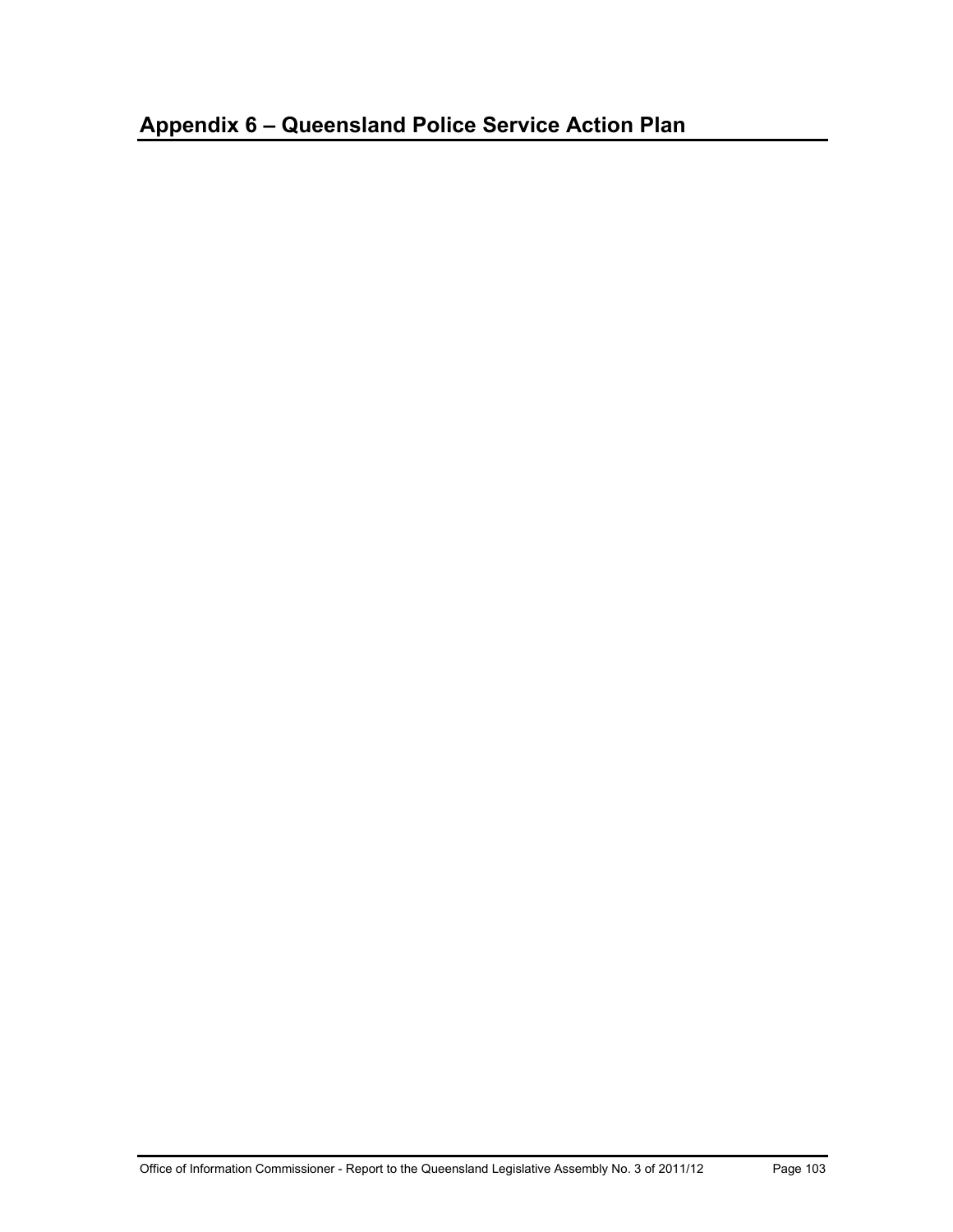# Appendix 6 – Queensland Police Service Action Plan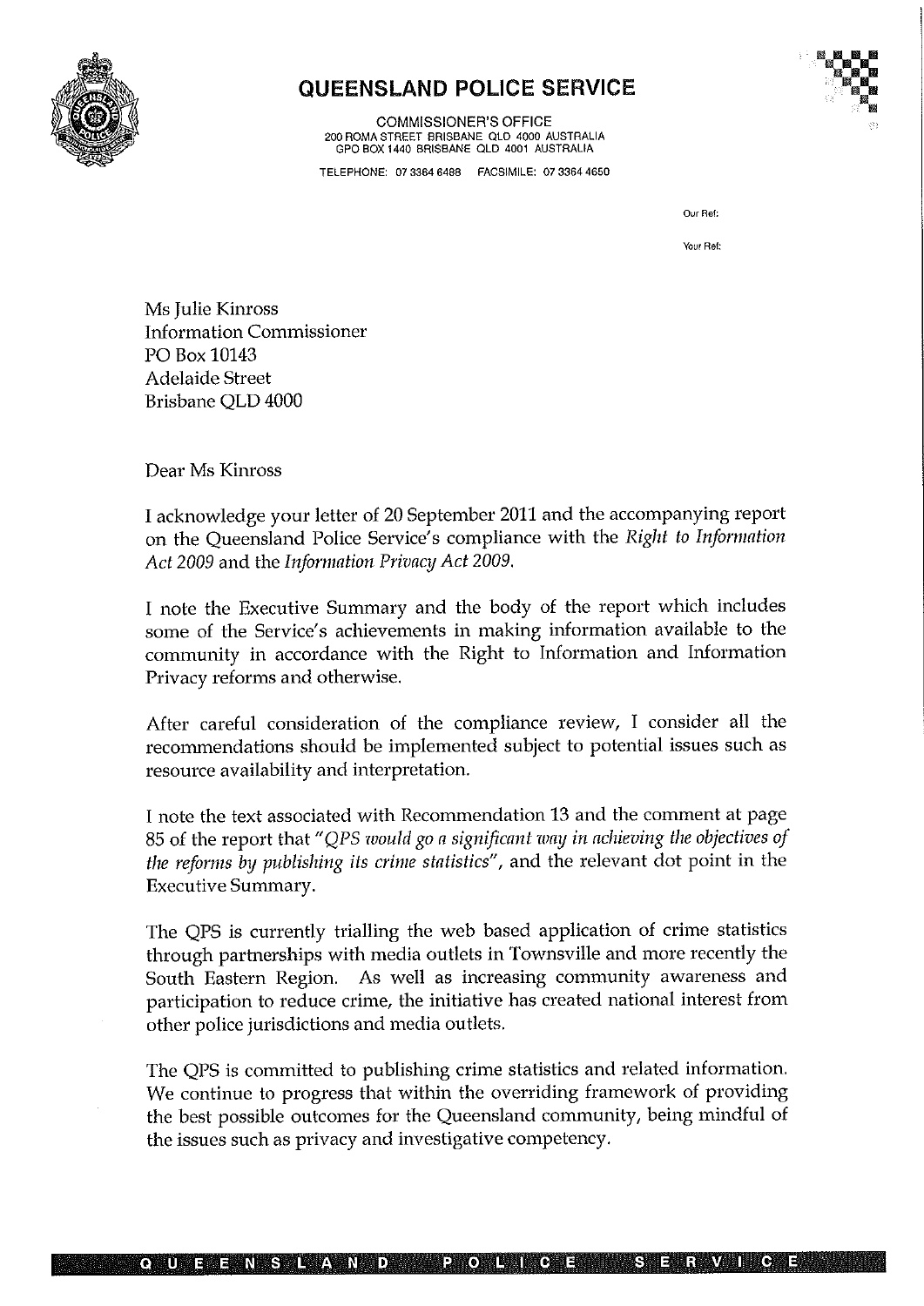# QUEENSLAND POLICE SERVICE

COMMISSIONER'S OFFICE
200 ROMA STREET BRISBANE QLD 4000 AUSTRALIA
GPO BOX 1440 BRISBANE QLD 4001 AUSTRALIA

TELEPHONE: 07 3364 6488 FACSIMILE: 07 3364 4650

Our Ref:

Your Ref:

Ms Julie Kinross
Information Commissioner
PO Box 10143
Adelaide Street
Brisbane QLD 4000

Dear Ms Kinross

I acknowledge your letter of 20 September 2011 and the accompanying report on the Queensland Police Service's compliance with the *Right to Information Act 2009* and the *Information Privacy Act 2009*.

I note the Executive Summary and the body of the report which includes some of the Service's achievements in making information available to the community in accordance with the Right to Information and Information Privacy reforms and otherwise.

After careful consideration of the compliance review, I consider all the recommendations should be implemented subject to potential issues such as resource availability and interpretation.

I note the text associated with Recommendation 13 and the comment at page 85 of the report that *"QPS would go a significant way in achieving the objectives of the reforms by publishing its crime statistics"*, and the relevant dot point in the Executive Summary.

The QPS is currently trialling the web based application of crime statistics through partnerships with media outlets in Townsville and more recently the South Eastern Region. As well as increasing community awareness and participation to reduce crime, the initiative has created national interest from other police jurisdictions and media outlets.

The QPS is committed to publishing crime statistics and related information. We continue to progress that within the overriding framework of providing the best possible outcomes for the Queensland community, being mindful of the issues such as privacy and investigative competency.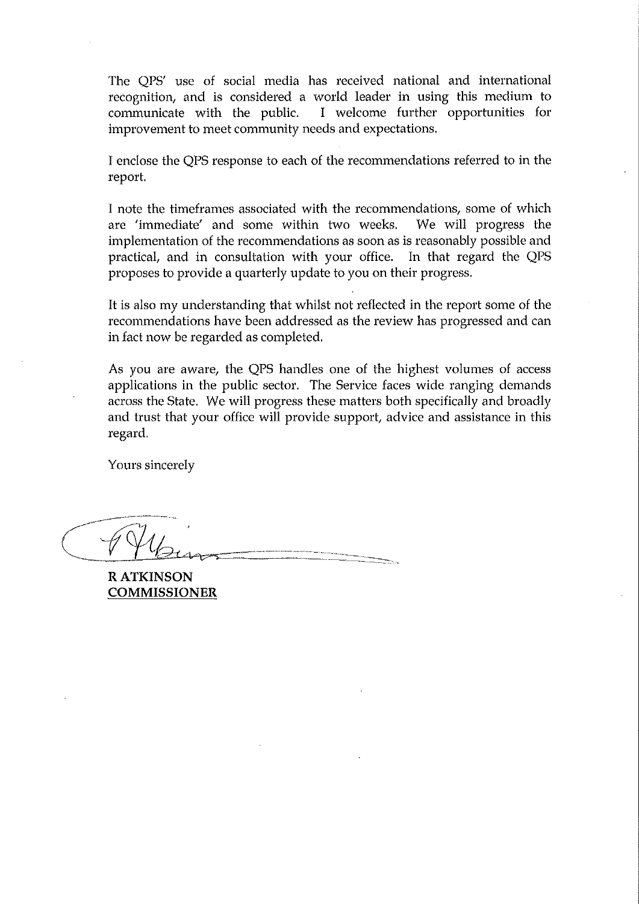The QPS' use of social media has received national and international recognition, and is considered a world leader in using this medium to communicate with the public. I welcome further opportunities for improvement to meet community needs and expectations.

I enclose the QPS response to each of the recommendations referred to in the report.

I note the timeframes associated with the recommendations, some of which are 'immediate' and some within two weeks. We will progress the implementation of the recommendations as soon as is reasonably possible and practical, and in consultation with your office. In that regard the QPS proposes to provide a quarterly update to you on their progress.

It is also my understanding that whilst not reflected in the report some of the recommendations have been addressed as the review has progressed and can in fact now be regarded as completed.

As you are aware, the QPS handles one of the highest volumes of access applications in the public sector. The Service faces wide ranging demands across the State. We will progress these matters both specifically and broadly and trust that your office will provide support, advice and assistance in this regard.

Yours sincerely

**R ATKINSON**
**COMMISSIONER**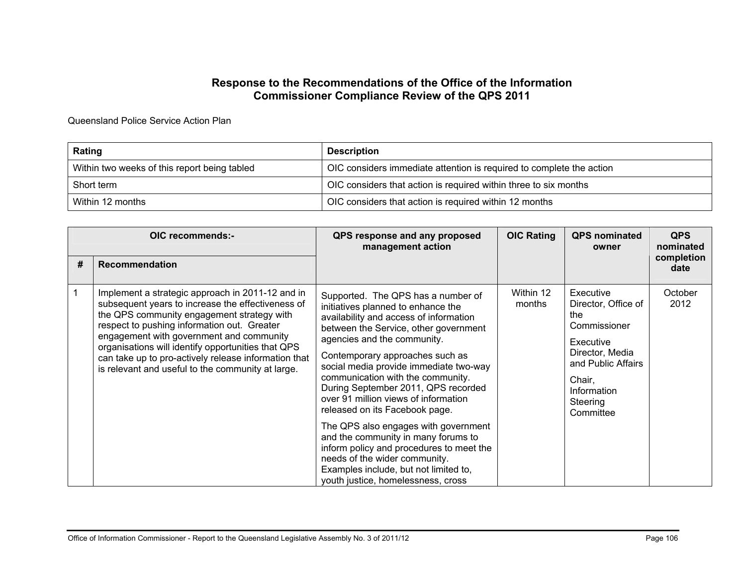## Response to the Recommendations of the Office of the Information Commissioner Compliance Review of the QPS 2011

Queensland Police Service Action Plan

| Rating | Description |
|---|---|
| Within two weeks of this report being tabled | OIC considers immediate attention is required to complete the action |
| Short term | OIC considers that action is required within three to six months |
| Within 12 months | OIC considers that action is required within 12 months |

| OIC recommends:- | | QPS response and any proposed management action | OIC Rating | QPS nominated owner | QPS nominated completion date |
|---|---|---|---|---|---|
| # | Recommendation | | | | |
| 1 | Implement a strategic approach in 2011-12 and in subsequent years to increase the effectiveness of the QPS community engagement strategy with respect to pushing information out. Greater engagement with government and community organisations will identify opportunities that QPS can take up to pro-actively release information that is relevant and useful to the community at large. | Supported. The QPS has a number of initiatives planned to enhance the availability and access of information between the Service, other government agencies and the community.<br><br>Contemporary approaches such as social media provide immediate two-way communication with the community. During September 2011, QPS recorded over 91 million views of information released on its Facebook page.<br><br>The QPS also engages with government and the community in many forums to inform policy and procedures to meet the needs of the wider community. Examples include, but not limited to, youth justice, homelessness, cross | Within 12 months | Executive Director, Office of the Commissioner<br><br>Executive Director, Media and Public Affairs<br><br>Chair, Information Steering Committee | October 2012 |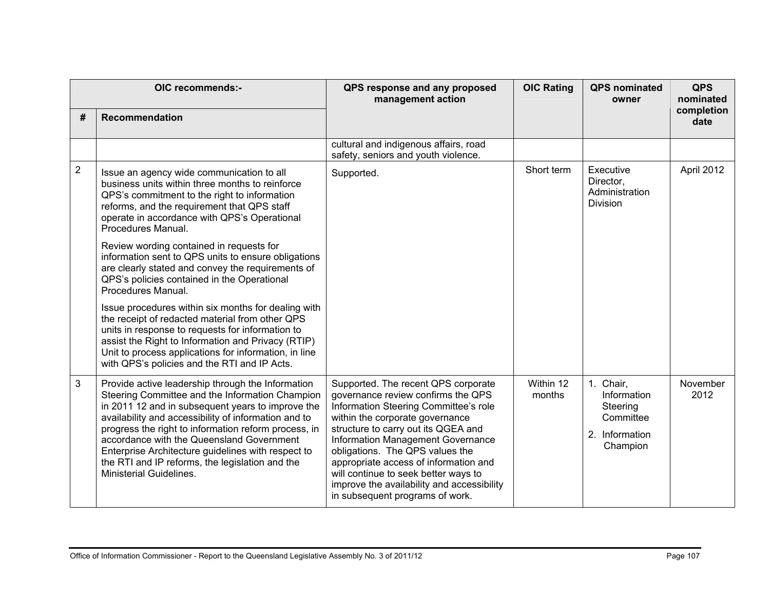| OIC recommends:- | | QPS response and any proposed management action | OIC Rating | QPS nominated owner | QPS nominated completion date |
|---|---|---|---|---|---|
| # | Recommendation | | | | |
| | | cultural and indigenous affairs, road safety, seniors and youth violence. | | | |
| 2 | Issue an agency wide communication to all business units within three months to reinforce QPS's commitment to the right to information reforms, and the requirement that QPS staff operate in accordance with QPS's Operational Procedures Manual.<br><br>Review wording contained in requests for information sent to QPS units to ensure obligations are clearly stated and convey the requirements of QPS's policies contained in the Operational Procedures Manual.<br><br>Issue procedures within six months for dealing with the receipt of redacted material from other QPS units in response to requests for information to assist the Right to Information and Privacy (RTIP) Unit to process applications for information, in line with QPS's policies and the RTI and IP Acts. | Supported. | Short term | Executive Director, Administration Division | April 2012 |
| 3 | Provide active leadership through the Information Steering Committee and the Information Champion in 2011 12 and in subsequent years to improve the availability and accessibility of information and to progress the right to information reform process, in accordance with the Queensland Government Enterprise Architecture guidelines with respect to the RTI and IP reforms, the legislation and the Ministerial Guidelines. | Supported. The recent QPS corporate governance review confirms the QPS Information Steering Committee's role within the corporate governance structure to carry out its QGEA and Information Management Governance obligations. The QPS values the appropriate access of information and will continue to seek better ways to improve the availability and accessibility in subsequent programs of work. | Within 12 months | 1. Chair, Information Steering Committee<br>2. Information Champion | November 2012 |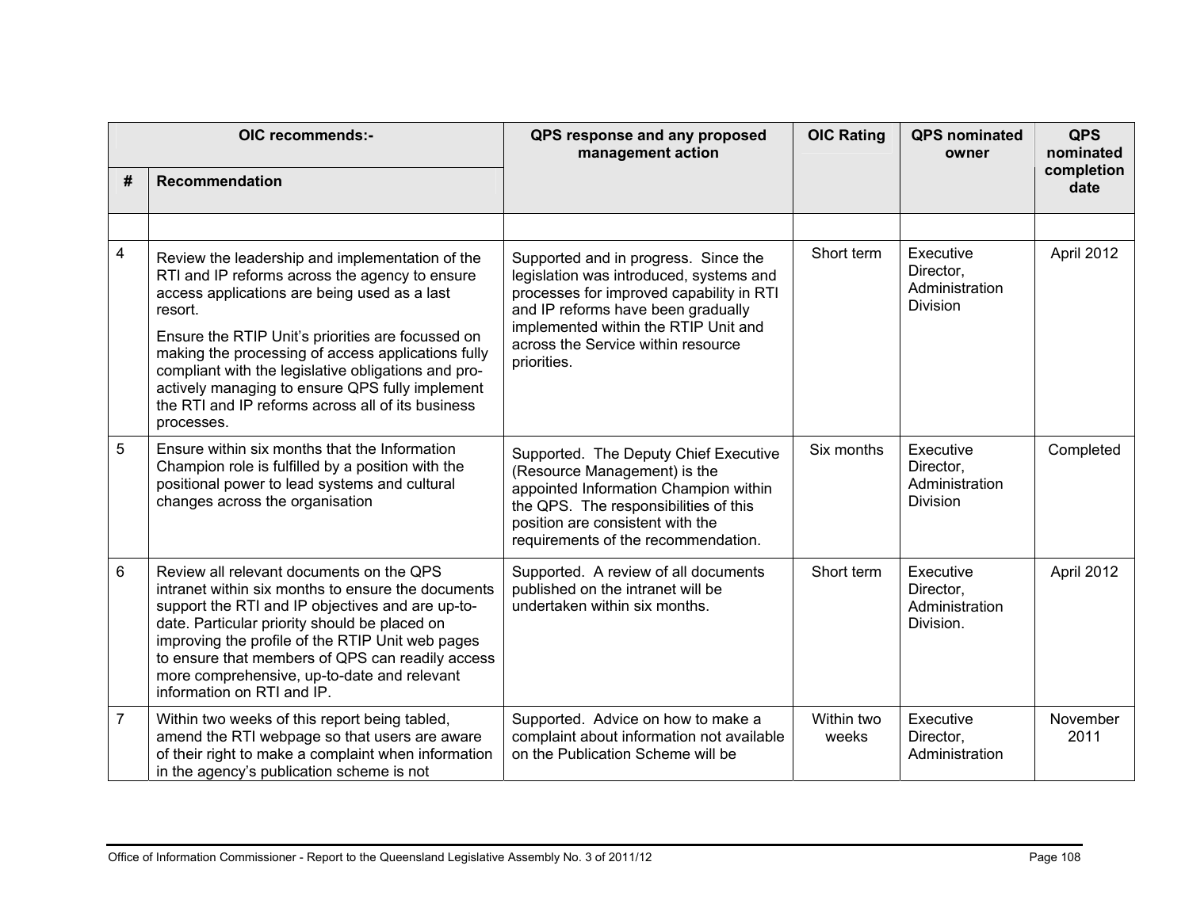| OIC recommends:- | | QPS response and any proposed management action | OIC Rating | QPS nominated owner | QPS nominated completion date |
|---|---|---|---|---|---|
| # | Recommendation | | | | |
| | | | | | |
| 4 | Review the leadership and implementation of the RTI and IP reforms across the agency to ensure access applications are being used as a last resort.<br><br>Ensure the RTIP Unit's priorities are focussed on making the processing of access applications fully compliant with the legislative obligations and pro-actively managing to ensure QPS fully implement the RTI and IP reforms across all of its business processes. | Supported and in progress. Since the legislation was introduced, systems and processes for improved capability in RTI and IP reforms have been gradually implemented within the RTIP Unit and across the Service within resource priorities. | Short term | Executive Director, Administration Division | April 2012 |
| 5 | Ensure within six months that the Information Champion role is fulfilled by a position with the positional power to lead systems and cultural changes across the organisation | Supported. The Deputy Chief Executive (Resource Management) is the appointed Information Champion within the QPS. The responsibilities of this position are consistent with the requirements of the recommendation. | Six months | Executive Director, Administration Division | Completed |
| 6 | Review all relevant documents on the QPS intranet within six months to ensure the documents support the RTI and IP objectives and are up-to-date. Particular priority should be placed on improving the profile of the RTIP Unit web pages to ensure that members of QPS can readily access more comprehensive, up-to-date and relevant information on RTI and IP. | Supported. A review of all documents published on the intranet will be undertaken within six months. | Short term | Executive Director, Administration Division. | April 2012 |
| 7 | Within two weeks of this report being tabled, amend the RTI webpage so that users are aware of their right to make a complaint when information in the agency's publication scheme is not | Supported. Advice on how to make a complaint about information not available on the Publication Scheme will be | Within two weeks | Executive Director, Administration | November 2011 |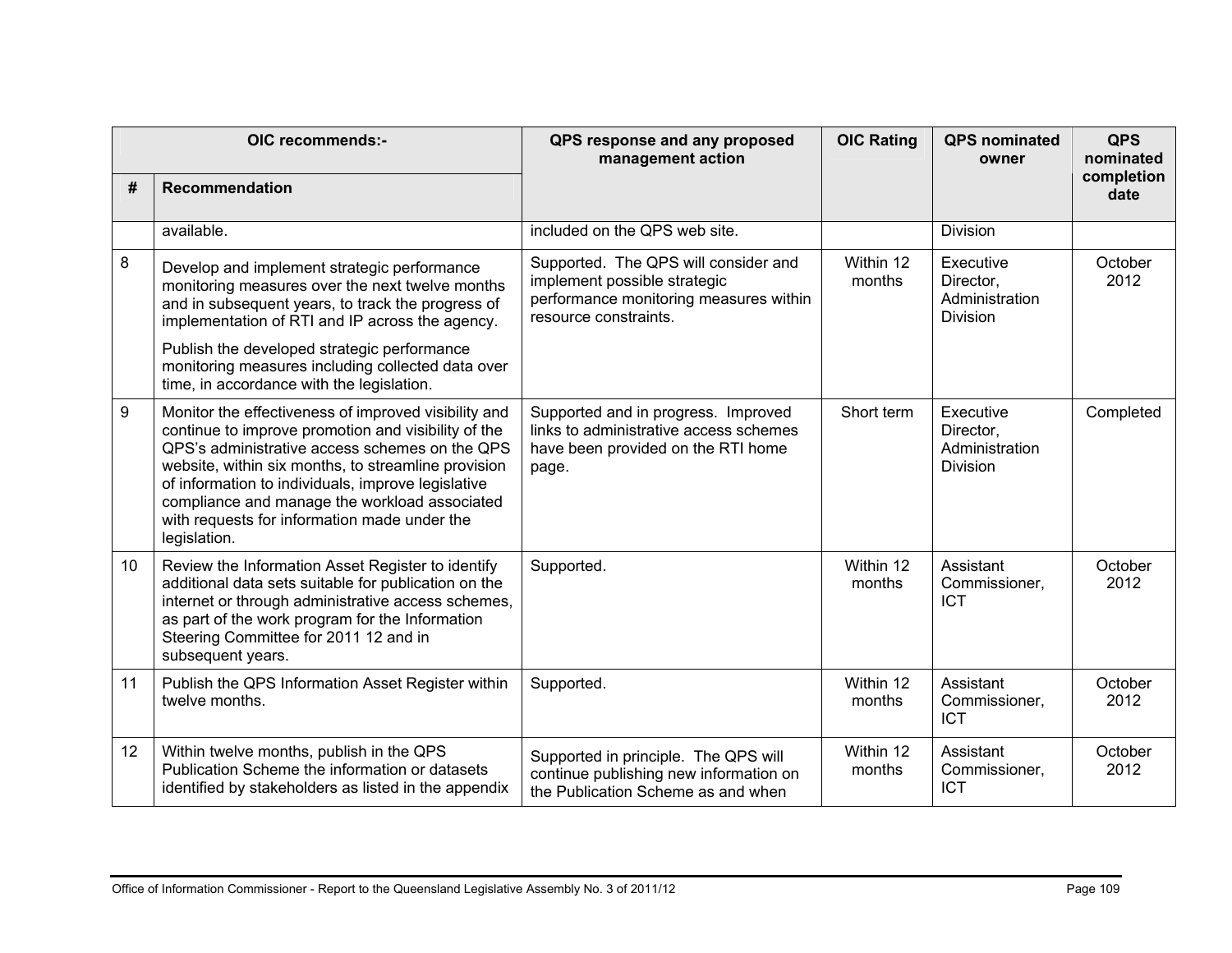| OIC recommends:- | | QPS response and any proposed management action | OIC Rating | QPS nominated owner | QPS nominated completion date |
|---|---|---|---|---|---|
| # | Recommendation | | | | |
| | available. | included on the QPS web site. | | Division | |
| 8 | Develop and implement strategic performance monitoring measures over the next twelve months and in subsequent years, to track the progress of implementation of RTI and IP across the agency.<br><br>Publish the developed strategic performance monitoring measures including collected data over time, in accordance with the legislation. | Supported. The QPS will consider and implement possible strategic performance monitoring measures within resource constraints. | Within 12 months | Executive Director, Administration Division | October 2012 |
| 9 | Monitor the effectiveness of improved visibility and continue to improve promotion and visibility of the QPS's administrative access schemes on the QPS website, within six months, to streamline provision of information to individuals, improve legislative compliance and manage the workload associated with requests for information made under the legislation. | Supported and in progress. Improved links to administrative access schemes have been provided on the RTI home page. | Short term | Executive Director, Administration Division | Completed |
| 10 | Review the Information Asset Register to identify additional data sets suitable for publication on the internet or through administrative access schemes, as part of the work program for the Information Steering Committee for 2011 12 and in subsequent years. | Supported. | Within 12 months | Assistant Commissioner, ICT | October 2012 |
| 11 | Publish the QPS Information Asset Register within twelve months. | Supported. | Within 12 months | Assistant Commissioner, ICT | October 2012 |
| 12 | Within twelve months, publish in the QPS Publication Scheme the information or datasets identified by stakeholders as listed in the appendix | Supported in principle. The QPS will continue publishing new information on the Publication Scheme as and when | Within 12 months | Assistant Commissioner, ICT | October 2012 |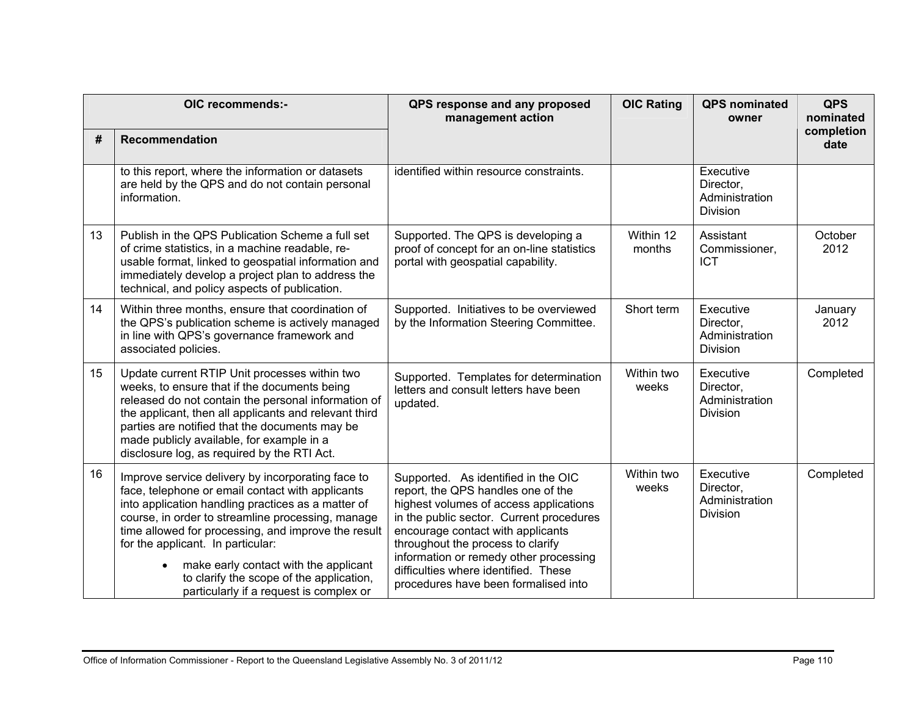| OIC recommends:- | | QPS response and any proposed management action | OIC Rating | QPS nominated owner | QPS nominated completion date |
|---|---|---|---|---|---|
| # | Recommendation | | | | |
| | to this report, where the information or datasets are held by the QPS and do not contain personal information. | identified within resource constraints. | | Executive Director, Administration Division | |
| 13 | Publish in the QPS Publication Scheme a full set of crime statistics, in a machine readable, re-usable format, linked to geospatial information and immediately develop a project plan to address the technical, and policy aspects of publication. | Supported. The QPS is developing a proof of concept for an on-line statistics portal with geospatial capability. | Within 12 months | Assistant Commissioner, ICT | October 2012 |
| 14 | Within three months, ensure that coordination of the QPS's publication scheme is actively managed in line with QPS's governance framework and associated policies. | Supported. Initiatives to be overviewed by the Information Steering Committee. | Short term | Executive Director, Administration Division | January 2012 |
| 15 | Update current RTIP Unit processes within two weeks, to ensure that if the documents being released do not contain the personal information of the applicant, then all applicants and relevant third parties are notified that the documents may be made publicly available, for example in a disclosure log, as required by the RTI Act. | Supported. Templates for determination letters and consult letters have been updated. | Within two weeks | Executive Director, Administration Division | Completed |
| 16 | Improve service delivery by incorporating face to face, telephone or email contact with applicants into application handling practices as a matter of course, in order to streamline processing, manage time allowed for processing, and improve the result for the applicant. In particular:<br><br>• make early contact with the applicant to clarify the scope of the application, particularly if a request is complex or | Supported. As identified in the OIC report, the QPS handles one of the highest volumes of access applications in the public sector. Current procedures encourage contact with applicants throughout the process to clarify information or remedy other processing difficulties where identified. These procedures have been formalised into | Within two weeks | Executive Director, Administration Division | Completed |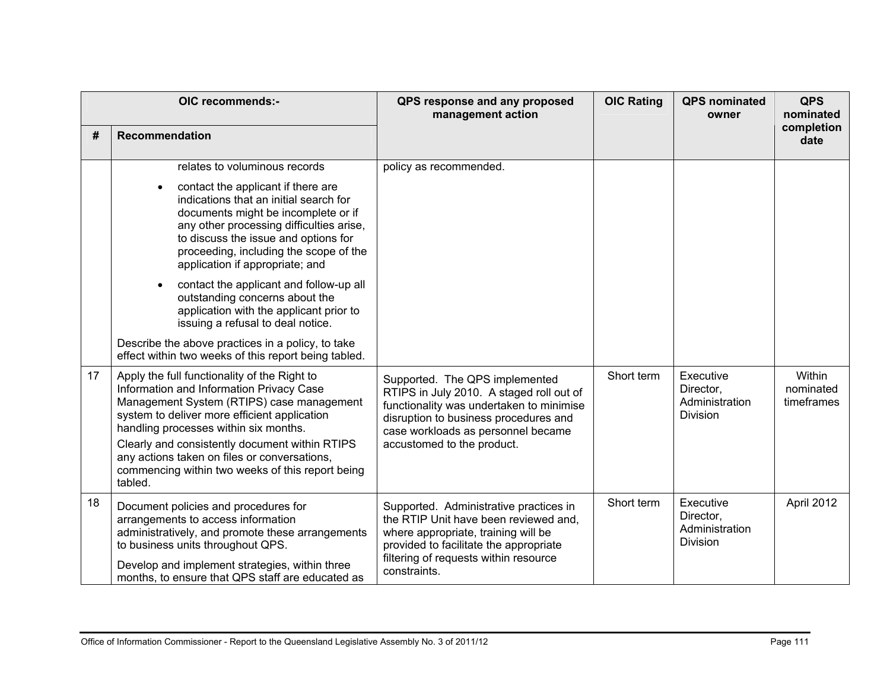| OIC recommends:- | | QPS response and any proposed management action | OIC Rating | QPS nominated owner | QPS nominated completion date |
|---|---|---|---|---|---|
| # | Recommendation | | | | |
| | relates to voluminous records<br>• contact the applicant if there are indications that an initial search for documents might be incomplete or if any other processing difficulties arise, to discuss the issue and options for proceeding, including the scope of the application if appropriate; and<br>• contact the applicant and follow-up all outstanding concerns about the application with the applicant prior to issuing a refusal to deal notice.<br>Describe the above practices in a policy, to take effect within two weeks of this report being tabled. | policy as recommended. | | | |
| 17 | Apply the full functionality of the Right to Information and Information Privacy Case Management System (RTIPS) case management system to deliver more efficient application handling processes within six months.<br>Clearly and consistently document within RTIPS any actions taken on files or conversations, commencing within two weeks of this report being tabled. | Supported. The QPS implemented RTIPS in July 2010. A staged roll out of functionality was undertaken to minimise disruption to business procedures and case workloads as personnel became accustomed to the product. | Short term | Executive Director, Administration Division | Within nominated timeframes |
| 18 | Document policies and procedures for arrangements to access information administratively, and promote these arrangements to business units throughout QPS.<br>Develop and implement strategies, within three months, to ensure that QPS staff are educated as | Supported. Administrative practices in the RTIP Unit have been reviewed and, where appropriate, training will be provided to facilitate the appropriate filtering of requests within resource constraints. | Short term | Executive Director, Administration Division | April 2012 |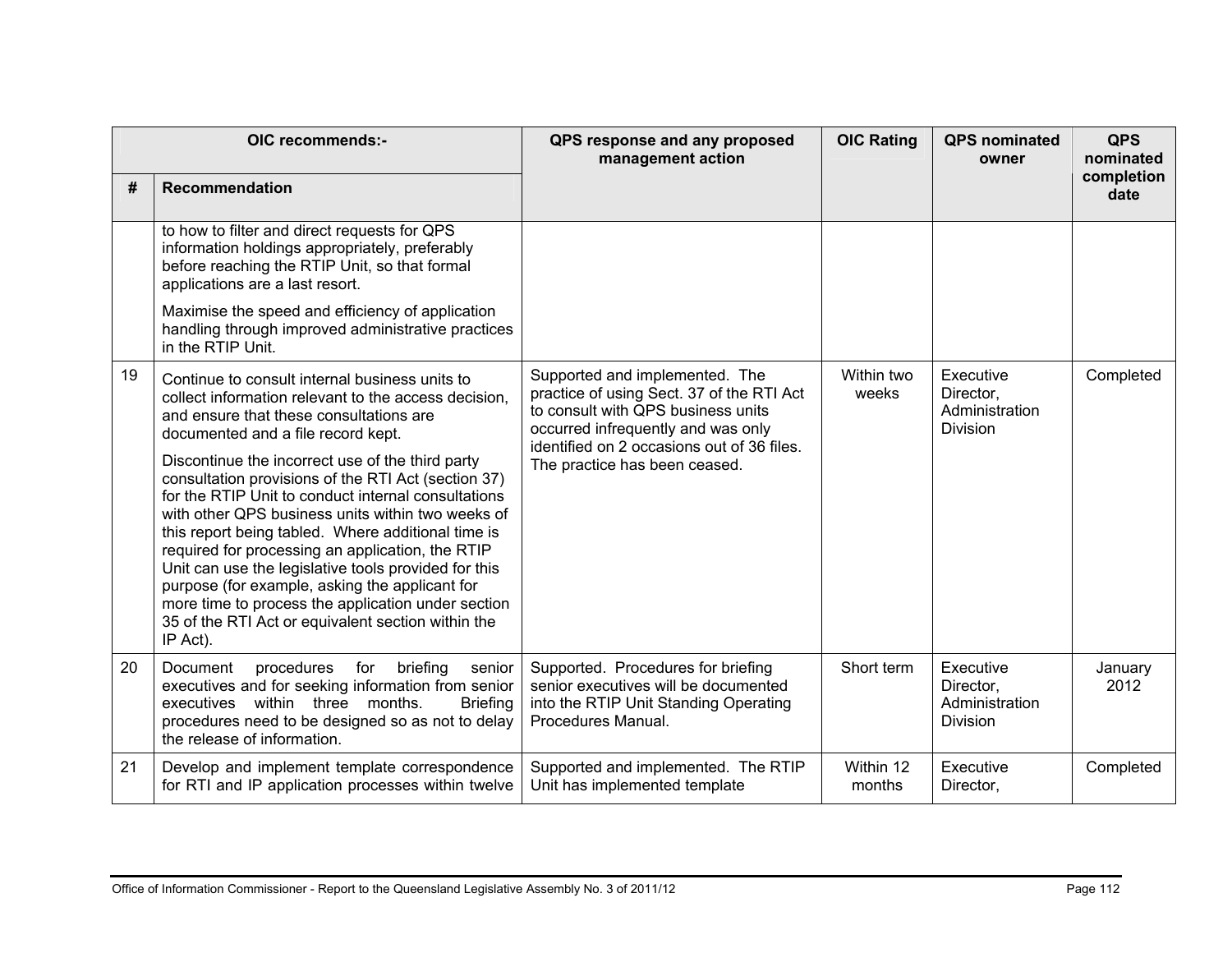| OIC recommends:- | | QPS response and any proposed management action | OIC Rating | QPS nominated owner | QPS nominated completion date |
|---|---|---|---|---|---|
| # | Recommendation | | | | |
| | to how to filter and direct requests for QPS information holdings appropriately, preferably before reaching the RTIP Unit, so that formal applications are a last resort.<br><br>Maximise the speed and efficiency of application handling through improved administrative practices in the RTIP Unit. | | | | |
| 19 | Continue to consult internal business units to collect information relevant to the access decision, and ensure that these consultations are documented and a file record kept.<br><br>Discontinue the incorrect use of the third party consultation provisions of the RTI Act (section 37) for the RTIP Unit to conduct internal consultations with other QPS business units within two weeks of this report being tabled. Where additional time is required for processing an application, the RTIP Unit can use the legislative tools provided for this purpose (for example, asking the applicant for more time to process the application under section 35 of the RTI Act or equivalent section within the IP Act). | Supported and implemented. The practice of using Sect. 37 of the RTI Act to consult with QPS business units occurred infrequently and was only identified on 2 occasions out of 36 files. The practice has been ceased. | Within two weeks | Executive Director, Administration Division | Completed |
| 20 | Document procedures for briefing senior executives and for seeking information from senior executives within three months. Briefing procedures need to be designed so as not to delay the release of information. | Supported. Procedures for briefing senior executives will be documented into the RTIP Unit Standing Operating Procedures Manual. | Short term | Executive Director, Administration Division | January 2012 |
| 21 | Develop and implement template correspondence for RTI and IP application processes within twelve | Supported and implemented. The RTIP Unit has implemented template | Within 12 months | Executive Director, | Completed |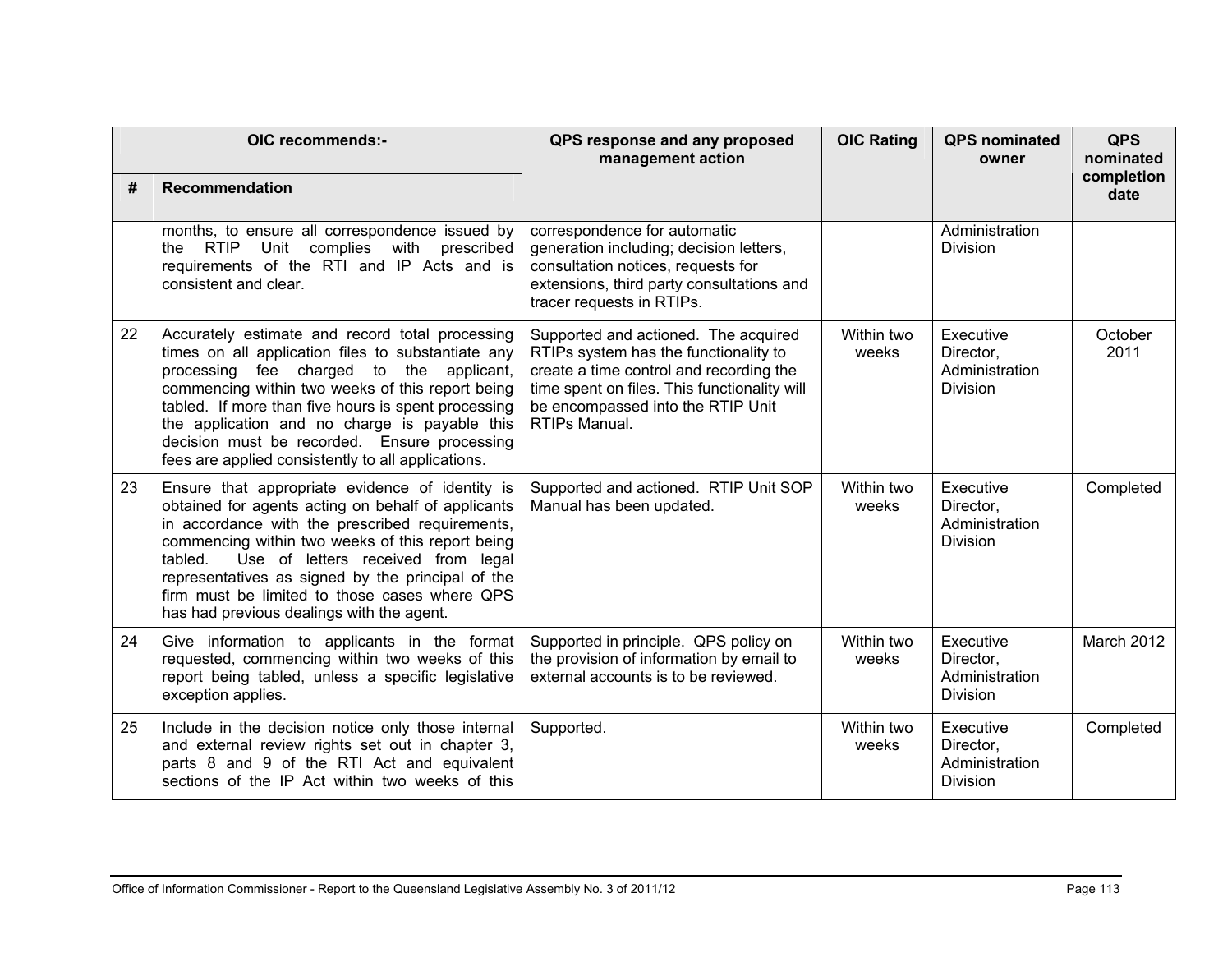| OIC recommends:- | | QPS response and any proposed management action | OIC Rating | QPS nominated owner | QPS nominated completion date |
|---|---|---|---|---|---|
| # | Recommendation | | | | |
| | months, to ensure all correspondence issued by the RTIP Unit complies with prescribed requirements of the RTI and IP Acts and is consistent and clear. | correspondence for automatic generation including; decision letters, consultation notices, requests for extensions, third party consultations and tracer requests in RTIPs. | | Administration Division | |
| 22 | Accurately estimate and record total processing times on all application files to substantiate any processing fee charged to the applicant, commencing within two weeks of this report being tabled. If more than five hours is spent processing the application and no charge is payable this decision must be recorded. Ensure processing fees are applied consistently to all applications. | Supported and actioned. The acquired RTIPs system has the functionality to create a time control and recording the time spent on files. This functionality will be encompassed into the RTIP Unit RTIPs Manual. | Within two weeks | Executive Director, Administration Division | October 2011 |
| 23 | Ensure that appropriate evidence of identity is obtained for agents acting on behalf of applicants in accordance with the prescribed requirements, commencing within two weeks of this report being tabled. Use of letters received from legal representatives as signed by the principal of the firm must be limited to those cases where QPS has had previous dealings with the agent. | Supported and actioned. RTIP Unit SOP Manual has been updated. | Within two weeks | Executive Director, Administration Division | Completed |
| 24 | Give information to applicants in the format requested, commencing within two weeks of this report being tabled, unless a specific legislative exception applies. | Supported in principle. QPS policy on the provision of information by email to external accounts is to be reviewed. | Within two weeks | Executive Director, Administration Division | March 2012 |
| 25 | Include in the decision notice only those internal and external review rights set out in chapter 3, parts 8 and 9 of the RTI Act and equivalent sections of the IP Act within two weeks of this | Supported. | Within two weeks | Executive Director, Administration Division | Completed |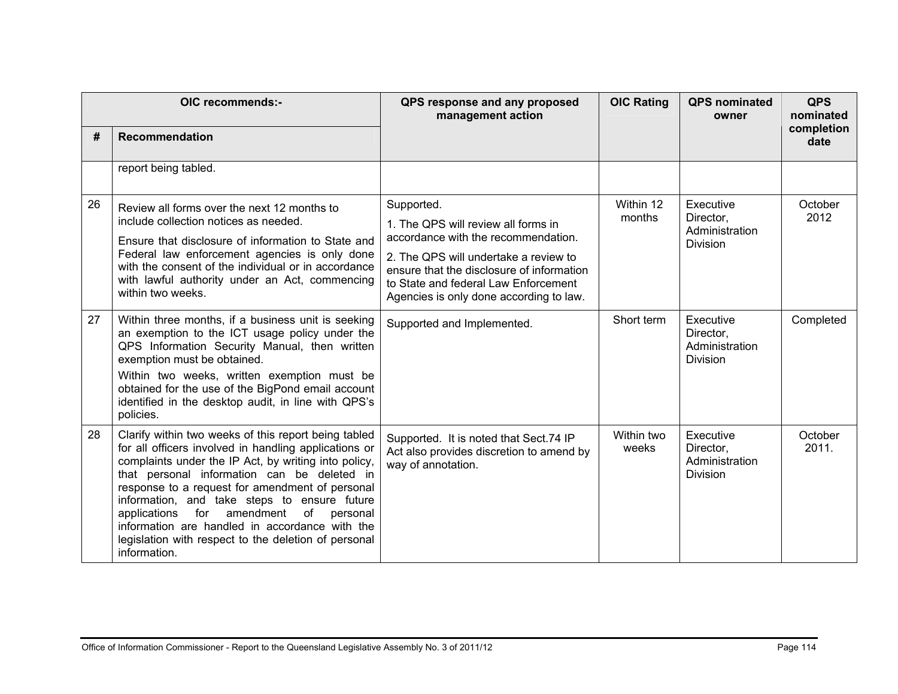| OIC recommends:- | | QPS response and any proposed management action | OIC Rating | QPS nominated owner | QPS nominated completion date |
|---|---|---|---|---|---|
| # | Recommendation | | | | |
| | report being tabled. | | | | |
| 26 | Review all forms over the next 12 months to include collection notices as needed. Ensure that disclosure of information to State and Federal law enforcement agencies is only done with the consent of the individual or in accordance with lawful authority under an Act, commencing within two weeks. | Supported. 1. The QPS will review all forms in accordance with the recommendation. 2. The QPS will undertake a review to ensure that the disclosure of information to State and federal Law Enforcement Agencies is only done according to law. | Within 12 months | Executive Director, Administration Division | October 2012 |
| 27 | Within three months, if a business unit is seeking an exemption to the ICT usage policy under the QPS Information Security Manual, then written exemption must be obtained. Within two weeks, written exemption must be obtained for the use of the BigPond email account identified in the desktop audit, in line with QPS's policies. | Supported and Implemented. | Short term | Executive Director, Administration Division | Completed |
| 28 | Clarify within two weeks of this report being tabled for all officers involved in handling applications or complaints under the IP Act, by writing into policy, that personal information can be deleted in response to a request for amendment of personal information, and take steps to ensure future applications for amendment of personal information are handled in accordance with the legislation with respect to the deletion of personal information. | Supported. It is noted that Sect.74 IP Act also provides discretion to amend by way of annotation. | Within two weeks | Executive Director, Administration Division | October 2011. |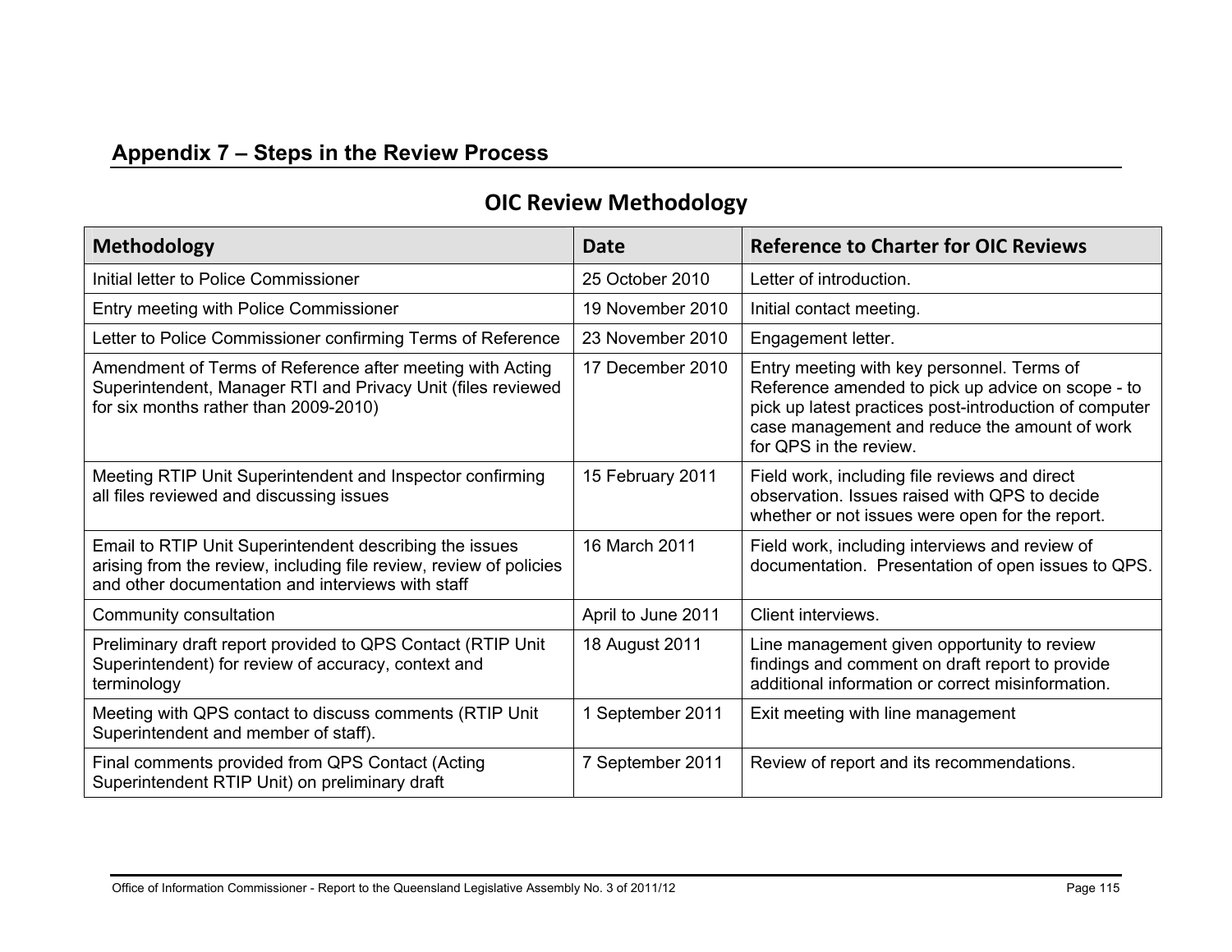## Appendix 7 – Steps in the Review Process

### OIC Review Methodology

| Methodology | Date | Reference to Charter for OIC Reviews |
| --- | --- | --- |
| Initial letter to Police Commissioner | 25 October 2010 | Letter of introduction. |
| Entry meeting with Police Commissioner | 19 November 2010 | Initial contact meeting. |
| Letter to Police Commissioner confirming Terms of Reference | 23 November 2010 | Engagement letter. |
| Amendment of Terms of Reference after meeting with Acting Superintendent, Manager RTI and Privacy Unit (files reviewed for six months rather than 2009-2010) | 17 December 2010 | Entry meeting with key personnel. Terms of Reference amended to pick up advice on scope - to pick up latest practices post-introduction of computer case management and reduce the amount of work for QPS in the review. |
| Meeting RTIP Unit Superintendent and Inspector confirming all files reviewed and discussing issues | 15 February 2011 | Field work, including file reviews and direct observation. Issues raised with QPS to decide whether or not issues were open for the report. |
| Email to RTIP Unit Superintendent describing the issues arising from the review, including file review, review of policies and other documentation and interviews with staff | 16 March 2011 | Field work, including interviews and review of documentation. Presentation of open issues to QPS. |
| Community consultation | April to June 2011 | Client interviews. |
| Preliminary draft report provided to QPS Contact (RTIP Unit Superintendent) for review of accuracy, context and terminology | 18 August 2011 | Line management given opportunity to review findings and comment on draft report to provide additional information or correct misinformation. |
| Meeting with QPS contact to discuss comments (RTIP Unit Superintendent and member of staff). | 1 September 2011 | Exit meeting with line management |
| Final comments provided from QPS Contact (Acting Superintendent RTIP Unit) on preliminary draft | 7 September 2011 | Review of report and its recommendations. |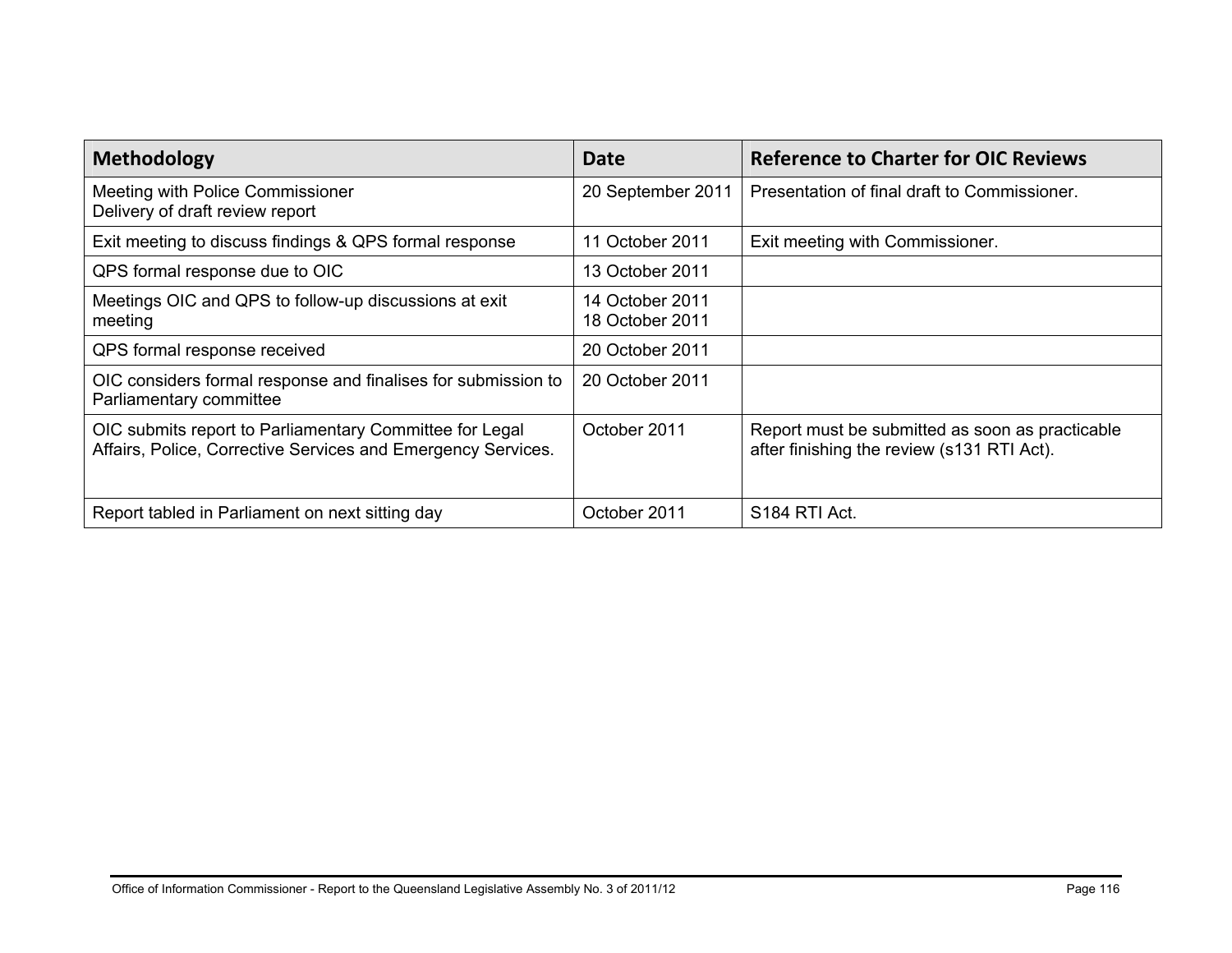| Methodology | Date | Reference to Charter for OIC Reviews |
| --- | --- | --- |
| Meeting with Police Commissioner<br>Delivery of draft review report | 20 September 2011 | Presentation of final draft to Commissioner. |
| Exit meeting to discuss findings & QPS formal response | 11 October 2011 | Exit meeting with Commissioner. |
| QPS formal response due to OIC | 13 October 2011 | |
| Meetings OIC and QPS to follow-up discussions at exit meeting | 14 October 2011<br>18 October 2011 | |
| QPS formal response received | 20 October 2011 | |
| OIC considers formal response and finalises for submission to Parliamentary committee | 20 October 2011 | |
| OIC submits report to Parliamentary Committee for Legal Affairs, Police, Corrective Services and Emergency Services. | October 2011 | Report must be submitted as soon as practicable after finishing the review (s131 RTI Act). |
| Report tabled in Parliament on next sitting day | October 2011 | S184 RTI Act. |